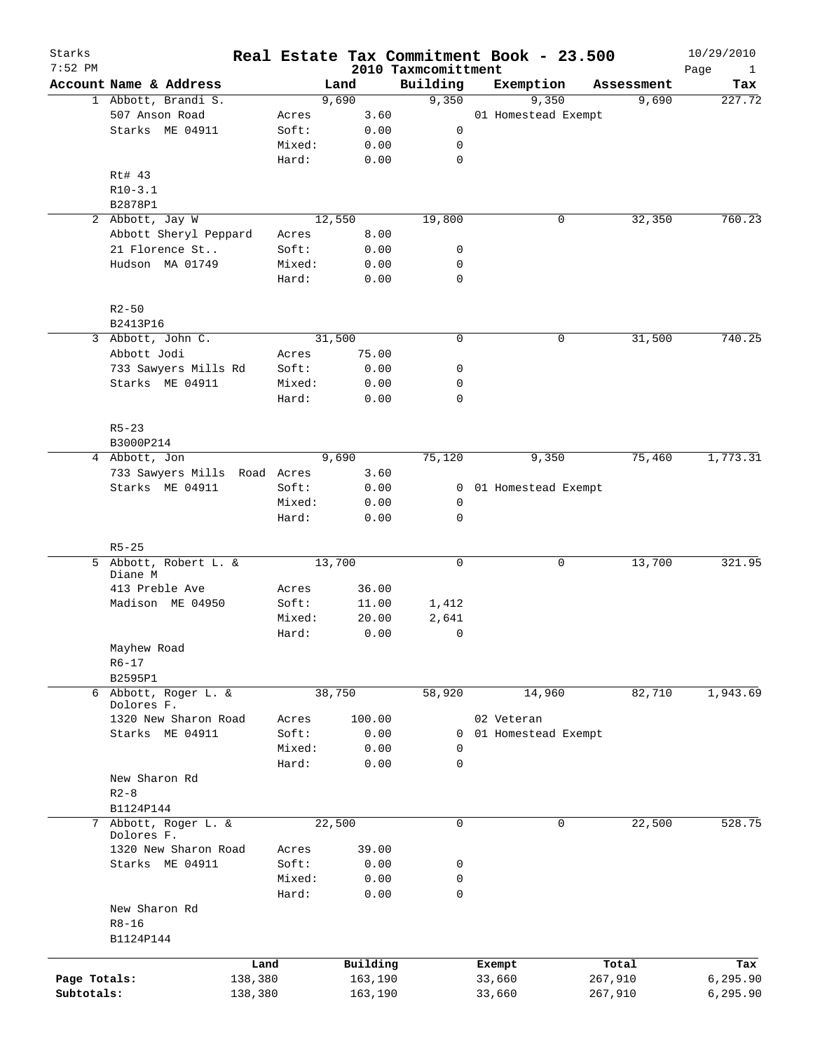# Real Estate Tax Commitment Book - 23.500

Starks
7:52 PM

2010 Taxmcomittment

10/29/2010

| Account | Name & Address | | Land | Building | Exemption | Assessment | Tax |
|---|---|---|---|---|---|---|---|
| 1 | Abbott, Brandi S. | | 9,690 | 9,350 | 9,350 | 9,690 | 227.72 |
| | 507 Anson Road | Acres | 3.60 | | 01 Homestead Exempt | | |
| | Starks ME 04911 | Soft: | 0.00 | 0 | | | |
| | | Mixed: | 0.00 | 0 | | | |
| | | Hard: | 0.00 | 0 | | | |
| | Rt# 43 | | | | | | |
| | R10-3.1 | | | | | | |
| | B2878P1 | | | | | | |
| 2 | Abbott, Jay W | | 12,550 | 19,800 | 0 | 32,350 | 760.23 |
| | Abbott Sheryl Peppard | Acres | 8.00 | | | | |
| | 21 Florence St.. | Soft: | 0.00 | 0 | | | |
| | Hudson MA 01749 | Mixed: | 0.00 | 0 | | | |
| | | Hard: | 0.00 | 0 | | | |
| | R2-50 | | | | | | |
| | B2413P16 | | | | | | |
| 3 | Abbott, John C. | | 31,500 | 0 | 0 | 31,500 | 740.25 |
| | Abbott Jodi | Acres | 75.00 | | | | |
| | 733 Sawyers Mills Rd | Soft: | 0.00 | 0 | | | |
| | Starks ME 04911 | Mixed: | 0.00 | 0 | | | |
| | | Hard: | 0.00 | 0 | | | |
| | R5-23 | | | | | | |
| | B3000P214 | | | | | | |
| 4 | Abbott, Jon | | 9,690 | 75,120 | 9,350 | 75,460 | 1,773.31 |
| | 733 Sawyers Mills Road | Acres | 3.60 | | | | |
| | Starks ME 04911 | Soft: | 0.00 | 0 | 01 Homestead Exempt | | |
| | | Mixed: | 0.00 | 0 | | | |
| | | Hard: | 0.00 | 0 | | | |
| | R5-25 | | | | | | |
| 5 | Abbott, Robert L. & Diane M | | 13,700 | 0 | 0 | 13,700 | 321.95 |
| | 413 Preble Ave | Acres | 36.00 | | | | |
| | Madison ME 04950 | Soft: | 11.00 | 1,412 | | | |
| | | Mixed: | 20.00 | 2,641 | | | |
| | | Hard: | 0.00 | 0 | | | |
| | Mayhew Road | | | | | | |
| | R6-17 | | | | | | |
| | B2595P1 | | | | | | |
| 6 | Abbott, Roger L. & Dolores F. | | 38,750 | 58,920 | 14,960 | 82,710 | 1,943.69 |
| | 1320 New Sharon Road | Acres | 100.00 | | 02 Veteran | | |
| | Starks ME 04911 | Soft: | 0.00 | 0 | 01 Homestead Exempt | | |
| | | Mixed: | 0.00 | 0 | | | |
| | | Hard: | 0.00 | 0 | | | |
| | New Sharon Rd | | | | | | |
| | R2-8 | | | | | | |
| | B1124P144 | | | | | | |
| 7 | Abbott, Roger L. & Dolores F. | | 22,500 | 0 | 0 | 22,500 | 528.75 |
| | 1320 New Sharon Road | Acres | 39.00 | | | | |
| | Starks ME 04911 | Soft: | 0.00 | 0 | | | |
| | | Mixed: | 0.00 | 0 | | | |
| | | Hard: | 0.00 | 0 | | | |
| | New Sharon Rd | | | | | | |
| | R8-16 | | | | | | |
| | B1124P144 | | | | | | |

| | Land | Building | Exempt | Total | Tax |
|---|---|---|---|---|---|
| Page Totals: | 138,380 | 163,190 | 33,660 | 267,910 | 6,295.90 |
| Subtotals: | 138,380 | 163,190 | 33,660 | 267,910 | 6,295.90 |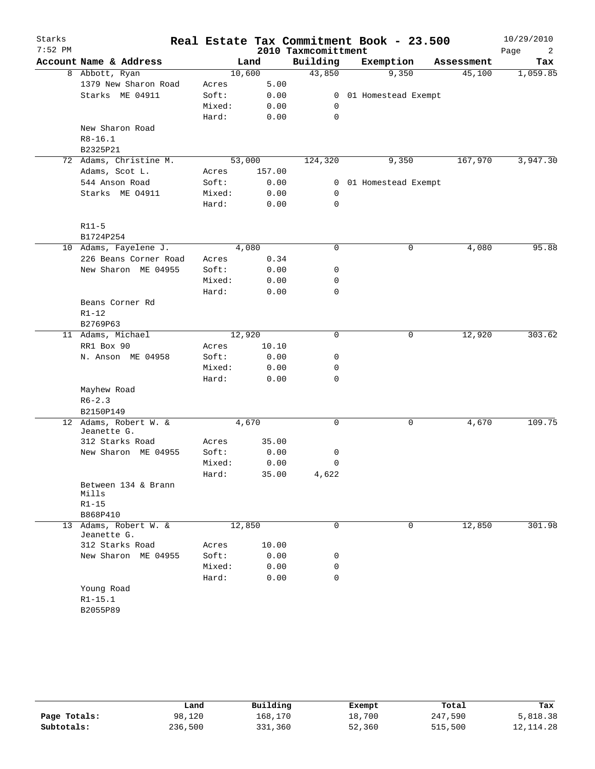# Real Estate Tax Commitment Book - 23.500

Starks
7:52 PM

2010 Taxmcomittment

10/29/2010

| Account | Name & Address | | Land | Building | Exemption | Assessment | Tax |
|---|---|---|---|---|---|---|---|
| 8 | Abbott, Ryan | | 10,600 | 43,850 | 9,350 | 45,100 | 1,059.85 |
| | 1379 New Sharon Road | Acres | 5.00 | | | | |
| | Starks ME 04911 | Soft: | 0.00 | 0 | 01 Homestead Exempt | | |
| | | Mixed: | 0.00 | 0 | | | |
| | | Hard: | 0.00 | 0 | | | |
| | New Sharon Road | | | | | | |
| | R8-16.1 | | | | | | |
| | B2325P21 | | | | | | |
| 72 | Adams, Christine M. | | 53,000 | 124,320 | 9,350 | 167,970 | 3,947.30 |
| | Adams, Scot L. | Acres | 157.00 | | | | |
| | 544 Anson Road | Soft: | 0.00 | 0 | 01 Homestead Exempt | | |
| | Starks ME O4911 | Mixed: | 0.00 | 0 | | | |
| | | Hard: | 0.00 | 0 | | | |
| | R11-5 | | | | | | |
| | B1724P254 | | | | | | |
| 10 | Adams, Fayelene J. | | 4,080 | 0 | 0 | 4,080 | 95.88 |
| | 226 Beans Corner Road | Acres | 0.34 | | | | |
| | New Sharon ME 04955 | Soft: | 0.00 | 0 | | | |
| | | Mixed: | 0.00 | 0 | | | |
| | | Hard: | 0.00 | 0 | | | |
| | Beans Corner Rd | | | | | | |
| | R1-12 | | | | | | |
| | B2769P63 | | | | | | |
| 11 | Adams, Michael | | 12,920 | 0 | 0 | 12,920 | 303.62 |
| | RR1 Box 90 | Acres | 10.10 | | | | |
| | N. Anson ME 04958 | Soft: | 0.00 | 0 | | | |
| | | Mixed: | 0.00 | 0 | | | |
| | | Hard: | 0.00 | 0 | | | |
| | Mayhew Road | | | | | | |
| | R6-2.3 | | | | | | |
| | B2150P149 | | | | | | |
| 12 | Adams, Robert W. & Jeanette G. | | 4,670 | 0 | 0 | 4,670 | 109.75 |
| | 312 Starks Road | Acres | 35.00 | | | | |
| | New Sharon ME 04955 | Soft: | 0.00 | 0 | | | |
| | | Mixed: | 0.00 | 0 | | | |
| | | Hard: | 35.00 | 4,622 | | | |
| | Between 134 & Brann Mills | | | | | | |
| | R1-15 | | | | | | |
| | B868P410 | | | | | | |
| 13 | Adams, Robert W. & Jeanette G. | | 12,850 | 0 | 0 | 12,850 | 301.98 |
| | 312 Starks Road | Acres | 10.00 | | | | |
| | New Sharon ME 04955 | Soft: | 0.00 | 0 | | | |
| | | Mixed: | 0.00 | 0 | | | |
| | | Hard: | 0.00 | 0 | | | |
| | Young Road | | | | | | |
| | R1-15.1 | | | | | | |
| | B2055P89 | | | | | | |

| | Land | Building | Exempt | Total | Tax |
|---|---|---|---|---|---|
| Page Totals: | 98,120 | 168,170 | 18,700 | 247,590 | 5,818.38 |
| Subtotals: | 236,500 | 331,360 | 52,360 | 515,500 | 12,114.28 |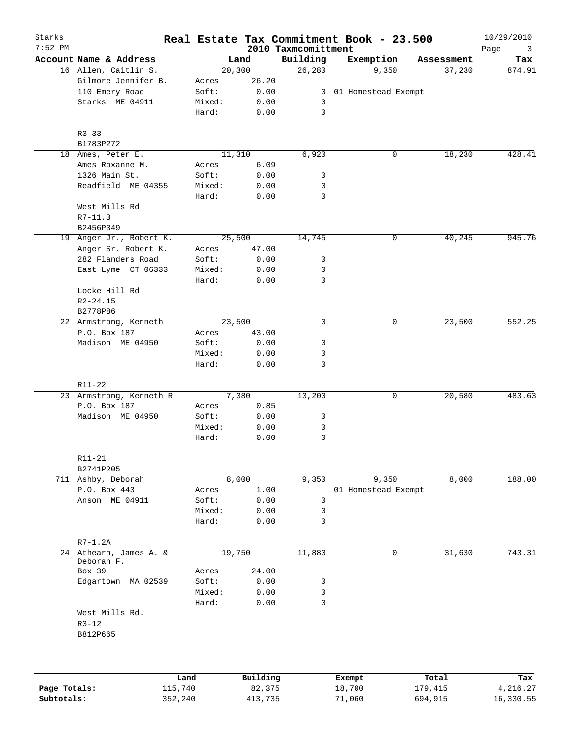Starks
7:52 PM

# Real Estate Tax Commitment Book - 23.500

2010 Taxmcomittment

10/29/2010

| Account | Name & Address | | Land | Building | Exemption | Assessment | Tax |
|---|---|---|---|---|---|---|---|
| 16 | Allen, Caitlin S. | | 20,300 | 26,280 | 9,350 | 37,230 | 874.91 |
| | Gilmore Jennifer B. | Acres | 26.20 | | | | |
| | 110 Emery Road | Soft: | 0.00 | 0 | 01 Homestead Exempt | | |
| | Starks ME 04911 | Mixed: | 0.00 | 0 | | | |
| | | Hard: | 0.00 | 0 | | | |
| | R3-33 | | | | | | |
| | B1783P272 | | | | | | |
| 18 | Ames, Peter E. | | 11,310 | 6,920 | 0 | 18,230 | 428.41 |
| | Ames Roxanne M. | Acres | 6.09 | | | | |
| | 1326 Main St. | Soft: | 0.00 | 0 | | | |
| | Readfield ME 04355 | Mixed: | 0.00 | 0 | | | |
| | | Hard: | 0.00 | 0 | | | |
| | West Mills Rd | | | | | | |
| | R7-11.3 | | | | | | |
| | B2456P349 | | | | | | |
| 19 | Anger Jr., Robert K. | | 25,500 | 14,745 | 0 | 40,245 | 945.76 |
| | Anger Sr. Robert K. | Acres | 47.00 | | | | |
| | 282 Flanders Road | Soft: | 0.00 | 0 | | | |
| | East Lyme CT 06333 | Mixed: | 0.00 | 0 | | | |
| | | Hard: | 0.00 | 0 | | | |
| | Locke Hill Rd | | | | | | |
| | R2-24.15 | | | | | | |
| | B2778P86 | | | | | | |
| 22 | Armstrong, Kenneth | | 23,500 | 0 | 0 | 23,500 | 552.25 |
| | P.O. Box 187 | Acres | 43.00 | | | | |
| | Madison ME 04950 | Soft: | 0.00 | 0 | | | |
| | | Mixed: | 0.00 | 0 | | | |
| | | Hard: | 0.00 | 0 | | | |
| | R11-22 | | | | | | |
| 23 | Armstrong, Kenneth R | | 7,380 | 13,200 | 0 | 20,580 | 483.63 |
| | P.O. Box 187 | Acres | 0.85 | | | | |
| | Madison ME 04950 | Soft: | 0.00 | 0 | | | |
| | | Mixed: | 0.00 | 0 | | | |
| | | Hard: | 0.00 | 0 | | | |
| | R11-21 | | | | | | |
| | B2741P205 | | | | | | |
| 711 | Ashby, Deborah | | 8,000 | 9,350 | 9,350 | 8,000 | 188.00 |
| | P.O. Box 443 | Acres | 1.00 | | 01 Homestead Exempt | | |
| | Anson ME 04911 | Soft: | 0.00 | 0 | | | |
| | | Mixed: | 0.00 | 0 | | | |
| | | Hard: | 0.00 | 0 | | | |
| | R7-1.2A | | | | | | |
| 24 | Athearn, James A. & Deborah F. | | 19,750 | 11,880 | 0 | 31,630 | 743.31 |
| | Box 39 | Acres | 24.00 | | | | |
| | Edgartown MA 02539 | Soft: | 0.00 | 0 | | | |
| | | Mixed: | 0.00 | 0 | | | |
| | | Hard: | 0.00 | 0 | | | |
| | West Mills Rd. | | | | | | |
| | R3-12 | | | | | | |
| | B812P665 | | | | | | |

| | Land | Building | Exempt | Total | Tax |
|---|---|---|---|---|---|
| **Page Totals:** | 115,740 | 82,375 | 18,700 | 179,415 | 4,216.27 |
| **Subtotals:** | 352,240 | 413,735 | 71,060 | 694,915 | 16,330.55 |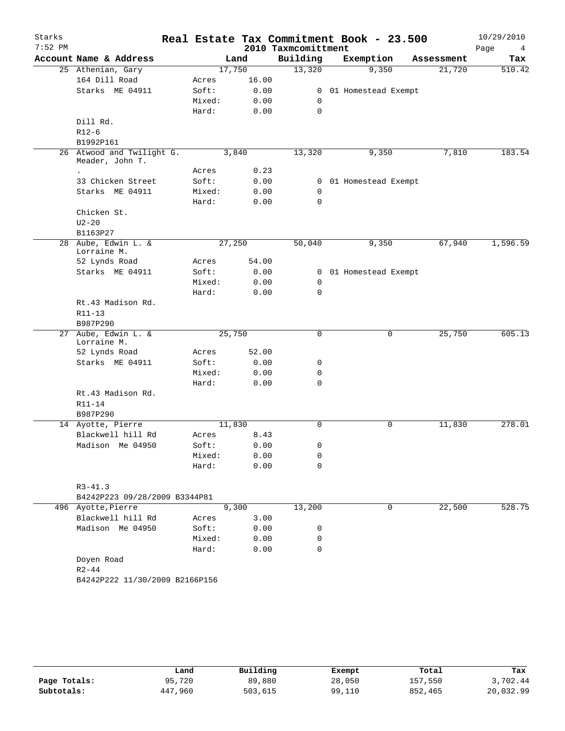Starks 7:52 PM

# Real Estate Tax Commitment Book - 23.500

2010 Taxmcomittment

10/29/2010

| Account | Name & Address | | Land | Building | Exemption | Assessment | Tax |
|---|---|---|---|---|---|---|---|
| 25 | Athenian, Gary | | 17,750 | 13,320 | 9,350 | 21,720 | 510.42 |
| | 164 Dill Road | Acres | 16.00 | | | | |
| | Starks ME 04911 | Soft: | 0.00 | 0 | 01 Homestead Exempt | | |
| | | Mixed: | 0.00 | 0 | | | |
| | | Hard: | 0.00 | 0 | | | |
| | Dill Rd. | | | | | | |
| | R12-6 | | | | | | |
| | B1992P161 | | | | | | |
| 26 | Atwood and Twilight G. Meader, John T. | | 3,840 | 13,320 | 9,350 | 7,810 | 183.54 |
| | . | Acres | 0.23 | | | | |
| | 33 Chicken Street | Soft: | 0.00 | 0 | 01 Homestead Exempt | | |
| | Starks ME 04911 | Mixed: | 0.00 | 0 | | | |
| | | Hard: | 0.00 | 0 | | | |
| | Chicken St. | | | | | | |
| | U2-20 | | | | | | |
| | B1163P27 | | | | | | |
| 28 | Aube, Edwin L. & Lorraine M. | | 27,250 | 50,040 | 9,350 | 67,940 | 1,596.59 |
| | 52 Lynds Road | Acres | 54.00 | | | | |
| | Starks ME 04911 | Soft: | 0.00 | 0 | 01 Homestead Exempt | | |
| | | Mixed: | 0.00 | 0 | | | |
| | | Hard: | 0.00 | 0 | | | |
| | Rt.43 Madison Rd. | | | | | | |
| | R11-13 | | | | | | |
| | B987P290 | | | | | | |
| 27 | Aube, Edwin L. & Lorraine M. | | 25,750 | 0 | 0 | 25,750 | 605.13 |
| | 52 Lynds Road | Acres | 52.00 | | | | |
| | Starks ME 04911 | Soft: | 0.00 | 0 | | | |
| | | Mixed: | 0.00 | 0 | | | |
| | | Hard: | 0.00 | 0 | | | |
| | Rt.43 Madison Rd. | | | | | | |
| | R11-14 | | | | | | |
| | B987P290 | | | | | | |
| 14 | Ayotte, Pierre | | 11,830 | 0 | 0 | 11,830 | 278.01 |
| | Blackwell hill Rd | Acres | 8.43 | | | | |
| | Madison Me 04950 | Soft: | 0.00 | 0 | | | |
| | | Mixed: | 0.00 | 0 | | | |
| | | Hard: | 0.00 | 0 | | | |
| | R3-41.3 | | | | | | |
| | B4242P223 09/28/2009 B3344P81 | | | | | | |
| 496 | Ayotte,Pierre | | 9,300 | 13,200 | 0 | 22,500 | 528.75 |
| | Blackwell hill Rd | Acres | 3.00 | | | | |
| | Madison Me 04950 | Soft: | 0.00 | 0 | | | |
| | | Mixed: | 0.00 | 0 | | | |
| | | Hard: | 0.00 | 0 | | | |
| | Doyen Road | | | | | | |
| | R2-44 | | | | | | |
| | B4242P222 11/30/2009 B2166P156 | | | | | | |

| | Land | Building | Exempt | Total | Tax |
|---|---|---|---|---|---|
| Page Totals: | 95,720 | 89,880 | 28,050 | 157,550 | 3,702.44 |
| Subtotals: | 447,960 | 503,615 | 99,110 | 852,465 | 20,032.99 |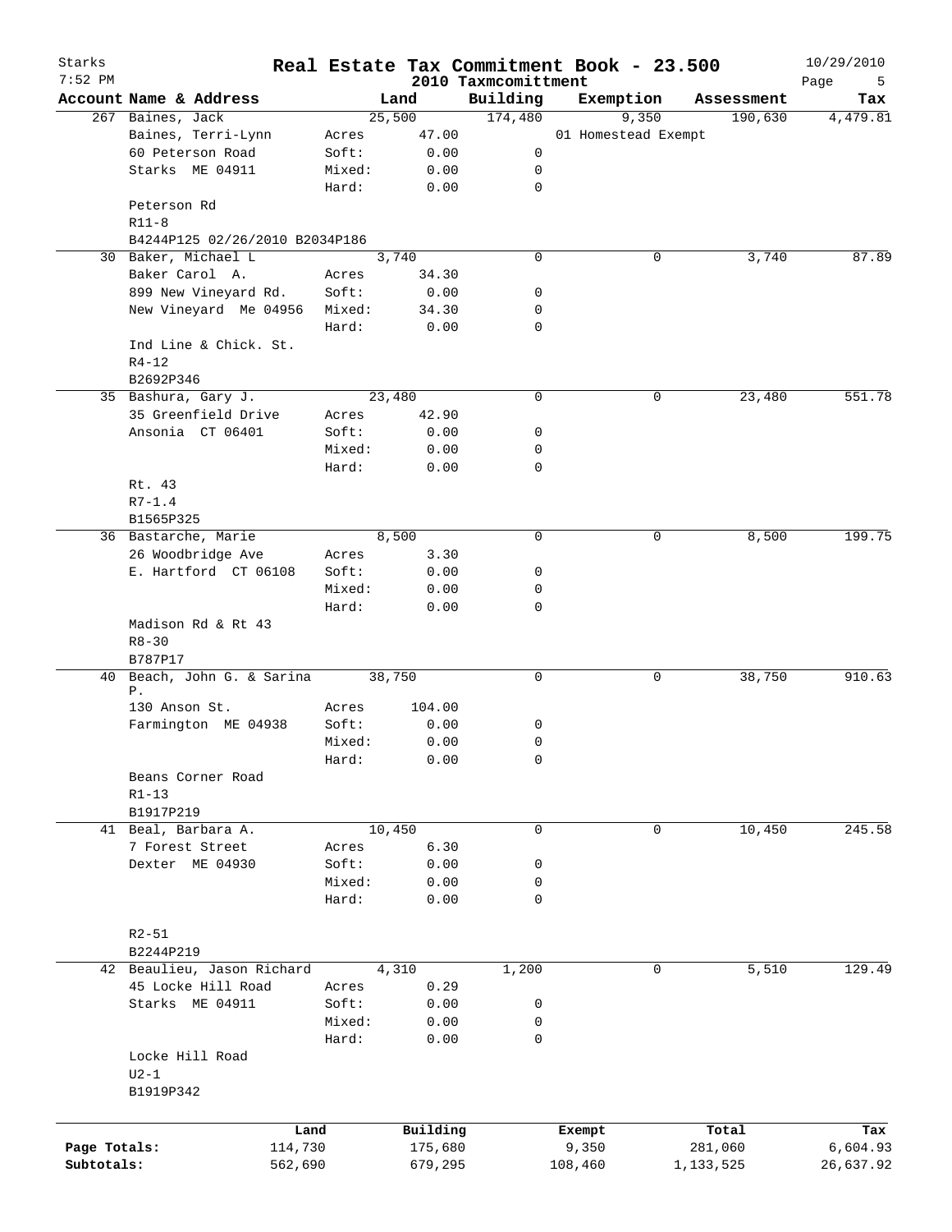# Real Estate Tax Commitment Book - 23.500

Starks
7:52 PM

2010 Taxmcomittment

10/29/2010

| Account Name & Address | | Land | Building | Exemption | Assessment | Tax |
|---|---|---|---|---|---|---|
| 267 Baines, Jack | | 25,500 | 174,480 | 9,350 | 190,630 | 4,479.81 |
| Baines, Terri-Lynn | Acres | 47.00 | | 01 Homestead Exempt | | |
| 60 Peterson Road | Soft: | 0.00 | 0 | | | |
| Starks ME 04911 | Mixed: | 0.00 | 0 | | | |
| | Hard: | 0.00 | 0 | | | |
| Peterson Rd | | | | | | |
| R11-8 | | | | | | |
| B4244P125 02/26/2010 B2034P186 | | | | | | |
| 30 Baker, Michael L | | 3,740 | 0 | 0 | 3,740 | 87.89 |
| Baker Carol A. | Acres | 34.30 | | | | |
| 899 New Vineyard Rd. | Soft: | 0.00 | 0 | | | |
| New Vineyard Me 04956 | Mixed: | 34.30 | 0 | | | |
| | Hard: | 0.00 | 0 | | | |
| Ind Line & Chick. St. | | | | | | |
| R4-12 | | | | | | |
| B2692P346 | | | | | | |
| 35 Bashura, Gary J. | | 23,480 | 0 | 0 | 23,480 | 551.78 |
| 35 Greenfield Drive | Acres | 42.90 | | | | |
| Ansonia CT 06401 | Soft: | 0.00 | 0 | | | |
| | Mixed: | 0.00 | 0 | | | |
| | Hard: | 0.00 | 0 | | | |
| Rt. 43 | | | | | | |
| R7-1.4 | | | | | | |
| B1565P325 | | | | | | |
| 36 Bastarche, Marie | | 8,500 | 0 | 0 | 8,500 | 199.75 |
| 26 Woodbridge Ave | Acres | 3.30 | | | | |
| E. Hartford CT 06108 | Soft: | 0.00 | 0 | | | |
| | Mixed: | 0.00 | 0 | | | |
| | Hard: | 0.00 | 0 | | | |
| Madison Rd & Rt 43 | | | | | | |
| R8-30 | | | | | | |
| B787P17 | | | | | | |
| 40 Beach, John G. & Sarina P. | | 38,750 | 0 | 0 | 38,750 | 910.63 |
| 130 Anson St. | Acres | 104.00 | | | | |
| Farmington ME 04938 | Soft: | 0.00 | 0 | | | |
| | Mixed: | 0.00 | 0 | | | |
| | Hard: | 0.00 | 0 | | | |
| Beans Corner Road | | | | | | |
| R1-13 | | | | | | |
| B1917P219 | | | | | | |
| 41 Beal, Barbara A. | | 10,450 | 0 | 0 | 10,450 | 245.58 |
| 7 Forest Street | Acres | 6.30 | | | | |
| Dexter ME 04930 | Soft: | 0.00 | 0 | | | |
| | Mixed: | 0.00 | 0 | | | |
| | Hard: | 0.00 | 0 | | | |
| R2-51 | | | | | | |
| B2244P219 | | | | | | |
| 42 Beaulieu, Jason Richard | | 4,310 | 1,200 | 0 | 5,510 | 129.49 |
| 45 Locke Hill Road | Acres | 0.29 | | | | |
| Starks ME 04911 | Soft: | 0.00 | 0 | | | |
| | Mixed: | 0.00 | 0 | | | |
| | Hard: | 0.00 | 0 | | | |
| Locke Hill Road | | | | | | |
| U2-1 | | | | | | |
| B1919P342 | | | | | | |

| | Land | Building | Exempt | Total | Tax |
|---|---|---|---|---|---|
| Page Totals: | 114,730 | 175,680 | 9,350 | 281,060 | 6,604.93 |
| Subtotals: | 562,690 | 679,295 | 108,460 | 1,133,525 | 26,637.92 |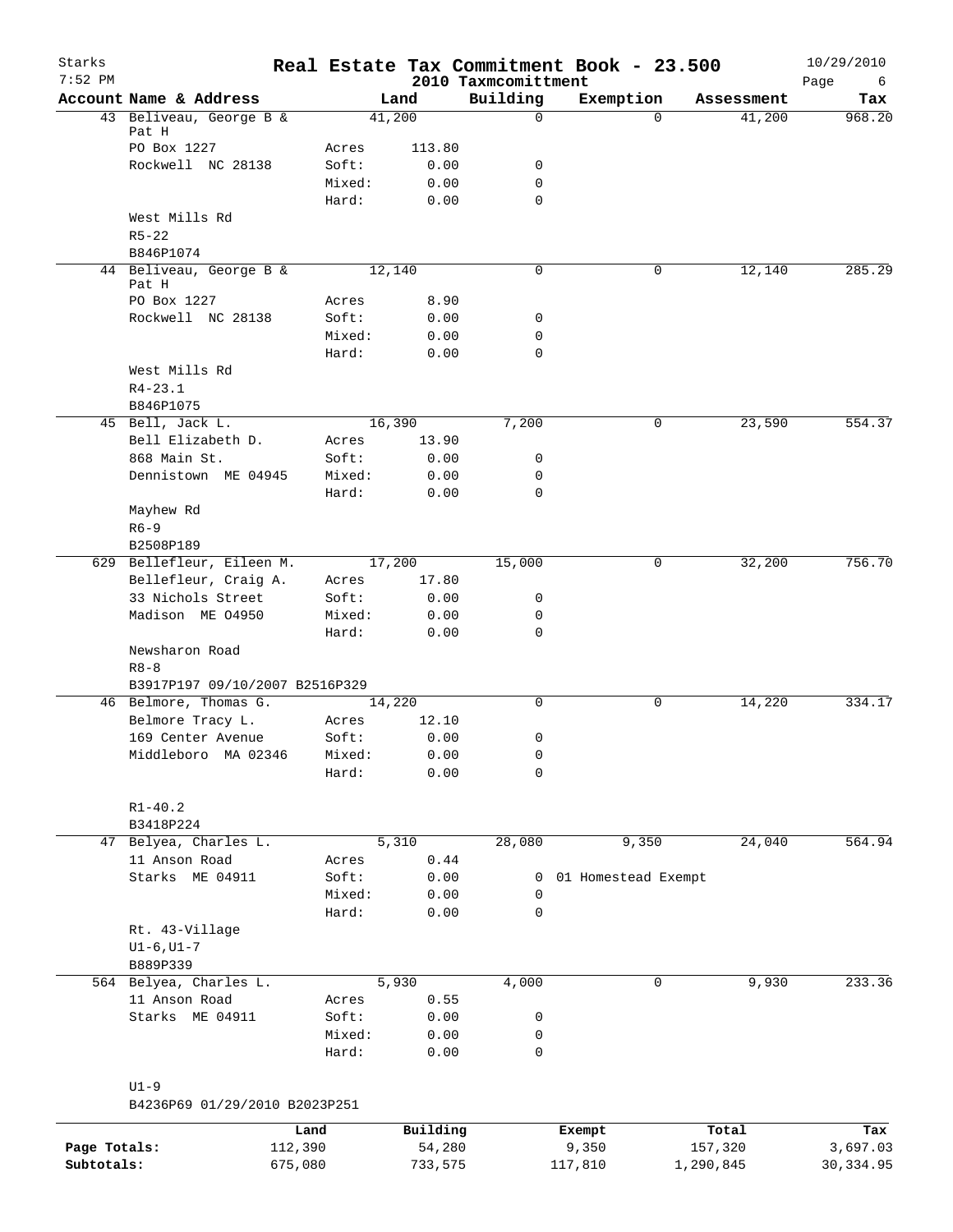# Real Estate Tax Commitment Book - 23.500

## 2010 Taxmcomittment

Starks
7:52 PM
10/29/2010

| Account Name & Address | | Land | Building | Exemption | Assessment | Tax |
|---|---|---|---|---|---|---|
| 43 Beliveau, George B & Pat H | | 41,200 | 0 | 0 | 41,200 | 968.20 |
| PO Box 1227 | Acres | 113.80 | | | | |
| Rockwell NC 28138 | Soft: | 0.00 | 0 | | | |
| | Mixed: | 0.00 | 0 | | | |
| | Hard: | 0.00 | 0 | | | |
| West Mills Rd | | | | | | |
| R5-22 | | | | | | |
| B846P1074 | | | | | | |
| 44 Beliveau, George B & Pat H | | 12,140 | 0 | 0 | 12,140 | 285.29 |
| PO Box 1227 | Acres | 8.90 | | | | |
| Rockwell NC 28138 | Soft: | 0.00 | 0 | | | |
| | Mixed: | 0.00 | 0 | | | |
| | Hard: | 0.00 | 0 | | | |
| West Mills Rd | | | | | | |
| R4-23.1 | | | | | | |
| B846P1075 | | | | | | |
| 45 Bell, Jack L. | | 16,390 | 7,200 | 0 | 23,590 | 554.37 |
| Bell Elizabeth D. | Acres | 13.90 | | | | |
| 868 Main St. | Soft: | 0.00 | 0 | | | |
| Dennistown ME 04945 | Mixed: | 0.00 | 0 | | | |
| | Hard: | 0.00 | 0 | | | |
| Mayhew Rd | | | | | | |
| R6-9 | | | | | | |
| B2508P189 | | | | | | |
| 629 Bellefleur, Eileen M. | | 17,200 | 15,000 | 0 | 32,200 | 756.70 |
| Bellefleur, Craig A. | Acres | 17.80 | | | | |
| 33 Nichols Street | Soft: | 0.00 | 0 | | | |
| Madison ME 04950 | Mixed: | 0.00 | 0 | | | |
| | Hard: | 0.00 | 0 | | | |
| Newsharon Road | | | | | | |
| R8-8 | | | | | | |
| B3917P197 09/10/2007 B2516P329 | | | | | | |
| 46 Belmore, Thomas G. | | 14,220 | 0 | 0 | 14,220 | 334.17 |
| Belmore Tracy L. | Acres | 12.10 | | | | |
| 169 Center Avenue | Soft: | 0.00 | 0 | | | |
| Middleboro MA 02346 | Mixed: | 0.00 | 0 | | | |
| | Hard: | 0.00 | 0 | | | |
| R1-40.2 | | | | | | |
| B3418P224 | | | | | | |
| 47 Belyea, Charles L. | | 5,310 | 28,080 | 9,350 | 24,040 | 564.94 |
| 11 Anson Road | Acres | 0.44 | | | | |
| Starks ME 04911 | Soft: | 0.00 | 0 | 01 Homestead Exempt | | |
| | Mixed: | 0.00 | 0 | | | |
| | Hard: | 0.00 | 0 | | | |
| Rt. 43-Village | | | | | | |
| U1-6,U1-7 | | | | | | |
| B889P339 | | | | | | |
| 564 Belyea, Charles L. | | 5,930 | 4,000 | 0 | 9,930 | 233.36 |
| 11 Anson Road | Acres | 0.55 | | | | |
| Starks ME 04911 | Soft: | 0.00 | 0 | | | |
| | Mixed: | 0.00 | 0 | | | |
| | Hard: | 0.00 | 0 | | | |
| U1-9 | | | | | | |
| B4236P69 01/29/2010 B2023P251 | | | | | | |

| | Land | Building | Exempt | Total | Tax |
|---|---|---|---|---|---|
| Page Totals: | 112,390 | 54,280 | 9,350 | 157,320 | 3,697.03 |
| Subtotals: | 675,080 | 733,575 | 117,810 | 1,290,845 | 30,334.95 |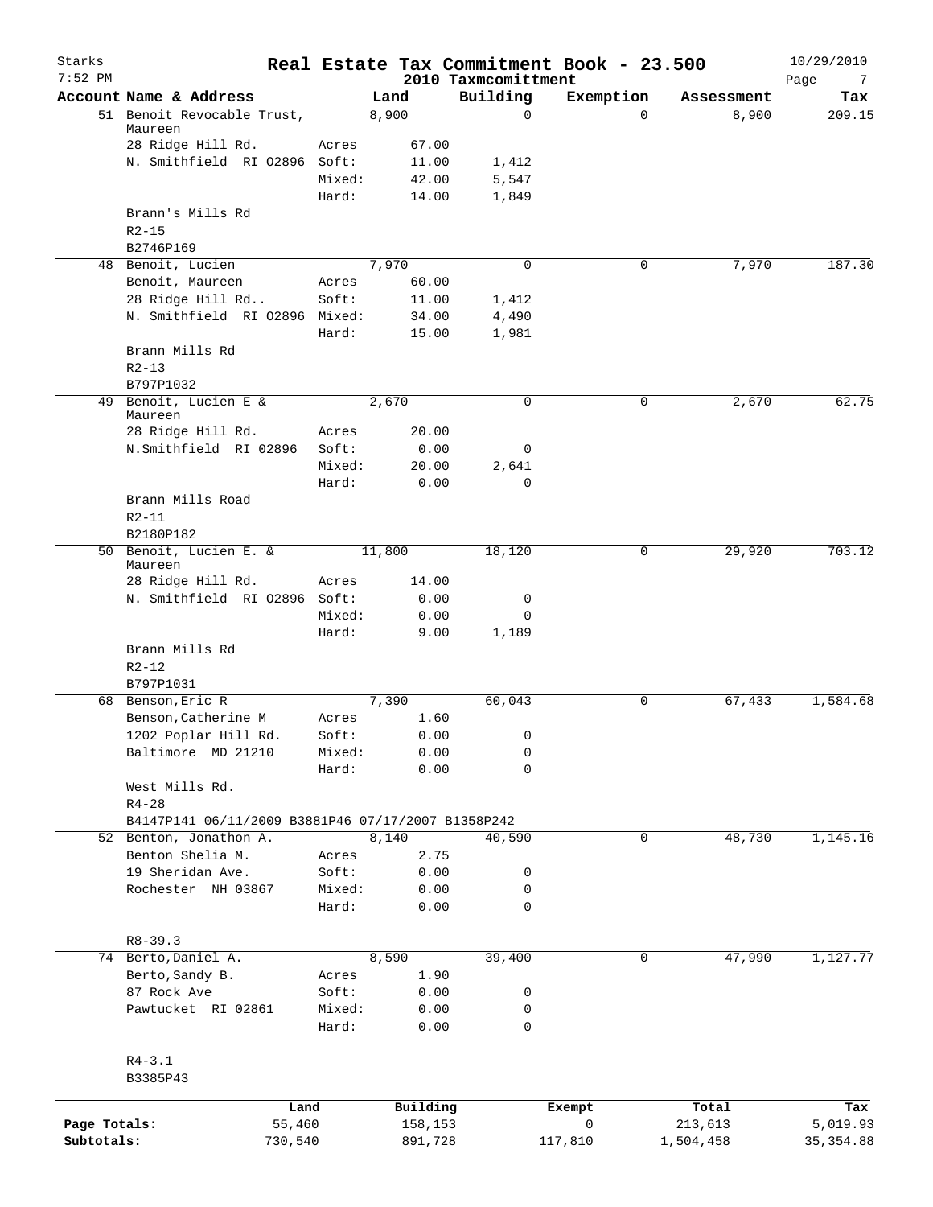# Real Estate Tax Commitment Book - 23.500

Starks
7:52 PM

2010 Taxmcomittment

10/29/2010

| Account Name & Address | | Land | Building | Exemption | Assessment | Tax |
|---|---|---|---|---|---|---|
| 51 Benoit Revocable Trust, Maureen | | 8,900 | 0 | 0 | 8,900 | 209.15 |
| 28 Ridge Hill Rd. | Acres | 67.00 | | | | |
| N. Smithfield RI 02896 | Soft: | 11.00 | 1,412 | | | |
| | Mixed: | 42.00 | 5,547 | | | |
| | Hard: | 14.00 | 1,849 | | | |
| Brann's Mills Rd | | | | | | |
| R2-15 | | | | | | |
| B2746P169 | | | | | | |
| 48 Benoit, Lucien | | 7,970 | 0 | 0 | 7,970 | 187.30 |
| Benoit, Maureen | Acres | 60.00 | | | | |
| 28 Ridge Hill Rd.. | Soft: | 11.00 | 1,412 | | | |
| N. Smithfield RI 02896 | Mixed: | 34.00 | 4,490 | | | |
| | Hard: | 15.00 | 1,981 | | | |
| Brann Mills Rd | | | | | | |
| R2-13 | | | | | | |
| B797P1032 | | | | | | |
| 49 Benoit, Lucien E & Maureen | | 2,670 | 0 | 0 | 2,670 | 62.75 |
| 28 Ridge Hill Rd. | Acres | 20.00 | | | | |
| N.Smithfield RI 02896 | Soft: | 0.00 | 0 | | | |
| | Mixed: | 20.00 | 2,641 | | | |
| | Hard: | 0.00 | 0 | | | |
| Brann Mills Road | | | | | | |
| R2-11 | | | | | | |
| B2180P182 | | | | | | |
| 50 Benoit, Lucien E. & Maureen | | 11,800 | 18,120 | 0 | 29,920 | 703.12 |
| 28 Ridge Hill Rd. | Acres | 14.00 | | | | |
| N. Smithfield RI 02896 | Soft: | 0.00 | 0 | | | |
| | Mixed: | 0.00 | 0 | | | |
| | Hard: | 9.00 | 1,189 | | | |
| Brann Mills Rd | | | | | | |
| R2-12 | | | | | | |
| B797P1031 | | | | | | |
| 68 Benson, Eric R | | 7,390 | 60,043 | 0 | 67,433 | 1,584.68 |
| Benson, Catherine M | Acres | 1.60 | | | | |
| 1202 Poplar Hill Rd. | Soft: | 0.00 | 0 | | | |
| Baltimore MD 21210 | Mixed: | 0.00 | 0 | | | |
| | Hard: | 0.00 | 0 | | | |
| West Mills Rd. | | | | | | |
| R4-28 | | | | | | |
| B4147P141 06/11/2009 B3881P46 07/17/2007 B1358P242 | | | | | | |
| 52 Benton, Jonathon A. | | 8,140 | 40,590 | 0 | 48,730 | 1,145.16 |
| Benton Shelia M. | Acres | 2.75 | | | | |
| 19 Sheridan Ave. | Soft: | 0.00 | 0 | | | |
| Rochester NH 03867 | Mixed: | 0.00 | 0 | | | |
| | Hard: | 0.00 | 0 | | | |
| R8-39.3 | | | | | | |
| 74 Berto, Daniel A. | | 8,590 | 39,400 | 0 | 47,990 | 1,127.77 |
| Berto, Sandy B. | Acres | 1.90 | | | | |
| 87 Rock Ave | Soft: | 0.00 | 0 | | | |
| Pawtucket RI 02861 | Mixed: | 0.00 | 0 | | | |
| | Hard: | 0.00 | 0 | | | |
| R4-3.1 | | | | | | |
| B3385P43 | | | | | | |

| | Land | Building | Exempt | Total | Tax |
|---|---|---|---|---|---|
| Page Totals: | 55,460 | 158,153 | 0 | 213,613 | 5,019.93 |
| Subtotals: | 730,540 | 891,728 | 117,810 | 1,504,458 | 35,354.88 |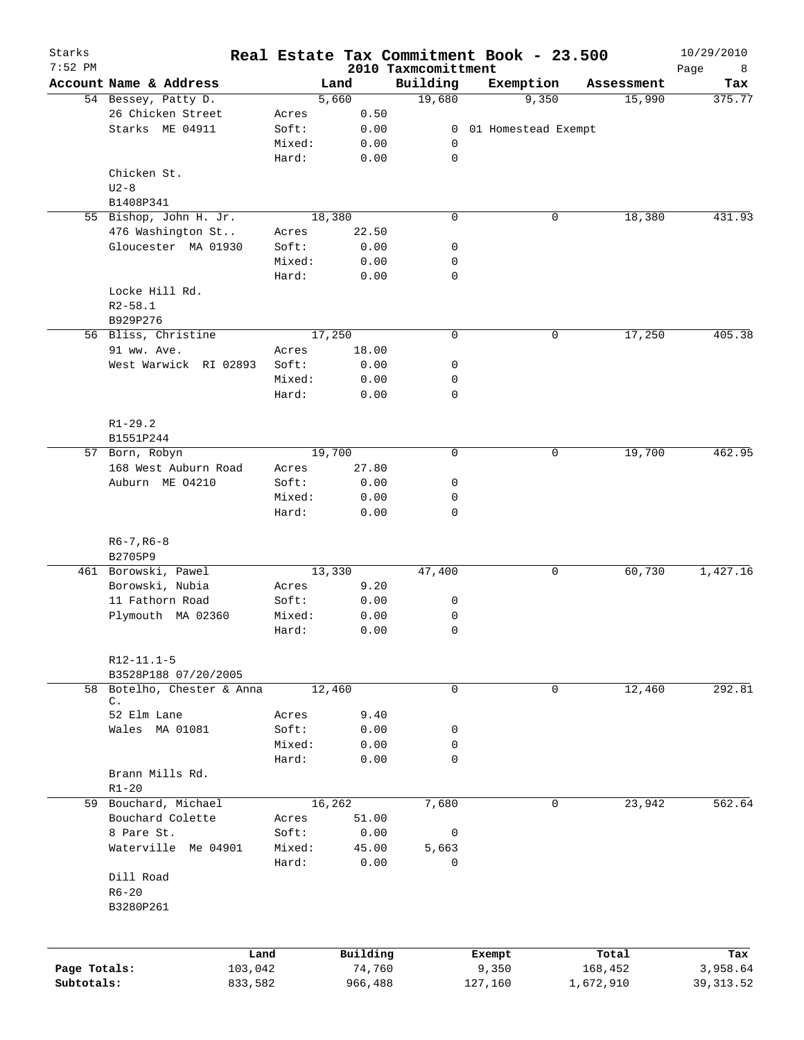# Real Estate Tax Commitment Book - 23.500

Starks
7:52 PM

2010 Taxmcomittment

10/29/2010

| Account Name & Address | | Land | Building | Exemption | Assessment | Tax |
|---|---|---|---|---|---|---|
| 54 Bessey, Patty D. | | 5,660 | 19,680 | 9,350 | 15,990 | 375.77 |
| 26 Chicken Street | Acres | 0.50 | | | | |
| Starks ME 04911 | Soft: | 0.00 | 0 | 01 Homestead Exempt | | |
| | Mixed: | 0.00 | 0 | | | |
| | Hard: | 0.00 | 0 | | | |
| Chicken St. | | | | | | |
| U2-8 | | | | | | |
| B1408P341 | | | | | | |
| 55 Bishop, John H. Jr. | | 18,380 | 0 | 0 | 18,380 | 431.93 |
| 476 Washington St.. | Acres | 22.50 | | | | |
| Gloucester MA 01930 | Soft: | 0.00 | 0 | | | |
| | Mixed: | 0.00 | 0 | | | |
| | Hard: | 0.00 | 0 | | | |
| Locke Hill Rd. | | | | | | |
| R2-58.1 | | | | | | |
| B929P276 | | | | | | |
| 56 Bliss, Christine | | 17,250 | 0 | 0 | 17,250 | 405.38 |
| 91 ww. Ave. | Acres | 18.00 | | | | |
| West Warwick RI 02893 | Soft: | 0.00 | 0 | | | |
| | Mixed: | 0.00 | 0 | | | |
| | Hard: | 0.00 | 0 | | | |
| R1-29.2 | | | | | | |
| B1551P244 | | | | | | |
| 57 Born, Robyn | | 19,700 | 0 | 0 | 19,700 | 462.95 |
| 168 West Auburn Road | Acres | 27.80 | | | | |
| Auburn ME O4210 | Soft: | 0.00 | 0 | | | |
| | Mixed: | 0.00 | 0 | | | |
| | Hard: | 0.00 | 0 | | | |
| R6-7,R6-8 | | | | | | |
| B2705P9 | | | | | | |
| 461 Borowski, Pawel | | 13,330 | 47,400 | 0 | 60,730 | 1,427.16 |
| Borowski, Nubia | Acres | 9.20 | | | | |
| 11 Fathorn Road | Soft: | 0.00 | 0 | | | |
| Plymouth MA 02360 | Mixed: | 0.00 | 0 | | | |
| | Hard: | 0.00 | 0 | | | |
| R12-11.1-5 | | | | | | |
| B3528P188 07/20/2005 | | | | | | |
| 58 Botelho, Chester & Anna C. | | 12,460 | 0 | 0 | 12,460 | 292.81 |
| 52 Elm Lane | Acres | 9.40 | | | | |
| Wales MA 01081 | Soft: | 0.00 | 0 | | | |
| | Mixed: | 0.00 | 0 | | | |
| | Hard: | 0.00 | 0 | | | |
| Brann Mills Rd. | | | | | | |
| R1-20 | | | | | | |
| 59 Bouchard, Michael | | 16,262 | 7,680 | 0 | 23,942 | 562.64 |
| Bouchard Colette | Acres | 51.00 | | | | |
| 8 Pare St. | Soft: | 0.00 | 0 | | | |
| Waterville Me 04901 | Mixed: | 45.00 | 5,663 | | | |
| | Hard: | 0.00 | 0 | | | |
| Dill Road | | | | | | |
| R6-20 | | | | | | |
| B3280P261 | | | | | | |

| | Land | Building | Exempt | Total | Tax |
|---|---|---|---|---|---|
| Page Totals: | 103,042 | 74,760 | 9,350 | 168,452 | 3,958.64 |
| Subtotals: | 833,582 | 966,488 | 127,160 | 1,672,910 | 39,313.52 |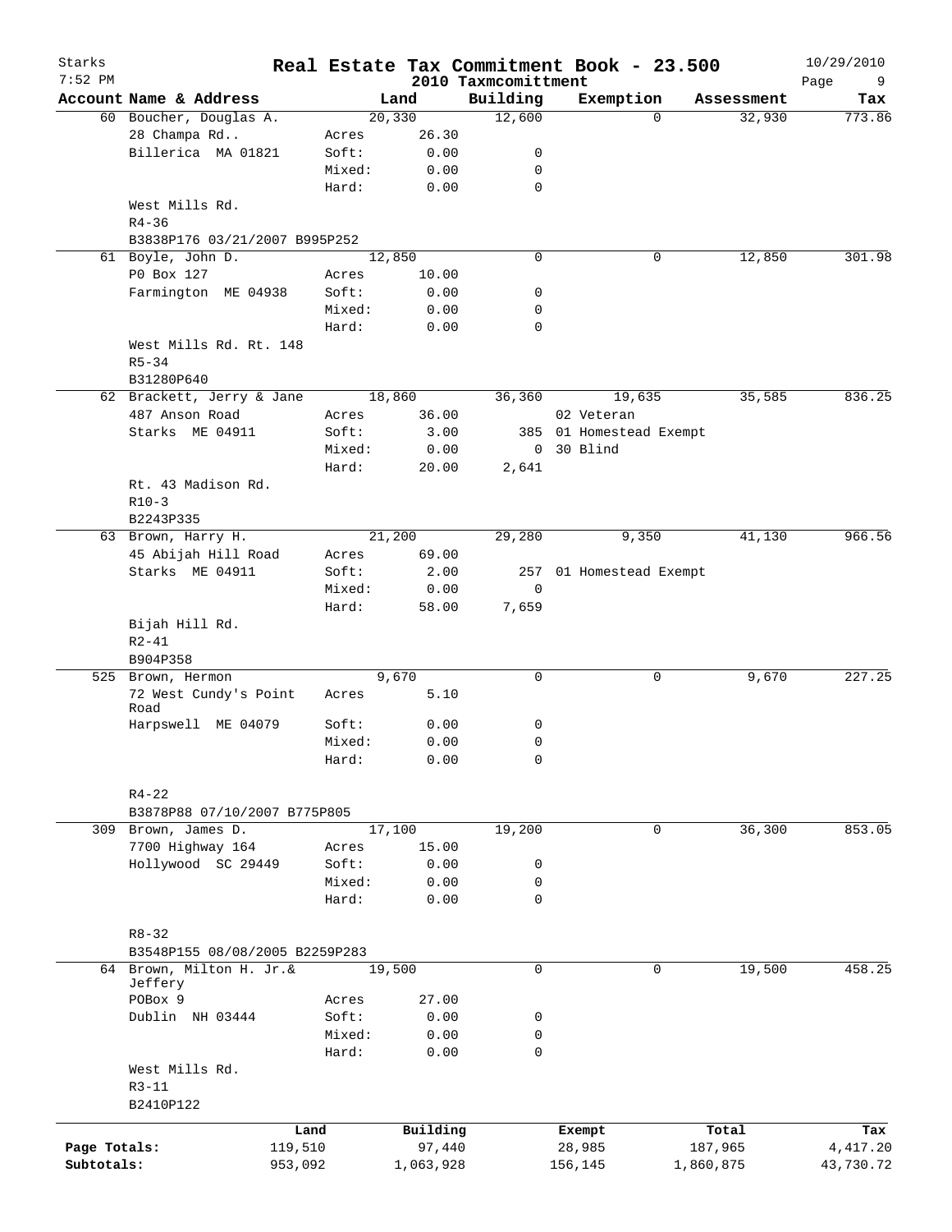# Real Estate Tax Commitment Book - 23.500

Starks 7:52 PM — 2010 Taxmcomittment — 10/29/2010

| Account Name & Address | | Land | Building | Exemption | Assessment | Tax |
|---|---|---|---|---|---|---|
| 60 Boucher, Douglas A. | | 20,330 | 12,600 | 0 | 32,930 | 773.86 |
| 28 Champa Rd.. | Acres | 26.30 | | | | |
| Billerica MA 01821 | Soft: | 0.00 | 0 | | | |
| | Mixed: | 0.00 | 0 | | | |
| | Hard: | 0.00 | 0 | | | |
| West Mills Rd. | | | | | | |
| R4-36 | | | | | | |
| B3838P176 03/21/2007 B995P252 | | | | | | |
| 61 Boyle, John D. | | 12,850 | 0 | 0 | 12,850 | 301.98 |
| P0 Box 127 | Acres | 10.00 | | | | |
| Farmington ME 04938 | Soft: | 0.00 | 0 | | | |
| | Mixed: | 0.00 | 0 | | | |
| | Hard: | 0.00 | 0 | | | |
| West Mills Rd. Rt. 148 | | | | | | |
| R5-34 | | | | | | |
| B31280P640 | | | | | | |
| 62 Brackett, Jerry & Jane | | 18,860 | 36,360 | 19,635 | 35,585 | 836.25 |
| 487 Anson Road | Acres | 36.00 | | 02 Veteran | | |
| Starks ME 04911 | Soft: | 3.00 | 385 | 01 Homestead Exempt | | |
| | Mixed: | 0.00 | 0 | 30 Blind | | |
| | Hard: | 20.00 | 2,641 | | | |
| Rt. 43 Madison Rd. | | | | | | |
| R10-3 | | | | | | |
| B2243P335 | | | | | | |
| 63 Brown, Harry H. | | 21,200 | 29,280 | 9,350 | 41,130 | 966.56 |
| 45 Abijah Hill Road | Acres | 69.00 | | | | |
| Starks ME 04911 | Soft: | 2.00 | 257 | 01 Homestead Exempt | | |
| | Mixed: | 0.00 | 0 | | | |
| | Hard: | 58.00 | 7,659 | | | |
| Bijah Hill Rd. | | | | | | |
| R2-41 | | | | | | |
| B904P358 | | | | | | |
| 525 Brown, Hermon | | 9,670 | 0 | 0 | 9,670 | 227.25 |
| 72 West Cundy's Point Road | Acres | 5.10 | | | | |
| Harpswell ME 04079 | Soft: | 0.00 | 0 | | | |
| | Mixed: | 0.00 | 0 | | | |
| | Hard: | 0.00 | 0 | | | |
| R4-22 | | | | | | |
| B3878P88 07/10/2007 B775P805 | | | | | | |
| 309 Brown, James D. | | 17,100 | 19,200 | 0 | 36,300 | 853.05 |
| 7700 Highway 164 | Acres | 15.00 | | | | |
| Hollywood SC 29449 | Soft: | 0.00 | 0 | | | |
| | Mixed: | 0.00 | 0 | | | |
| | Hard: | 0.00 | 0 | | | |
| R8-32 | | | | | | |
| B3548P155 08/08/2005 B2259P283 | | | | | | |
| 64 Brown, Milton H. Jr.& Jeffery | | 19,500 | 0 | 0 | 19,500 | 458.25 |
| POBox 9 | Acres | 27.00 | | | | |
| Dublin NH 03444 | Soft: | 0.00 | 0 | | | |
| | Mixed: | 0.00 | 0 | | | |
| | Hard: | 0.00 | 0 | | | |
| West Mills Rd. | | | | | | |
| R3-11 | | | | | | |
| B2410P122 | | | | | | |

| | Land | Building | Exempt | Total | Tax |
|---|---|---|---|---|---|
| Page Totals: | 119,510 | 97,440 | 28,985 | 187,965 | 4,417.20 |
| Subtotals: | 953,092 | 1,063,928 | 156,145 | 1,860,875 | 43,730.72 |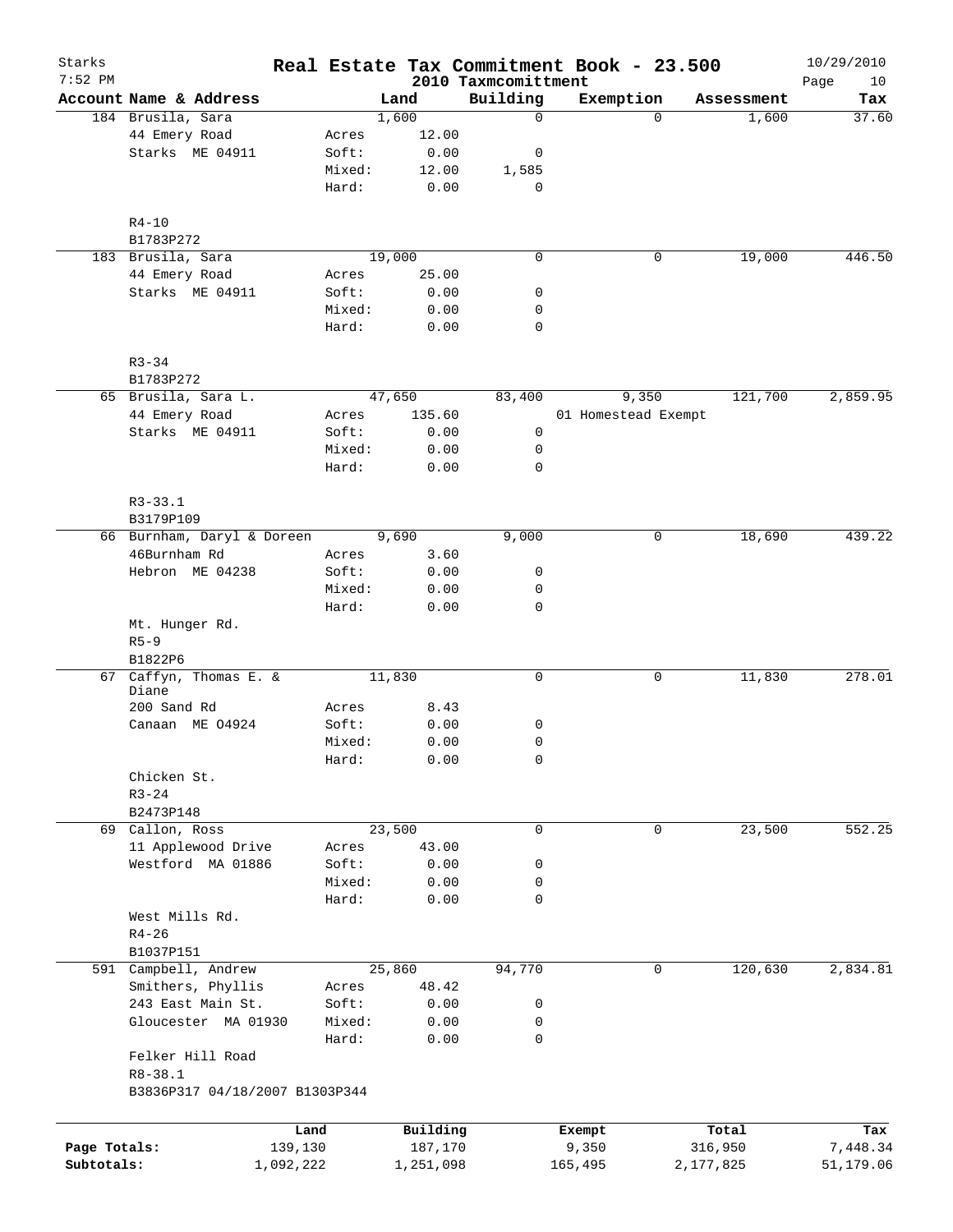# Real Estate Tax Commitment Book - 23.500

Starks 7:52 PM — 2010 Taxmcomittment — 10/29/2010

| Account | Name & Address | | Land | Building | Exemption | Assessment | Tax |
|---|---|---|---|---|---|---|---|
| 184 | Brusila, Sara | | 1,600 | 0 | 0 | 1,600 | 37.60 |
| | 44 Emery Road | Acres | 12.00 | | | | |
| | Starks ME 04911 | Soft: | 0.00 | 0 | | | |
| | | Mixed: | 12.00 | 1,585 | | | |
| | | Hard: | 0.00 | 0 | | | |
| | R4-10 | | | | | | |
| | B1783P272 | | | | | | |
| 183 | Brusila, Sara | | 19,000 | 0 | 0 | 19,000 | 446.50 |
| | 44 Emery Road | Acres | 25.00 | | | | |
| | Starks ME 04911 | Soft: | 0.00 | 0 | | | |
| | | Mixed: | 0.00 | 0 | | | |
| | | Hard: | 0.00 | 0 | | | |
| | R3-34 | | | | | | |
| | B1783P272 | | | | | | |
| 65 | Brusila, Sara L. | | 47,650 | 83,400 | 9,350 | 121,700 | 2,859.95 |
| | 44 Emery Road | Acres | 135.60 | | 01 Homestead Exempt | | |
| | Starks ME 04911 | Soft: | 0.00 | 0 | | | |
| | | Mixed: | 0.00 | 0 | | | |
| | | Hard: | 0.00 | 0 | | | |
| | R3-33.1 | | | | | | |
| | B3179P109 | | | | | | |
| 66 | Burnham, Daryl & Doreen | | 9,690 | 9,000 | 0 | 18,690 | 439.22 |
| | 46Burnham Rd | Acres | 3.60 | | | | |
| | Hebron ME 04238 | Soft: | 0.00 | 0 | | | |
| | | Mixed: | 0.00 | 0 | | | |
| | | Hard: | 0.00 | 0 | | | |
| | Mt. Hunger Rd. | | | | | | |
| | R5-9 | | | | | | |
| | B1822P6 | | | | | | |
| 67 | Caffyn, Thomas E. & Diane | | 11,830 | 0 | 0 | 11,830 | 278.01 |
| | 200 Sand Rd | Acres | 8.43 | | | | |
| | Canaan ME 04924 | Soft: | 0.00 | 0 | | | |
| | | Mixed: | 0.00 | 0 | | | |
| | | Hard: | 0.00 | 0 | | | |
| | Chicken St. | | | | | | |
| | R3-24 | | | | | | |
| | B2473P148 | | | | | | |
| 69 | Callon, Ross | | 23,500 | 0 | 0 | 23,500 | 552.25 |
| | 11 Applewood Drive | Acres | 43.00 | | | | |
| | Westford MA 01886 | Soft: | 0.00 | 0 | | | |
| | | Mixed: | 0.00 | 0 | | | |
| | | Hard: | 0.00 | 0 | | | |
| | West Mills Rd. | | | | | | |
| | R4-26 | | | | | | |
| | B1037P151 | | | | | | |
| 591 | Campbell, Andrew | | 25,860 | 94,770 | 0 | 120,630 | 2,834.81 |
| | Smithers, Phyllis | Acres | 48.42 | | | | |
| | 243 East Main St. | Soft: | 0.00 | 0 | | | |
| | Gloucester MA 01930 | Mixed: | 0.00 | 0 | | | |
| | | Hard: | 0.00 | 0 | | | |
| | Felker Hill Road | | | | | | |
| | R8-38.1 | | | | | | |
| | B3836P317 04/18/2007 B1303P344 | | | | | | |

| | Land | Building | Exempt | Total | Tax |
|---|---|---|---|---|---|
| Page Totals: | 139,130 | 187,170 | 9,350 | 316,950 | 7,448.34 |
| Subtotals: | 1,092,222 | 1,251,098 | 165,495 | 2,177,825 | 51,179.06 |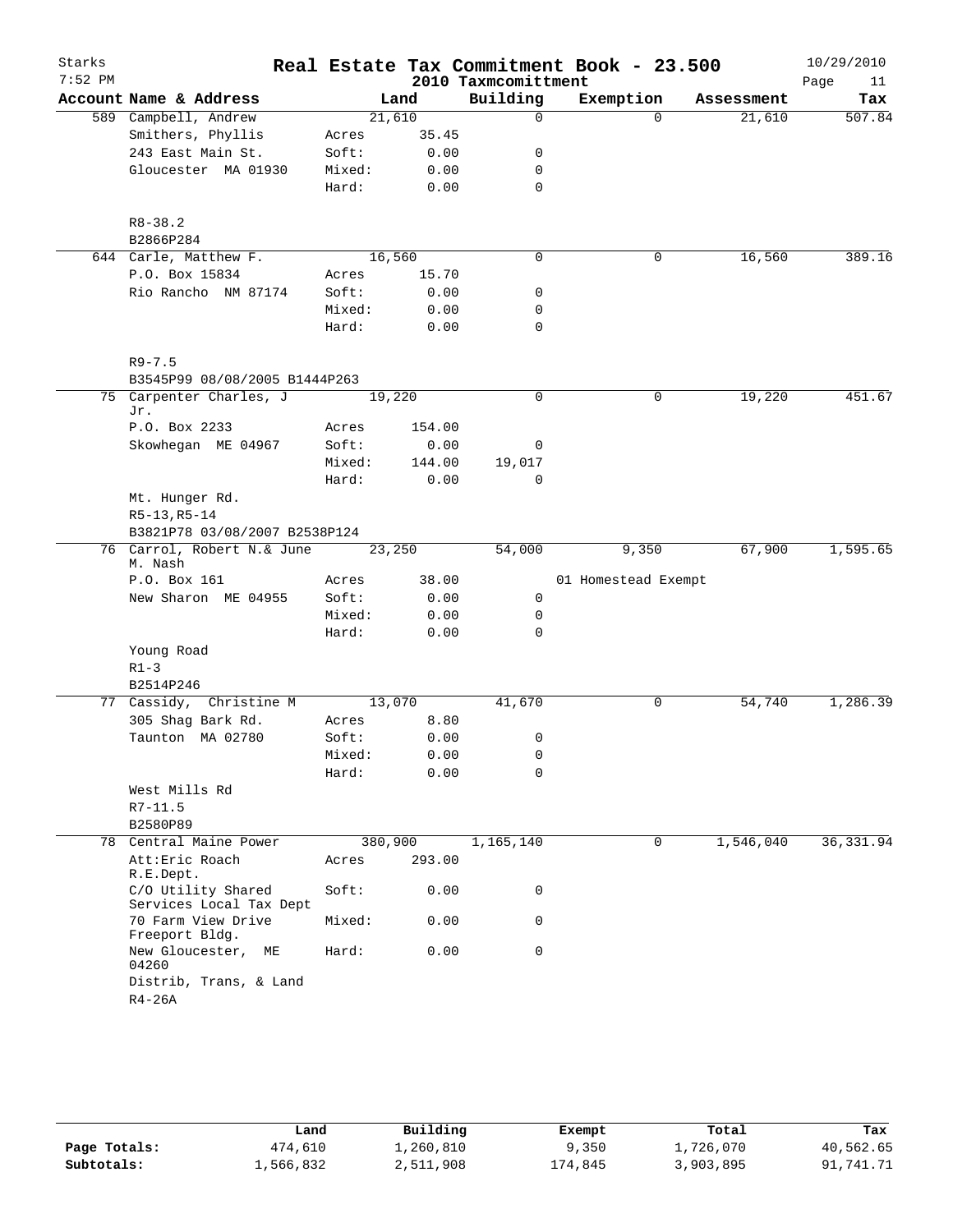# Real Estate Tax Commitment Book - 23.500

Starks
7:52 PM

2010 Taxmcomittment

10/29/2010

| Account Name & Address | | Land | Building | Exemption | Assessment | Tax |
|---|---|---|---|---|---|---|
| 589 Campbell, Andrew | | 21,610 | 0 | 0 | 21,610 | 507.84 |
| Smithers, Phyllis | Acres | 35.45 | | | | |
| 243 East Main St. | Soft: | 0.00 | 0 | | | |
| Gloucester MA 01930 | Mixed: | 0.00 | 0 | | | |
| | Hard: | 0.00 | 0 | | | |
| R8-38.2 | | | | | | |
| B2866P284 | | | | | | |
| 644 Carle, Matthew F. | | 16,560 | 0 | 0 | 16,560 | 389.16 |
| P.O. Box 15834 | Acres | 15.70 | | | | |
| Rio Rancho NM 87174 | Soft: | 0.00 | 0 | | | |
| | Mixed: | 0.00 | 0 | | | |
| | Hard: | 0.00 | 0 | | | |
| R9-7.5 | | | | | | |
| B3545P99 08/08/2005 B1444P263 | | | | | | |
| 75 Carpenter Charles, J Jr. | | 19,220 | 0 | 0 | 19,220 | 451.67 |
| P.O. Box 2233 | Acres | 154.00 | | | | |
| Skowhegan ME 04967 | Soft: | 0.00 | 0 | | | |
| | Mixed: | 144.00 | 19,017 | | | |
| | Hard: | 0.00 | 0 | | | |
| Mt. Hunger Rd. | | | | | | |
| R5-13,R5-14 | | | | | | |
| B3821P78 03/08/2007 B2538P124 | | | | | | |
| 76 Carrol, Robert N.& June M. Nash | | 23,250 | 54,000 | 9,350 | 67,900 | 1,595.65 |
| P.O. Box 161 | Acres | 38.00 | | 01 Homestead Exempt | | |
| New Sharon ME 04955 | Soft: | 0.00 | 0 | | | |
| | Mixed: | 0.00 | 0 | | | |
| | Hard: | 0.00 | 0 | | | |
| Young Road | | | | | | |
| R1-3 | | | | | | |
| B2514P246 | | | | | | |
| 77 Cassidy, Christine M | | 13,070 | 41,670 | 0 | 54,740 | 1,286.39 |
| 305 Shag Bark Rd. | Acres | 8.80 | | | | |
| Taunton MA 02780 | Soft: | 0.00 | 0 | | | |
| | Mixed: | 0.00 | 0 | | | |
| | Hard: | 0.00 | 0 | | | |
| West Mills Rd | | | | | | |
| R7-11.5 | | | | | | |
| B2580P89 | | | | | | |
| 78 Central Maine Power | | 380,900 | 1,165,140 | 0 | 1,546,040 | 36,331.94 |
| Att:Eric Roach R.E.Dept. | Acres | 293.00 | | | | |
| C/O Utility Shared Services Local Tax Dept | Soft: | 0.00 | 0 | | | |
| 70 Farm View Drive Freeport Bldg. | Mixed: | 0.00 | 0 | | | |
| New Gloucester, ME 04260 | Hard: | 0.00 | 0 | | | |
| Distrib, Trans, & Land | | | | | | |
| R4-26A | | | | | | |

| | Land | Building | Exempt | Total | Tax |
|---|---|---|---|---|---|
| Page Totals: | 474,610 | 1,260,810 | 9,350 | 1,726,070 | 40,562.65 |
| Subtotals: | 1,566,832 | 2,511,908 | 174,845 | 3,903,895 | 91,741.71 |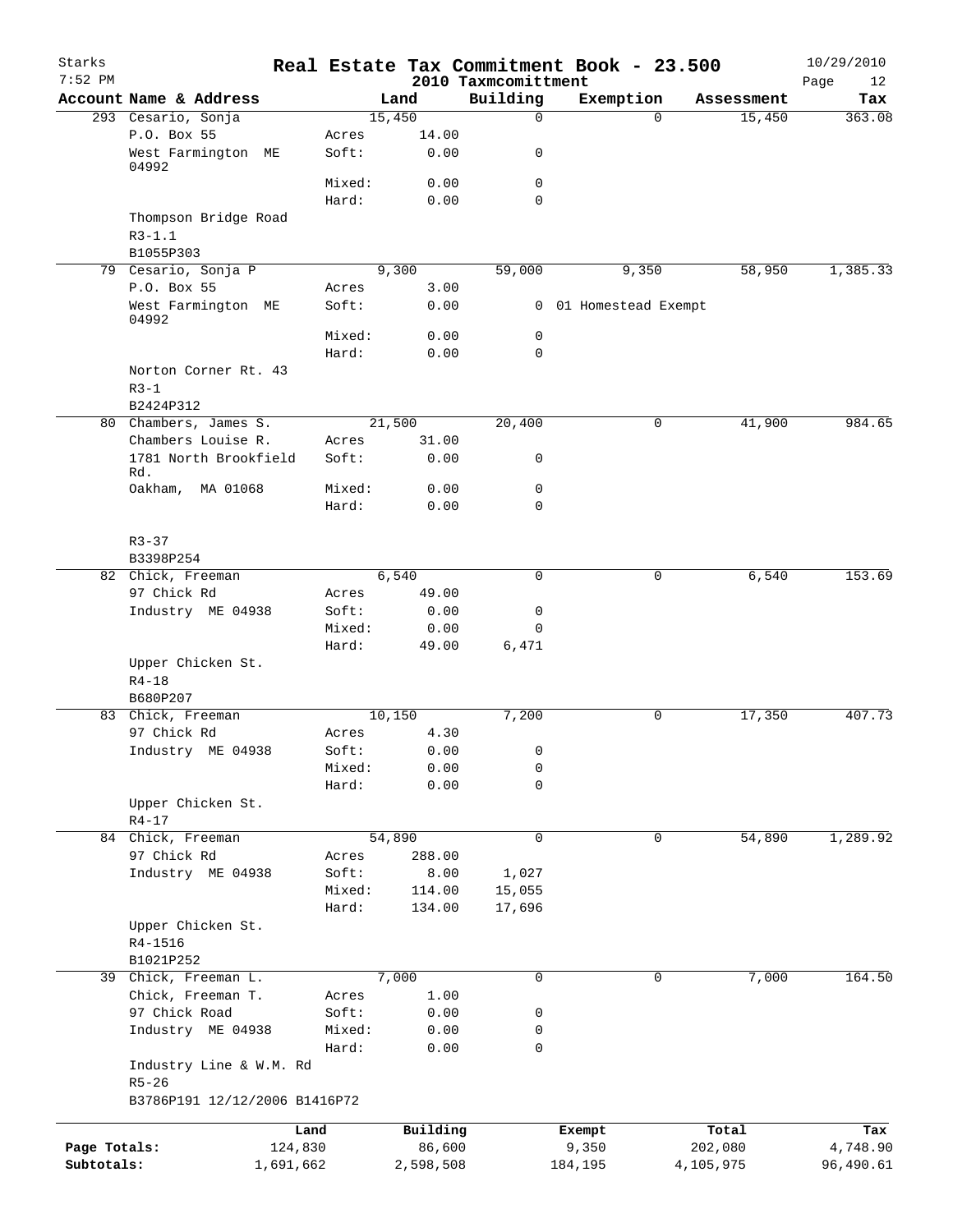# Starks — Real Estate Tax Commitment Book - 23.500

2010 Taxmcomittment

7:52 PM — 10/29/2010

| Account Name & Address | | Land | Building | Exemption | Assessment | Tax |
|---|---|---|---|---|---|---|
| 293 Cesario, Sonja | | 15,450 | 0 | 0 | 15,450 | 363.08 |
| P.O. Box 55 | Acres | 14.00 | | | | |
| West Farmington ME 04992 | Soft: | 0.00 | 0 | | | |
| | Mixed: | 0.00 | 0 | | | |
| | Hard: | 0.00 | 0 | | | |
| Thompson Bridge Road | | | | | | |
| R3-1.1 | | | | | | |
| B1055P303 | | | | | | |
| 79 Cesario, Sonja P | | 9,300 | 59,000 | 9,350 | 58,950 | 1,385.33 |
| P.O. Box 55 | Acres | 3.00 | | | | |
| West Farmington ME 04992 | Soft: | 0.00 | 0 | 01 Homestead Exempt | | |
| | Mixed: | 0.00 | 0 | | | |
| | Hard: | 0.00 | 0 | | | |
| Norton Corner Rt. 43 | | | | | | |
| R3-1 | | | | | | |
| B2424P312 | | | | | | |
| 80 Chambers, James S. | | 21,500 | 20,400 | 0 | 41,900 | 984.65 |
| Chambers Louise R. | Acres | 31.00 | | | | |
| 1781 North Brookfield Rd. | Soft: | 0.00 | 0 | | | |
| Oakham, MA 01068 | Mixed: | 0.00 | 0 | | | |
| | Hard: | 0.00 | 0 | | | |
| R3-37 | | | | | | |
| B3398P254 | | | | | | |
| 82 Chick, Freeman | | 6,540 | 0 | 0 | 6,540 | 153.69 |
| 97 Chick Rd | Acres | 49.00 | | | | |
| Industry ME 04938 | Soft: | 0.00 | 0 | | | |
| | Mixed: | 0.00 | 0 | | | |
| | Hard: | 49.00 | 6,471 | | | |
| Upper Chicken St. | | | | | | |
| R4-18 | | | | | | |
| B680P207 | | | | | | |
| 83 Chick, Freeman | | 10,150 | 7,200 | 0 | 17,350 | 407.73 |
| 97 Chick Rd | Acres | 4.30 | | | | |
| Industry ME 04938 | Soft: | 0.00 | 0 | | | |
| | Mixed: | 0.00 | 0 | | | |
| | Hard: | 0.00 | 0 | | | |
| Upper Chicken St. | | | | | | |
| R4-17 | | | | | | |
| 84 Chick, Freeman | | 54,890 | 0 | 0 | 54,890 | 1,289.92 |
| 97 Chick Rd | Acres | 288.00 | | | | |
| Industry ME 04938 | Soft: | 8.00 | 1,027 | | | |
| | Mixed: | 114.00 | 15,055 | | | |
| | Hard: | 134.00 | 17,696 | | | |
| Upper Chicken St. | | | | | | |
| R4-1516 | | | | | | |
| B1021P252 | | | | | | |
| 39 Chick, Freeman L. | | 7,000 | 0 | 0 | 7,000 | 164.50 |
| Chick, Freeman T. | Acres | 1.00 | | | | |
| 97 Chick Road | Soft: | 0.00 | 0 | | | |
| Industry ME 04938 | Mixed: | 0.00 | 0 | | | |
| | Hard: | 0.00 | 0 | | | |
| Industry Line & W.M. Rd | | | | | | |
| R5-26 | | | | | | |
| B3786P191 12/12/2006 B1416P72 | | | | | | |

| | Land | Building | Exempt | Total | Tax |
|---|---|---|---|---|---|
| Page Totals: | 124,830 | 86,600 | 9,350 | 202,080 | 4,748.90 |
| Subtotals: | 1,691,662 | 2,598,508 | 184,195 | 4,105,975 | 96,490.61 |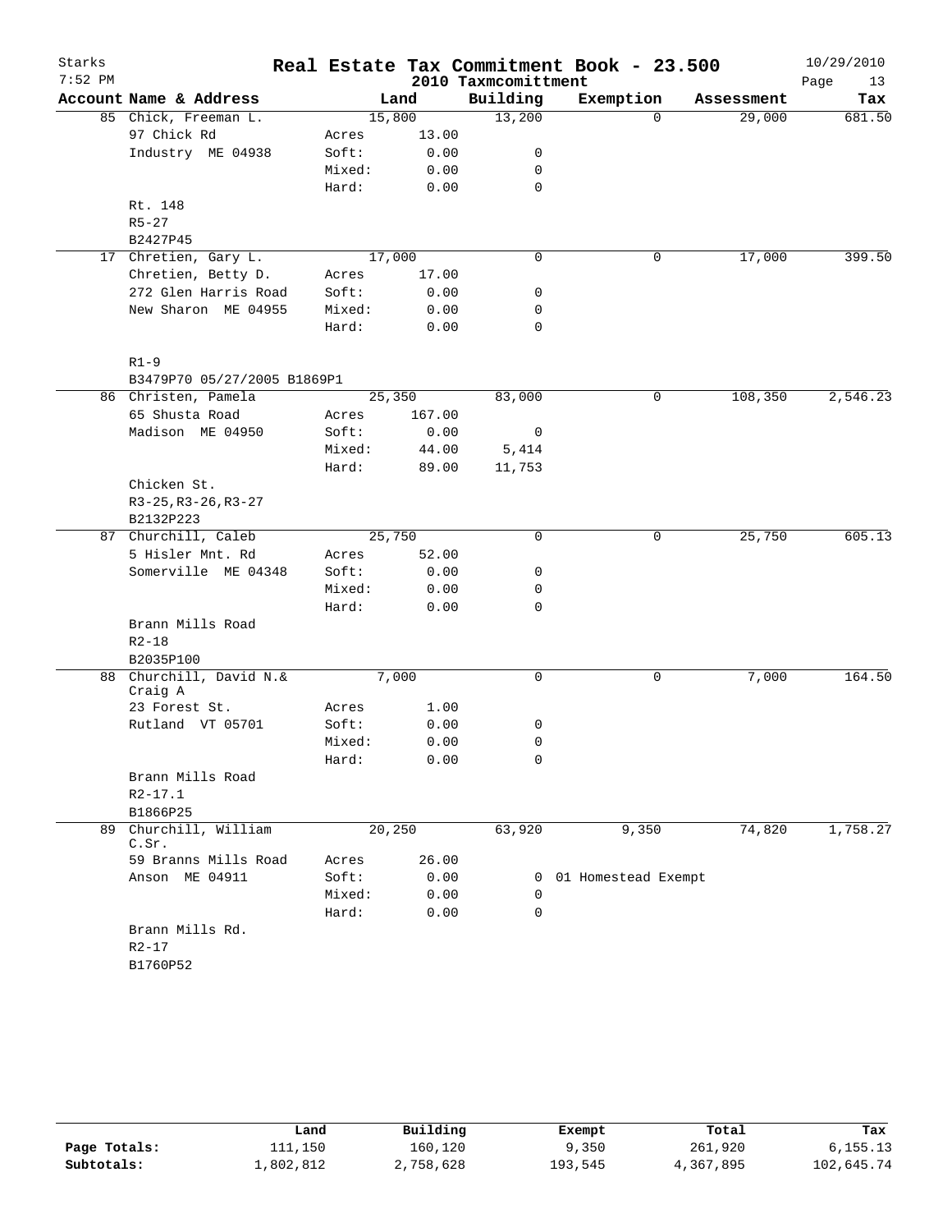# Real Estate Tax Commitment Book - 23.500

Starks
7:52 PM

2010 Taxmcomittment

10/29/2010

| Account | Name & Address | | Land | Building | Exemption | Assessment | Tax |
|---|---|---|---|---|---|---|---|
| 85 | Chick, Freeman L. | | 15,800 | 13,200 | 0 | 29,000 | 681.50 |
| | 97 Chick Rd | Acres | 13.00 | | | | |
| | Industry ME 04938 | Soft: | 0.00 | 0 | | | |
| | | Mixed: | 0.00 | 0 | | | |
| | | Hard: | 0.00 | 0 | | | |
| | Rt. 148 | | | | | | |
| | R5-27 | | | | | | |
| | B2427P45 | | | | | | |
| 17 | Chretien, Gary L. | | 17,000 | 0 | 0 | 17,000 | 399.50 |
| | Chretien, Betty D. | Acres | 17.00 | | | | |
| | 272 Glen Harris Road | Soft: | 0.00 | 0 | | | |
| | New Sharon ME 04955 | Mixed: | 0.00 | 0 | | | |
| | | Hard: | 0.00 | 0 | | | |
| | R1-9 | | | | | | |
| | B3479P70 05/27/2005 B1869P1 | | | | | | |
| 86 | Christen, Pamela | | 25,350 | 83,000 | 0 | 108,350 | 2,546.23 |
| | 65 Shusta Road | Acres | 167.00 | | | | |
| | Madison ME 04950 | Soft: | 0.00 | 0 | | | |
| | | Mixed: | 44.00 | 5,414 | | | |
| | | Hard: | 89.00 | 11,753 | | | |
| | Chicken St. | | | | | | |
| | R3-25,R3-26,R3-27 | | | | | | |
| | B2132P223 | | | | | | |
| 87 | Churchill, Caleb | | 25,750 | 0 | 0 | 25,750 | 605.13 |
| | 5 Hisler Mnt. Rd | Acres | 52.00 | | | | |
| | Somerville ME 04348 | Soft: | 0.00 | 0 | | | |
| | | Mixed: | 0.00 | 0 | | | |
| | | Hard: | 0.00 | 0 | | | |
| | Brann Mills Road | | | | | | |
| | R2-18 | | | | | | |
| | B2035P100 | | | | | | |
| 88 | Churchill, David N.& Craig A | | 7,000 | 0 | 0 | 7,000 | 164.50 |
| | 23 Forest St. | Acres | 1.00 | | | | |
| | Rutland VT 05701 | Soft: | 0.00 | 0 | | | |
| | | Mixed: | 0.00 | 0 | | | |
| | | Hard: | 0.00 | 0 | | | |
| | Brann Mills Road | | | | | | |
| | R2-17.1 | | | | | | |
| | B1866P25 | | | | | | |
| 89 | Churchill, William C.Sr. | | 20,250 | 63,920 | 9,350 | 74,820 | 1,758.27 |
| | 59 Branns Mills Road | Acres | 26.00 | | | | |
| | Anson ME 04911 | Soft: | 0.00 | 0 | 01 Homestead Exempt | | |
| | | Mixed: | 0.00 | 0 | | | |
| | | Hard: | 0.00 | 0 | | | |
| | Brann Mills Rd. | | | | | | |
| | R2-17 | | | | | | |
| | B1760P52 | | | | | | |

| | Land | Building | Exempt | Total | Tax |
|---|---|---|---|---|---|
| **Page Totals:** | 111,150 | 160,120 | 9,350 | 261,920 | 6,155.13 |
| **Subtotals:** | 1,802,812 | 2,758,628 | 193,545 | 4,367,895 | 102,645.74 |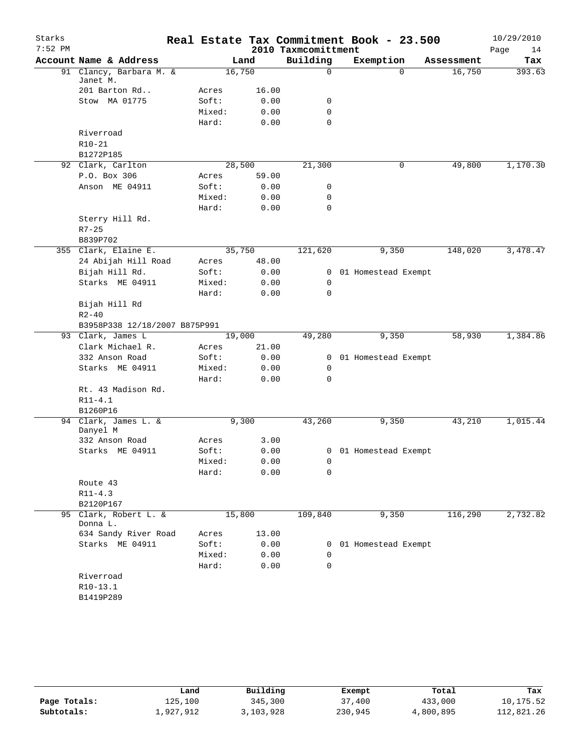# Real Estate Tax Commitment Book - 23.500

Starks 7:52 PM — 2010 Taxmcomittment — 10/29/2010

| Account Name & Address | Land | | Building | Exemption | Assessment | Tax |
|---|---|---|---|---|---|---|
| 91 Clancy, Barbara M. & Janet M. | 16,750 | | 0 | 0 | 16,750 | 393.63 |
| 201 Barton Rd.. | Acres | 16.00 | | | | |
| Stow MA 01775 | Soft: | 0.00 | 0 | | | |
| | Mixed: | 0.00 | 0 | | | |
| | Hard: | 0.00 | 0 | | | |
| Riverroad | | | | | | |
| R10-21 | | | | | | |
| B1272P185 | | | | | | |
| 92 Clark, Carlton | 28,500 | | 21,300 | 0 | 49,800 | 1,170.30 |
| P.O. Box 306 | Acres | 59.00 | | | | |
| Anson ME 04911 | Soft: | 0.00 | 0 | | | |
| | Mixed: | 0.00 | 0 | | | |
| | Hard: | 0.00 | 0 | | | |
| Sterry Hill Rd. | | | | | | |
| R7-25 | | | | | | |
| B839P702 | | | | | | |
| 355 Clark, Elaine E. | 35,750 | | 121,620 | 9,350 | 148,020 | 3,478.47 |
| 24 Abijah Hill Road | Acres | 48.00 | | | | |
| Bijah Hill Rd. | Soft: | 0.00 | 0 | 01 Homestead Exempt | | |
| Starks ME 04911 | Mixed: | 0.00 | 0 | | | |
| | Hard: | 0.00 | 0 | | | |
| Bijah Hill Rd | | | | | | |
| R2-40 | | | | | | |
| B3958P338 12/18/2007 B875P991 | | | | | | |
| 93 Clark, James L | 19,000 | | 49,280 | 9,350 | 58,930 | 1,384.86 |
| Clark Michael R. | Acres | 21.00 | | | | |
| 332 Anson Road | Soft: | 0.00 | 0 | 01 Homestead Exempt | | |
| Starks ME 04911 | Mixed: | 0.00 | 0 | | | |
| | Hard: | 0.00 | 0 | | | |
| Rt. 43 Madison Rd. | | | | | | |
| R11-4.1 | | | | | | |
| B1260P16 | | | | | | |
| 94 Clark, James L. & Danyel M | 9,300 | | 43,260 | 9,350 | 43,210 | 1,015.44 |
| 332 Anson Road | Acres | 3.00 | | | | |
| Starks ME 04911 | Soft: | 0.00 | 0 | 01 Homestead Exempt | | |
| | Mixed: | 0.00 | 0 | | | |
| | Hard: | 0.00 | 0 | | | |
| Route 43 | | | | | | |
| R11-4.3 | | | | | | |
| B2120P167 | | | | | | |
| 95 Clark, Robert L. & Donna L. | 15,800 | | 109,840 | 9,350 | 116,290 | 2,732.82 |
| 634 Sandy River Road | Acres | 13.00 | | | | |
| Starks ME 04911 | Soft: | 0.00 | 0 | 01 Homestead Exempt | | |
| | Mixed: | 0.00 | 0 | | | |
| | Hard: | 0.00 | 0 | | | |
| Riverroad | | | | | | |
| R10-13.1 | | | | | | |
| B1419P289 | | | | | | |

| | Land | Building | Exempt | Total | Tax |
|---|---|---|---|---|---|
| Page Totals: | 125,100 | 345,300 | 37,400 | 433,000 | 10,175.52 |
| Subtotals: | 1,927,912 | 3,103,928 | 230,945 | 4,800,895 | 112,821.26 |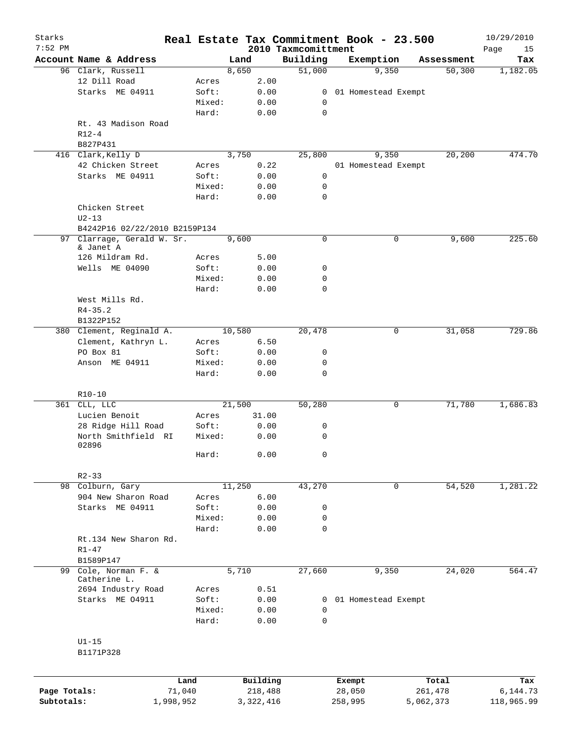# Real Estate Tax Commitment Book - 23.500

Starks
7:52 PM

2010 Taxmcomittment

10/29/2010

| Account Name & Address | | Land | Building | Exemption | Assessment | Tax |
|---|---|---|---|---|---|---|
| 96 Clark, Russell | | 8,650 | 51,000 | 9,350 | 50,300 | 1,182.05 |
| 12 Dill Road | Acres | 2.00 | | | | |
| Starks ME 04911 | Soft: | 0.00 | 0 | 01 Homestead Exempt | | |
| | Mixed: | 0.00 | 0 | | | |
| | Hard: | 0.00 | 0 | | | |
| Rt. 43 Madison Road | | | | | | |
| R12-4 | | | | | | |
| B827P431 | | | | | | |
| 416 Clark,Kelly D | | 3,750 | 25,800 | 9,350 | 20,200 | 474.70 |
| 42 Chicken Street | Acres | 0.22 | | 01 Homestead Exempt | | |
| Starks ME 04911 | Soft: | 0.00 | 0 | | | |
| | Mixed: | 0.00 | 0 | | | |
| | Hard: | 0.00 | 0 | | | |
| Chicken Street | | | | | | |
| U2-13 | | | | | | |
| B4242P16 02/22/2010 B2159P134 | | | | | | |
| 97 Clarrage, Gerald W. Sr. & Janet A | | 9,600 | 0 | 0 | 9,600 | 225.60 |
| 126 Mildram Rd. | Acres | 5.00 | | | | |
| Wells ME 04090 | Soft: | 0.00 | 0 | | | |
| | Mixed: | 0.00 | 0 | | | |
| | Hard: | 0.00 | 0 | | | |
| West Mills Rd. | | | | | | |
| R4-35.2 | | | | | | |
| B1322P152 | | | | | | |
| 380 Clement, Reginald A. | | 10,580 | 20,478 | 0 | 31,058 | 729.86 |
| Clement, Kathryn L. | Acres | 6.50 | | | | |
| PO Box 81 | Soft: | 0.00 | 0 | | | |
| Anson ME 04911 | Mixed: | 0.00 | 0 | | | |
| | Hard: | 0.00 | 0 | | | |
| R10-10 | | | | | | |
| 361 CLL, LLC | | 21,500 | 50,280 | 0 | 71,780 | 1,686.83 |
| Lucien Benoit | Acres | 31.00 | | | | |
| 28 Ridge Hill Road | Soft: | 0.00 | 0 | | | |
| North Smithfield RI 02896 | Mixed: | 0.00 | 0 | | | |
| | Hard: | 0.00 | 0 | | | |
| R2-33 | | | | | | |
| 98 Colburn, Gary | | 11,250 | 43,270 | 0 | 54,520 | 1,281.22 |
| 904 New Sharon Road | Acres | 6.00 | | | | |
| Starks ME 04911 | Soft: | 0.00 | 0 | | | |
| | Mixed: | 0.00 | 0 | | | |
| | Hard: | 0.00 | 0 | | | |
| Rt.134 New Sharon Rd. | | | | | | |
| R1-47 | | | | | | |
| B1589P147 | | | | | | |
| 99 Cole, Norman F. & Catherine L. | | 5,710 | 27,660 | 9,350 | 24,020 | 564.47 |
| 2694 Industry Road | Acres | 0.51 | | | | |
| Starks ME 04911 | Soft: | 0.00 | 0 | 01 Homestead Exempt | | |
| | Mixed: | 0.00 | 0 | | | |
| | Hard: | 0.00 | 0 | | | |
| U1-15 | | | | | | |
| B1171P328 | | | | | | |

| | Land | Building | Exempt | Total | Tax |
|---|---|---|---|---|---|
| Page Totals: | 71,040 | 218,488 | 28,050 | 261,478 | 6,144.73 |
| Subtotals: | 1,998,952 | 3,322,416 | 258,995 | 5,062,373 | 118,965.99 |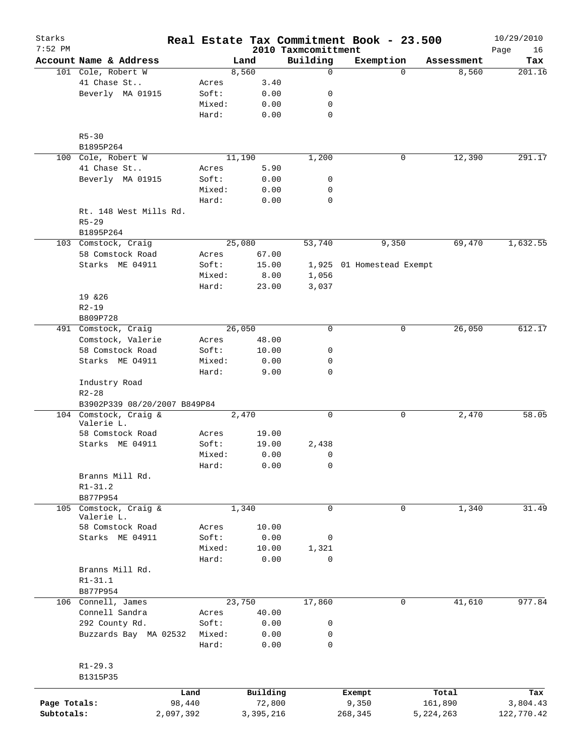# Real Estate Tax Commitment Book - 23.500

Starks
7:52 PM
2010 Taxmcomittment
10/29/2010

| Account Name & Address | | Land | Building | Exemption | Assessment | Tax |
|---|---|---|---|---|---|---|
| 101 Cole, Robert W | | 8,560 | 0 | 0 | 8,560 | 201.16 |
| 41 Chase St.. | Acres | 3.40 | | | | |
| Beverly MA 01915 | Soft: | 0.00 | 0 | | | |
| | Mixed: | 0.00 | 0 | | | |
| | Hard: | 0.00 | 0 | | | |
| R5-30 | | | | | | |
| B1895P264 | | | | | | |
| 100 Cole, Robert W | | 11,190 | 1,200 | 0 | 12,390 | 291.17 |
| 41 Chase St.. | Acres | 5.90 | | | | |
| Beverly MA 01915 | Soft: | 0.00 | 0 | | | |
| | Mixed: | 0.00 | 0 | | | |
| | Hard: | 0.00 | 0 | | | |
| Rt. 148 West Mills Rd. | | | | | | |
| R5-29 | | | | | | |
| B1895P264 | | | | | | |
| 103 Comstock, Craig | | 25,080 | 53,740 | 9,350 | 69,470 | 1,632.55 |
| 58 Comstock Road | Acres | 67.00 | | | | |
| Starks ME 04911 | Soft: | 15.00 | 1,925 | 01 Homestead Exempt | | |
| | Mixed: | 8.00 | 1,056 | | | |
| | Hard: | 23.00 | 3,037 | | | |
| 19 &26 | | | | | | |
| R2-19 | | | | | | |
| B809P728 | | | | | | |
| 491 Comstock, Craig | | 26,050 | 0 | 0 | 26,050 | 612.17 |
| Comstock, Valerie | Acres | 48.00 | | | | |
| 58 Comstock Road | Soft: | 10.00 | 0 | | | |
| Starks ME 04911 | Mixed: | 0.00 | 0 | | | |
| | Hard: | 9.00 | 0 | | | |
| Industry Road | | | | | | |
| R2-28 | | | | | | |
| B3902P339 08/20/2007 B849P84 | | | | | | |
| 104 Comstock, Craig & Valerie L. | | 2,470 | 0 | 0 | 2,470 | 58.05 |
| 58 Comstock Road | Acres | 19.00 | | | | |
| Starks ME 04911 | Soft: | 19.00 | 2,438 | | | |
| | Mixed: | 0.00 | 0 | | | |
| | Hard: | 0.00 | 0 | | | |
| Branns Mill Rd. | | | | | | |
| R1-31.2 | | | | | | |
| B877P954 | | | | | | |
| 105 Comstock, Craig & Valerie L. | | 1,340 | 0 | 0 | 1,340 | 31.49 |
| 58 Comstock Road | Acres | 10.00 | | | | |
| Starks ME 04911 | Soft: | 0.00 | 0 | | | |
| | Mixed: | 10.00 | 1,321 | | | |
| | Hard: | 0.00 | 0 | | | |
| Branns Mill Rd. | | | | | | |
| R1-31.1 | | | | | | |
| B877P954 | | | | | | |
| 106 Connell, James | | 23,750 | 17,860 | 0 | 41,610 | 977.84 |
| Connell Sandra | Acres | 40.00 | | | | |
| 292 County Rd. | Soft: | 0.00 | 0 | | | |
| Buzzards Bay MA 02532 | Mixed: | 0.00 | 0 | | | |
| | Hard: | 0.00 | 0 | | | |
| R1-29.3 | | | | | | |
| B1315P35 | | | | | | |

| | Land | Building | Exempt | Total | Tax |
|---|---|---|---|---|---|
| Page Totals: | 98,440 | 72,800 | 9,350 | 161,890 | 3,804.43 |
| Subtotals: | 2,097,392 | 3,395,216 | 268,345 | 5,224,263 | 122,770.42 |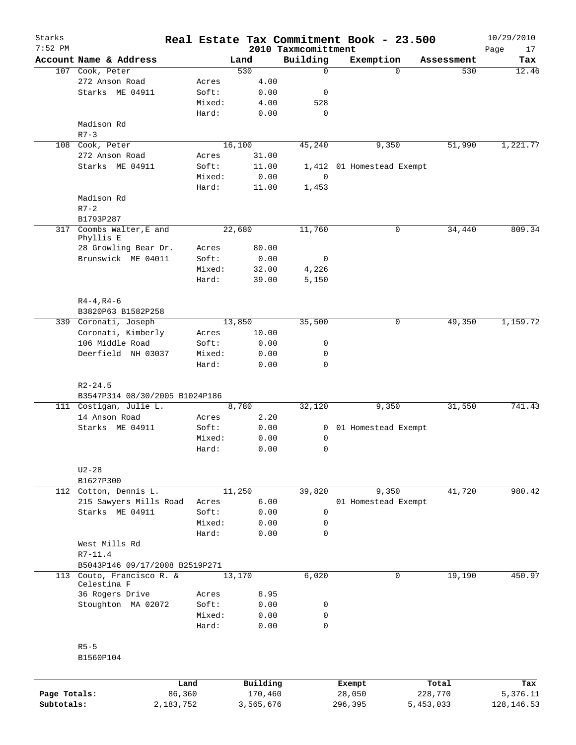# Real Estate Tax Commitment Book - 23.500

Starks
7:52 PM
2010 Taxmcomittment
10/29/2010

| Account Name & Address | | Land | Building | Exemption | Assessment | Tax |
|---|---|---|---|---|---|---|
| 107 Cook, Peter | | 530 | 0 | 0 | 530 | 12.46 |
| 272 Anson Road | Acres | 4.00 | | | | |
| Starks ME 04911 | Soft: | 0.00 | 0 | | | |
| | Mixed: | 4.00 | 528 | | | |
| | Hard: | 0.00 | 0 | | | |
| Madison Rd | | | | | | |
| R7-3 | | | | | | |
| 108 Cook, Peter | | 16,100 | 45,240 | 9,350 | 51,990 | 1,221.77 |
| 272 Anson Road | Acres | 31.00 | | | | |
| Starks ME 04911 | Soft: | 11.00 | 1,412 | 01 Homestead Exempt | | |
| | Mixed: | 0.00 | 0 | | | |
| | Hard: | 11.00 | 1,453 | | | |
| Madison Rd | | | | | | |
| R7-2 | | | | | | |
| B1793P287 | | | | | | |
| 317 Coombs Walter,E and Phyllis E | | 22,680 | 11,760 | 0 | 34,440 | 809.34 |
| 28 Growling Bear Dr. | Acres | 80.00 | | | | |
| Brunswick ME 04011 | Soft: | 0.00 | 0 | | | |
| | Mixed: | 32.00 | 4,226 | | | |
| | Hard: | 39.00 | 5,150 | | | |
| R4-4,R4-6 | | | | | | |
| B3820P63 B1582P258 | | | | | | |
| 339 Coronati, Joseph | | 13,850 | 35,500 | 0 | 49,350 | 1,159.72 |
| Coronati, Kimberly | Acres | 10.00 | | | | |
| 106 Middle Road | Soft: | 0.00 | 0 | | | |
| Deerfield NH 03037 | Mixed: | 0.00 | 0 | | | |
| | Hard: | 0.00 | 0 | | | |
| R2-24.5 | | | | | | |
| B3547P314 08/30/2005 B1024P186 | | | | | | |
| 111 Costigan, Julie L. | | 8,780 | 32,120 | 9,350 | 31,550 | 741.43 |
| 14 Anson Road | Acres | 2.20 | | | | |
| Starks ME 04911 | Soft: | 0.00 | 0 | 01 Homestead Exempt | | |
| | Mixed: | 0.00 | 0 | | | |
| | Hard: | 0.00 | 0 | | | |
| U2-28 | | | | | | |
| B1627P300 | | | | | | |
| 112 Cotton, Dennis L. | | 11,250 | 39,820 | 9,350 | 41,720 | 980.42 |
| 215 Sawyers Mills Road | Acres | 6.00 | | 01 Homestead Exempt | | |
| Starks ME 04911 | Soft: | 0.00 | 0 | | | |
| | Mixed: | 0.00 | 0 | | | |
| | Hard: | 0.00 | 0 | | | |
| West Mills Rd | | | | | | |
| R7-11.4 | | | | | | |
| B5043P146 09/17/2008 B2519P271 | | | | | | |
| 113 Couto, Francisco R. & Celestina F | | 13,170 | 6,020 | 0 | 19,190 | 450.97 |
| 36 Rogers Drive | Acres | 8.95 | | | | |
| Stoughton MA 02072 | Soft: | 0.00 | 0 | | | |
| | Mixed: | 0.00 | 0 | | | |
| | Hard: | 0.00 | 0 | | | |
| R5-5 | | | | | | |
| B1560P104 | | | | | | |

| | Land | Building | Exempt | Total | Tax |
|---|---|---|---|---|---|
| Page Totals: | 86,360 | 170,460 | 28,050 | 228,770 | 5,376.11 |
| Subtotals: | 2,183,752 | 3,565,676 | 296,395 | 5,453,033 | 128,146.53 |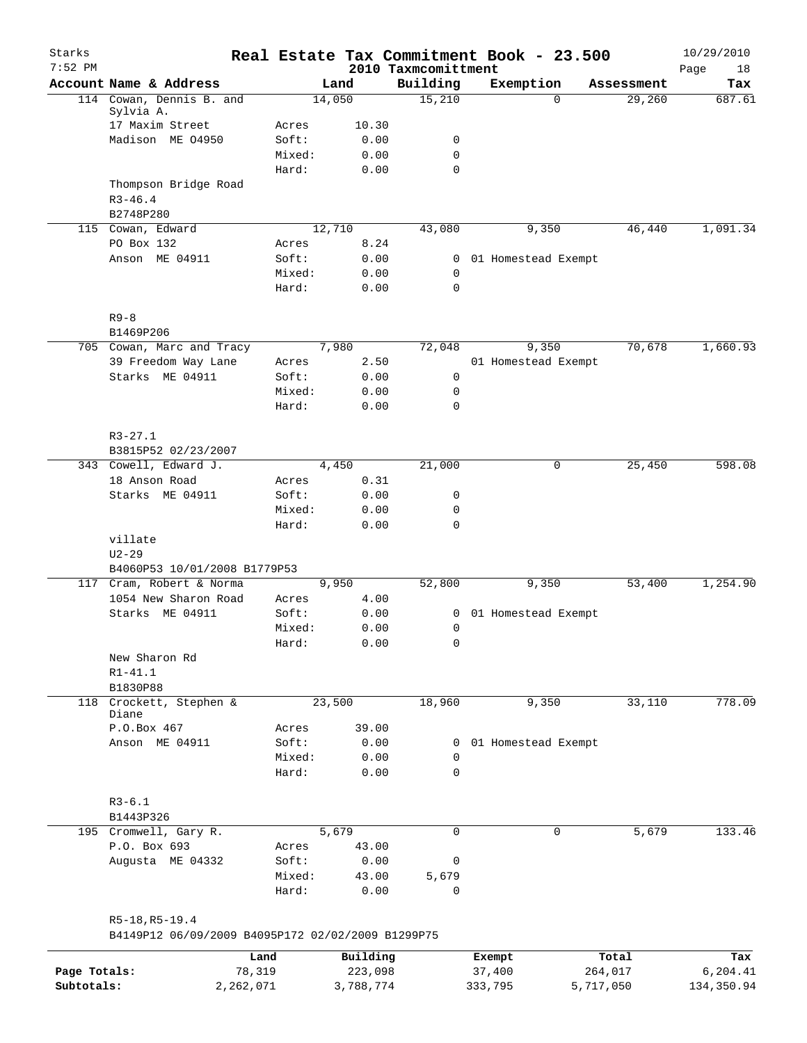Starks 7:52 PM

# Real Estate Tax Commitment Book - 23.500

2010 Taxmcomittment

10/29/2010 Page 18

| Account Name & Address | | Land | Building | Exemption | Assessment | Tax |
|---|---|---|---|---|---|---|
| 114 Cowan, Dennis B. and Sylvia A. | | 14,050 | 15,210 | 0 | 29,260 | 687.61 |
| 17 Maxim Street | Acres | 10.30 | | | | |
| Madison ME 04950 | Soft: | 0.00 | 0 | | | |
| | Mixed: | 0.00 | 0 | | | |
| | Hard: | 0.00 | 0 | | | |
| Thompson Bridge Road | | | | | | |
| R3-46.4 | | | | | | |
| B2748P280 | | | | | | |
| 115 Cowan, Edward | | 12,710 | 43,080 | 9,350 | 46,440 | 1,091.34 |
| PO Box 132 | Acres | 8.24 | | | | |
| Anson ME 04911 | Soft: | 0.00 | 0 | 01 Homestead Exempt | | |
| | Mixed: | 0.00 | 0 | | | |
| | Hard: | 0.00 | 0 | | | |
| R9-8 | | | | | | |
| B1469P206 | | | | | | |
| 705 Cowan, Marc and Tracy | | 7,980 | 72,048 | 9,350 | 70,678 | 1,660.93 |
| 39 Freedom Way Lane | Acres | 2.50 | | 01 Homestead Exempt | | |
| Starks ME 04911 | Soft: | 0.00 | 0 | | | |
| | Mixed: | 0.00 | 0 | | | |
| | Hard: | 0.00 | 0 | | | |
| R3-27.1 | | | | | | |
| B3815P52 02/23/2007 | | | | | | |
| 343 Cowell, Edward J. | | 4,450 | 21,000 | 0 | 25,450 | 598.08 |
| 18 Anson Road | Acres | 0.31 | | | | |
| Starks ME 04911 | Soft: | 0.00 | 0 | | | |
| | Mixed: | 0.00 | 0 | | | |
| | Hard: | 0.00 | 0 | | | |
| villate | | | | | | |
| U2-29 | | | | | | |
| B4060P53 10/01/2008 B1779P53 | | | | | | |
| 117 Cram, Robert & Norma | | 9,950 | 52,800 | 9,350 | 53,400 | 1,254.90 |
| 1054 New Sharon Road | Acres | 4.00 | | | | |
| Starks ME 04911 | Soft: | 0.00 | 0 | 01 Homestead Exempt | | |
| | Mixed: | 0.00 | 0 | | | |
| | Hard: | 0.00 | 0 | | | |
| New Sharon Rd | | | | | | |
| R1-41.1 | | | | | | |
| B1830P88 | | | | | | |
| 118 Crockett, Stephen & Diane | | 23,500 | 18,960 | 9,350 | 33,110 | 778.09 |
| P.O.Box 467 | Acres | 39.00 | | | | |
| Anson ME 04911 | Soft: | 0.00 | 0 | 01 Homestead Exempt | | |
| | Mixed: | 0.00 | 0 | | | |
| | Hard: | 0.00 | 0 | | | |
| R3-6.1 | | | | | | |
| B1443P326 | | | | | | |
| 195 Cromwell, Gary R. | | 5,679 | 0 | 0 | 5,679 | 133.46 |
| P.O. Box 693 | Acres | 43.00 | | | | |
| Augusta ME 04332 | Soft: | 0.00 | 0 | | | |
| | Mixed: | 43.00 | 5,679 | | | |
| | Hard: | 0.00 | 0 | | | |
| R5-18,R5-19.4 | | | | | | |
| B4149P12 06/09/2009 B4095P172 02/02/2009 B1299P75 | | | | | | |

| | Land | Building | Exempt | Total | Tax |
|---|---|---|---|---|---|
| Page Totals: | 78,319 | 223,098 | 37,400 | 264,017 | 6,204.41 |
| Subtotals: | 2,262,071 | 3,788,774 | 333,795 | 5,717,050 | 134,350.94 |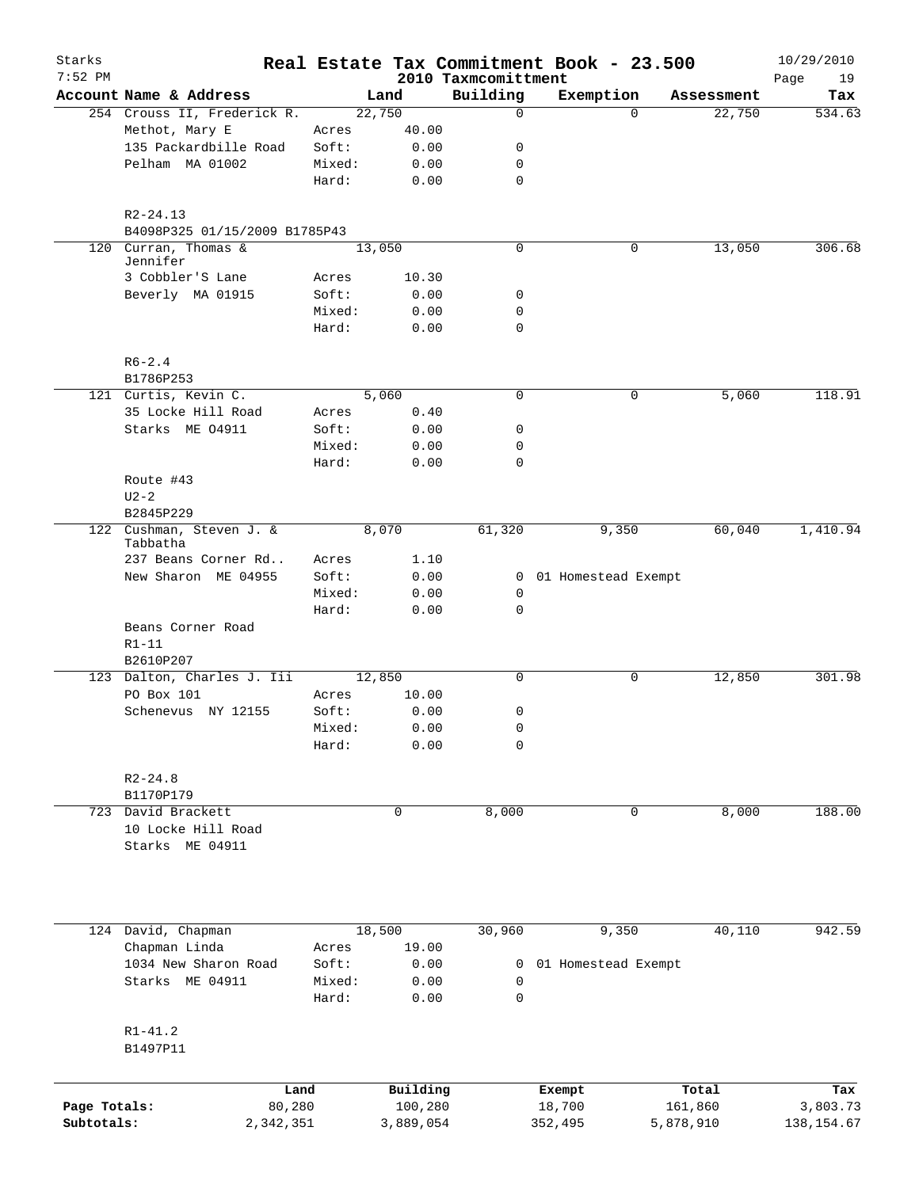# Real Estate Tax Commitment Book - 23.500

Starks
7:52 PM

2010 Taxmcomittment

10/29/2010

| Account Name & Address | | Land | Building | Exemption | Assessment | Tax |
|---|---|---|---|---|---|---|
| 254 Crouss II, Frederick R. | | 22,750 | 0 | 0 | 22,750 | 534.63 |
| Methot, Mary E | Acres | 40.00 | | | | |
| 135 Packardbille Road | Soft: | 0.00 | 0 | | | |
| Pelham MA 01002 | Mixed: | 0.00 | 0 | | | |
| | Hard: | 0.00 | 0 | | | |
| R2-24.13 | | | | | | |
| B4098P325 01/15/2009 B1785P43 | | | | | | |
| 120 Curran, Thomas & Jennifer | | 13,050 | 0 | 0 | 13,050 | 306.68 |
| 3 Cobbler'S Lane | Acres | 10.30 | | | | |
| Beverly MA 01915 | Soft: | 0.00 | 0 | | | |
| | Mixed: | 0.00 | 0 | | | |
| | Hard: | 0.00 | 0 | | | |
| R6-2.4 | | | | | | |
| B1786P253 | | | | | | |
| 121 Curtis, Kevin C. | | 5,060 | 0 | 0 | 5,060 | 118.91 |
| 35 Locke Hill Road | Acres | 0.40 | | | | |
| Starks ME 04911 | Soft: | 0.00 | 0 | | | |
| | Mixed: | 0.00 | 0 | | | |
| | Hard: | 0.00 | 0 | | | |
| Route #43 | | | | | | |
| U2-2 | | | | | | |
| B2845P229 | | | | | | |
| 122 Cushman, Steven J. & Tabbatha | | 8,070 | 61,320 | 9,350 | 60,040 | 1,410.94 |
| 237 Beans Corner Rd.. | Acres | 1.10 | | | | |
| New Sharon ME 04955 | Soft: | 0.00 | 0 | 01 Homestead Exempt | | |
| | Mixed: | 0.00 | 0 | | | |
| | Hard: | 0.00 | 0 | | | |
| Beans Corner Road | | | | | | |
| R1-11 | | | | | | |
| B2610P207 | | | | | | |
| 123 Dalton, Charles J. Iii | | 12,850 | 0 | 0 | 12,850 | 301.98 |
| PO Box 101 | Acres | 10.00 | | | | |
| Schenevus NY 12155 | Soft: | 0.00 | 0 | | | |
| | Mixed: | 0.00 | 0 | | | |
| | Hard: | 0.00 | 0 | | | |
| R2-24.8 | | | | | | |
| B1170P179 | | | | | | |
| 723 David Brackett | | 0 | 8,000 | 0 | 8,000 | 188.00 |
| 10 Locke Hill Road | | | | | | |
| Starks ME 04911 | | | | | | |
| 124 David, Chapman | | 18,500 | 30,960 | 9,350 | 40,110 | 942.59 |
| Chapman Linda | Acres | 19.00 | | | | |
| 1034 New Sharon Road | Soft: | 0.00 | 0 | 01 Homestead Exempt | | |
| Starks ME 04911 | Mixed: | 0.00 | 0 | | | |
| | Hard: | 0.00 | 0 | | | |
| R1-41.2 | | | | | | |
| B1497P11 | | | | | | |

| | Land | Building | Exempt | Total | Tax |
|---|---|---|---|---|---|
| Page Totals: | 80,280 | 100,280 | 18,700 | 161,860 | 3,803.73 |
| Subtotals: | 2,342,351 | 3,889,054 | 352,495 | 5,878,910 | 138,154.67 |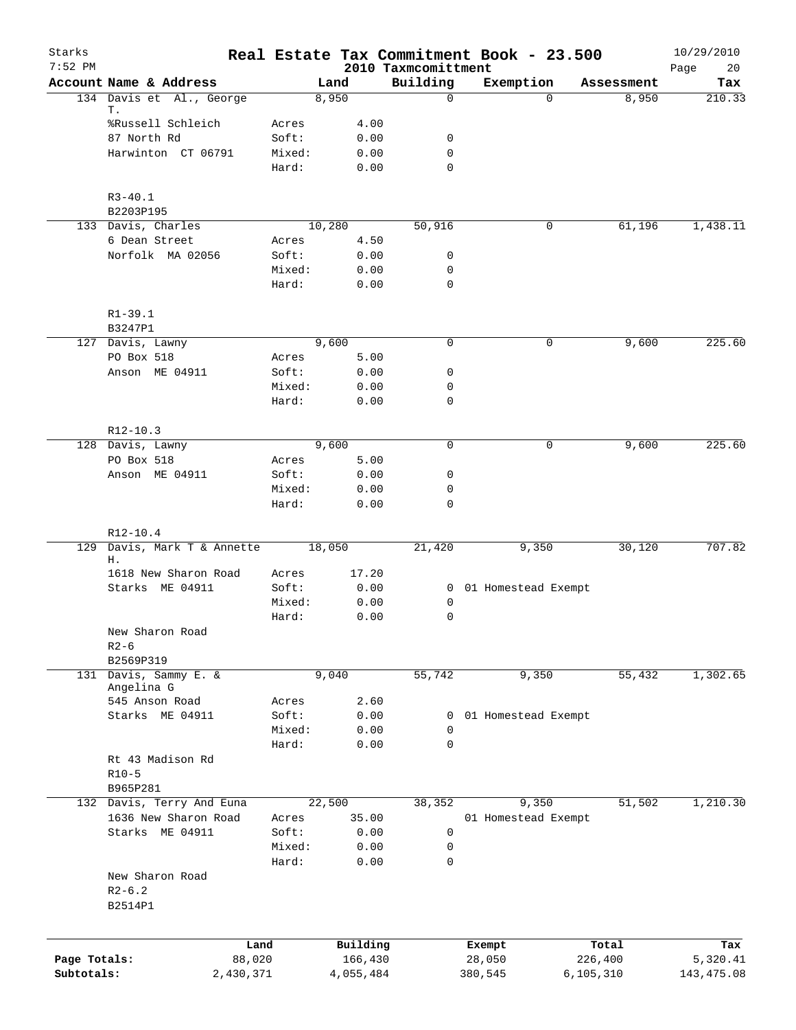# Starks — Real Estate Tax Commitment Book - 23.500

7:52 PM — 2010 Taxmcomittment — 10/29/2010 — Page 20

| Account Name & Address | | Land | Building | Exemption | Assessment | Tax |
|---|---|---|---|---|---|---|
| 134 Davis et Al., George T. | | 8,950 | 0 | 0 | 8,950 | 210.33 |
| %Russell Schleich | Acres | 4.00 | | | | |
| 87 North Rd | Soft: | 0.00 | 0 | | | |
| Harwinton CT 06791 | Mixed: | 0.00 | 0 | | | |
| | Hard: | 0.00 | 0 | | | |
| R3-40.1 | | | | | | |
| B2203P195 | | | | | | |
| 133 Davis, Charles | | 10,280 | 50,916 | 0 | 61,196 | 1,438.11 |
| 6 Dean Street | Acres | 4.50 | | | | |
| Norfolk MA 02056 | Soft: | 0.00 | 0 | | | |
| | Mixed: | 0.00 | 0 | | | |
| | Hard: | 0.00 | 0 | | | |
| R1-39.1 | | | | | | |
| B3247P1 | | | | | | |
| 127 Davis, Lawny | | 9,600 | 0 | 0 | 9,600 | 225.60 |
| PO Box 518 | Acres | 5.00 | | | | |
| Anson ME 04911 | Soft: | 0.00 | 0 | | | |
| | Mixed: | 0.00 | 0 | | | |
| | Hard: | 0.00 | 0 | | | |
| R12-10.3 | | | | | | |
| 128 Davis, Lawny | | 9,600 | 0 | 0 | 9,600 | 225.60 |
| PO Box 518 | Acres | 5.00 | | | | |
| Anson ME 04911 | Soft: | 0.00 | 0 | | | |
| | Mixed: | 0.00 | 0 | | | |
| | Hard: | 0.00 | 0 | | | |
| R12-10.4 | | | | | | |
| 129 Davis, Mark T & Annette H. | | 18,050 | 21,420 | 9,350 | 30,120 | 707.82 |
| 1618 New Sharon Road | Acres | 17.20 | | | | |
| Starks ME 04911 | Soft: | 0.00 | 0 | 01 Homestead Exempt | | |
| | Mixed: | 0.00 | 0 | | | |
| | Hard: | 0.00 | 0 | | | |
| New Sharon Road | | | | | | |
| R2-6 | | | | | | |
| B2569P319 | | | | | | |
| 131 Davis, Sammy E. & Angelina G | | 9,040 | 55,742 | 9,350 | 55,432 | 1,302.65 |
| 545 Anson Road | Acres | 2.60 | | | | |
| Starks ME 04911 | Soft: | 0.00 | 0 | 01 Homestead Exempt | | |
| | Mixed: | 0.00 | 0 | | | |
| | Hard: | 0.00 | 0 | | | |
| Rt 43 Madison Rd | | | | | | |
| R10-5 | | | | | | |
| B965P281 | | | | | | |
| 132 Davis, Terry And Euna | | 22,500 | 38,352 | 9,350 | 51,502 | 1,210.30 |
| 1636 New Sharon Road | Acres | 35.00 | | 01 Homestead Exempt | | |
| Starks ME 04911 | Soft: | 0.00 | 0 | | | |
| | Mixed: | 0.00 | 0 | | | |
| | Hard: | 0.00 | 0 | | | |
| New Sharon Road | | | | | | |
| R2-6.2 | | | | | | |
| B2514P1 | | | | | | |

| | Land | Building | Exempt | Total | Tax |
|---|---|---|---|---|---|
| Page Totals: | 88,020 | 166,430 | 28,050 | 226,400 | 5,320.41 |
| Subtotals: | 2,430,371 | 4,055,484 | 380,545 | 6,105,310 | 143,475.08 |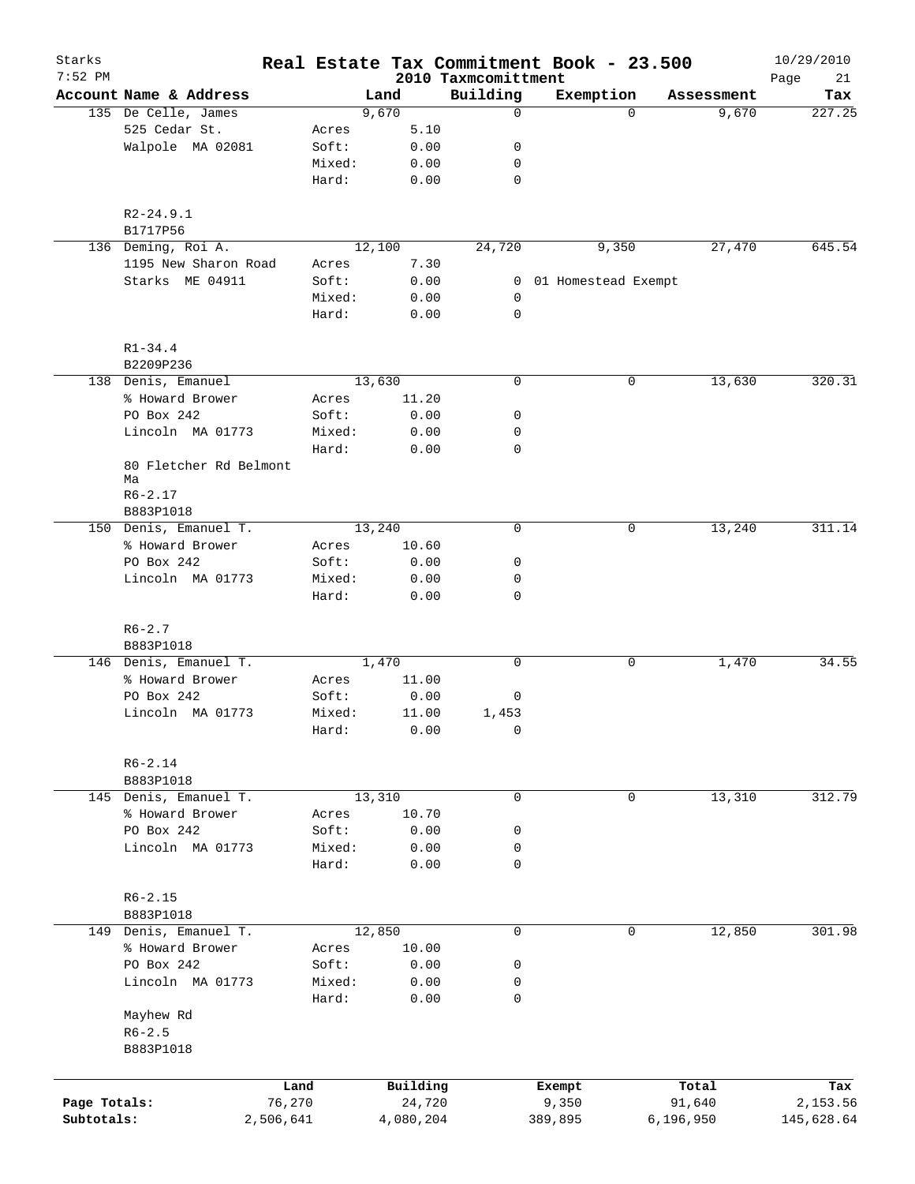# Real Estate Tax Commitment Book - 23.500

Starks
7:52 PM

2010 Taxmcomittment

10/29/2010

| Account Name & Address | | Land | Building | Exemption | Assessment | Tax |
|---|---|---|---|---|---|---|
| 135 De Celle, James | | 9,670 | 0 | 0 | 9,670 | 227.25 |
| 525 Cedar St. | Acres | 5.10 | | | | |
| Walpole MA 02081 | Soft: | 0.00 | 0 | | | |
| | Mixed: | 0.00 | 0 | | | |
| | Hard: | 0.00 | 0 | | | |
| R2-24.9.1 | | | | | | |
| B1717P56 | | | | | | |
| 136 Deming, Roi A. | | 12,100 | 24,720 | 9,350 | 27,470 | 645.54 |
| 1195 New Sharon Road | Acres | 7.30 | | | | |
| Starks ME 04911 | Soft: | 0.00 | 0 | 01 Homestead Exempt | | |
| | Mixed: | 0.00 | 0 | | | |
| | Hard: | 0.00 | 0 | | | |
| R1-34.4 | | | | | | |
| B2209P236 | | | | | | |
| 138 Denis, Emanuel | | 13,630 | 0 | 0 | 13,630 | 320.31 |
| % Howard Brower | Acres | 11.20 | | | | |
| PO Box 242 | Soft: | 0.00 | 0 | | | |
| Lincoln MA 01773 | Mixed: | 0.00 | 0 | | | |
| | Hard: | 0.00 | 0 | | | |
| 80 Fletcher Rd Belmont Ma | | | | | | |
| R6-2.17 | | | | | | |
| B883P1018 | | | | | | |
| 150 Denis, Emanuel T. | | 13,240 | 0 | 0 | 13,240 | 311.14 |
| % Howard Brower | Acres | 10.60 | | | | |
| PO Box 242 | Soft: | 0.00 | 0 | | | |
| Lincoln MA 01773 | Mixed: | 0.00 | 0 | | | |
| | Hard: | 0.00 | 0 | | | |
| R6-2.7 | | | | | | |
| B883P1018 | | | | | | |
| 146 Denis, Emanuel T. | | 1,470 | 0 | 0 | 1,470 | 34.55 |
| % Howard Brower | Acres | 11.00 | | | | |
| PO Box 242 | Soft: | 0.00 | 0 | | | |
| Lincoln MA 01773 | Mixed: | 11.00 | 1,453 | | | |
| | Hard: | 0.00 | 0 | | | |
| R6-2.14 | | | | | | |
| B883P1018 | | | | | | |
| 145 Denis, Emanuel T. | | 13,310 | 0 | 0 | 13,310 | 312.79 |
| % Howard Brower | Acres | 10.70 | | | | |
| PO Box 242 | Soft: | 0.00 | 0 | | | |
| Lincoln MA 01773 | Mixed: | 0.00 | 0 | | | |
| | Hard: | 0.00 | 0 | | | |
| R6-2.15 | | | | | | |
| B883P1018 | | | | | | |
| 149 Denis, Emanuel T. | | 12,850 | 0 | 0 | 12,850 | 301.98 |
| % Howard Brower | Acres | 10.00 | | | | |
| PO Box 242 | Soft: | 0.00 | 0 | | | |
| Lincoln MA 01773 | Mixed: | 0.00 | 0 | | | |
| | Hard: | 0.00 | 0 | | | |
| Mayhew Rd | | | | | | |
| R6-2.5 | | | | | | |
| B883P1018 | | | | | | |

| | Land | Building | Exempt | Total | Tax |
|---|---|---|---|---|---|
| Page Totals: | 76,270 | 24,720 | 9,350 | 91,640 | 2,153.56 |
| Subtotals: | 2,506,641 | 4,080,204 | 389,895 | 6,196,950 | 145,628.64 |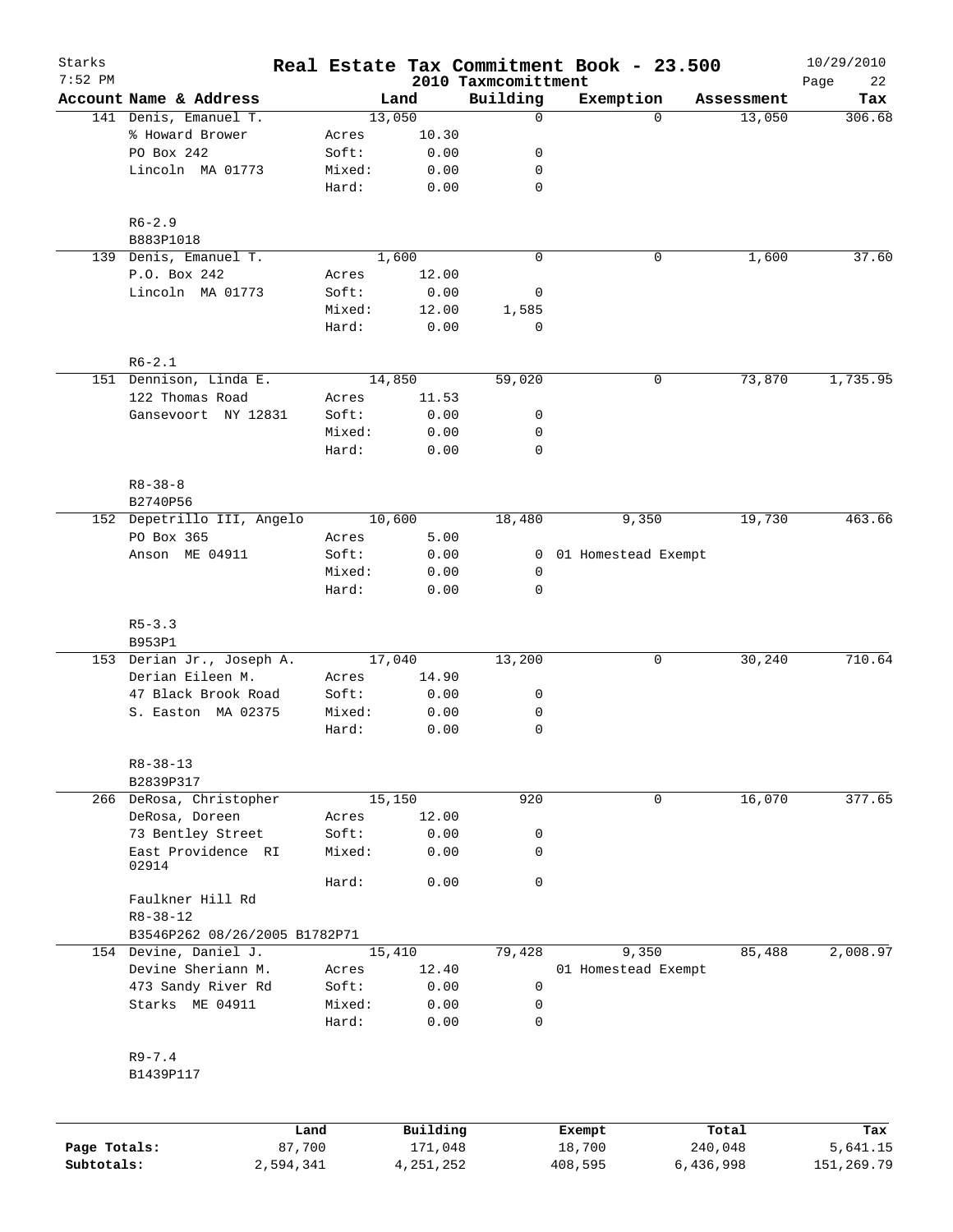# Real Estate Tax Commitment Book - 23.500

Starks 7:52 PM — 2010 Taxmcomittment — 10/29/2010

| Account Name & Address | | Land | Building | Exemption | Assessment | Tax |
|---|---|---|---|---|---|---|
| 141 Denis, Emanuel T. | | 13,050 | 0 | 0 | 13,050 | 306.68 |
| % Howard Brower | Acres | 10.30 | | | | |
| PO Box 242 | Soft: | 0.00 | 0 | | | |
| Lincoln MA 01773 | Mixed: | 0.00 | 0 | | | |
| | Hard: | 0.00 | 0 | | | |
| R6-2.9 | | | | | | |
| B883P1018 | | | | | | |
| 139 Denis, Emanuel T. | | 1,600 | 0 | 0 | 1,600 | 37.60 |
| P.O. Box 242 | Acres | 12.00 | | | | |
| Lincoln MA 01773 | Soft: | 0.00 | 0 | | | |
| | Mixed: | 12.00 | 1,585 | | | |
| | Hard: | 0.00 | 0 | | | |
| R6-2.1 | | | | | | |
| 151 Dennison, Linda E. | | 14,850 | 59,020 | 0 | 73,870 | 1,735.95 |
| 122 Thomas Road | Acres | 11.53 | | | | |
| Gansevoort NY 12831 | Soft: | 0.00 | 0 | | | |
| | Mixed: | 0.00 | 0 | | | |
| | Hard: | 0.00 | 0 | | | |
| R8-38-8 | | | | | | |
| B2740P56 | | | | | | |
| 152 Depetrillo III, Angelo | | 10,600 | 18,480 | 9,350 | 19,730 | 463.66 |
| PO Box 365 | Acres | 5.00 | | | | |
| Anson ME 04911 | Soft: | 0.00 | 0 | 01 Homestead Exempt | | |
| | Mixed: | 0.00 | 0 | | | |
| | Hard: | 0.00 | 0 | | | |
| R5-3.3 | | | | | | |
| B953P1 | | | | | | |
| 153 Derian Jr., Joseph A. | | 17,040 | 13,200 | 0 | 30,240 | 710.64 |
| Derian Eileen M. | Acres | 14.90 | | | | |
| 47 Black Brook Road | Soft: | 0.00 | 0 | | | |
| S. Easton MA 02375 | Mixed: | 0.00 | 0 | | | |
| | Hard: | 0.00 | 0 | | | |
| R8-38-13 | | | | | | |
| B2839P317 | | | | | | |
| 266 DeRosa, Christopher | | 15,150 | 920 | 0 | 16,070 | 377.65 |
| DeRosa, Doreen | Acres | 12.00 | | | | |
| 73 Bentley Street | Soft: | 0.00 | 0 | | | |
| East Providence RI 02914 | Mixed: | 0.00 | 0 | | | |
| | Hard: | 0.00 | 0 | | | |
| Faulkner Hill Rd | | | | | | |
| R8-38-12 | | | | | | |
| B3546P262 08/26/2005 B1782P71 | | | | | | |
| 154 Devine, Daniel J. | | 15,410 | 79,428 | 9,350 | 85,488 | 2,008.97 |
| Devine Sheriann M. | Acres | 12.40 | | 01 Homestead Exempt | | |
| 473 Sandy River Rd | Soft: | 0.00 | 0 | | | |
| Starks ME 04911 | Mixed: | 0.00 | 0 | | | |
| | Hard: | 0.00 | 0 | | | |
| R9-7.4 | | | | | | |
| B1439P117 | | | | | | |

| | Land | Building | Exempt | Total | Tax |
|---|---|---|---|---|---|
| Page Totals: | 87,700 | 171,048 | 18,700 | 240,048 | 5,641.15 |
| Subtotals: | 2,594,341 | 4,251,252 | 408,595 | 6,436,998 | 151,269.79 |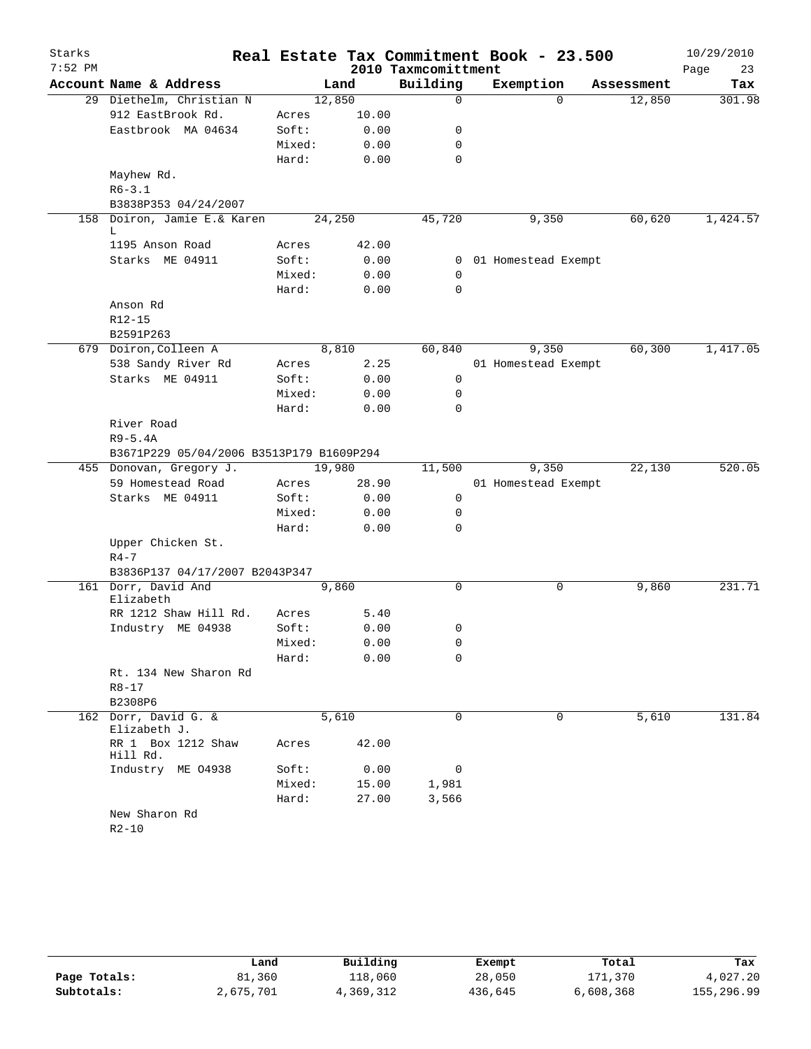# Real Estate Tax Commitment Book - 23.500

Starks
7:52 PM

2010 Taxmcomittment

10/29/2010

| Account | Name & Address | | Land | Building | Exemption | Assessment | Tax |
|---|---|---|---|---|---|---|---|
| 29 | Diethelm, Christian N | | 12,850 | 0 | 0 | 12,850 | 301.98 |
| | 912 EastBrook Rd. | Acres | 10.00 | | | | |
| | Eastbrook MA 04634 | Soft: | 0.00 | 0 | | | |
| | | Mixed: | 0.00 | 0 | | | |
| | | Hard: | 0.00 | 0 | | | |
| | Mayhew Rd. | | | | | | |
| | R6-3.1 | | | | | | |
| | B3838P353 04/24/2007 | | | | | | |
| 158 | Doiron, Jamie E.& Karen L | | 24,250 | 45,720 | 9,350 | 60,620 | 1,424.57 |
| | 1195 Anson Road | Acres | 42.00 | | | | |
| | Starks ME 04911 | Soft: | 0.00 | 0 | 01 Homestead Exempt | | |
| | | Mixed: | 0.00 | 0 | | | |
| | | Hard: | 0.00 | 0 | | | |
| | Anson Rd | | | | | | |
| | R12-15 | | | | | | |
| | B2591P263 | | | | | | |
| 679 | Doiron, Colleen A | | 8,810 | 60,840 | 9,350 | 60,300 | 1,417.05 |
| | 538 Sandy River Rd | Acres | 2.25 | | 01 Homestead Exempt | | |
| | Starks ME 04911 | Soft: | 0.00 | 0 | | | |
| | | Mixed: | 0.00 | 0 | | | |
| | | Hard: | 0.00 | 0 | | | |
| | River Road | | | | | | |
| | R9-5.4A | | | | | | |
| | B3671P229 05/04/2006 B3513P179 B1609P294 | | | | | | |
| 455 | Donovan, Gregory J. | | 19,980 | 11,500 | 9,350 | 22,130 | 520.05 |
| | 59 Homestead Road | Acres | 28.90 | | 01 Homestead Exempt | | |
| | Starks ME 04911 | Soft: | 0.00 | 0 | | | |
| | | Mixed: | 0.00 | 0 | | | |
| | | Hard: | 0.00 | 0 | | | |
| | Upper Chicken St. | | | | | | |
| | R4-7 | | | | | | |
| | B3836P137 04/17/2007 B2043P347 | | | | | | |
| 161 | Dorr, David And Elizabeth | | 9,860 | 0 | 0 | 9,860 | 231.71 |
| | RR 1212 Shaw Hill Rd. | Acres | 5.40 | | | | |
| | Industry ME 04938 | Soft: | 0.00 | 0 | | | |
| | | Mixed: | 0.00 | 0 | | | |
| | | Hard: | 0.00 | 0 | | | |
| | Rt. 134 New Sharon Rd | | | | | | |
| | R8-17 | | | | | | |
| | B2308P6 | | | | | | |
| 162 | Dorr, David G. & Elizabeth J. | | 5,610 | 0 | 0 | 5,610 | 131.84 |
| | RR 1 Box 1212 Shaw Hill Rd. | Acres | 42.00 | | | | |
| | Industry ME 04938 | Soft: | 0.00 | 0 | | | |
| | | Mixed: | 15.00 | 1,981 | | | |
| | | Hard: | 27.00 | 3,566 | | | |
| | New Sharon Rd | | | | | | |
| | R2-10 | | | | | | |

| | Land | Building | Exempt | Total | Tax |
|---|---|---|---|---|---|
| Page Totals: | 81,360 | 118,060 | 28,050 | 171,370 | 4,027.20 |
| Subtotals: | 2,675,701 | 4,369,312 | 436,645 | 6,608,368 | 155,296.99 |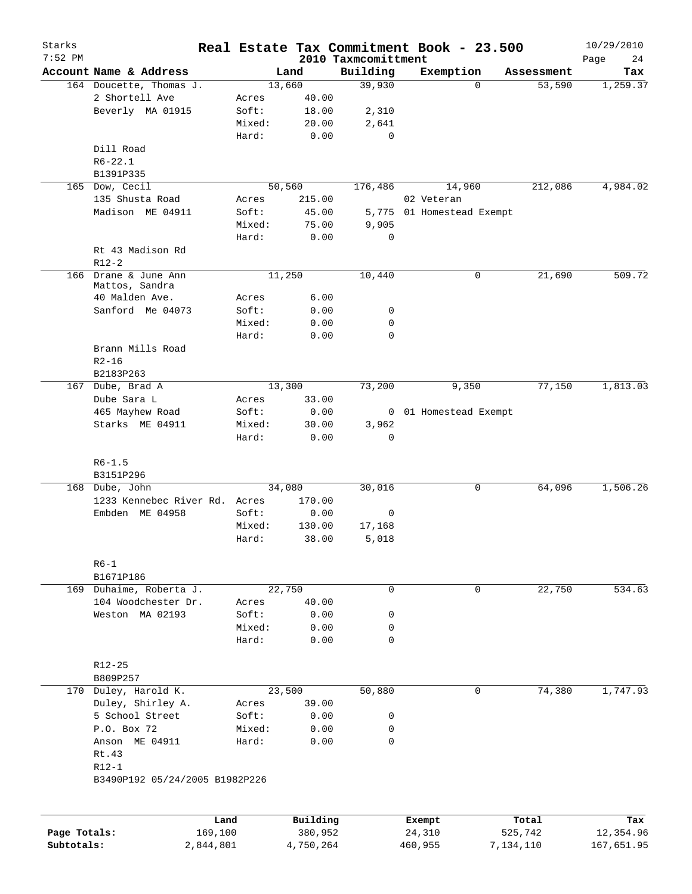Starks 7:52 PM

# Real Estate Tax Commitment Book - 23.500

## 2010 Taxmcomittment

10/29/2010

| Account Name & Address | | Land | Building | Exemption | Assessment | Tax |
|---|---|---|---|---|---|---|
| 164 Doucette, Thomas J. | | 13,660 | 39,930 | 0 | 53,590 | 1,259.37 |
| 2 Shortell Ave | Acres | 40.00 | | | | |
| Beverly MA 01915 | Soft: | 18.00 | 2,310 | | | |
| | Mixed: | 20.00 | 2,641 | | | |
| | Hard: | 0.00 | 0 | | | |
| Dill Road | | | | | | |
| R6-22.1 | | | | | | |
| B1391P335 | | | | | | |
| 165 Dow, Cecil | | 50,560 | 176,486 | 14,960 | 212,086 | 4,984.02 |
| 135 Shusta Road | Acres | 215.00 | | 02 Veteran | | |
| Madison ME 04911 | Soft: | 45.00 | 5,775 | 01 Homestead Exempt | | |
| | Mixed: | 75.00 | 9,905 | | | |
| | Hard: | 0.00 | 0 | | | |
| Rt 43 Madison Rd | | | | | | |
| R12-2 | | | | | | |
| 166 Drane & June Ann Mattos, Sandra | | 11,250 | 10,440 | 0 | 21,690 | 509.72 |
| 40 Malden Ave. | Acres | 6.00 | | | | |
| Sanford Me 04073 | Soft: | 0.00 | 0 | | | |
| | Mixed: | 0.00 | 0 | | | |
| | Hard: | 0.00 | 0 | | | |
| Brann Mills Road | | | | | | |
| R2-16 | | | | | | |
| B2183P263 | | | | | | |
| 167 Dube, Brad A | | 13,300 | 73,200 | 9,350 | 77,150 | 1,813.03 |
| Dube Sara L | Acres | 33.00 | | | | |
| 465 Mayhew Road | Soft: | 0.00 | 0 | 01 Homestead Exempt | | |
| Starks ME 04911 | Mixed: | 30.00 | 3,962 | | | |
| | Hard: | 0.00 | 0 | | | |
| R6-1.5 | | | | | | |
| B3151P296 | | | | | | |
| 168 Dube, John | | 34,080 | 30,016 | 0 | 64,096 | 1,506.26 |
| 1233 Kennebec River Rd. | Acres | 170.00 | | | | |
| Embden ME 04958 | Soft: | 0.00 | 0 | | | |
| | Mixed: | 130.00 | 17,168 | | | |
| | Hard: | 38.00 | 5,018 | | | |
| R6-1 | | | | | | |
| B1671P186 | | | | | | |
| 169 Duhaime, Roberta J. | | 22,750 | 0 | 0 | 22,750 | 534.63 |
| 104 Woodchester Dr. | Acres | 40.00 | | | | |
| Weston MA 02193 | Soft: | 0.00 | 0 | | | |
| | Mixed: | 0.00 | 0 | | | |
| | Hard: | 0.00 | 0 | | | |
| R12-25 | | | | | | |
| B809P257 | | | | | | |
| 170 Duley, Harold K. | | 23,500 | 50,880 | 0 | 74,380 | 1,747.93 |
| Duley, Shirley A. | Acres | 39.00 | | | | |
| 5 School Street | Soft: | 0.00 | 0 | | | |
| P.O. Box 72 | Mixed: | 0.00 | 0 | | | |
| Anson ME 04911 | Hard: | 0.00 | 0 | | | |
| Rt.43 | | | | | | |
| R12-1 | | | | | | |
| B3490P192 05/24/2005 B1982P226 | | | | | | |

| | Land | Building | Exempt | Total | Tax |
|---|---|---|---|---|---|
| Page Totals: | 169,100 | 380,952 | 24,310 | 525,742 | 12,354.96 |
| Subtotals: | 2,844,801 | 4,750,264 | 460,955 | 7,134,110 | 167,651.95 |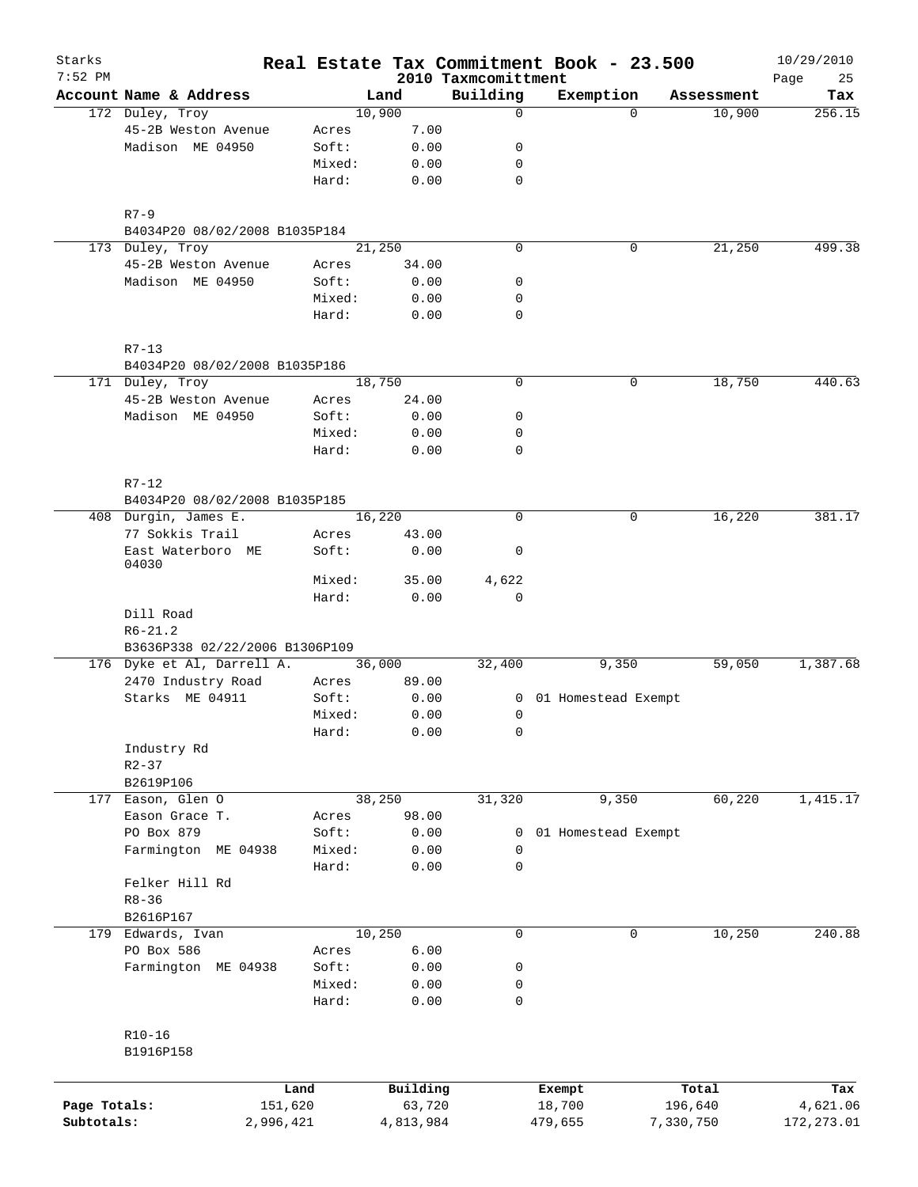# Real Estate Tax Commitment Book - 23.500

Starks 7:52 PM — 2010 Taxmcomittment — 10/29/2010

| Account Name & Address | | Land | Building | Exemption | Assessment | Tax |
|---|---|---|---|---|---|---|
| 172 Duley, Troy | | 10,900 | 0 | 0 | 10,900 | 256.15 |
| 45-2B Weston Avenue | Acres | 7.00 | | | | |
| Madison ME 04950 | Soft: | 0.00 | 0 | | | |
| | Mixed: | 0.00 | 0 | | | |
| | Hard: | 0.00 | 0 | | | |
| R7-9 | | | | | | |
| B4034P20 08/02/2008 B1035P184 | | | | | | |
| 173 Duley, Troy | | 21,250 | 0 | 0 | 21,250 | 499.38 |
| 45-2B Weston Avenue | Acres | 34.00 | | | | |
| Madison ME 04950 | Soft: | 0.00 | 0 | | | |
| | Mixed: | 0.00 | 0 | | | |
| | Hard: | 0.00 | 0 | | | |
| R7-13 | | | | | | |
| B4034P20 08/02/2008 B1035P186 | | | | | | |
| 171 Duley, Troy | | 18,750 | 0 | 0 | 18,750 | 440.63 |
| 45-2B Weston Avenue | Acres | 24.00 | | | | |
| Madison ME 04950 | Soft: | 0.00 | 0 | | | |
| | Mixed: | 0.00 | 0 | | | |
| | Hard: | 0.00 | 0 | | | |
| R7-12 | | | | | | |
| B4034P20 08/02/2008 B1035P185 | | | | | | |
| 408 Durgin, James E. | | 16,220 | 0 | 0 | 16,220 | 381.17 |
| 77 Sokkis Trail | Acres | 43.00 | | | | |
| East Waterboro ME 04030 | Soft: | 0.00 | 0 | | | |
| | Mixed: | 35.00 | 4,622 | | | |
| | Hard: | 0.00 | 0 | | | |
| Dill Road | | | | | | |
| R6-21.2 | | | | | | |
| B3636P338 02/22/2006 B1306P109 | | | | | | |
| 176 Dyke et Al, Darrell A. | | 36,000 | 32,400 | 9,350 | 59,050 | 1,387.68 |
| 2470 Industry Road | Acres | 89.00 | | | | |
| Starks ME 04911 | Soft: | 0.00 | 0 | 01 Homestead Exempt | | |
| | Mixed: | 0.00 | 0 | | | |
| | Hard: | 0.00 | 0 | | | |
| Industry Rd | | | | | | |
| R2-37 | | | | | | |
| B2619P106 | | | | | | |
| 177 Eason, Glen O | | 38,250 | 31,320 | 9,350 | 60,220 | 1,415.17 |
| Eason Grace T. | Acres | 98.00 | | | | |
| PO Box 879 | Soft: | 0.00 | 0 | 01 Homestead Exempt | | |
| Farmington ME 04938 | Mixed: | 0.00 | 0 | | | |
| | Hard: | 0.00 | 0 | | | |
| Felker Hill Rd | | | | | | |
| R8-36 | | | | | | |
| B2616P167 | | | | | | |
| 179 Edwards, Ivan | | 10,250 | 0 | 0 | 10,250 | 240.88 |
| PO Box 586 | Acres | 6.00 | | | | |
| Farmington ME 04938 | Soft: | 0.00 | 0 | | | |
| | Mixed: | 0.00 | 0 | | | |
| | Hard: | 0.00 | 0 | | | |
| R10-16 | | | | | | |
| B1916P158 | | | | | | |

| | Land | Building | Exempt | Total | Tax |
|---|---|---|---|---|---|
| Page Totals: | 151,620 | 63,720 | 18,700 | 196,640 | 4,621.06 |
| Subtotals: | 2,996,421 | 4,813,984 | 479,655 | 7,330,750 | 172,273.01 |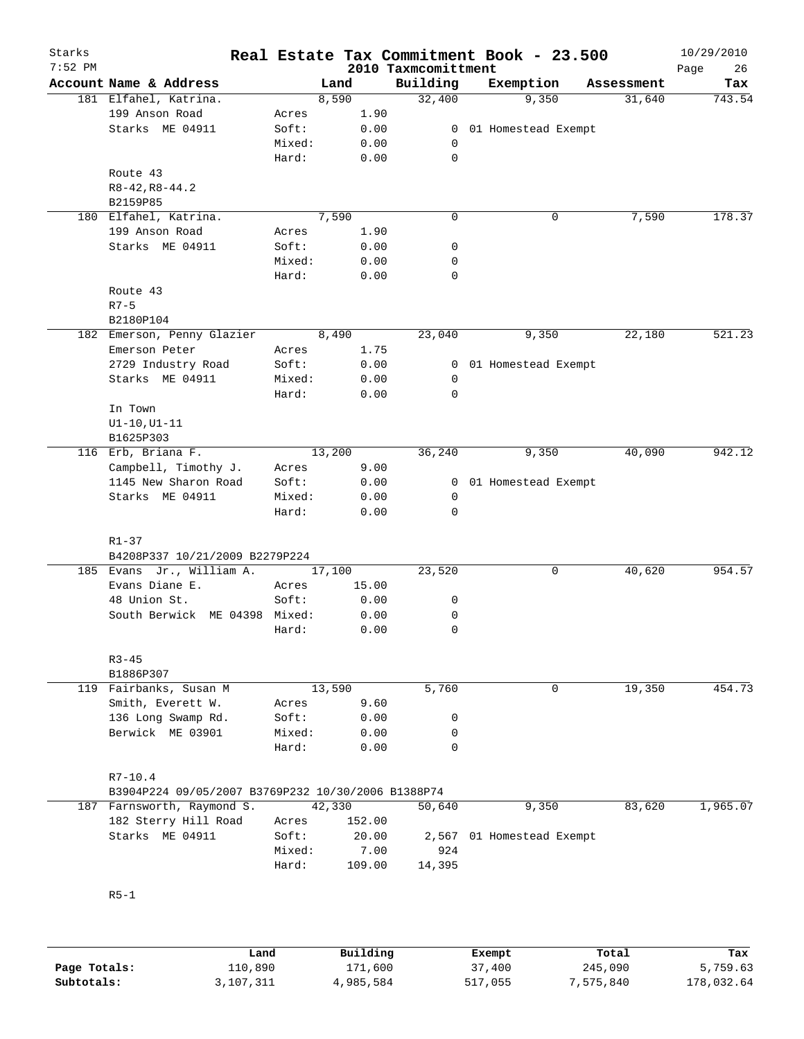# Real Estate Tax Commitment Book - 23.500

## 2010 Taxmcomittment

Starks 7:52 PM — 10/29/2010

| Account Name & Address | | Land | Building | Exemption | Assessment | Tax |
|---|---|---|---|---|---|---|
| 181 Elfahel, Katrina. | | 8,590 | 32,400 | 9,350 | 31,640 | 743.54 |
| 199 Anson Road | Acres | 1.90 | | | | |
| Starks ME 04911 | Soft: | 0.00 | 0 | 01 Homestead Exempt | | |
| | Mixed: | 0.00 | 0 | | | |
| | Hard: | 0.00 | 0 | | | |
| Route 43 | | | | | | |
| R8-42,R8-44.2 | | | | | | |
| B2159P85 | | | | | | |
| 180 Elfahel, Katrina. | | 7,590 | 0 | 0 | 7,590 | 178.37 |
| 199 Anson Road | Acres | 1.90 | | | | |
| Starks ME 04911 | Soft: | 0.00 | 0 | | | |
| | Mixed: | 0.00 | 0 | | | |
| | Hard: | 0.00 | 0 | | | |
| Route 43 | | | | | | |
| R7-5 | | | | | | |
| B2180P104 | | | | | | |
| 182 Emerson, Penny Glazier | | 8,490 | 23,040 | 9,350 | 22,180 | 521.23 |
| Emerson Peter | Acres | 1.75 | | | | |
| 2729 Industry Road | Soft: | 0.00 | 0 | 01 Homestead Exempt | | |
| Starks ME 04911 | Mixed: | 0.00 | 0 | | | |
| | Hard: | 0.00 | 0 | | | |
| In Town | | | | | | |
| U1-10,U1-11 | | | | | | |
| B1625P303 | | | | | | |
| 116 Erb, Briana F. | | 13,200 | 36,240 | 9,350 | 40,090 | 942.12 |
| Campbell, Timothy J. | Acres | 9.00 | | | | |
| 1145 New Sharon Road | Soft: | 0.00 | 0 | 01 Homestead Exempt | | |
| Starks ME 04911 | Mixed: | 0.00 | 0 | | | |
| | Hard: | 0.00 | 0 | | | |
| R1-37 | | | | | | |
| B4208P337 10/21/2009 B2279P224 | | | | | | |
| 185 Evans Jr., William A. | | 17,100 | 23,520 | 0 | 40,620 | 954.57 |
| Evans Diane E. | Acres | 15.00 | | | | |
| 48 Union St. | Soft: | 0.00 | 0 | | | |
| South Berwick ME 04398 | Mixed: | 0.00 | 0 | | | |
| | Hard: | 0.00 | 0 | | | |
| R3-45 | | | | | | |
| B1886P307 | | | | | | |
| 119 Fairbanks, Susan M | | 13,590 | 5,760 | 0 | 19,350 | 454.73 |
| Smith, Everett W. | Acres | 9.60 | | | | |
| 136 Long Swamp Rd. | Soft: | 0.00 | 0 | | | |
| Berwick ME 03901 | Mixed: | 0.00 | 0 | | | |
| | Hard: | 0.00 | 0 | | | |
| R7-10.4 | | | | | | |
| B3904P224 09/05/2007 B3769P232 10/30/2006 B1388P74 | | | | | | |
| 187 Farnsworth, Raymond S. | | 42,330 | 50,640 | 9,350 | 83,620 | 1,965.07 |
| 182 Sterry Hill Road | Acres | 152.00 | | | | |
| Starks ME 04911 | Soft: | 20.00 | 2,567 | 01 Homestead Exempt | | |
| | Mixed: | 7.00 | 924 | | | |
| | Hard: | 109.00 | 14,395 | | | |
| R5-1 | | | | | | |

| | Land | Building | Exempt | Total | Tax |
|---|---|---|---|---|---|
| Page Totals: | 110,890 | 171,600 | 37,400 | 245,090 | 5,759.63 |
| Subtotals: | 3,107,311 | 4,985,584 | 517,055 | 7,575,840 | 178,032.64 |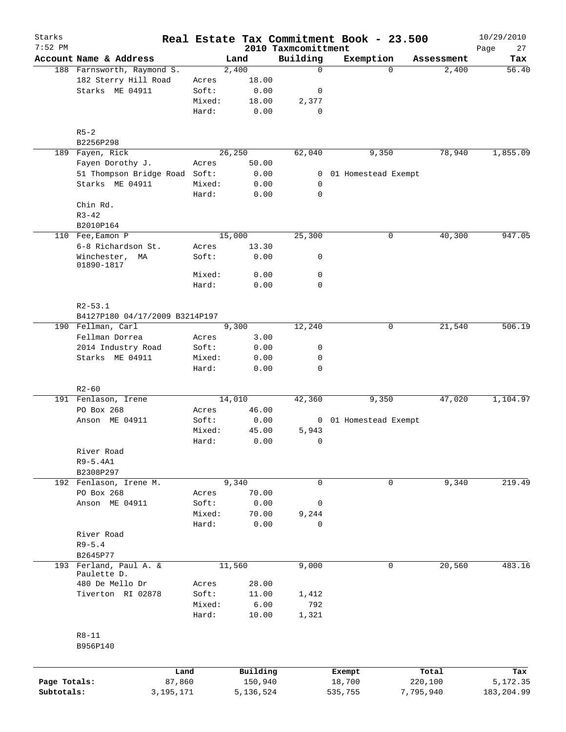# Real Estate Tax Commitment Book - 23.500

Starks
7:52 PM

2010 Taxmcomittment

10/29/2010

| Account Name & Address | | Land | Building | Exemption | Assessment | Tax |
|---|---|---|---|---|---|---|
| 188 Farnsworth, Raymond S. | | 2,400 | 0 | 0 | 2,400 | 56.40 |
| 182 Sterry Hill Road | Acres | 18.00 | | | | |
| Starks ME 04911 | Soft: | 0.00 | 0 | | | |
| | Mixed: | 18.00 | 2,377 | | | |
| | Hard: | 0.00 | 0 | | | |
| R5-2 | | | | | | |
| B2256P298 | | | | | | |
| 189 Fayen, Rick | | 26,250 | 62,040 | 9,350 | 78,940 | 1,855.09 |
| Fayen Dorothy J. | Acres | 50.00 | | | | |
| 51 Thompson Bridge Road | Soft: | 0.00 | 0 | 01 Homestead Exempt | | |
| Starks ME 04911 | Mixed: | 0.00 | 0 | | | |
| | Hard: | 0.00 | 0 | | | |
| Chin Rd. | | | | | | |
| R3-42 | | | | | | |
| B2010P164 | | | | | | |
| 110 Fee,Eamon P | | 15,000 | 25,300 | 0 | 40,300 | 947.05 |
| 6-8 Richardson St. | Acres | 13.30 | | | | |
| Winchester, MA 01890-1817 | Soft: | 0.00 | 0 | | | |
| | Mixed: | 0.00 | 0 | | | |
| | Hard: | 0.00 | 0 | | | |
| R2-53.1 | | | | | | |
| B4127P180 04/17/2009 B3214P197 | | | | | | |
| 190 Fellman, Carl | | 9,300 | 12,240 | 0 | 21,540 | 506.19 |
| Fellman Dorrea | Acres | 3.00 | | | | |
| 2014 Industry Road | Soft: | 0.00 | 0 | | | |
| Starks ME 04911 | Mixed: | 0.00 | 0 | | | |
| | Hard: | 0.00 | 0 | | | |
| R2-60 | | | | | | |
| 191 Fenlason, Irene | | 14,010 | 42,360 | 9,350 | 47,020 | 1,104.97 |
| PO Box 268 | Acres | 46.00 | | | | |
| Anson ME 04911 | Soft: | 0.00 | 0 | 01 Homestead Exempt | | |
| | Mixed: | 45.00 | 5,943 | | | |
| | Hard: | 0.00 | 0 | | | |
| River Road | | | | | | |
| R9-5.4A1 | | | | | | |
| B2308P297 | | | | | | |
| 192 Fenlason, Irene M. | | 9,340 | 0 | 0 | 9,340 | 219.49 |
| PO Box 268 | Acres | 70.00 | | | | |
| Anson ME 04911 | Soft: | 0.00 | 0 | | | |
| | Mixed: | 70.00 | 9,244 | | | |
| | Hard: | 0.00 | 0 | | | |
| River Road | | | | | | |
| R9-5.4 | | | | | | |
| B2645P77 | | | | | | |
| 193 Ferland, Paul A. & Paulette D. | | 11,560 | 9,000 | 0 | 20,560 | 483.16 |
| 480 De Mello Dr | Acres | 28.00 | | | | |
| Tiverton RI 02878 | Soft: | 11.00 | 1,412 | | | |
| | Mixed: | 6.00 | 792 | | | |
| | Hard: | 10.00 | 1,321 | | | |
| R8-11 | | | | | | |
| B956P140 | | | | | | |

| | Land | Building | Exempt | Total | Tax |
|---|---|---|---|---|---|
| Page Totals: | 87,860 | 150,940 | 18,700 | 220,100 | 5,172.35 |
| Subtotals: | 3,195,171 | 5,136,524 | 535,755 | 7,795,940 | 183,204.99 |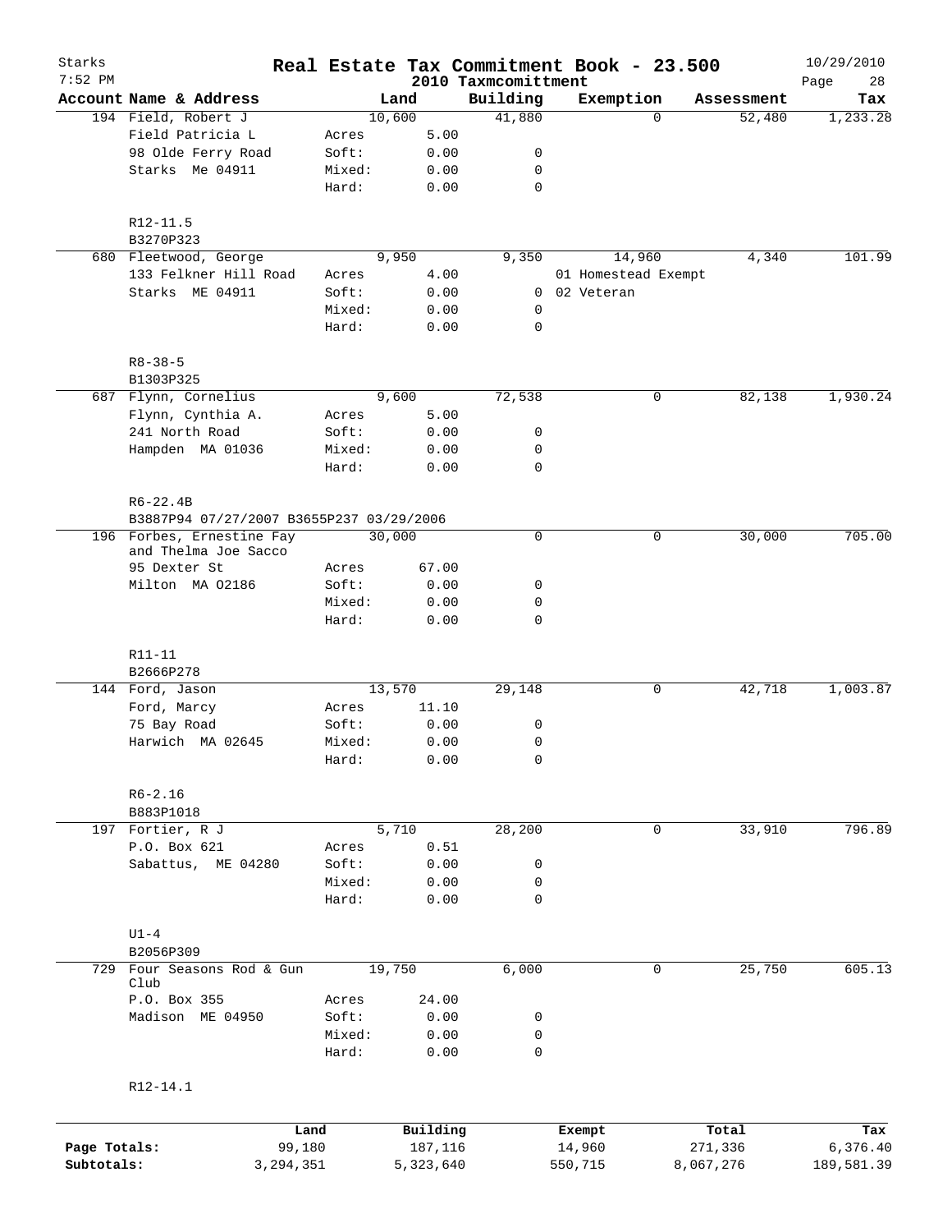# Real Estate Tax Commitment Book - 23.500

Starks
7:52 PM

2010 Taxmcomittment

10/29/2010

| Account Name & Address | | Land | Building | Exemption | Assessment | Tax |
|---|---|---|---|---|---|---|
| 194 Field, Robert J | | 10,600 | 41,880 | 0 | 52,480 | 1,233.28 |
| Field Patricia L | Acres | 5.00 | | | | |
| 98 Olde Ferry Road | Soft: | 0.00 | 0 | | | |
| Starks Me 04911 | Mixed: | 0.00 | 0 | | | |
| | Hard: | 0.00 | 0 | | | |
| R12-11.5 | | | | | | |
| B3270P323 | | | | | | |
| 680 Fleetwood, George | | 9,950 | 9,350 | 14,960 | 4,340 | 101.99 |
| 133 Felkner Hill Road | Acres | 4.00 | | 01 Homestead Exempt | | |
| Starks ME 04911 | Soft: | 0.00 | 0 | 02 Veteran | | |
| | Mixed: | 0.00 | 0 | | | |
| | Hard: | 0.00 | 0 | | | |
| R8-38-5 | | | | | | |
| B1303P325 | | | | | | |
| 687 Flynn, Cornelius | | 9,600 | 72,538 | 0 | 82,138 | 1,930.24 |
| Flynn, Cynthia A. | Acres | 5.00 | | | | |
| 241 North Road | Soft: | 0.00 | 0 | | | |
| Hampden MA 01036 | Mixed: | 0.00 | 0 | | | |
| | Hard: | 0.00 | 0 | | | |
| R6-22.4B | | | | | | |
| B3887P94 07/27/2007 B3655P237 03/29/2006 | | | | | | |
| 196 Forbes, Ernestine Fay and Thelma Joe Sacco | | 30,000 | 0 | 0 | 30,000 | 705.00 |
| 95 Dexter St | Acres | 67.00 | | | | |
| Milton MA 02186 | Soft: | 0.00 | 0 | | | |
| | Mixed: | 0.00 | 0 | | | |
| | Hard: | 0.00 | 0 | | | |
| R11-11 | | | | | | |
| B2666P278 | | | | | | |
| 144 Ford, Jason | | 13,570 | 29,148 | 0 | 42,718 | 1,003.87 |
| Ford, Marcy | Acres | 11.10 | | | | |
| 75 Bay Road | Soft: | 0.00 | 0 | | | |
| Harwich MA 02645 | Mixed: | 0.00 | 0 | | | |
| | Hard: | 0.00 | 0 | | | |
| R6-2.16 | | | | | | |
| B883P1018 | | | | | | |
| 197 Fortier, R J | | 5,710 | 28,200 | 0 | 33,910 | 796.89 |
| P.O. Box 621 | Acres | 0.51 | | | | |
| Sabattus, ME 04280 | Soft: | 0.00 | 0 | | | |
| | Mixed: | 0.00 | 0 | | | |
| | Hard: | 0.00 | 0 | | | |
| U1-4 | | | | | | |
| B2056P309 | | | | | | |
| 729 Four Seasons Rod & Gun Club | | 19,750 | 6,000 | 0 | 25,750 | 605.13 |
| P.O. Box 355 | Acres | 24.00 | | | | |
| Madison ME 04950 | Soft: | 0.00 | 0 | | | |
| | Mixed: | 0.00 | 0 | | | |
| | Hard: | 0.00 | 0 | | | |
| R12-14.1 | | | | | | |

| | Land | Building | Exempt | Total | Tax |
|---|---|---|---|---|---|
| Page Totals: | 99,180 | 187,116 | 14,960 | 271,336 | 6,376.40 |
| Subtotals: | 3,294,351 | 5,323,640 | 550,715 | 8,067,276 | 189,581.39 |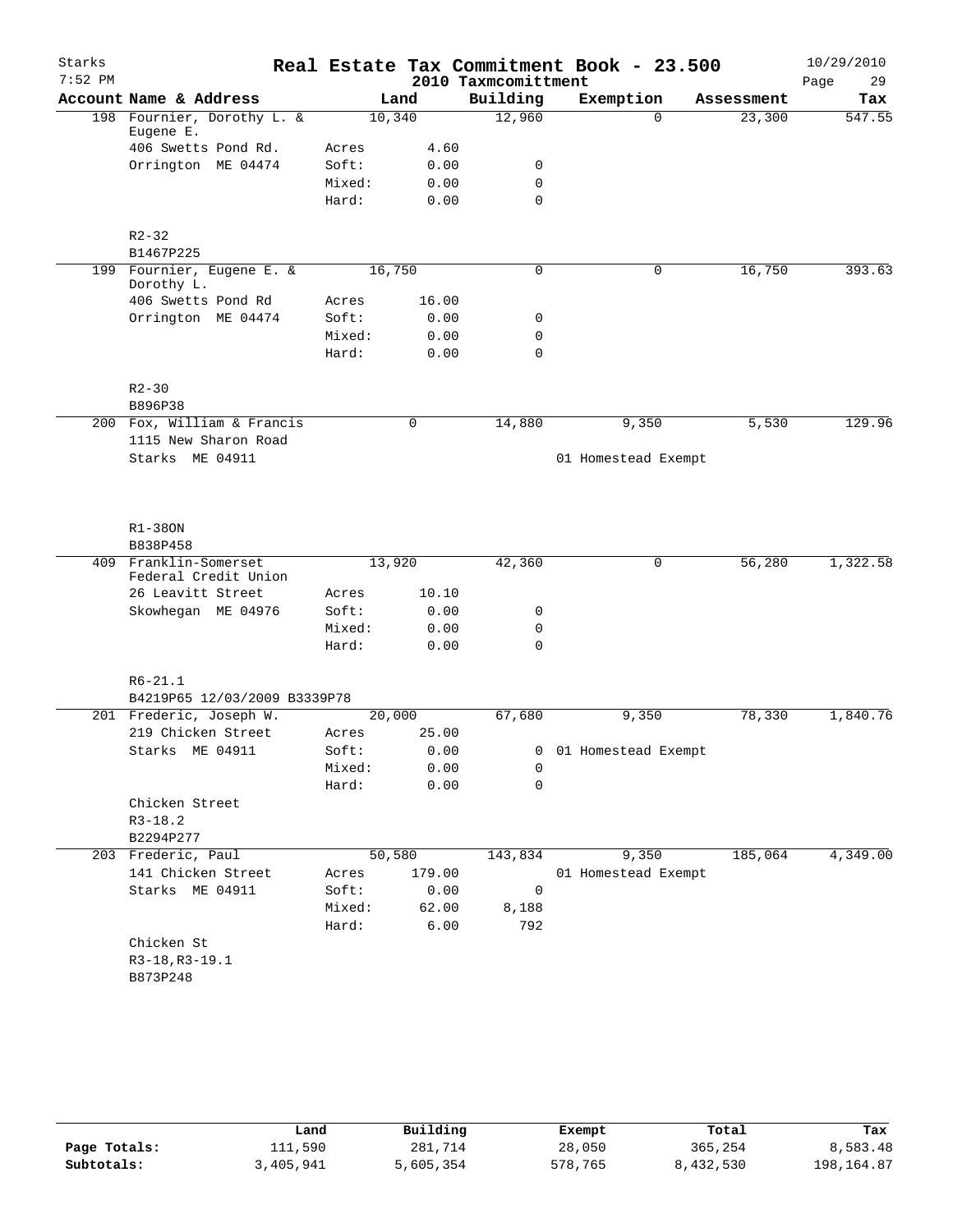# Real Estate Tax Commitment Book - 23.500

Starks
7:52 PM

2010 Taxmcomittment

10/29/2010

| Account | Name & Address | | Land | Building | Exemption | Assessment | Tax |
|---|---|---|---|---|---|---|---|
| 198 | Fournier, Dorothy L. & Eugene E. | | 10,340 | 12,960 | 0 | 23,300 | 547.55 |
| | 406 Swetts Pond Rd. | Acres | 4.60 | | | | |
| | Orrington ME 04474 | Soft: | 0.00 | 0 | | | |
| | | Mixed: | 0.00 | 0 | | | |
| | | Hard: | 0.00 | 0 | | | |
| | R2-32 | | | | | | |
| | B1467P225 | | | | | | |
| 199 | Fournier, Eugene E. & Dorothy L. | | 16,750 | 0 | 0 | 16,750 | 393.63 |
| | 406 Swetts Pond Rd | Acres | 16.00 | | | | |
| | Orrington ME 04474 | Soft: | 0.00 | 0 | | | |
| | | Mixed: | 0.00 | 0 | | | |
| | | Hard: | 0.00 | 0 | | | |
| | R2-30 | | | | | | |
| | B896P38 | | | | | | |
| 200 | Fox, William & Francis | | 0 | 14,880 | 9,350 | 5,530 | 129.96 |
| | 1115 New Sharon Road | | | | | | |
| | Starks ME 04911 | | | | 01 Homestead Exempt | | |
| | R1-38ON | | | | | | |
| | B838P458 | | | | | | |
| 409 | Franklin-Somerset Federal Credit Union | | 13,920 | 42,360 | 0 | 56,280 | 1,322.58 |
| | 26 Leavitt Street | Acres | 10.10 | | | | |
| | Skowhegan ME 04976 | Soft: | 0.00 | 0 | | | |
| | | Mixed: | 0.00 | 0 | | | |
| | | Hard: | 0.00 | 0 | | | |
| | R6-21.1 | | | | | | |
| | B4219P65 12/03/2009 B3339P78 | | | | | | |
| 201 | Frederic, Joseph W. | | 20,000 | 67,680 | 9,350 | 78,330 | 1,840.76 |
| | 219 Chicken Street | Acres | 25.00 | | | | |
| | Starks ME 04911 | Soft: | 0.00 | 0 | 01 Homestead Exempt | | |
| | | Mixed: | 0.00 | 0 | | | |
| | | Hard: | 0.00 | 0 | | | |
| | Chicken Street | | | | | | |
| | R3-18.2 | | | | | | |
| | B2294P277 | | | | | | |
| 203 | Frederic, Paul | | 50,580 | 143,834 | 9,350 | 185,064 | 4,349.00 |
| | 141 Chicken Street | Acres | 179.00 | | 01 Homestead Exempt | | |
| | Starks ME 04911 | Soft: | 0.00 | 0 | | | |
| | | Mixed: | 62.00 | 8,188 | | | |
| | | Hard: | 6.00 | 792 | | | |
| | Chicken St | | | | | | |
| | R3-18,R3-19.1 | | | | | | |
| | B873P248 | | | | | | |

| | Land | Building | Exempt | Total | Tax |
|---|---|---|---|---|---|
| Page Totals: | 111,590 | 281,714 | 28,050 | 365,254 | 8,583.48 |
| Subtotals: | 3,405,941 | 5,605,354 | 578,765 | 8,432,530 | 198,164.87 |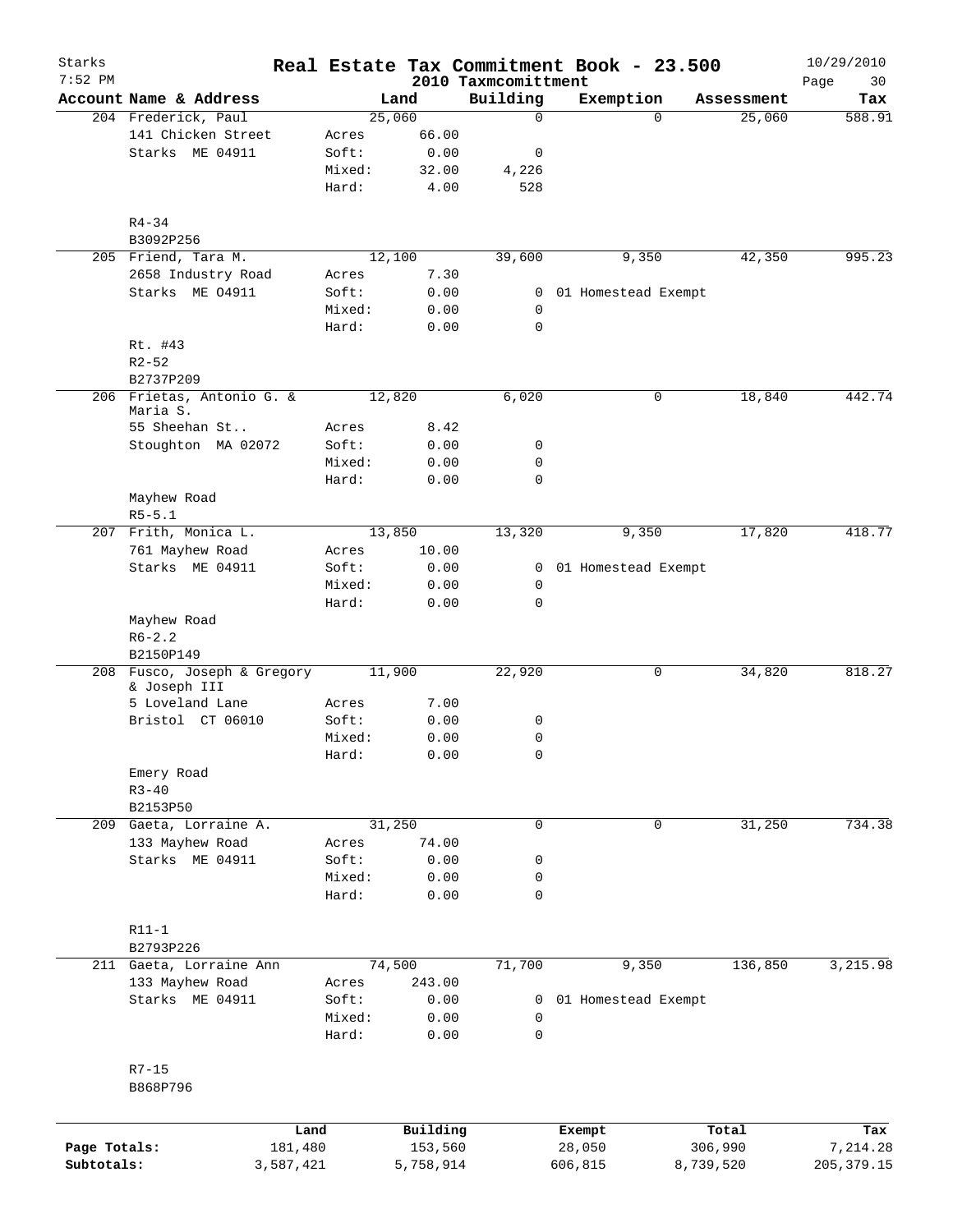# Real Estate Tax Commitment Book - 23.500

Starks 7:52 PM — 2010 Taxmcomittment — 10/29/2010

| Account Name & Address | Land | | Building | Exemption | Assessment | Tax |
|---|---|---|---|---|---|---|
| 204 Frederick, Paul | 25,060 | | 0 | 0 | 25,060 | 588.91 |
| 141 Chicken Street | Acres | 66.00 | | | | |
| Starks ME 04911 | Soft: | 0.00 | 0 | | | |
| | Mixed: | 32.00 | 4,226 | | | |
| | Hard: | 4.00 | 528 | | | |
| R4-34 | | | | | | |
| B3092P256 | | | | | | |
| 205 Friend, Tara M. | 12,100 | | 39,600 | 9,350 | 42,350 | 995.23 |
| 2658 Industry Road | Acres | 7.30 | | | | |
| Starks ME 04911 | Soft: | 0.00 | 0 | 01 Homestead Exempt | | |
| | Mixed: | 0.00 | 0 | | | |
| | Hard: | 0.00 | 0 | | | |
| Rt. #43 | | | | | | |
| R2-52 | | | | | | |
| B2737P209 | | | | | | |
| 206 Frietas, Antonio G. & Maria S. | 12,820 | | 6,020 | 0 | 18,840 | 442.74 |
| 55 Sheehan St.. | Acres | 8.42 | | | | |
| Stoughton MA 02072 | Soft: | 0.00 | 0 | | | |
| | Mixed: | 0.00 | 0 | | | |
| | Hard: | 0.00 | 0 | | | |
| Mayhew Road | | | | | | |
| R5-5.1 | | | | | | |
| 207 Frith, Monica L. | 13,850 | | 13,320 | 9,350 | 17,820 | 418.77 |
| 761 Mayhew Road | Acres | 10.00 | | | | |
| Starks ME 04911 | Soft: | 0.00 | 0 | 01 Homestead Exempt | | |
| | Mixed: | 0.00 | 0 | | | |
| | Hard: | 0.00 | 0 | | | |
| Mayhew Road | | | | | | |
| R6-2.2 | | | | | | |
| B2150P149 | | | | | | |
| 208 Fusco, Joseph & Gregory & Joseph III | 11,900 | | 22,920 | 0 | 34,820 | 818.27 |
| 5 Loveland Lane | Acres | 7.00 | | | | |
| Bristol CT 06010 | Soft: | 0.00 | 0 | | | |
| | Mixed: | 0.00 | 0 | | | |
| | Hard: | 0.00 | 0 | | | |
| Emery Road | | | | | | |
| R3-40 | | | | | | |
| B2153P50 | | | | | | |
| 209 Gaeta, Lorraine A. | 31,250 | | 0 | 0 | 31,250 | 734.38 |
| 133 Mayhew Road | Acres | 74.00 | | | | |
| Starks ME 04911 | Soft: | 0.00 | 0 | | | |
| | Mixed: | 0.00 | 0 | | | |
| | Hard: | 0.00 | 0 | | | |
| R11-1 | | | | | | |
| B2793P226 | | | | | | |
| 211 Gaeta, Lorraine Ann | 74,500 | | 71,700 | 9,350 | 136,850 | 3,215.98 |
| 133 Mayhew Road | Acres | 243.00 | | | | |
| Starks ME 04911 | Soft: | 0.00 | 0 | 01 Homestead Exempt | | |
| | Mixed: | 0.00 | 0 | | | |
| | Hard: | 0.00 | 0 | | | |
| R7-15 | | | | | | |
| B868P796 | | | | | | |

| | Land | Building | Exempt | Total | Tax |
|---|---|---|---|---|---|
| Page Totals: | 181,480 | 153,560 | 28,050 | 306,990 | 7,214.28 |
| Subtotals: | 3,587,421 | 5,758,914 | 606,815 | 8,739,520 | 205,379.15 |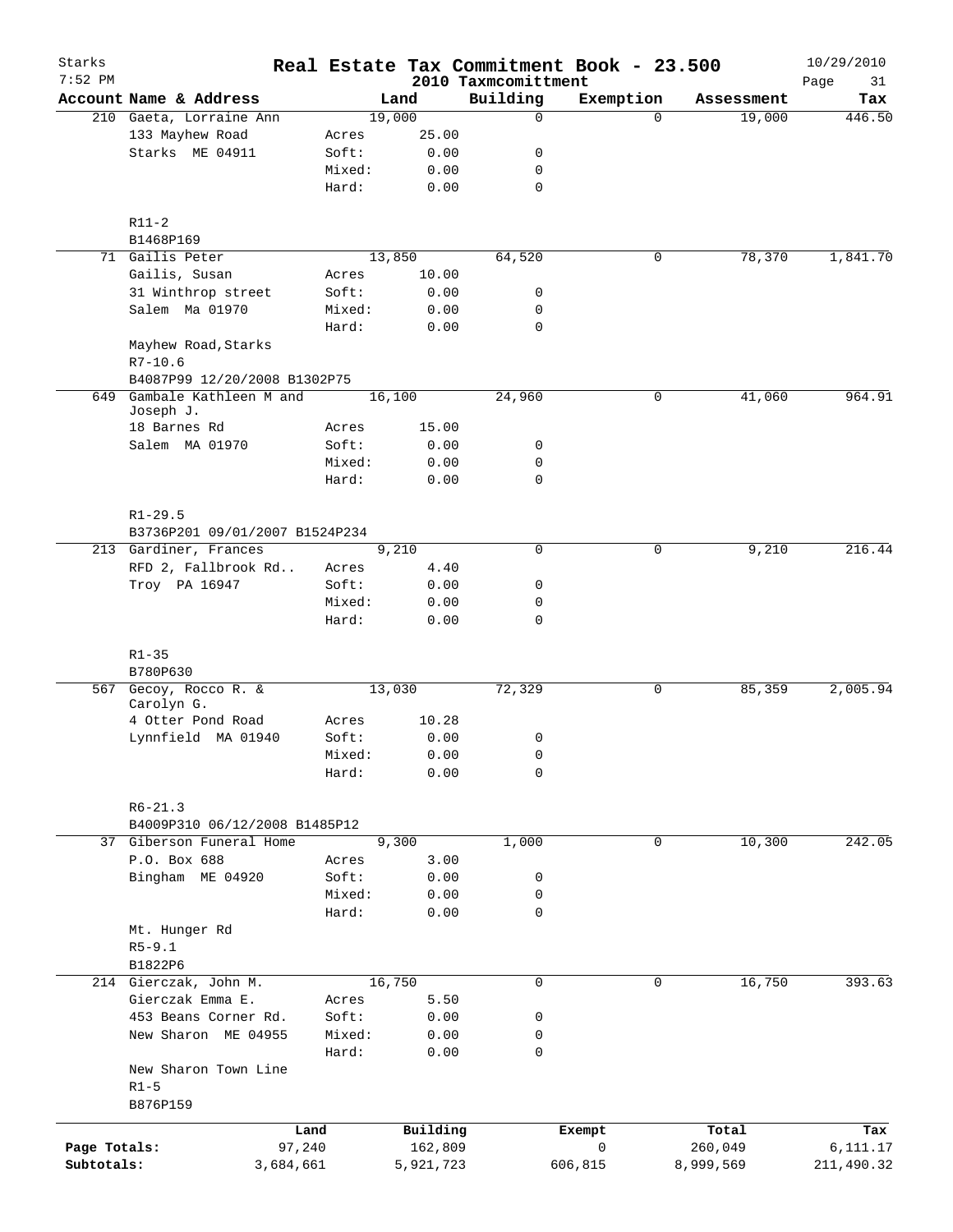# Real Estate Tax Commitment Book - 23.500

Starks
7:52 PM

2010 Taxmcomittment

10/29/2010

| Account | Name & Address | | Land | Building | Exemption | Assessment | Tax |
|---|---|---|---|---|---|---|---|
| 210 | Gaeta, Lorraine Ann | | 19,000 | 0 | 0 | 19,000 | 446.50 |
| | 133 Mayhew Road | Acres | 25.00 | | | | |
| | Starks ME 04911 | Soft: | 0.00 | 0 | | | |
| | | Mixed: | 0.00 | 0 | | | |
| | | Hard: | 0.00 | 0 | | | |
| | R11-2 | | | | | | |
| | B1468P169 | | | | | | |
| 71 | Gailis Peter | | 13,850 | 64,520 | 0 | 78,370 | 1,841.70 |
| | Gailis, Susan | Acres | 10.00 | | | | |
| | 31 Winthrop street | Soft: | 0.00 | 0 | | | |
| | Salem Ma 01970 | Mixed: | 0.00 | 0 | | | |
| | | Hard: | 0.00 | 0 | | | |
| | Mayhew Road,Starks | | | | | | |
| | R7-10.6 | | | | | | |
| | B4087P99 12/20/2008 B1302P75 | | | | | | |
| 649 | Gambale Kathleen M and Joseph J. | | 16,100 | 24,960 | 0 | 41,060 | 964.91 |
| | 18 Barnes Rd | Acres | 15.00 | | | | |
| | Salem MA 01970 | Soft: | 0.00 | 0 | | | |
| | | Mixed: | 0.00 | 0 | | | |
| | | Hard: | 0.00 | 0 | | | |
| | R1-29.5 | | | | | | |
| | B3736P201 09/01/2007 B1524P234 | | | | | | |
| 213 | Gardiner, Frances | | 9,210 | 0 | 0 | 9,210 | 216.44 |
| | RFD 2, Fallbrook Rd.. | Acres | 4.40 | | | | |
| | Troy PA 16947 | Soft: | 0.00 | 0 | | | |
| | | Mixed: | 0.00 | 0 | | | |
| | | Hard: | 0.00 | 0 | | | |
| | R1-35 | | | | | | |
| | B780P630 | | | | | | |
| 567 | Gecoy, Rocco R. & Carolyn G. | | 13,030 | 72,329 | 0 | 85,359 | 2,005.94 |
| | 4 Otter Pond Road | Acres | 10.28 | | | | |
| | Lynnfield MA 01940 | Soft: | 0.00 | 0 | | | |
| | | Mixed: | 0.00 | 0 | | | |
| | | Hard: | 0.00 | 0 | | | |
| | R6-21.3 | | | | | | |
| | B4009P310 06/12/2008 B1485P12 | | | | | | |
| 37 | Giberson Funeral Home | | 9,300 | 1,000 | 0 | 10,300 | 242.05 |
| | P.O. Box 688 | Acres | 3.00 | | | | |
| | Bingham ME 04920 | Soft: | 0.00 | 0 | | | |
| | | Mixed: | 0.00 | 0 | | | |
| | | Hard: | 0.00 | 0 | | | |
| | Mt. Hunger Rd | | | | | | |
| | R5-9.1 | | | | | | |
| | B1822P6 | | | | | | |
| 214 | Gierczak, John M. | | 16,750 | 0 | 0 | 16,750 | 393.63 |
| | Gierczak Emma E. | Acres | 5.50 | | | | |
| | 453 Beans Corner Rd. | Soft: | 0.00 | 0 | | | |
| | New Sharon ME 04955 | Mixed: | 0.00 | 0 | | | |
| | | Hard: | 0.00 | 0 | | | |
| | New Sharon Town Line | | | | | | |
| | R1-5 | | | | | | |
| | B876P159 | | | | | | |

| | Land | Building | Exempt | Total | Tax |
|---|---|---|---|---|---|
| Page Totals: | 97,240 | 162,809 | 0 | 260,049 | 6,111.17 |
| Subtotals: | 3,684,661 | 5,921,723 | 606,815 | 8,999,569 | 211,490.32 |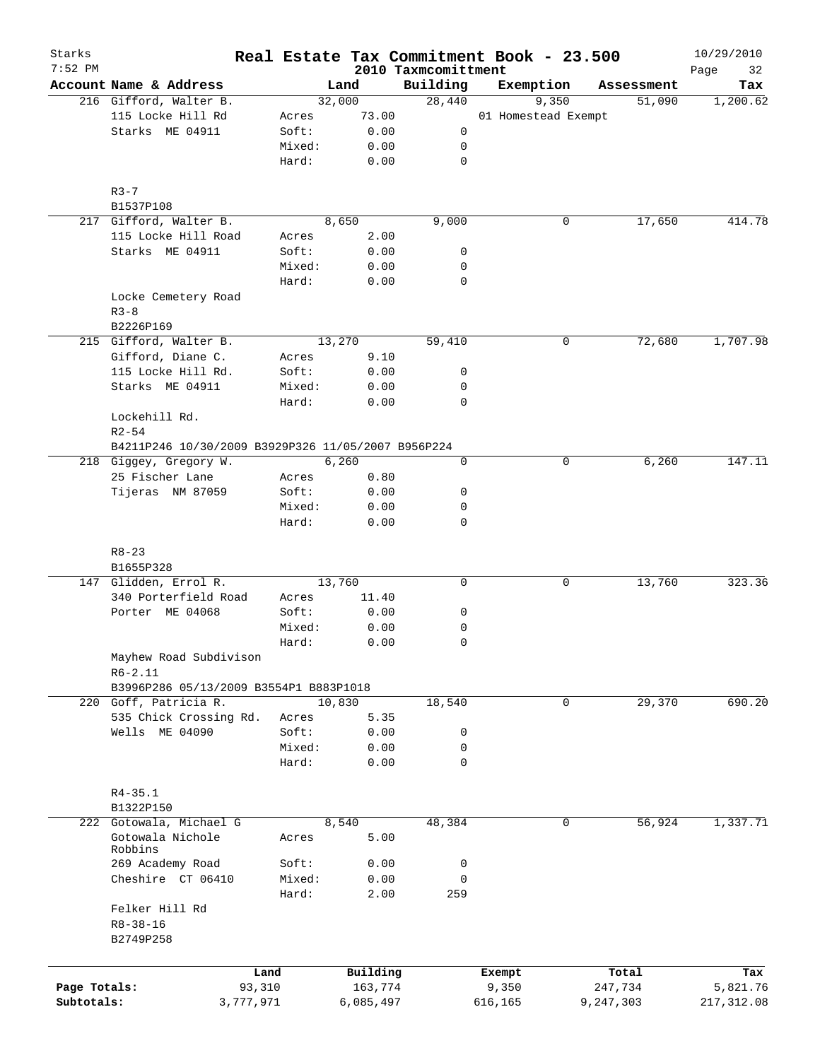# Real Estate Tax Commitment Book - 23.500

Starks
7:52 PM

2010 Taxmcomittment

10/29/2010

| Account Name & Address | | Land | Building | Exemption | Assessment | Tax |
|---|---|---|---|---|---|---|
| 216 Gifford, Walter B. | | 32,000 | 28,440 | 9,350 | 51,090 | 1,200.62 |
| 115 Locke Hill Rd | Acres | 73.00 | | 01 Homestead Exempt | | |
| Starks ME 04911 | Soft: | 0.00 | 0 | | | |
| | Mixed: | 0.00 | 0 | | | |
| | Hard: | 0.00 | 0 | | | |
| R3-7 | | | | | | |
| B1537P108 | | | | | | |
| 217 Gifford, Walter B. | | 8,650 | 9,000 | 0 | 17,650 | 414.78 |
| 115 Locke Hill Road | Acres | 2.00 | | | | |
| Starks ME 04911 | Soft: | 0.00 | 0 | | | |
| | Mixed: | 0.00 | 0 | | | |
| | Hard: | 0.00 | 0 | | | |
| Locke Cemetery Road | | | | | | |
| R3-8 | | | | | | |
| B2226P169 | | | | | | |
| 215 Gifford, Walter B. | | 13,270 | 59,410 | 0 | 72,680 | 1,707.98 |
| Gifford, Diane C. | Acres | 9.10 | | | | |
| 115 Locke Hill Rd. | Soft: | 0.00 | 0 | | | |
| Starks ME 04911 | Mixed: | 0.00 | 0 | | | |
| | Hard: | 0.00 | 0 | | | |
| Lockehill Rd. | | | | | | |
| R2-54 | | | | | | |
| B4211P246 10/30/2009 B3929P326 11/05/2007 B956P224 | | | | | | |
| 218 Giggey, Gregory W. | | 6,260 | 0 | 0 | 6,260 | 147.11 |
| 25 Fischer Lane | Acres | 0.80 | | | | |
| Tijeras NM 87059 | Soft: | 0.00 | 0 | | | |
| | Mixed: | 0.00 | 0 | | | |
| | Hard: | 0.00 | 0 | | | |
| R8-23 | | | | | | |
| B1655P328 | | | | | | |
| 147 Glidden, Errol R. | | 13,760 | 0 | 0 | 13,760 | 323.36 |
| 340 Porterfield Road | Acres | 11.40 | | | | |
| Porter ME 04068 | Soft: | 0.00 | 0 | | | |
| | Mixed: | 0.00 | 0 | | | |
| | Hard: | 0.00 | 0 | | | |
| Mayhew Road Subdivison | | | | | | |
| R6-2.11 | | | | | | |
| B3996P286 05/13/2009 B3554P1 B883P1018 | | | | | | |
| 220 Goff, Patricia R. | | 10,830 | 18,540 | 0 | 29,370 | 690.20 |
| 535 Chick Crossing Rd. | Acres | 5.35 | | | | |
| Wells ME 04090 | Soft: | 0.00 | 0 | | | |
| | Mixed: | 0.00 | 0 | | | |
| | Hard: | 0.00 | 0 | | | |
| R4-35.1 | | | | | | |
| B1322P150 | | | | | | |
| 222 Gotowala, Michael G | | 8,540 | 48,384 | 0 | 56,924 | 1,337.71 |
| Gotowala Nichole Robbins | Acres | 5.00 | | | | |
| 269 Academy Road | Soft: | 0.00 | 0 | | | |
| Cheshire CT 06410 | Mixed: | 0.00 | 0 | | | |
| | Hard: | 2.00 | 259 | | | |
| Felker Hill Rd | | | | | | |
| R8-38-16 | | | | | | |
| B2749P258 | | | | | | |

| | Land | Building | Exempt | Total | Tax |
|---|---|---|---|---|---|
| Page Totals: | 93,310 | 163,774 | 9,350 | 247,734 | 5,821.76 |
| Subtotals: | 3,777,971 | 6,085,497 | 616,165 | 9,247,303 | 217,312.08 |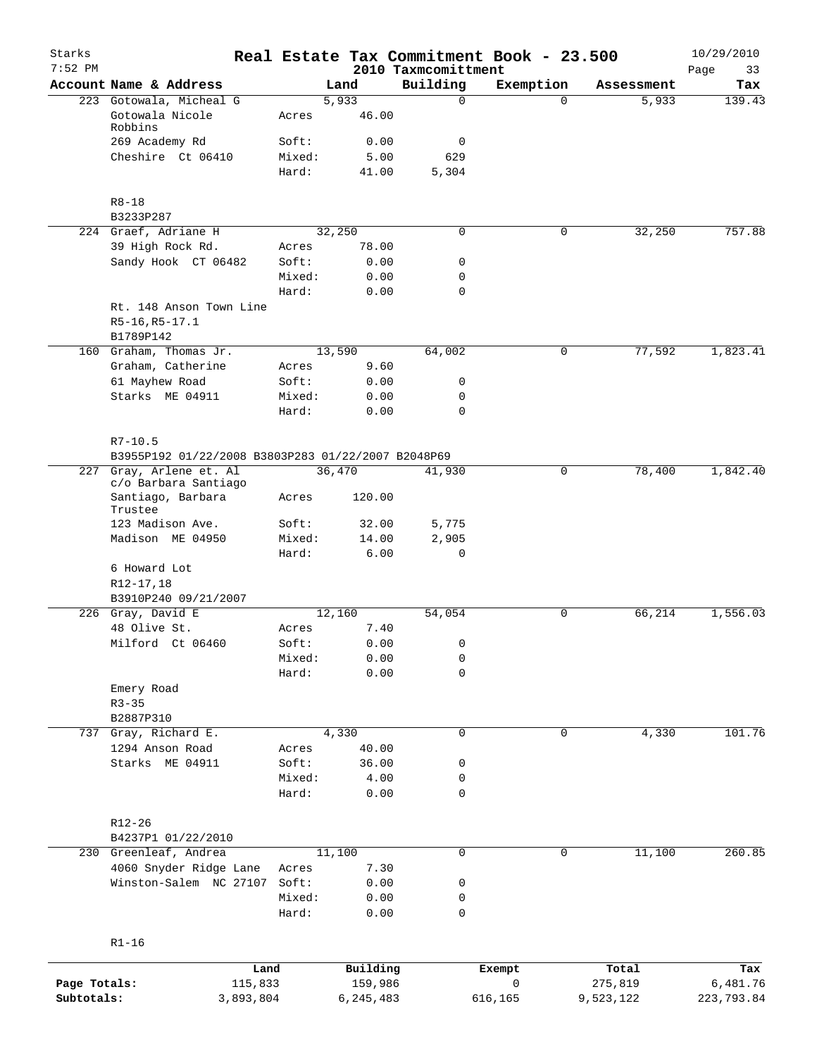# Real Estate Tax Commitment Book - 23.500

Starks
7:52 PM

2010 Taxmcomittment

10/29/2010

| Account Name & Address | | Land | Building | Exemption | Assessment | Tax |
|---|---|---|---|---|---|---|
| 223 Gotowala, Micheal G | | 5,933 | 0 | 0 | 5,933 | 139.43 |
| Gotowala Nicole Robbins | Acres | 46.00 | | | | |
| 269 Academy Rd | Soft: | 0.00 | 0 | | | |
| Cheshire Ct 06410 | Mixed: | 5.00 | 629 | | | |
| | Hard: | 41.00 | 5,304 | | | |
| R8-18 | | | | | | |
| B3233P287 | | | | | | |
| 224 Graef, Adriane H | | 32,250 | 0 | 0 | 32,250 | 757.88 |
| 39 High Rock Rd. | Acres | 78.00 | | | | |
| Sandy Hook CT 06482 | Soft: | 0.00 | 0 | | | |
| | Mixed: | 0.00 | 0 | | | |
| | Hard: | 0.00 | 0 | | | |
| Rt. 148 Anson Town Line | | | | | | |
| R5-16,R5-17.1 | | | | | | |
| B1789P142 | | | | | | |
| 160 Graham, Thomas Jr. | | 13,590 | 64,002 | 0 | 77,592 | 1,823.41 |
| Graham, Catherine | Acres | 9.60 | | | | |
| 61 Mayhew Road | Soft: | 0.00 | 0 | | | |
| Starks ME 04911 | Mixed: | 0.00 | 0 | | | |
| | Hard: | 0.00 | 0 | | | |
| R7-10.5 | | | | | | |
| B3955P192 01/22/2008 B3803P283 01/22/2007 B2048P69 | | | | | | |
| 227 Gray, Arlene et. Al c/o Barbara Santiago | | 36,470 | 41,930 | 0 | 78,400 | 1,842.40 |
| Santiago, Barbara Trustee | Acres | 120.00 | | | | |
| 123 Madison Ave. | Soft: | 32.00 | 5,775 | | | |
| Madison ME 04950 | Mixed: | 14.00 | 2,905 | | | |
| | Hard: | 6.00 | 0 | | | |
| 6 Howard Lot | | | | | | |
| R12-17,18 | | | | | | |
| B3910P240 09/21/2007 | | | | | | |
| 226 Gray, David E | | 12,160 | 54,054 | 0 | 66,214 | 1,556.03 |
| 48 Olive St. | Acres | 7.40 | | | | |
| Milford Ct 06460 | Soft: | 0.00 | 0 | | | |
| | Mixed: | 0.00 | 0 | | | |
| | Hard: | 0.00 | 0 | | | |
| Emery Road | | | | | | |
| R3-35 | | | | | | |
| B2887P310 | | | | | | |
| 737 Gray, Richard E. | | 4,330 | 0 | 0 | 4,330 | 101.76 |
| 1294 Anson Road | Acres | 40.00 | | | | |
| Starks ME 04911 | Soft: | 36.00 | 0 | | | |
| | Mixed: | 4.00 | 0 | | | |
| | Hard: | 0.00 | 0 | | | |
| R12-26 | | | | | | |
| B4237P1 01/22/2010 | | | | | | |
| 230 Greenleaf, Andrea | | 11,100 | 0 | 0 | 11,100 | 260.85 |
| 4060 Snyder Ridge Lane | Acres | 7.30 | | | | |
| Winston-Salem NC 27107 | Soft: | 0.00 | 0 | | | |
| | Mixed: | 0.00 | 0 | | | |
| | Hard: | 0.00 | 0 | | | |
| R1-16 | | | | | | |

| | Land | Building | Exempt | Total | Tax |
|---|---|---|---|---|---|
| Page Totals: | 115,833 | 159,986 | 0 | 275,819 | 6,481.76 |
| Subtotals: | 3,893,804 | 6,245,483 | 616,165 | 9,523,122 | 223,793.84 |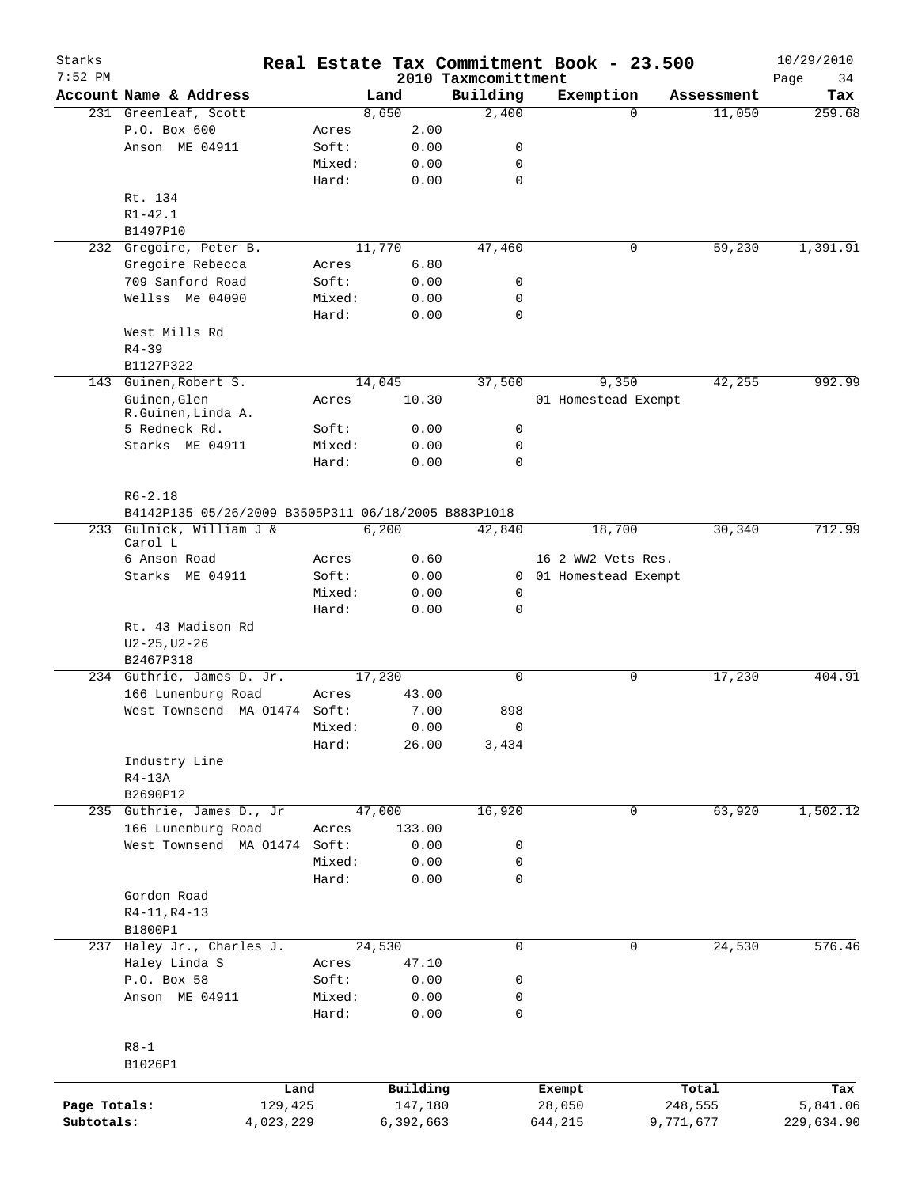Starks
7:52 PM

# Real Estate Tax Commitment Book - 23.500

## 2010 Taxmcomittment

10/29/2010

| Account Name & Address | | Land | Building | Exemption | Assessment | Tax |
|---|---|---|---|---|---|---|
| 231 Greenleaf, Scott | | 8,650 | 2,400 | 0 | 11,050 | 259.68 |
| P.O. Box 600 | Acres | 2.00 | | | | |
| Anson ME 04911 | Soft: | 0.00 | 0 | | | |
| | Mixed: | 0.00 | 0 | | | |
| | Hard: | 0.00 | 0 | | | |
| Rt. 134 | | | | | | |
| R1-42.1 | | | | | | |
| B1497P10 | | | | | | |
| 232 Gregoire, Peter B. | | 11,770 | 47,460 | 0 | 59,230 | 1,391.91 |
| Gregoire Rebecca | Acres | 6.80 | | | | |
| 709 Sanford Road | Soft: | 0.00 | 0 | | | |
| Wellss Me 04090 | Mixed: | 0.00 | 0 | | | |
| | Hard: | 0.00 | 0 | | | |
| West Mills Rd | | | | | | |
| R4-39 | | | | | | |
| B1127P322 | | | | | | |
| 143 Guinen,Robert S. | | 14,045 | 37,560 | 9,350 | 42,255 | 992.99 |
| Guinen,Glen R.Guinen,Linda A. | Acres | 10.30 | | 01 Homestead Exempt | | |
| 5 Redneck Rd. | Soft: | 0.00 | 0 | | | |
| Starks ME 04911 | Mixed: | 0.00 | 0 | | | |
| | Hard: | 0.00 | 0 | | | |
| R6-2.18 | | | | | | |
| B4142P135 05/26/2009 B3505P311 06/18/2005 B883P1018 | | | | | | |
| 233 Gulnick, William J & Carol L | | 6,200 | 42,840 | 18,700 | 30,340 | 712.99 |
| 6 Anson Road | Acres | 0.60 | | 16 2 WW2 Vets Res. | | |
| Starks ME 04911 | Soft: | 0.00 | 0 | 01 Homestead Exempt | | |
| | Mixed: | 0.00 | 0 | | | |
| | Hard: | 0.00 | 0 | | | |
| Rt. 43 Madison Rd | | | | | | |
| U2-25,U2-26 | | | | | | |
| B2467P318 | | | | | | |
| 234 Guthrie, James D. Jr. | | 17,230 | 0 | 0 | 17,230 | 404.91 |
| 166 Lunenburg Road | Acres | 43.00 | | | | |
| West Townsend MA 01474 | Soft: | 7.00 | 898 | | | |
| | Mixed: | 0.00 | 0 | | | |
| | Hard: | 26.00 | 3,434 | | | |
| Industry Line | | | | | | |
| R4-13A | | | | | | |
| B2690P12 | | | | | | |
| 235 Guthrie, James D., Jr | | 47,000 | 16,920 | 0 | 63,920 | 1,502.12 |
| 166 Lunenburg Road | Acres | 133.00 | | | | |
| West Townsend MA 01474 | Soft: | 0.00 | 0 | | | |
| | Mixed: | 0.00 | 0 | | | |
| | Hard: | 0.00 | 0 | | | |
| Gordon Road | | | | | | |
| R4-11,R4-13 | | | | | | |
| B1800P1 | | | | | | |
| 237 Haley Jr., Charles J. | | 24,530 | 0 | 0 | 24,530 | 576.46 |
| Haley Linda S | Acres | 47.10 | | | | |
| P.O. Box 58 | Soft: | 0.00 | 0 | | | |
| Anson ME 04911 | Mixed: | 0.00 | 0 | | | |
| | Hard: | 0.00 | 0 | | | |
| R8-1 | | | | | | |
| B1026P1 | | | | | | |

| | Land | Building | Exempt | Total | Tax |
|---|---|---|---|---|---|
| Page Totals: | 129,425 | 147,180 | 28,050 | 248,555 | 5,841.06 |
| Subtotals: | 4,023,229 | 6,392,663 | 644,215 | 9,771,677 | 229,634.90 |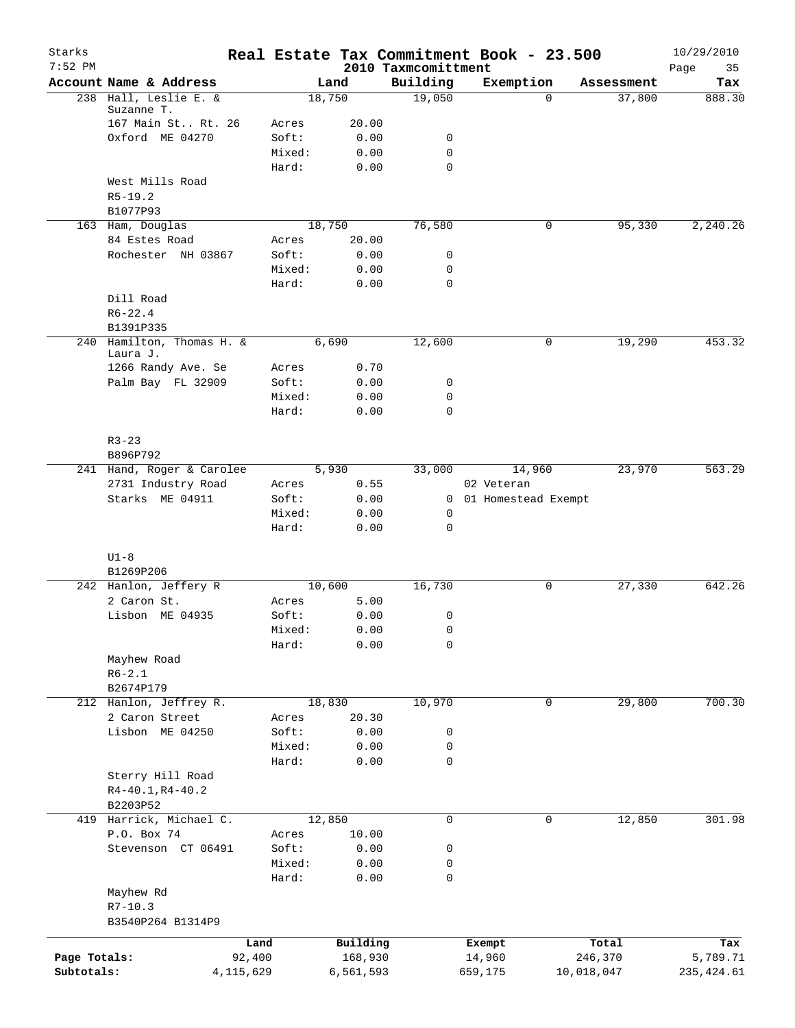# Real Estate Tax Commitment Book - 23.500

Starks
7:52 PM
2010 Taxmcomittment
10/29/2010

| Account Name & Address | Land | | Building | Exemption | Assessment | Tax |
|---|---|---|---|---|---|---|
| 238 Hall, Leslie E. & Suzanne T. | 18,750 | | 19,050 | 0 | 37,800 | 888.30 |
| 167 Main St.. Rt. 26 | Acres | 20.00 | | | | |
| Oxford ME 04270 | Soft: | 0.00 | 0 | | | |
| | Mixed: | 0.00 | 0 | | | |
| | Hard: | 0.00 | 0 | | | |
| West Mills Road | | | | | | |
| R5-19.2 | | | | | | |
| B1077P93 | | | | | | |
| 163 Ham, Douglas | 18,750 | | 76,580 | 0 | 95,330 | 2,240.26 |
| 84 Estes Road | Acres | 20.00 | | | | |
| Rochester NH 03867 | Soft: | 0.00 | 0 | | | |
| | Mixed: | 0.00 | 0 | | | |
| | Hard: | 0.00 | 0 | | | |
| Dill Road | | | | | | |
| R6-22.4 | | | | | | |
| B1391P335 | | | | | | |
| 240 Hamilton, Thomas H. & Laura J. | 6,690 | | 12,600 | 0 | 19,290 | 453.32 |
| 1266 Randy Ave. Se | Acres | 0.70 | | | | |
| Palm Bay FL 32909 | Soft: | 0.00 | 0 | | | |
| | Mixed: | 0.00 | 0 | | | |
| | Hard: | 0.00 | 0 | | | |
| R3-23 | | | | | | |
| B896P792 | | | | | | |
| 241 Hand, Roger & Carolee | 5,930 | | 33,000 | 14,960 | 23,970 | 563.29 |
| 2731 Industry Road | Acres | 0.55 | | 02 Veteran | | |
| Starks ME 04911 | Soft: | 0.00 | 0 | 01 Homestead Exempt | | |
| | Mixed: | 0.00 | 0 | | | |
| | Hard: | 0.00 | 0 | | | |
| U1-8 | | | | | | |
| B1269P206 | | | | | | |
| 242 Hanlon, Jeffery R | 10,600 | | 16,730 | 0 | 27,330 | 642.26 |
| 2 Caron St. | Acres | 5.00 | | | | |
| Lisbon ME 04935 | Soft: | 0.00 | 0 | | | |
| | Mixed: | 0.00 | 0 | | | |
| | Hard: | 0.00 | 0 | | | |
| Mayhew Road | | | | | | |
| R6-2.1 | | | | | | |
| B2674P179 | | | | | | |
| 212 Hanlon, Jeffrey R. | 18,830 | | 10,970 | 0 | 29,800 | 700.30 |
| 2 Caron Street | Acres | 20.30 | | | | |
| Lisbon ME 04250 | Soft: | 0.00 | 0 | | | |
| | Mixed: | 0.00 | 0 | | | |
| | Hard: | 0.00 | 0 | | | |
| Sterry Hill Road | | | | | | |
| R4-40.1,R4-40.2 | | | | | | |
| B2203P52 | | | | | | |
| 419 Harrick, Michael C. | 12,850 | | 0 | 0 | 12,850 | 301.98 |
| P.O. Box 74 | Acres | 10.00 | | | | |
| Stevenson CT 06491 | Soft: | 0.00 | 0 | | | |
| | Mixed: | 0.00 | 0 | | | |
| | Hard: | 0.00 | 0 | | | |
| Mayhew Rd | | | | | | |
| R7-10.3 | | | | | | |
| B3540P264 B1314P9 | | | | | | |

| | Land | Building | Exempt | Total | Tax |
|---|---|---|---|---|---|
| Page Totals: | 92,400 | 168,930 | 14,960 | 246,370 | 5,789.71 |
| Subtotals: | 4,115,629 | 6,561,593 | 659,175 | 10,018,047 | 235,424.61 |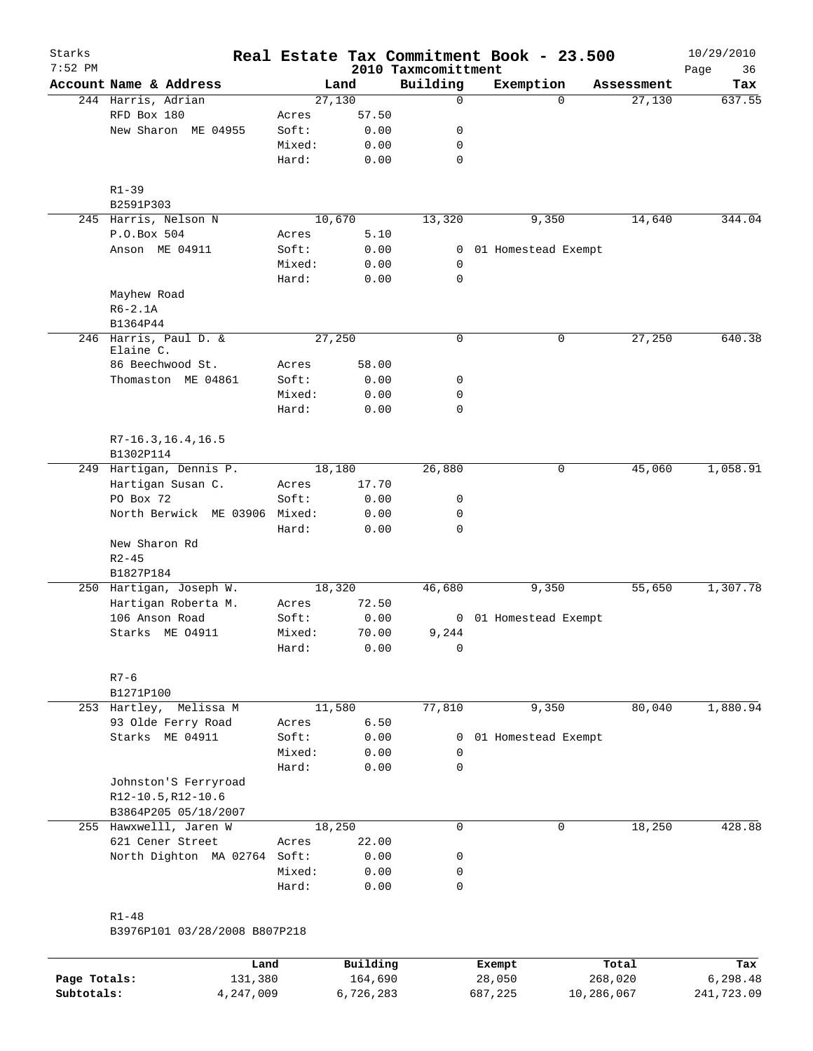# Real Estate Tax Commitment Book - 23.500

Starks
7:52 PM

2010 Taxmcomittment

10/29/2010

| Account Name & Address | | Land | Building | Exemption | Assessment | Tax |
|---|---|---|---|---|---|---|
| 244 Harris, Adrian | | 27,130 | 0 | 0 | 27,130 | 637.55 |
| RFD Box 180 | Acres | 57.50 | | | | |
| New Sharon ME 04955 | Soft: | 0.00 | 0 | | | |
| | Mixed: | 0.00 | 0 | | | |
| | Hard: | 0.00 | 0 | | | |
| R1-39 | | | | | | |
| B2591P303 | | | | | | |
| 245 Harris, Nelson N | | 10,670 | 13,320 | 9,350 | 14,640 | 344.04 |
| P.O.Box 504 | Acres | 5.10 | | | | |
| Anson ME 04911 | Soft: | 0.00 | 0 | 01 Homestead Exempt | | |
| | Mixed: | 0.00 | 0 | | | |
| | Hard: | 0.00 | 0 | | | |
| Mayhew Road | | | | | | |
| R6-2.1A | | | | | | |
| B1364P44 | | | | | | |
| 246 Harris, Paul D. & Elaine C. | | 27,250 | 0 | 0 | 27,250 | 640.38 |
| 86 Beechwood St. | Acres | 58.00 | | | | |
| Thomaston ME 04861 | Soft: | 0.00 | 0 | | | |
| | Mixed: | 0.00 | 0 | | | |
| | Hard: | 0.00 | 0 | | | |
| R7-16.3,16.4,16.5 | | | | | | |
| B1302P114 | | | | | | |
| 249 Hartigan, Dennis P. | | 18,180 | 26,880 | 0 | 45,060 | 1,058.91 |
| Hartigan Susan C. | Acres | 17.70 | | | | |
| PO Box 72 | Soft: | 0.00 | 0 | | | |
| North Berwick ME 03906 | Mixed: | 0.00 | 0 | | | |
| | Hard: | 0.00 | 0 | | | |
| New Sharon Rd | | | | | | |
| R2-45 | | | | | | |
| B1827P184 | | | | | | |
| 250 Hartigan, Joseph W. | | 18,320 | 46,680 | 9,350 | 55,650 | 1,307.78 |
| Hartigan Roberta M. | Acres | 72.50 | | | | |
| 106 Anson Road | Soft: | 0.00 | 0 | 01 Homestead Exempt | | |
| Starks ME 04911 | Mixed: | 70.00 | 9,244 | | | |
| | Hard: | 0.00 | 0 | | | |
| R7-6 | | | | | | |
| B1271P100 | | | | | | |
| 253 Hartley, Melissa M | | 11,580 | 77,810 | 9,350 | 80,040 | 1,880.94 |
| 93 Olde Ferry Road | Acres | 6.50 | | | | |
| Starks ME 04911 | Soft: | 0.00 | 0 | 01 Homestead Exempt | | |
| | Mixed: | 0.00 | 0 | | | |
| | Hard: | 0.00 | 0 | | | |
| Johnston'S Ferryroad | | | | | | |
| R12-10.5,R12-10.6 | | | | | | |
| B3864P205 05/18/2007 | | | | | | |
| 255 Hawxwelll, Jaren W | | 18,250 | 0 | 0 | 18,250 | 428.88 |
| 621 Cener Street | Acres | 22.00 | | | | |
| North Dighton MA 02764 | Soft: | 0.00 | 0 | | | |
| | Mixed: | 0.00 | 0 | | | |
| | Hard: | 0.00 | 0 | | | |
| R1-48 | | | | | | |
| B3976P101 03/28/2008 B807P218 | | | | | | |

| | Land | Building | Exempt | Total | Tax |
|---|---|---|---|---|---|
| Page Totals: | 131,380 | 164,690 | 28,050 | 268,020 | 6,298.48 |
| Subtotals: | 4,247,009 | 6,726,283 | 687,225 | 10,286,067 | 241,723.09 |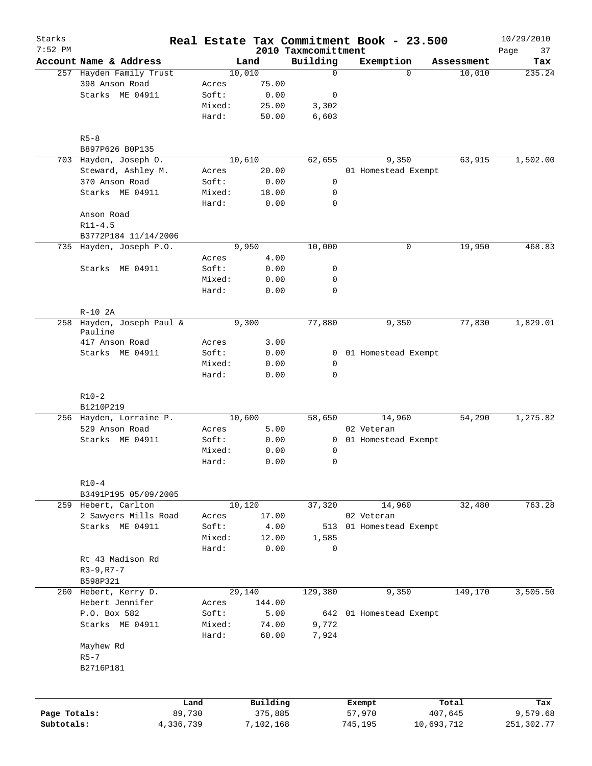Starks 7:52 PM

# Real Estate Tax Commitment Book - 23.500

2010 Taxmcomittment

10/29/2010 Page 37

| Account | Name & Address | | Land | Building | Exemption | Assessment | Tax |
|---|---|---|---|---|---|---|---|
| 257 | Hayden Family Trust | | 10,010 | 0 | 0 | 10,010 | 235.24 |
| | 398 Anson Road | Acres | 75.00 | | | | |
| | Starks ME 04911 | Soft: | 0.00 | 0 | | | |
| | | Mixed: | 25.00 | 3,302 | | | |
| | | Hard: | 50.00 | 6,603 | | | |
| | R5-8 | | | | | | |
| | B897P626 B0P135 | | | | | | |
| 703 | Hayden, Joseph O. | | 10,610 | 62,655 | 9,350 | 63,915 | 1,502.00 |
| | Steward, Ashley M. | Acres | 20.00 | | 01 Homestead Exempt | | |
| | 370 Anson Road | Soft: | 0.00 | 0 | | | |
| | Starks ME 04911 | Mixed: | 18.00 | 0 | | | |
| | | Hard: | 0.00 | 0 | | | |
| | Anson Road | | | | | | |
| | R11-4.5 | | | | | | |
| | B3772P184 11/14/2006 | | | | | | |
| 735 | Hayden, Joseph P.O. | | 9,950 | 10,000 | 0 | 19,950 | 468.83 |
| | | Acres | 4.00 | | | | |
| | Starks ME 04911 | Soft: | 0.00 | 0 | | | |
| | | Mixed: | 0.00 | 0 | | | |
| | | Hard: | 0.00 | 0 | | | |
| | R-10 2A | | | | | | |
| 258 | Hayden, Joseph Paul & Pauline | | 9,300 | 77,880 | 9,350 | 77,830 | 1,829.01 |
| | 417 Anson Road | Acres | 3.00 | | | | |
| | Starks ME 04911 | Soft: | 0.00 | 0 | 01 Homestead Exempt | | |
| | | Mixed: | 0.00 | 0 | | | |
| | | Hard: | 0.00 | 0 | | | |
| | R10-2 | | | | | | |
| | B1210P219 | | | | | | |
| 256 | Hayden, Lorraine P. | | 10,600 | 58,650 | 14,960 | 54,290 | 1,275.82 |
| | 529 Anson Road | Acres | 5.00 | | 02 Veteran | | |
| | Starks ME 04911 | Soft: | 0.00 | 0 | 01 Homestead Exempt | | |
| | | Mixed: | 0.00 | 0 | | | |
| | | Hard: | 0.00 | 0 | | | |
| | R10-4 | | | | | | |
| | B3491P195 05/09/2005 | | | | | | |
| 259 | Hebert, Carlton | | 10,120 | 37,320 | 14,960 | 32,480 | 763.28 |
| | 2 Sawyers Mills Road | Acres | 17.00 | | 02 Veteran | | |
| | Starks ME 04911 | Soft: | 4.00 | 513 | 01 Homestead Exempt | | |
| | | Mixed: | 12.00 | 1,585 | | | |
| | | Hard: | 0.00 | 0 | | | |
| | Rt 43 Madison Rd | | | | | | |
| | R3-9,R7-7 | | | | | | |
| | B598P321 | | | | | | |
| 260 | Hebert, Kerry D. | | 29,140 | 129,380 | 9,350 | 149,170 | 3,505.50 |
| | Hebert Jennifer | Acres | 144.00 | | | | |
| | P.O. Box 582 | Soft: | 5.00 | 642 | 01 Homestead Exempt | | |
| | Starks ME 04911 | Mixed: | 74.00 | 9,772 | | | |
| | | Hard: | 60.00 | 7,924 | | | |
| | Mayhew Rd | | | | | | |
| | R5-7 | | | | | | |
| | B2716P181 | | | | | | |

| | Land | Building | Exempt | Total | Tax |
|---|---|---|---|---|---|
| Page Totals: | 89,730 | 375,885 | 57,970 | 407,645 | 9,579.68 |
| Subtotals: | 4,336,739 | 7,102,168 | 745,195 | 10,693,712 | 251,302.77 |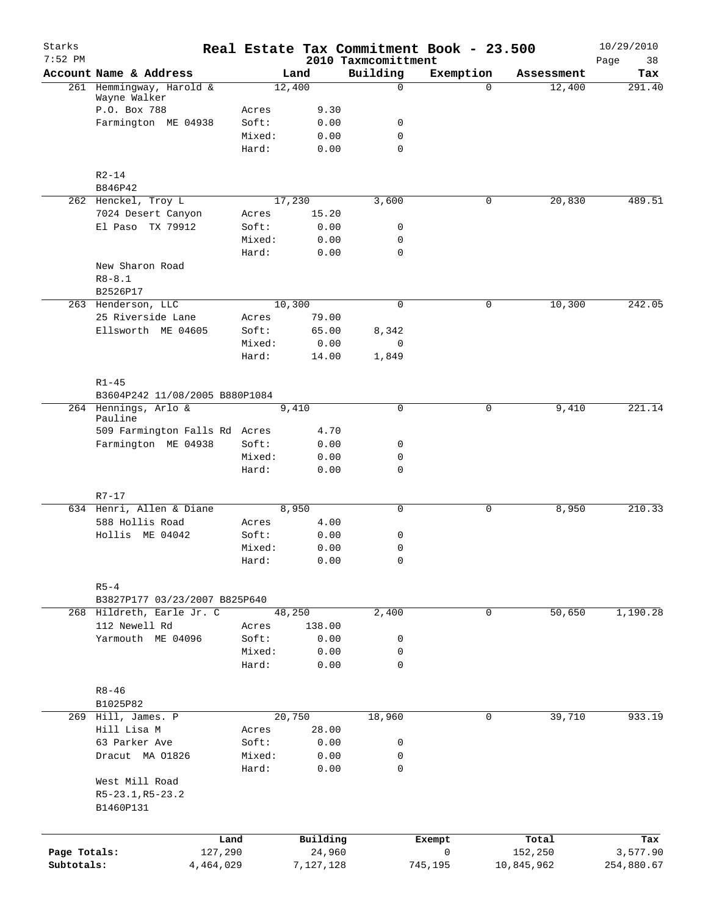# Real Estate Tax Commitment Book - 23.500

Starks 7:52 PM — 2010 Taxmcomittment — 10/29/2010

| Account Name & Address | | Land | Building | Exemption | Assessment | Tax |
|---|---|---|---|---|---|---|
| 261 Hemmingway, Harold & Wayne Walker | | 12,400 | 0 | 0 | 12,400 | 291.40 |
| P.O. Box 788 | Acres | 9.30 | | | | |
| Farmington ME 04938 | Soft: | 0.00 | 0 | | | |
| | Mixed: | 0.00 | 0 | | | |
| | Hard: | 0.00 | 0 | | | |
| R2-14 | | | | | | |
| B846P42 | | | | | | |
| 262 Henckel, Troy L | | 17,230 | 3,600 | 0 | 20,830 | 489.51 |
| 7024 Desert Canyon | Acres | 15.20 | | | | |
| El Paso TX 79912 | Soft: | 0.00 | 0 | | | |
| | Mixed: | 0.00 | 0 | | | |
| | Hard: | 0.00 | 0 | | | |
| New Sharon Road | | | | | | |
| R8-8.1 | | | | | | |
| B2526P17 | | | | | | |
| 263 Henderson, LLC | | 10,300 | 0 | 0 | 10,300 | 242.05 |
| 25 Riverside Lane | Acres | 79.00 | | | | |
| Ellsworth ME 04605 | Soft: | 65.00 | 8,342 | | | |
| | Mixed: | 0.00 | 0 | | | |
| | Hard: | 14.00 | 1,849 | | | |
| R1-45 | | | | | | |
| B3604P242 11/08/2005 B880P1084 | | | | | | |
| 264 Hennings, Arlo & Pauline | | 9,410 | 0 | 0 | 9,410 | 221.14 |
| 509 Farmington Falls Rd | Acres | 4.70 | | | | |
| Farmington ME 04938 | Soft: | 0.00 | 0 | | | |
| | Mixed: | 0.00 | 0 | | | |
| | Hard: | 0.00 | 0 | | | |
| R7-17 | | | | | | |
| 634 Henri, Allen & Diane | | 8,950 | 0 | 0 | 8,950 | 210.33 |
| 588 Hollis Road | Acres | 4.00 | | | | |
| Hollis ME 04042 | Soft: | 0.00 | 0 | | | |
| | Mixed: | 0.00 | 0 | | | |
| | Hard: | 0.00 | 0 | | | |
| R5-4 | | | | | | |
| B3827P177 03/23/2007 B825P640 | | | | | | |
| 268 Hildreth, Earle Jr. C | | 48,250 | 2,400 | 0 | 50,650 | 1,190.28 |
| 112 Newell Rd | Acres | 138.00 | | | | |
| Yarmouth ME 04096 | Soft: | 0.00 | 0 | | | |
| | Mixed: | 0.00 | 0 | | | |
| | Hard: | 0.00 | 0 | | | |
| R8-46 | | | | | | |
| B1025P82 | | | | | | |
| 269 Hill, James. P | | 20,750 | 18,960 | 0 | 39,710 | 933.19 |
| Hill Lisa M | Acres | 28.00 | | | | |
| 63 Parker Ave | Soft: | 0.00 | 0 | | | |
| Dracut MA 01826 | Mixed: | 0.00 | 0 | | | |
| | Hard: | 0.00 | 0 | | | |
| West Mill Road | | | | | | |
| R5-23.1,R5-23.2 | | | | | | |
| B1460P131 | | | | | | |

| | Land | Building | Exempt | Total | Tax |
|---|---|---|---|---|---|
| Page Totals: | 127,290 | 24,960 | 0 | 152,250 | 3,577.90 |
| Subtotals: | 4,464,029 | 7,127,128 | 745,195 | 10,845,962 | 254,880.67 |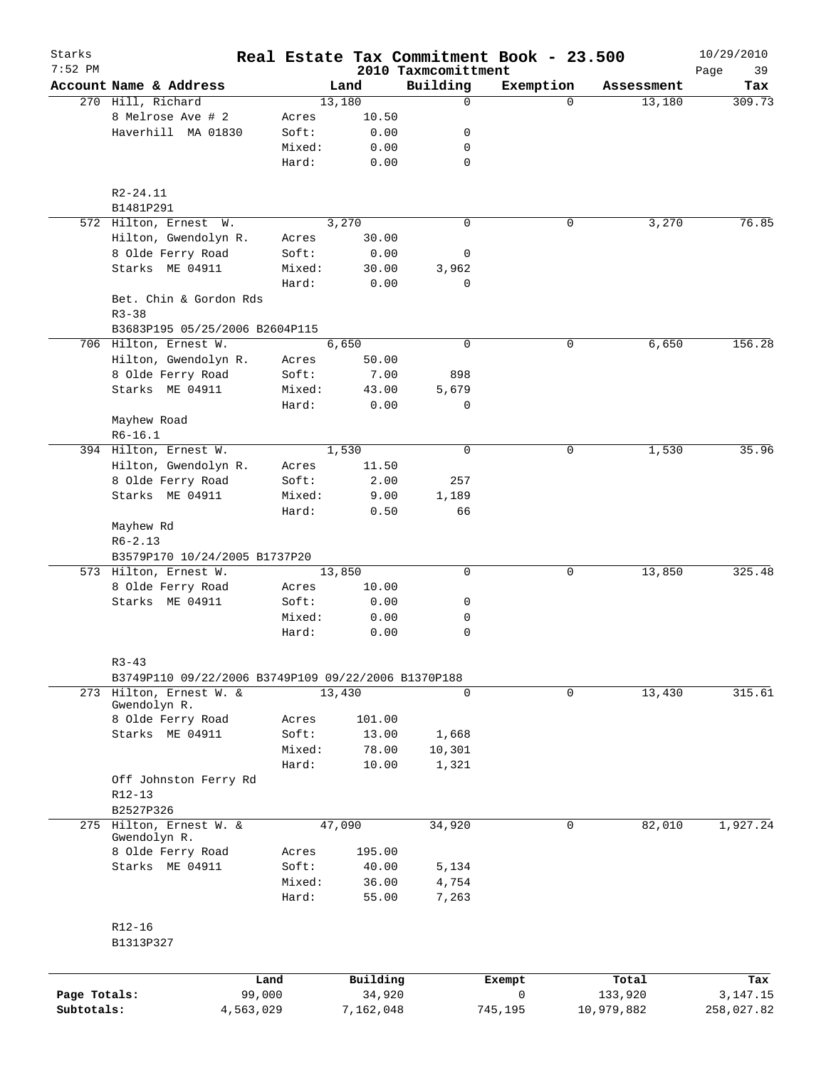# Real Estate Tax Commitment Book - 23.500

Starks
7:52 PM

2010 Taxmcomittment

10/29/2010

| Account Name & Address | | Land | Building | Exemption | Assessment | Tax |
|---|---|---|---|---|---|---|
| 270 Hill, Richard | | 13,180 | 0 | 0 | 13,180 | 309.73 |
| 8 Melrose Ave # 2 | Acres | 10.50 | | | | |
| Haverhill MA 01830 | Soft: | 0.00 | 0 | | | |
| | Mixed: | 0.00 | 0 | | | |
| | Hard: | 0.00 | 0 | | | |
| R2-24.11 | | | | | | |
| B1481P291 | | | | | | |
| 572 Hilton, Ernest W. | | 3,270 | 0 | 0 | 3,270 | 76.85 |
| Hilton, Gwendolyn R. | Acres | 30.00 | | | | |
| 8 Olde Ferry Road | Soft: | 0.00 | 0 | | | |
| Starks ME 04911 | Mixed: | 30.00 | 3,962 | | | |
| | Hard: | 0.00 | 0 | | | |
| Bet. Chin & Gordon Rds | | | | | | |
| R3-38 | | | | | | |
| B3683P195 05/25/2006 B2604P115 | | | | | | |
| 706 Hilton, Ernest W. | | 6,650 | 0 | 0 | 6,650 | 156.28 |
| Hilton, Gwendolyn R. | Acres | 50.00 | | | | |
| 8 Olde Ferry Road | Soft: | 7.00 | 898 | | | |
| Starks ME 04911 | Mixed: | 43.00 | 5,679 | | | |
| | Hard: | 0.00 | 0 | | | |
| Mayhew Road | | | | | | |
| R6-16.1 | | | | | | |
| 394 Hilton, Ernest W. | | 1,530 | 0 | 0 | 1,530 | 35.96 |
| Hilton, Gwendolyn R. | Acres | 11.50 | | | | |
| 8 Olde Ferry Road | Soft: | 2.00 | 257 | | | |
| Starks ME 04911 | Mixed: | 9.00 | 1,189 | | | |
| | Hard: | 0.50 | 66 | | | |
| Mayhew Rd | | | | | | |
| R6-2.13 | | | | | | |
| B3579P170 10/24/2005 B1737P20 | | | | | | |
| 573 Hilton, Ernest W. | | 13,850 | 0 | 0 | 13,850 | 325.48 |
| 8 Olde Ferry Road | Acres | 10.00 | | | | |
| Starks ME 04911 | Soft: | 0.00 | 0 | | | |
| | Mixed: | 0.00 | 0 | | | |
| | Hard: | 0.00 | 0 | | | |
| R3-43 | | | | | | |
| B3749P110 09/22/2006 B3749P109 09/22/2006 B1370P188 | | | | | | |
| 273 Hilton, Ernest W. & Gwendolyn R. | | 13,430 | 0 | 0 | 13,430 | 315.61 |
| 8 Olde Ferry Road | Acres | 101.00 | | | | |
| Starks ME 04911 | Soft: | 13.00 | 1,668 | | | |
| | Mixed: | 78.00 | 10,301 | | | |
| | Hard: | 10.00 | 1,321 | | | |
| Off Johnston Ferry Rd | | | | | | |
| R12-13 | | | | | | |
| B2527P326 | | | | | | |
| 275 Hilton, Ernest W. & Gwendolyn R. | | 47,090 | 34,920 | 0 | 82,010 | 1,927.24 |
| 8 Olde Ferry Road | Acres | 195.00 | | | | |
| Starks ME 04911 | Soft: | 40.00 | 5,134 | | | |
| | Mixed: | 36.00 | 4,754 | | | |
| | Hard: | 55.00 | 7,263 | | | |
| R12-16 | | | | | | |
| B1313P327 | | | | | | |

| | Land | Building | Exempt | Total | Tax |
|---|---|---|---|---|---|
| Page Totals: | 99,000 | 34,920 | 0 | 133,920 | 3,147.15 |
| Subtotals: | 4,563,029 | 7,162,048 | 745,195 | 10,979,882 | 258,027.82 |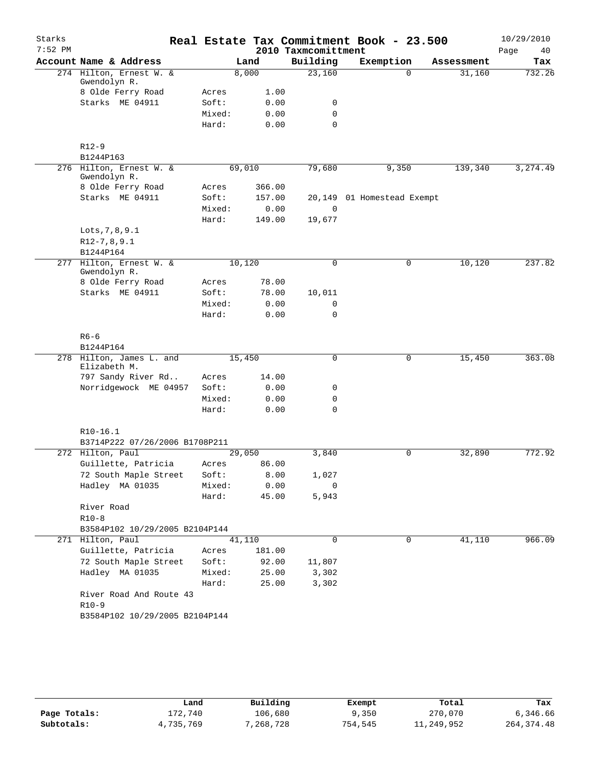Starks 7:52 PM

# Real Estate Tax Commitment Book - 23.500

2010 Taxmcomittment

10/29/2010

| Account Name & Address | | Land | Building | Exemption | Assessment | Tax |
|---|---|---|---|---|---|---|
| 274 Hilton, Ernest W. & Gwendolyn R. | | 8,000 | 23,160 | 0 | 31,160 | 732.26 |
| 8 Olde Ferry Road | Acres | 1.00 | | | | |
| Starks ME 04911 | Soft: | 0.00 | 0 | | | |
| | Mixed: | 0.00 | 0 | | | |
| | Hard: | 0.00 | 0 | | | |
| R12-9 | | | | | | |
| B1244P163 | | | | | | |
| 276 Hilton, Ernest W. & Gwendolyn R. | | 69,010 | 79,680 | 9,350 | 139,340 | 3,274.49 |
| 8 Olde Ferry Road | Acres | 366.00 | | | | |
| Starks ME 04911 | Soft: | 157.00 | 20,149 | 01 Homestead Exempt | | |
| | Mixed: | 0.00 | 0 | | | |
| | Hard: | 149.00 | 19,677 | | | |
| Lots,7,8,9.1 | | | | | | |
| R12-7,8,9.1 | | | | | | |
| B1244P164 | | | | | | |
| 277 Hilton, Ernest W. & Gwendolyn R. | | 10,120 | 0 | 0 | 10,120 | 237.82 |
| 8 Olde Ferry Road | Acres | 78.00 | | | | |
| Starks ME 04911 | Soft: | 78.00 | 10,011 | | | |
| | Mixed: | 0.00 | 0 | | | |
| | Hard: | 0.00 | 0 | | | |
| R6-6 | | | | | | |
| B1244P164 | | | | | | |
| 278 Hilton, James L. and Elizabeth M. | | 15,450 | 0 | 0 | 15,450 | 363.08 |
| 797 Sandy River Rd.. | Acres | 14.00 | | | | |
| Norridgewock ME 04957 | Soft: | 0.00 | 0 | | | |
| | Mixed: | 0.00 | 0 | | | |
| | Hard: | 0.00 | 0 | | | |
| R10-16.1 | | | | | | |
| B3714P222 07/26/2006 B1708P211 | | | | | | |
| 272 Hilton, Paul | | 29,050 | 3,840 | 0 | 32,890 | 772.92 |
| Guillette, Patricia | Acres | 86.00 | | | | |
| 72 South Maple Street | Soft: | 8.00 | 1,027 | | | |
| Hadley MA 01035 | Mixed: | 0.00 | 0 | | | |
| | Hard: | 45.00 | 5,943 | | | |
| River Road | | | | | | |
| R10-8 | | | | | | |
| B3584P102 10/29/2005 B2104P144 | | | | | | |
| 271 Hilton, Paul | | 41,110 | 0 | 0 | 41,110 | 966.09 |
| Guillette, Patricia | Acres | 181.00 | | | | |
| 72 South Maple Street | Soft: | 92.00 | 11,807 | | | |
| Hadley MA 01035 | Mixed: | 25.00 | 3,302 | | | |
| | Hard: | 25.00 | 3,302 | | | |
| River Road And Route 43 | | | | | | |
| R10-9 | | | | | | |
| B3584P102 10/29/2005 B2104P144 | | | | | | |

| | Land | Building | Exempt | Total | Tax |
|---|---|---|---|---|---|
| Page Totals: | 172,740 | 106,680 | 9,350 | 270,070 | 6,346.66 |
| Subtotals: | 4,735,769 | 7,268,728 | 754,545 | 11,249,952 | 264,374.48 |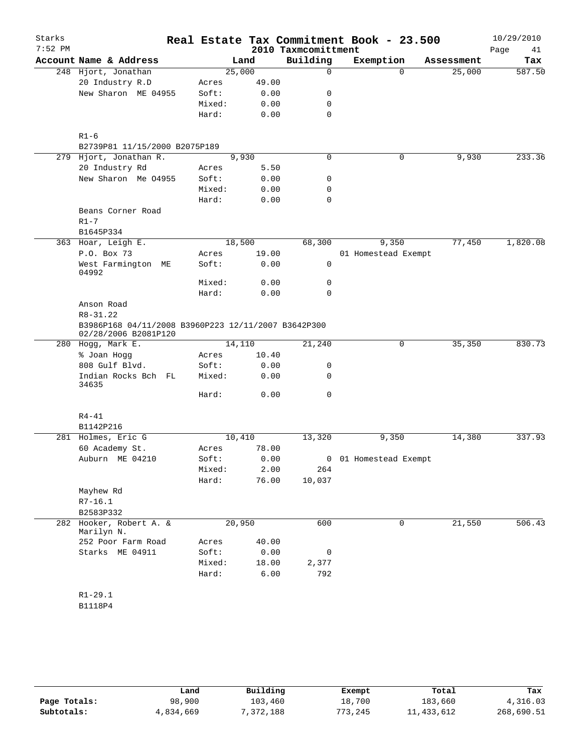Starks 7:52 PM

# Real Estate Tax Commitment Book - 23.500

2010 Taxmcomittment

10/29/2010

| Account Name & Address | | Land | Building | Exemption | Assessment | Tax |
|---|---|---|---|---|---|---|
| 248 Hjort, Jonathan | | 25,000 | 0 | 0 | 25,000 | 587.50 |
| 20 Industry R.D | Acres | 49.00 | | | | |
| New Sharon ME 04955 | Soft: | 0.00 | 0 | | | |
| | Mixed: | 0.00 | 0 | | | |
| | Hard: | 0.00 | 0 | | | |
| R1-6 | | | | | | |
| B2739P81 11/15/2000 B2075P189 | | | | | | |
| 279 Hjort, Jonathan R. | | 9,930 | 0 | 0 | 9,930 | 233.36 |
| 20 Industry Rd | Acres | 5.50 | | | | |
| New Sharon Me 04955 | Soft: | 0.00 | 0 | | | |
| | Mixed: | 0.00 | 0 | | | |
| | Hard: | 0.00 | 0 | | | |
| Beans Corner Road | | | | | | |
| R1-7 | | | | | | |
| B1645P334 | | | | | | |
| 363 Hoar, Leigh E. | | 18,500 | 68,300 | 9,350 | 77,450 | 1,820.08 |
| P.O. Box 73 | Acres | 19.00 | | 01 Homestead Exempt | | |
| West Farmington ME 04992 | Soft: | 0.00 | 0 | | | |
| | Mixed: | 0.00 | 0 | | | |
| | Hard: | 0.00 | 0 | | | |
| Anson Road | | | | | | |
| R8-31.22 | | | | | | |
| B3986P168 04/11/2008 B3960P223 12/11/2007 B3642P300 02/28/2006 B2081P120 | | | | | | |
| 280 Hogg, Mark E. | | 14,110 | 21,240 | 0 | 35,350 | 830.73 |
| % Joan Hogg | Acres | 10.40 | | | | |
| 808 Gulf Blvd. | Soft: | 0.00 | 0 | | | |
| Indian Rocks Bch FL 34635 | Mixed: | 0.00 | 0 | | | |
| | Hard: | 0.00 | 0 | | | |
| R4-41 | | | | | | |
| B1142P216 | | | | | | |
| 281 Holmes, Eric G | | 10,410 | 13,320 | 9,350 | 14,380 | 337.93 |
| 60 Academy St. | Acres | 78.00 | | | | |
| Auburn ME 04210 | Soft: | 0.00 | 0 | 01 Homestead Exempt | | |
| | Mixed: | 2.00 | 264 | | | |
| | Hard: | 76.00 | 10,037 | | | |
| Mayhew Rd | | | | | | |
| R7-16.1 | | | | | | |
| B2583P332 | | | | | | |
| 282 Hooker, Robert A. & Marilyn N. | | 20,950 | 600 | 0 | 21,550 | 506.43 |
| 252 Poor Farm Road | Acres | 40.00 | | | | |
| Starks ME 04911 | Soft: | 0.00 | 0 | | | |
| | Mixed: | 18.00 | 2,377 | | | |
| | Hard: | 6.00 | 792 | | | |
| R1-29.1 | | | | | | |
| B1118P4 | | | | | | |

| | Land | Building | Exempt | Total | Tax |
|---|---|---|---|---|---|
| Page Totals: | 98,900 | 103,460 | 18,700 | 183,660 | 4,316.03 |
| Subtotals: | 4,834,669 | 7,372,188 | 773,245 | 11,433,612 | 268,690.51 |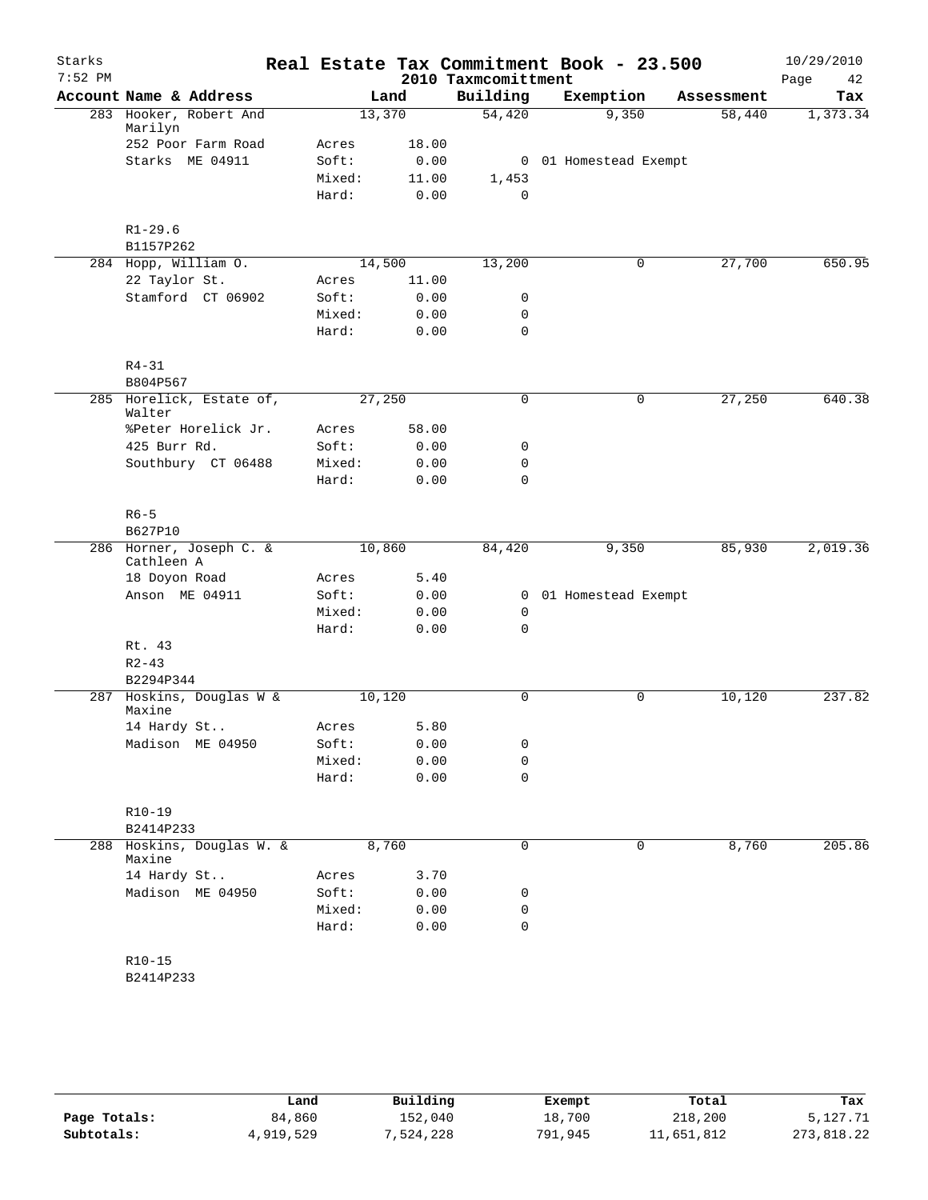# Real Estate Tax Commitment Book - 23.500

Starks
7:52 PM
2010 Taxmcomittment
10/29/2010

| Account Name & Address | Land | | Building | Exemption | Assessment | Tax |
|---|---|---|---|---|---|---|
| 283 Hooker, Robert And Marilyn | 13,370 | | 54,420 | 9,350 | 58,440 | 1,373.34 |
| 252 Poor Farm Road | Acres | 18.00 | | | | |
| Starks ME 04911 | Soft: | 0.00 | 0 | 01 Homestead Exempt | | |
| | Mixed: | 11.00 | 1,453 | | | |
| | Hard: | 0.00 | 0 | | | |
| R1-29.6 | | | | | | |
| B1157P262 | | | | | | |
| 284 Hopp, William O. | 14,500 | | 13,200 | 0 | 27,700 | 650.95 |
| 22 Taylor St. | Acres | 11.00 | | | | |
| Stamford CT 06902 | Soft: | 0.00 | 0 | | | |
| | Mixed: | 0.00 | 0 | | | |
| | Hard: | 0.00 | 0 | | | |
| R4-31 | | | | | | |
| B804P567 | | | | | | |
| 285 Horelick, Estate of, Walter | 27,250 | | 0 | 0 | 27,250 | 640.38 |
| %Peter Horelick Jr. | Acres | 58.00 | | | | |
| 425 Burr Rd. | Soft: | 0.00 | 0 | | | |
| Southbury CT 06488 | Mixed: | 0.00 | 0 | | | |
| | Hard: | 0.00 | 0 | | | |
| R6-5 | | | | | | |
| B627P10 | | | | | | |
| 286 Horner, Joseph C. & Cathleen A | 10,860 | | 84,420 | 9,350 | 85,930 | 2,019.36 |
| 18 Doyon Road | Acres | 5.40 | | | | |
| Anson ME 04911 | Soft: | 0.00 | 0 | 01 Homestead Exempt | | |
| | Mixed: | 0.00 | 0 | | | |
| | Hard: | 0.00 | 0 | | | |
| Rt. 43 | | | | | | |
| R2-43 | | | | | | |
| B2294P344 | | | | | | |
| 287 Hoskins, Douglas W & Maxine | 10,120 | | 0 | 0 | 10,120 | 237.82 |
| 14 Hardy St.. | Acres | 5.80 | | | | |
| Madison ME 04950 | Soft: | 0.00 | 0 | | | |
| | Mixed: | 0.00 | 0 | | | |
| | Hard: | 0.00 | 0 | | | |
| R10-19 | | | | | | |
| B2414P233 | | | | | | |
| 288 Hoskins, Douglas W. & Maxine | 8,760 | | 0 | 0 | 8,760 | 205.86 |
| 14 Hardy St.. | Acres | 3.70 | | | | |
| Madison ME 04950 | Soft: | 0.00 | 0 | | | |
| | Mixed: | 0.00 | 0 | | | |
| | Hard: | 0.00 | 0 | | | |
| R10-15 | | | | | | |
| B2414P233 | | | | | | |

| | Land | Building | Exempt | Total | Tax |
|---|---|---|---|---|---|
| Page Totals: | 84,860 | 152,040 | 18,700 | 218,200 | 5,127.71 |
| Subtotals: | 4,919,529 | 7,524,228 | 791,945 | 11,651,812 | 273,818.22 |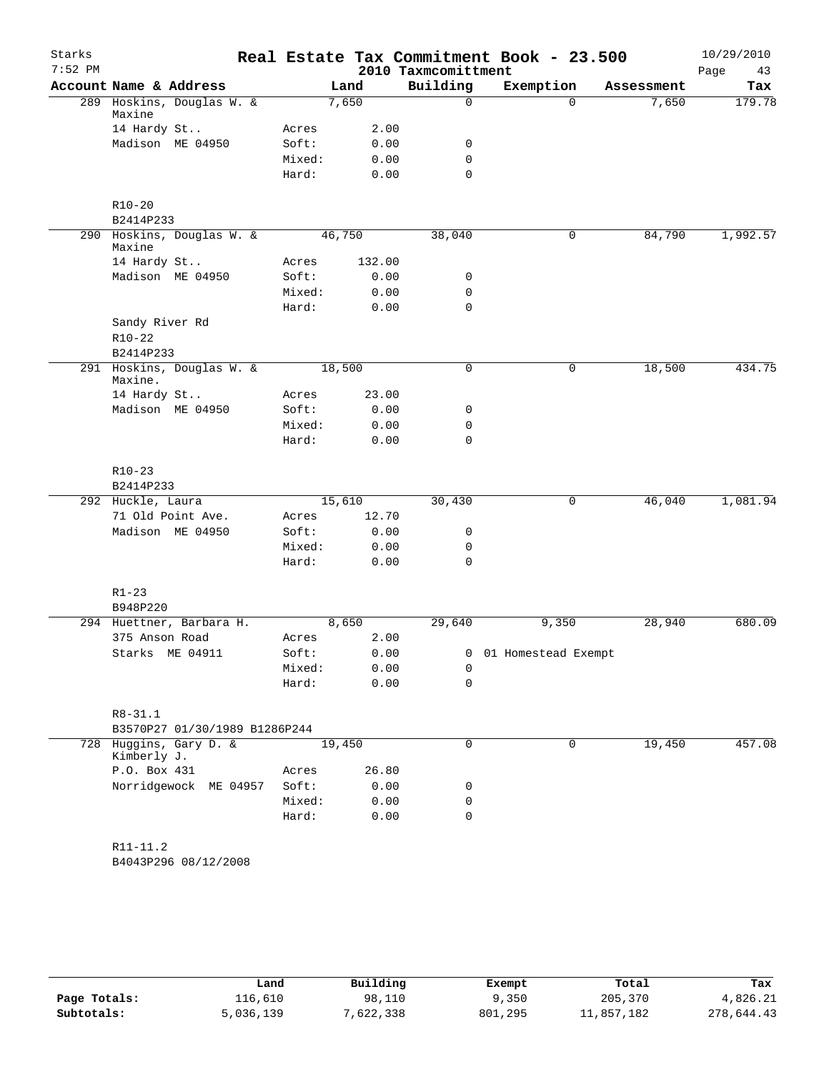# Real Estate Tax Commitment Book - 23.500

Starks
7:52 PM

2010 Taxmcomittment

10/29/2010

| Account Name & Address | Land | | Building | Exemption | Assessment | Tax |
|---|---|---|---|---|---|---|
| 289 Hoskins, Douglas W. & Maxine | 7,650 | | 0 | 0 | 7,650 | 179.78 |
| 14 Hardy St.. | Acres | 2.00 | | | | |
| Madison ME 04950 | Soft: | 0.00 | 0 | | | |
| | Mixed: | 0.00 | 0 | | | |
| | Hard: | 0.00 | 0 | | | |
| R10-20 | | | | | | |
| B2414P233 | | | | | | |
| 290 Hoskins, Douglas W. & Maxine | 46,750 | | 38,040 | 0 | 84,790 | 1,992.57 |
| 14 Hardy St.. | Acres | 132.00 | | | | |
| Madison ME 04950 | Soft: | 0.00 | 0 | | | |
| | Mixed: | 0.00 | 0 | | | |
| | Hard: | 0.00 | 0 | | | |
| Sandy River Rd | | | | | | |
| R10-22 | | | | | | |
| B2414P233 | | | | | | |
| 291 Hoskins, Douglas W. & Maxine. | 18,500 | | 0 | 0 | 18,500 | 434.75 |
| 14 Hardy St.. | Acres | 23.00 | | | | |
| Madison ME 04950 | Soft: | 0.00 | 0 | | | |
| | Mixed: | 0.00 | 0 | | | |
| | Hard: | 0.00 | 0 | | | |
| R10-23 | | | | | | |
| B2414P233 | | | | | | |
| 292 Huckle, Laura | 15,610 | | 30,430 | 0 | 46,040 | 1,081.94 |
| 71 Old Point Ave. | Acres | 12.70 | | | | |
| Madison ME 04950 | Soft: | 0.00 | 0 | | | |
| | Mixed: | 0.00 | 0 | | | |
| | Hard: | 0.00 | 0 | | | |
| R1-23 | | | | | | |
| B948P220 | | | | | | |
| 294 Huettner, Barbara H. | 8,650 | | 29,640 | 9,350 | 28,940 | 680.09 |
| 375 Anson Road | Acres | 2.00 | | | | |
| Starks ME 04911 | Soft: | 0.00 | 0 | 01 Homestead Exempt | | |
| | Mixed: | 0.00 | 0 | | | |
| | Hard: | 0.00 | 0 | | | |
| R8-31.1 | | | | | | |
| B3570P27 01/30/1989 B1286P244 | | | | | | |
| 728 Huggins, Gary D. & Kimberly J. | 19,450 | | 0 | 0 | 19,450 | 457.08 |
| P.O. Box 431 | Acres | 26.80 | | | | |
| Norridgewock ME 04957 | Soft: | 0.00 | 0 | | | |
| | Mixed: | 0.00 | 0 | | | |
| | Hard: | 0.00 | 0 | | | |
| R11-11.2 | | | | | | |
| B4043P296 08/12/2008 | | | | | | |

| | Land | Building | Exempt | Total | Tax |
|---|---|---|---|---|---|
| Page Totals: | 116,610 | 98,110 | 9,350 | 205,370 | 4,826.21 |
| Subtotals: | 5,036,139 | 7,622,338 | 801,295 | 11,857,182 | 278,644.43 |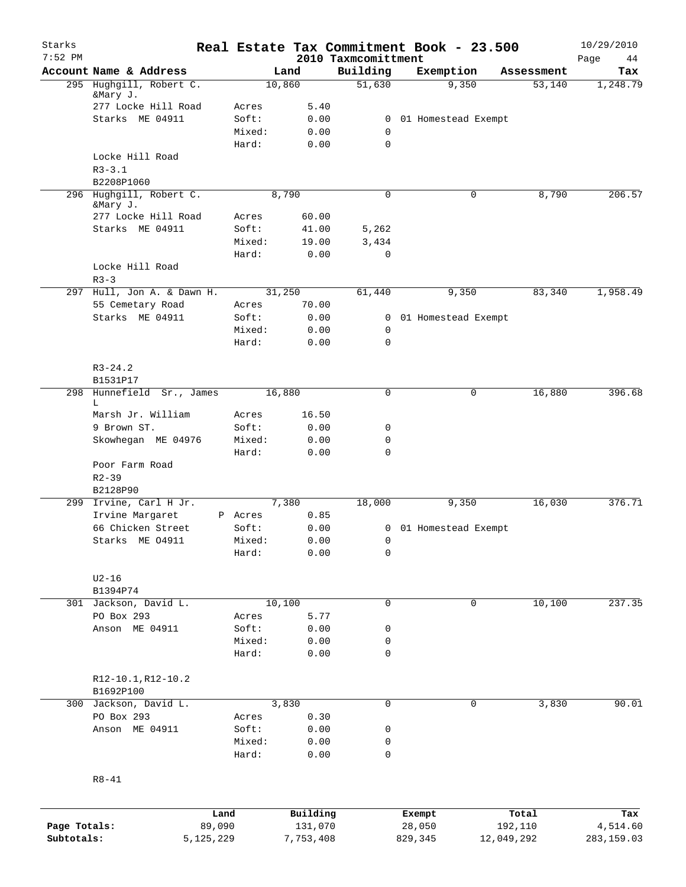Starks
7:52 PM

# Real Estate Tax Commitment Book - 23.500

2010 Taxmcomittment

10/29/2010

| Account | Name & Address | | Land | Building | Exemption | Assessment | Tax |
|---|---|---|---|---|---|---|---|
| 295 | Hughgill, Robert C. &Mary J. | | 10,860 | 51,630 | 9,350 | 53,140 | 1,248.79 |
| | 277 Locke Hill Road | Acres | 5.40 | | | | |
| | Starks ME 04911 | Soft: | 0.00 | 0 | 01 Homestead Exempt | | |
| | | Mixed: | 0.00 | 0 | | | |
| | | Hard: | 0.00 | 0 | | | |
| | Locke Hill Road | | | | | | |
| | R3-3.1 | | | | | | |
| | B2208P1060 | | | | | | |
| 296 | Hughgill, Robert C. &Mary J. | | 8,790 | 0 | 0 | 8,790 | 206.57 |
| | 277 Locke Hill Road | Acres | 60.00 | | | | |
| | Starks ME 04911 | Soft: | 41.00 | 5,262 | | | |
| | | Mixed: | 19.00 | 3,434 | | | |
| | | Hard: | 0.00 | 0 | | | |
| | Locke Hill Road | | | | | | |
| | R3-3 | | | | | | |
| 297 | Hull, Jon A. & Dawn H. | | 31,250 | 61,440 | 9,350 | 83,340 | 1,958.49 |
| | 55 Cemetary Road | Acres | 70.00 | | | | |
| | Starks ME 04911 | Soft: | 0.00 | 0 | 01 Homestead Exempt | | |
| | | Mixed: | 0.00 | 0 | | | |
| | | Hard: | 0.00 | 0 | | | |
| | R3-24.2 | | | | | | |
| | B1531P17 | | | | | | |
| 298 | Hunnefield Sr., James L | | 16,880 | 0 | 0 | 16,880 | 396.68 |
| | Marsh Jr. William | Acres | 16.50 | | | | |
| | 9 Brown ST. | Soft: | 0.00 | 0 | | | |
| | Skowhegan ME 04976 | Mixed: | 0.00 | 0 | | | |
| | | Hard: | 0.00 | 0 | | | |
| | Poor Farm Road | | | | | | |
| | R2-39 | | | | | | |
| | B2128P90 | | | | | | |
| 299 | Irvine, Carl H Jr. | | 7,380 | 18,000 | 9,350 | 16,030 | 376.71 |
| | Irvine Margaret | P Acres | 0.85 | | | | |
| | 66 Chicken Street | Soft: | 0.00 | 0 | 01 Homestead Exempt | | |
| | Starks ME O4911 | Mixed: | 0.00 | 0 | | | |
| | | Hard: | 0.00 | 0 | | | |
| | U2-16 | | | | | | |
| | B1394P74 | | | | | | |
| 301 | Jackson, David L. | | 10,100 | 0 | 0 | 10,100 | 237.35 |
| | PO Box 293 | Acres | 5.77 | | | | |
| | Anson ME 04911 | Soft: | 0.00 | 0 | | | |
| | | Mixed: | 0.00 | 0 | | | |
| | | Hard: | 0.00 | 0 | | | |
| | R12-10.1,R12-10.2 | | | | | | |
| | B1692P100 | | | | | | |
| 300 | Jackson, David L. | | 3,830 | 0 | 0 | 3,830 | 90.01 |
| | PO Box 293 | Acres | 0.30 | | | | |
| | Anson ME 04911 | Soft: | 0.00 | 0 | | | |
| | | Mixed: | 0.00 | 0 | | | |
| | | Hard: | 0.00 | 0 | | | |
| | R8-41 | | | | | | |

| | Land | Building | Exempt | Total | Tax |
|---|---|---|---|---|---|
| Page Totals: | 89,090 | 131,070 | 28,050 | 192,110 | 4,514.60 |
| Subtotals: | 5,125,229 | 7,753,408 | 829,345 | 12,049,292 | 283,159.03 |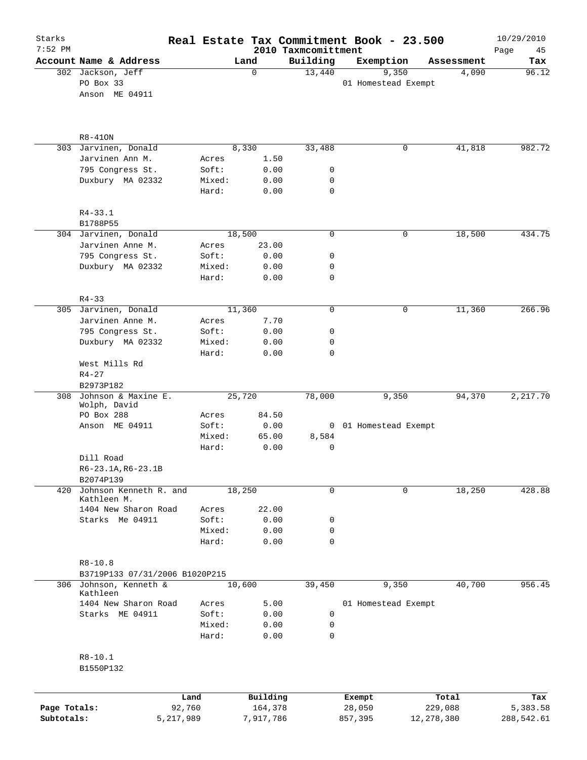# Real Estate Tax Commitment Book - 23.500

Starks 7:52 PM — 2010 Taxmcomittment — 10/29/2010

| Account Name & Address | | Land | Building | Exemption | Assessment | Tax |
|---|---|---|---|---|---|---|
| 302 Jackson, Jeff | | 0 | 13,440 | 9,350 | 4,090 | 96.12 |
| PO Box 33 | | | | 01 Homestead Exempt | | |
| Anson ME 04911 | | | | | | |
| R8-41ON | | | | | | |
| 303 Jarvinen, Donald | | 8,330 | 33,488 | 0 | 41,818 | 982.72 |
| Jarvinen Ann M. | Acres | 1.50 | | | | |
| 795 Congress St. | Soft: | 0.00 | 0 | | | |
| Duxbury MA 02332 | Mixed: | 0.00 | 0 | | | |
| | Hard: | 0.00 | 0 | | | |
| R4-33.1 | | | | | | |
| B1788P55 | | | | | | |
| 304 Jarvinen, Donald | | 18,500 | 0 | 0 | 18,500 | 434.75 |
| Jarvinen Anne M. | Acres | 23.00 | | | | |
| 795 Congress St. | Soft: | 0.00 | 0 | | | |
| Duxbury MA 02332 | Mixed: | 0.00 | 0 | | | |
| | Hard: | 0.00 | 0 | | | |
| R4-33 | | | | | | |
| 305 Jarvinen, Donald | | 11,360 | 0 | 0 | 11,360 | 266.96 |
| Jarvinen Anne M. | Acres | 7.70 | | | | |
| 795 Congress St. | Soft: | 0.00 | 0 | | | |
| Duxbury MA 02332 | Mixed: | 0.00 | 0 | | | |
| | Hard: | 0.00 | 0 | | | |
| West Mills Rd | | | | | | |
| R4-27 | | | | | | |
| B2973P182 | | | | | | |
| 308 Johnson & Maxine E. Wolph, David | | 25,720 | 78,000 | 9,350 | 94,370 | 2,217.70 |
| PO Box 288 | Acres | 84.50 | | | | |
| Anson ME 04911 | Soft: | 0.00 | 0 | 01 Homestead Exempt | | |
| | Mixed: | 65.00 | 8,584 | | | |
| | Hard: | 0.00 | 0 | | | |
| Dill Road | | | | | | |
| R6-23.1A,R6-23.1B | | | | | | |
| B2074P139 | | | | | | |
| 420 Johnson Kenneth R. and Kathleen M. | | 18,250 | 0 | 0 | 18,250 | 428.88 |
| 1404 New Sharon Road | Acres | 22.00 | | | | |
| Starks Me 04911 | Soft: | 0.00 | 0 | | | |
| | Mixed: | 0.00 | 0 | | | |
| | Hard: | 0.00 | 0 | | | |
| R8-10.8 | | | | | | |
| B3719P133 07/31/2006 B1020P215 | | | | | | |
| 306 Johnson, Kenneth & Kathleen | | 10,600 | 39,450 | 9,350 | 40,700 | 956.45 |
| 1404 New Sharon Road | Acres | 5.00 | | 01 Homestead Exempt | | |
| Starks ME 04911 | Soft: | 0.00 | 0 | | | |
| | Mixed: | 0.00 | 0 | | | |
| | Hard: | 0.00 | 0 | | | |
| R8-10.1 | | | | | | |
| B1550P132 | | | | | | |

| | Land | Building | Exempt | Total | Tax |
|---|---|---|---|---|---|
| Page Totals: | 92,760 | 164,378 | 28,050 | 229,088 | 5,383.58 |
| Subtotals: | 5,217,989 | 7,917,786 | 857,395 | 12,278,380 | 288,542.61 |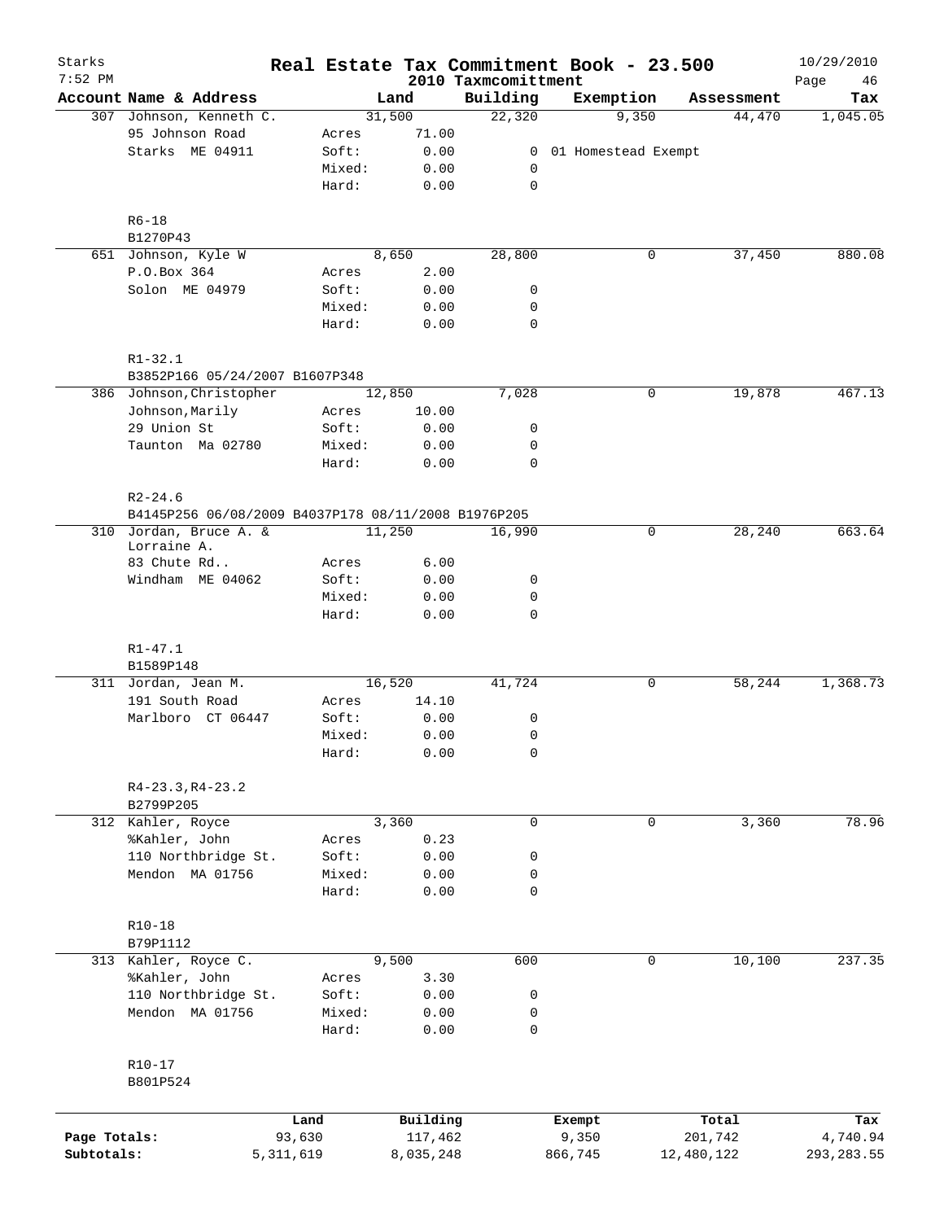Starks 7:52 PM

# Real Estate Tax Commitment Book - 23.500

2010 Taxmcomittment

10/29/2010

| Account Name & Address | | Land | Building | Exemption | Assessment | Tax |
|---|---|---|---|---|---|---|
| 307 Johnson, Kenneth C. | | 31,500 | 22,320 | 9,350 | 44,470 | 1,045.05 |
| 95 Johnson Road | Acres | 71.00 | | | | |
| Starks ME 04911 | Soft: | 0.00 | 0 | 01 Homestead Exempt | | |
| | Mixed: | 0.00 | 0 | | | |
| | Hard: | 0.00 | 0 | | | |
| R6-18 | | | | | | |
| B1270P43 | | | | | | |
| 651 Johnson, Kyle W | | 8,650 | 28,800 | 0 | 37,450 | 880.08 |
| P.O.Box 364 | Acres | 2.00 | | | | |
| Solon ME 04979 | Soft: | 0.00 | 0 | | | |
| | Mixed: | 0.00 | 0 | | | |
| | Hard: | 0.00 | 0 | | | |
| R1-32.1 | | | | | | |
| B3852P166 05/24/2007 B1607P348 | | | | | | |
| 386 Johnson,Christopher | | 12,850 | 7,028 | 0 | 19,878 | 467.13 |
| Johnson,Marily | Acres | 10.00 | | | | |
| 29 Union St | Soft: | 0.00 | 0 | | | |
| Taunton Ma 02780 | Mixed: | 0.00 | 0 | | | |
| | Hard: | 0.00 | 0 | | | |
| R2-24.6 | | | | | | |
| B4145P256 06/08/2009 B4037P178 08/11/2008 B1976P205 | | | | | | |
| 310 Jordan, Bruce A. & Lorraine A. | | 11,250 | 16,990 | 0 | 28,240 | 663.64 |
| 83 Chute Rd.. | Acres | 6.00 | | | | |
| Windham ME 04062 | Soft: | 0.00 | 0 | | | |
| | Mixed: | 0.00 | 0 | | | |
| | Hard: | 0.00 | 0 | | | |
| R1-47.1 | | | | | | |
| B1589P148 | | | | | | |
| 311 Jordan, Jean M. | | 16,520 | 41,724 | 0 | 58,244 | 1,368.73 |
| 191 South Road | Acres | 14.10 | | | | |
| Marlboro CT 06447 | Soft: | 0.00 | 0 | | | |
| | Mixed: | 0.00 | 0 | | | |
| | Hard: | 0.00 | 0 | | | |
| R4-23.3,R4-23.2 | | | | | | |
| B2799P205 | | | | | | |
| 312 Kahler, Royce | | 3,360 | 0 | 0 | 3,360 | 78.96 |
| %Kahler, John | Acres | 0.23 | | | | |
| 110 Northbridge St. | Soft: | 0.00 | 0 | | | |
| Mendon MA 01756 | Mixed: | 0.00 | 0 | | | |
| | Hard: | 0.00 | 0 | | | |
| R10-18 | | | | | | |
| B79P1112 | | | | | | |
| 313 Kahler, Royce C. | | 9,500 | 600 | 0 | 10,100 | 237.35 |
| %Kahler, John | Acres | 3.30 | | | | |
| 110 Northbridge St. | Soft: | 0.00 | 0 | | | |
| Mendon MA 01756 | Mixed: | 0.00 | 0 | | | |
| | Hard: | 0.00 | 0 | | | |
| R10-17 | | | | | | |
| B801P524 | | | | | | |

| | Land | Building | Exempt | Total | Tax |
|---|---|---|---|---|---|
| Page Totals: | 93,630 | 117,462 | 9,350 | 201,742 | 4,740.94 |
| Subtotals: | 5,311,619 | 8,035,248 | 866,745 | 12,480,122 | 293,283.55 |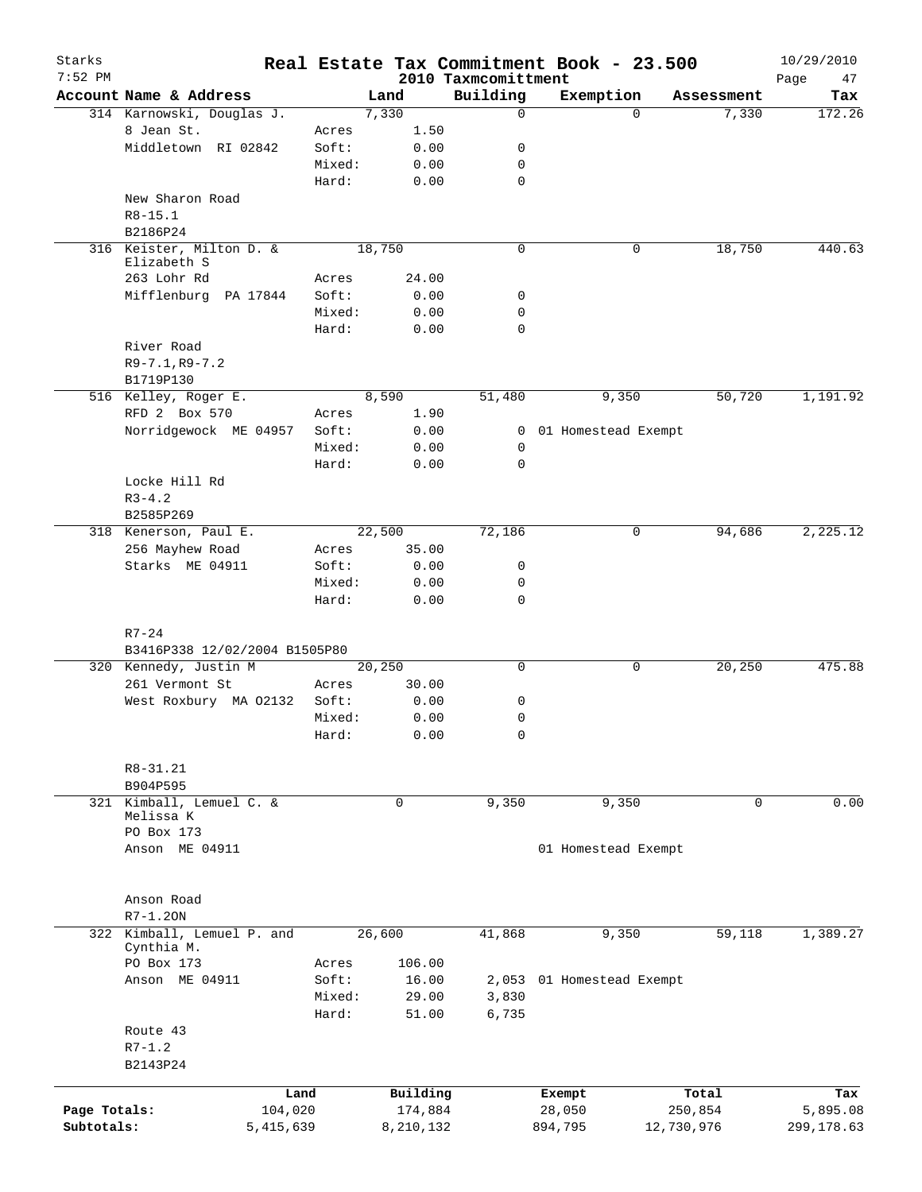# Real Estate Tax Commitment Book - 23.500

Starks
7:52 PM

2010 Taxmcomittment

10/29/2010

| Account Name & Address | | Land | Building | Exemption | Assessment | Tax |
|---|---|---|---|---|---|---|
| 314 Karnowski, Douglas J. | | 7,330 | 0 | 0 | 7,330 | 172.26 |
| 8 Jean St. | Acres | 1.50 | | | | |
| Middletown RI 02842 | Soft: | 0.00 | 0 | | | |
| | Mixed: | 0.00 | 0 | | | |
| | Hard: | 0.00 | 0 | | | |
| New Sharon Road | | | | | | |
| R8-15.1 | | | | | | |
| B2186P24 | | | | | | |
| 316 Keister, Milton D. & Elizabeth S | | 18,750 | 0 | 0 | 18,750 | 440.63 |
| 263 Lohr Rd | Acres | 24.00 | | | | |
| Mifflenburg PA 17844 | Soft: | 0.00 | 0 | | | |
| | Mixed: | 0.00 | 0 | | | |
| | Hard: | 0.00 | 0 | | | |
| River Road | | | | | | |
| R9-7.1,R9-7.2 | | | | | | |
| B1719P130 | | | | | | |
| 516 Kelley, Roger E. | | 8,590 | 51,480 | 9,350 | 50,720 | 1,191.92 |
| RFD 2 Box 570 | Acres | 1.90 | | | | |
| Norridgewock ME 04957 | Soft: | 0.00 | 0 | 01 Homestead Exempt | | |
| | Mixed: | 0.00 | 0 | | | |
| | Hard: | 0.00 | 0 | | | |
| Locke Hill Rd | | | | | | |
| R3-4.2 | | | | | | |
| B2585P269 | | | | | | |
| 318 Kenerson, Paul E. | | 22,500 | 72,186 | 0 | 94,686 | 2,225.12 |
| 256 Mayhew Road | Acres | 35.00 | | | | |
| Starks ME 04911 | Soft: | 0.00 | 0 | | | |
| | Mixed: | 0.00 | 0 | | | |
| | Hard: | 0.00 | 0 | | | |
| R7-24 | | | | | | |
| B3416P338 12/02/2004 B1505P80 | | | | | | |
| 320 Kennedy, Justin M | | 20,250 | 0 | 0 | 20,250 | 475.88 |
| 261 Vermont St | Acres | 30.00 | | | | |
| West Roxbury MA 02132 | Soft: | 0.00 | 0 | | | |
| | Mixed: | 0.00 | 0 | | | |
| | Hard: | 0.00 | 0 | | | |
| R8-31.21 | | | | | | |
| B904P595 | | | | | | |
| 321 Kimball, Lemuel C. & Melissa K | | 0 | 9,350 | 9,350 | 0 | 0.00 |
| PO Box 173 | | | | | | |
| Anson ME 04911 | | | | 01 Homestead Exempt | | |
| Anson Road | | | | | | |
| R7-1.2ON | | | | | | |
| 322 Kimball, Lemuel P. and Cynthia M. | | 26,600 | 41,868 | 9,350 | 59,118 | 1,389.27 |
| PO Box 173 | Acres | 106.00 | | | | |
| Anson ME 04911 | Soft: | 16.00 | 2,053 | 01 Homestead Exempt | | |
| | Mixed: | 29.00 | 3,830 | | | |
| | Hard: | 51.00 | 6,735 | | | |
| Route 43 | | | | | | |
| R7-1.2 | | | | | | |
| B2143P24 | | | | | | |

| | Land | Building | Exempt | Total | Tax |
|---|---|---|---|---|---|
| Page Totals: | 104,020 | 174,884 | 28,050 | 250,854 | 5,895.08 |
| Subtotals: | 5,415,639 | 8,210,132 | 894,795 | 12,730,976 | 299,178.63 |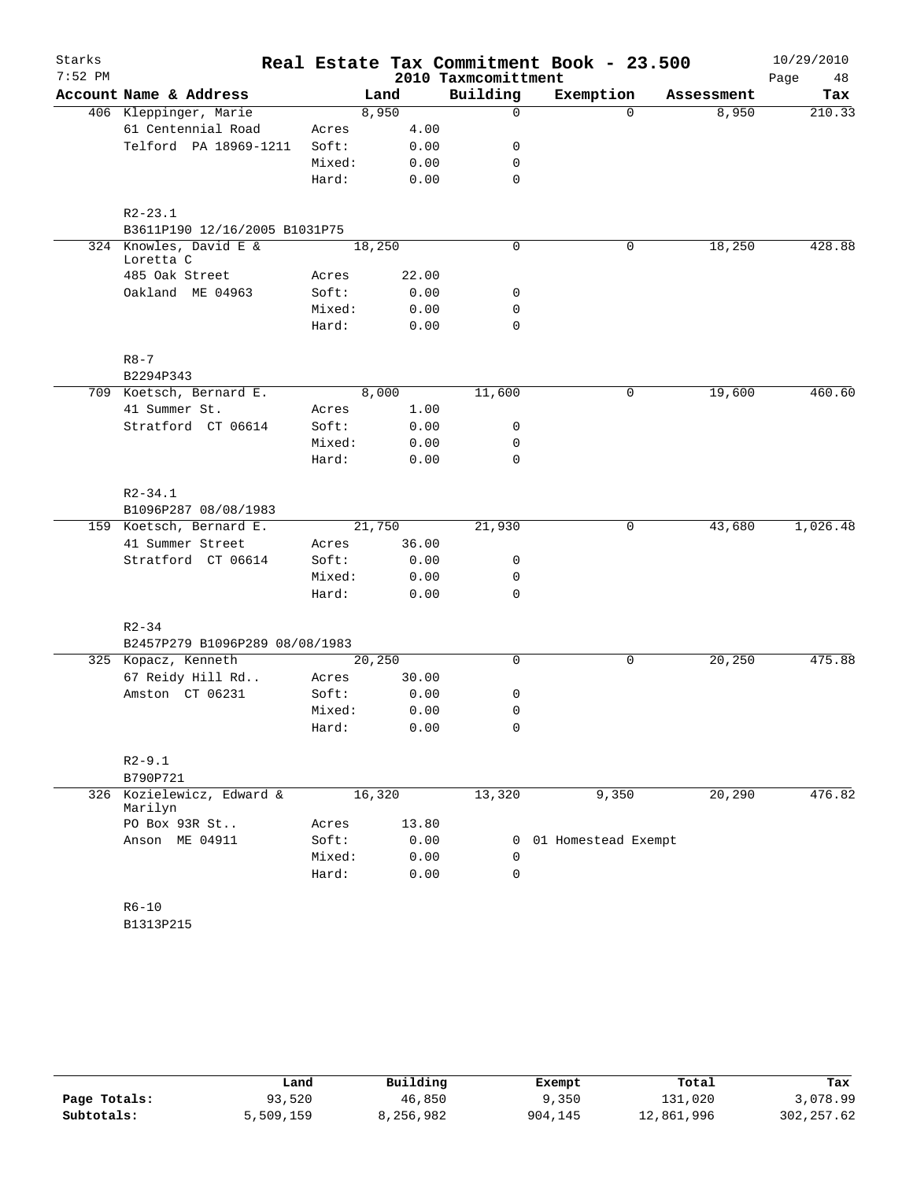# Real Estate Tax Commitment Book - 23.500

Starks 7:52 PM — 2010 Taxcommittment — 10/29/2010

| Account Name & Address | | Land | Building | Exemption | Assessment | Tax |
|---|---|---|---|---|---|---|
| 406 Kleppinger, Marie | | 8,950 | 0 | 0 | 8,950 | 210.33 |
| 61 Centennial Road | Acres | 4.00 | | | | |
| Telford PA 18969-1211 | Soft: | 0.00 | 0 | | | |
| | Mixed: | 0.00 | 0 | | | |
| | Hard: | 0.00 | 0 | | | |
| R2-23.1 | | | | | | |
| B3611P190 12/16/2005 B1031P75 | | | | | | |
| 324 Knowles, David E & Loretta C | | 18,250 | 0 | 0 | 18,250 | 428.88 |
| 485 Oak Street | Acres | 22.00 | | | | |
| Oakland ME 04963 | Soft: | 0.00 | 0 | | | |
| | Mixed: | 0.00 | 0 | | | |
| | Hard: | 0.00 | 0 | | | |
| R8-7 | | | | | | |
| B2294P343 | | | | | | |
| 709 Koetsch, Bernard E. | | 8,000 | 11,600 | 0 | 19,600 | 460.60 |
| 41 Summer St. | Acres | 1.00 | | | | |
| Stratford CT 06614 | Soft: | 0.00 | 0 | | | |
| | Mixed: | 0.00 | 0 | | | |
| | Hard: | 0.00 | 0 | | | |
| R2-34.1 | | | | | | |
| B1096P287 08/08/1983 | | | | | | |
| 159 Koetsch, Bernard E. | | 21,750 | 21,930 | 0 | 43,680 | 1,026.48 |
| 41 Summer Street | Acres | 36.00 | | | | |
| Stratford CT 06614 | Soft: | 0.00 | 0 | | | |
| | Mixed: | 0.00 | 0 | | | |
| | Hard: | 0.00 | 0 | | | |
| R2-34 | | | | | | |
| B2457P279 B1096P289 08/08/1983 | | | | | | |
| 325 Kopacz, Kenneth | | 20,250 | 0 | 0 | 20,250 | 475.88 |
| 67 Reidy Hill Rd.. | Acres | 30.00 | | | | |
| Amston CT 06231 | Soft: | 0.00 | 0 | | | |
| | Mixed: | 0.00 | 0 | | | |
| | Hard: | 0.00 | 0 | | | |
| R2-9.1 | | | | | | |
| B790P721 | | | | | | |
| 326 Kozielewicz, Edward & Marilyn | | 16,320 | 13,320 | 9,350 | 20,290 | 476.82 |
| PO Box 93R St.. | Acres | 13.80 | | | | |
| Anson ME 04911 | Soft: | 0.00 | 0 | 01 Homestead Exempt | | |
| | Mixed: | 0.00 | 0 | | | |
| | Hard: | 0.00 | 0 | | | |
| R6-10 | | | | | | |
| B1313P215 | | | | | | |

| | Land | Building | Exempt | Total | Tax |
|---|---|---|---|---|---|
| Page Totals: | 93,520 | 46,850 | 9,350 | 131,020 | 3,078.99 |
| Subtotals: | 5,509,159 | 8,256,982 | 904,145 | 12,861,996 | 302,257.62 |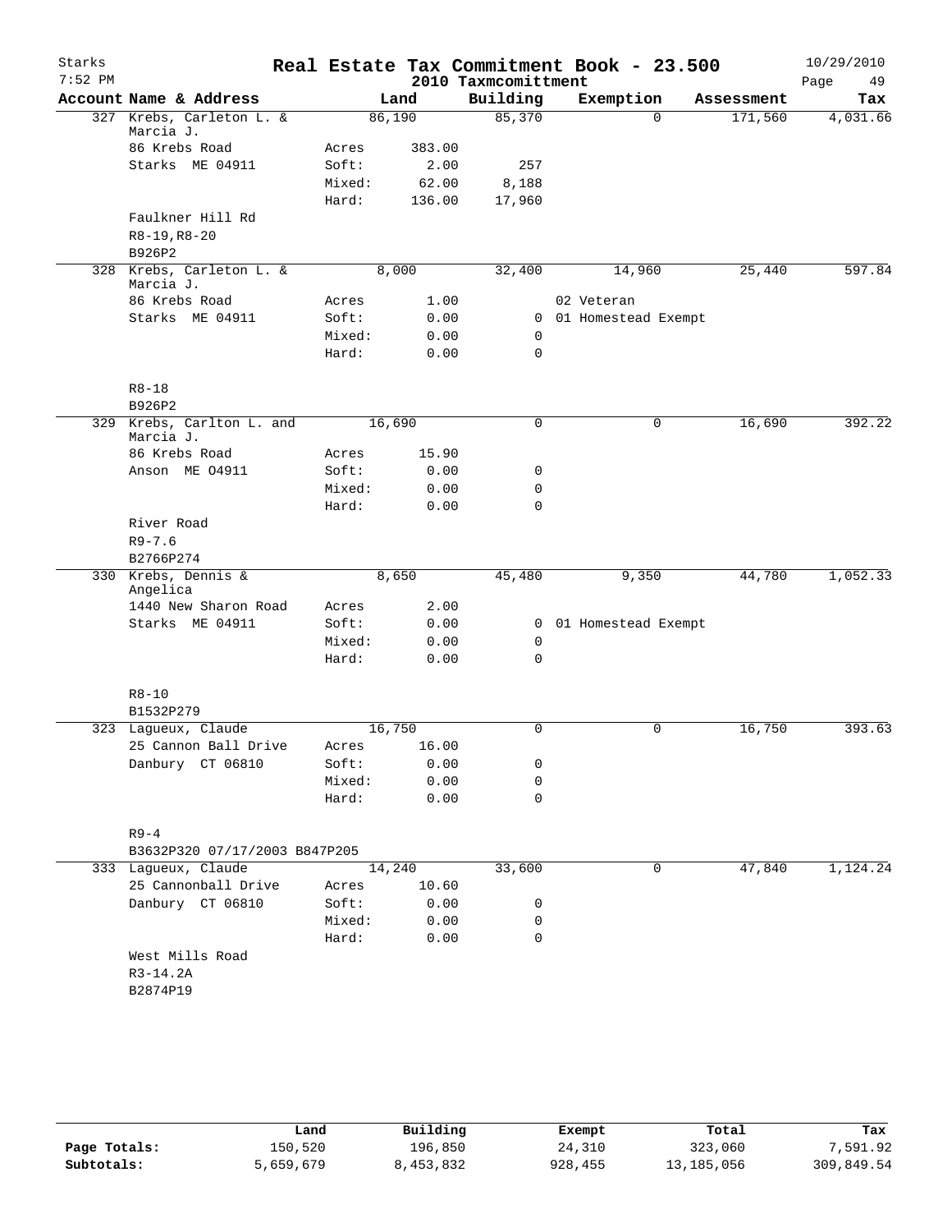# Real Estate Tax Commitment Book - 23.500

Starks 7:52 PM — 2010 Taxmcomittment — 10/29/2010

| Account Name & Address | | Land | Building | Exemption | Assessment | Tax |
|---|---|---|---|---|---|---|
| 327 Krebs, Carleton L. & Marcia J. | | 86,190 | 85,370 | 0 | 171,560 | 4,031.66 |
| 86 Krebs Road | Acres | 383.00 | | | | |
| Starks ME 04911 | Soft: | 2.00 | 257 | | | |
| | Mixed: | 62.00 | 8,188 | | | |
| | Hard: | 136.00 | 17,960 | | | |
| Faulkner Hill Rd | | | | | | |
| R8-19,R8-20 | | | | | | |
| B926P2 | | | | | | |
| 328 Krebs, Carleton L. & Marcia J. | | 8,000 | 32,400 | 14,960 | 25,440 | 597.84 |
| 86 Krebs Road | Acres | 1.00 | | 02 Veteran | | |
| Starks ME 04911 | Soft: | 0.00 | 0 | 01 Homestead Exempt | | |
| | Mixed: | 0.00 | 0 | | | |
| | Hard: | 0.00 | 0 | | | |
| R8-18 | | | | | | |
| B926P2 | | | | | | |
| 329 Krebs, Carlton L. and Marcia J. | | 16,690 | 0 | 0 | 16,690 | 392.22 |
| 86 Krebs Road | Acres | 15.90 | | | | |
| Anson ME O4911 | Soft: | 0.00 | 0 | | | |
| | Mixed: | 0.00 | 0 | | | |
| | Hard: | 0.00 | 0 | | | |
| River Road | | | | | | |
| R9-7.6 | | | | | | |
| B2766P274 | | | | | | |
| 330 Krebs, Dennis & Angelica | | 8,650 | 45,480 | 9,350 | 44,780 | 1,052.33 |
| 1440 New Sharon Road | Acres | 2.00 | | | | |
| Starks ME 04911 | Soft: | 0.00 | 0 | 01 Homestead Exempt | | |
| | Mixed: | 0.00 | 0 | | | |
| | Hard: | 0.00 | 0 | | | |
| R8-10 | | | | | | |
| B1532P279 | | | | | | |
| 323 Lagueux, Claude | | 16,750 | 0 | 0 | 16,750 | 393.63 |
| 25 Cannon Ball Drive | Acres | 16.00 | | | | |
| Danbury CT 06810 | Soft: | 0.00 | 0 | | | |
| | Mixed: | 0.00 | 0 | | | |
| | Hard: | 0.00 | 0 | | | |
| R9-4 | | | | | | |
| B3632P320 07/17/2003 B847P205 | | | | | | |
| 333 Lagueux, Claude | | 14,240 | 33,600 | 0 | 47,840 | 1,124.24 |
| 25 Cannonball Drive | Acres | 10.60 | | | | |
| Danbury CT 06810 | Soft: | 0.00 | 0 | | | |
| | Mixed: | 0.00 | 0 | | | |
| | Hard: | 0.00 | 0 | | | |
| West Mills Road | | | | | | |
| R3-14.2A | | | | | | |
| B2874P19 | | | | | | |

| | Land | Building | Exempt | Total | Tax |
|---|---|---|---|---|---|
| Page Totals: | 150,520 | 196,850 | 24,310 | 323,060 | 7,591.92 |
| Subtotals: | 5,659,679 | 8,453,832 | 928,455 | 13,185,056 | 309,849.54 |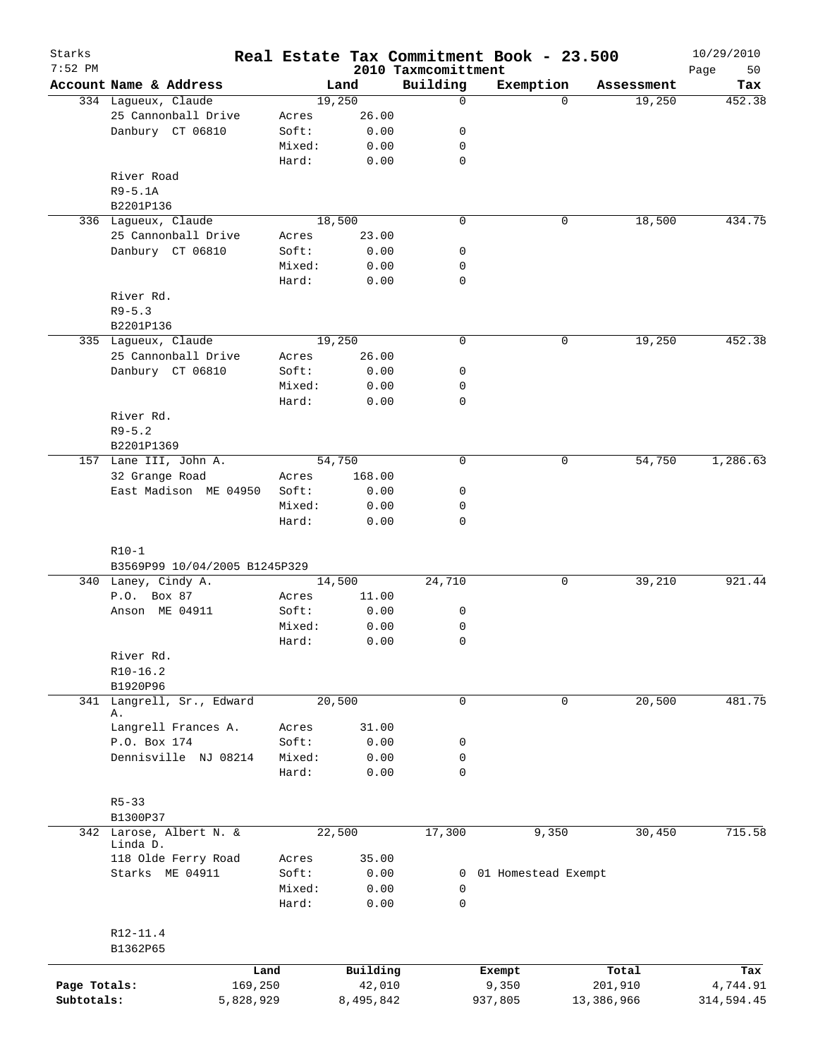# Real Estate Tax Commitment Book - 23.500

Starks 7:52 PM — 2010 Taxmcomittment — 10/29/2010

| Account Name & Address | Land | | Building | Exemption | Assessment | Tax |
|---|---|---|---|---|---|---|
| 334 Lagueux, Claude | 19,250 | | 0 | 0 | 19,250 | 452.38 |
| 25 Cannonball Drive | Acres | 26.00 | | | | |
| Danbury CT 06810 | Soft: | 0.00 | 0 | | | |
| | Mixed: | 0.00 | 0 | | | |
| | Hard: | 0.00 | 0 | | | |
| River Road | | | | | | |
| R9-5.1A | | | | | | |
| B2201P136 | | | | | | |
| 336 Lagueux, Claude | 18,500 | | 0 | 0 | 18,500 | 434.75 |
| 25 Cannonball Drive | Acres | 23.00 | | | | |
| Danbury CT 06810 | Soft: | 0.00 | 0 | | | |
| | Mixed: | 0.00 | 0 | | | |
| | Hard: | 0.00 | 0 | | | |
| River Rd. | | | | | | |
| R9-5.3 | | | | | | |
| B2201P136 | | | | | | |
| 335 Lagueux, Claude | 19,250 | | 0 | 0 | 19,250 | 452.38 |
| 25 Cannonball Drive | Acres | 26.00 | | | | |
| Danbury CT 06810 | Soft: | 0.00 | 0 | | | |
| | Mixed: | 0.00 | 0 | | | |
| | Hard: | 0.00 | 0 | | | |
| River Rd. | | | | | | |
| R9-5.2 | | | | | | |
| B2201P1369 | | | | | | |
| 157 Lane III, John A. | 54,750 | | 0 | 0 | 54,750 | 1,286.63 |
| 32 Grange Road | Acres | 168.00 | | | | |
| East Madison ME 04950 | Soft: | 0.00 | 0 | | | |
| | Mixed: | 0.00 | 0 | | | |
| | Hard: | 0.00 | 0 | | | |
| R10-1 | | | | | | |
| B3569P99 10/04/2005 B1245P329 | | | | | | |
| 340 Laney, Cindy A. | 14,500 | | 24,710 | 0 | 39,210 | 921.44 |
| P.O. Box 87 | Acres | 11.00 | | | | |
| Anson ME 04911 | Soft: | 0.00 | 0 | | | |
| | Mixed: | 0.00 | 0 | | | |
| | Hard: | 0.00 | 0 | | | |
| River Rd. | | | | | | |
| R10-16.2 | | | | | | |
| B1920P96 | | | | | | |
| 341 Langrell, Sr., Edward A. | 20,500 | | 0 | 0 | 20,500 | 481.75 |
| Langrell Frances A. | Acres | 31.00 | | | | |
| P.O. Box 174 | Soft: | 0.00 | 0 | | | |
| Dennisville NJ 08214 | Mixed: | 0.00 | 0 | | | |
| | Hard: | 0.00 | 0 | | | |
| R5-33 | | | | | | |
| B1300P37 | | | | | | |
| 342 Larose, Albert N. & Linda D. | 22,500 | | 17,300 | 9,350 | 30,450 | 715.58 |
| 118 Olde Ferry Road | Acres | 35.00 | | | | |
| Starks ME 04911 | Soft: | 0.00 | 0 | 01 Homestead Exempt | | |
| | Mixed: | 0.00 | 0 | | | |
| | Hard: | 0.00 | 0 | | | |
| R12-11.4 | | | | | | |
| B1362P65 | | | | | | |

| | Land | Building | Exempt | Total | Tax |
|---|---|---|---|---|---|
| Page Totals: | 169,250 | 42,010 | 9,350 | 201,910 | 4,744.91 |
| Subtotals: | 5,828,929 | 8,495,842 | 937,805 | 13,386,966 | 314,594.45 |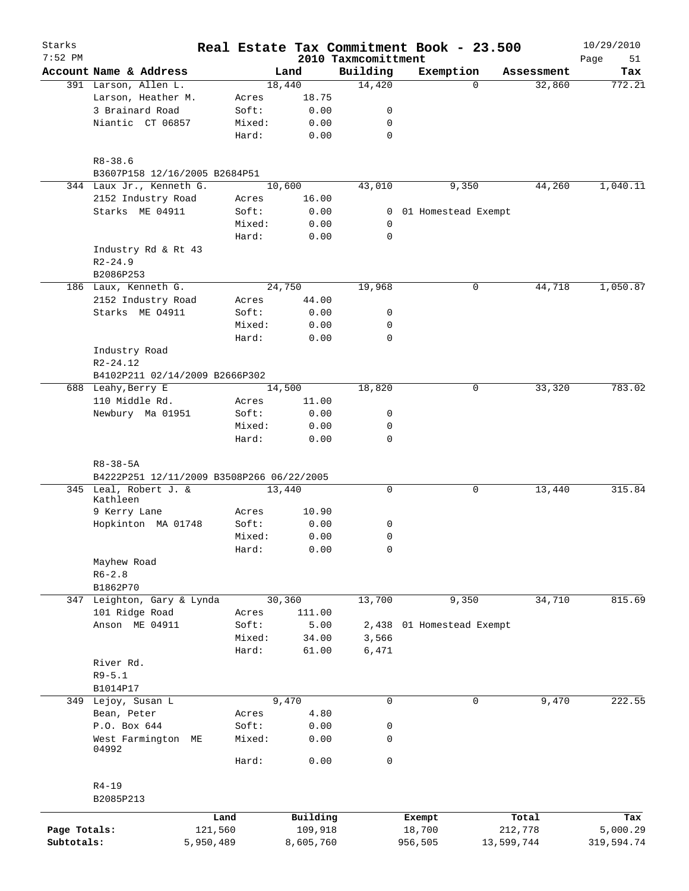# Real Estate Tax Commitment Book - 23.500

Starks 7:52 PM — 2010 Taxmcomittment — 10/29/2010

| Account Name & Address | | Land | Building | Exemption | Assessment | Tax |
|---|---|---|---|---|---|---|
| 391 Larson, Allen L. | | 18,440 | 14,420 | 0 | 32,860 | 772.21 |
| Larson, Heather M. | Acres | 18.75 | | | | |
| 3 Brainard Road | Soft: | 0.00 | 0 | | | |
| Niantic CT 06857 | Mixed: | 0.00 | 0 | | | |
| | Hard: | 0.00 | 0 | | | |
| R8-38.6 | | | | | | |
| B3607P158 12/16/2005 B2684P51 | | | | | | |
| 344 Laux Jr., Kenneth G. | | 10,600 | 43,010 | 9,350 | 44,260 | 1,040.11 |
| 2152 Industry Road | Acres | 16.00 | | | | |
| Starks ME 04911 | Soft: | 0.00 | 0 | 01 Homestead Exempt | | |
| | Mixed: | 0.00 | 0 | | | |
| | Hard: | 0.00 | 0 | | | |
| Industry Rd & Rt 43 | | | | | | |
| R2-24.9 | | | | | | |
| B2086P253 | | | | | | |
| 186 Laux, Kenneth G. | | 24,750 | 19,968 | 0 | 44,718 | 1,050.87 |
| 2152 Industry Road | Acres | 44.00 | | | | |
| Starks ME 04911 | Soft: | 0.00 | 0 | | | |
| | Mixed: | 0.00 | 0 | | | |
| | Hard: | 0.00 | 0 | | | |
| Industry Road | | | | | | |
| R2-24.12 | | | | | | |
| B4102P211 02/14/2009 B2666P302 | | | | | | |
| 688 Leahy,Berry E | | 14,500 | 18,820 | 0 | 33,320 | 783.02 |
| 110 Middle Rd. | Acres | 11.00 | | | | |
| Newbury Ma 01951 | Soft: | 0.00 | 0 | | | |
| | Mixed: | 0.00 | 0 | | | |
| | Hard: | 0.00 | 0 | | | |
| R8-38-5A | | | | | | |
| B4222P251 12/11/2009 B3508P266 06/22/2005 | | | | | | |
| 345 Leal, Robert J. & Kathleen | | 13,440 | 0 | 0 | 13,440 | 315.84 |
| 9 Kerry Lane | Acres | 10.90 | | | | |
| Hopkinton MA 01748 | Soft: | 0.00 | 0 | | | |
| | Mixed: | 0.00 | 0 | | | |
| | Hard: | 0.00 | 0 | | | |
| Mayhew Road | | | | | | |
| R6-2.8 | | | | | | |
| B1862P70 | | | | | | |
| 347 Leighton, Gary & Lynda | | 30,360 | 13,700 | 9,350 | 34,710 | 815.69 |
| 101 Ridge Road | Acres | 111.00 | | | | |
| Anson ME 04911 | Soft: | 5.00 | 2,438 | 01 Homestead Exempt | | |
| | Mixed: | 34.00 | 3,566 | | | |
| | Hard: | 61.00 | 6,471 | | | |
| River Rd. | | | | | | |
| R9-5.1 | | | | | | |
| B1014P17 | | | | | | |
| 349 Lejoy, Susan L | | 9,470 | 0 | 0 | 9,470 | 222.55 |
| Bean, Peter | Acres | 4.80 | | | | |
| P.O. Box 644 | Soft: | 0.00 | 0 | | | |
| West Farmington ME 04992 | Mixed: | 0.00 | 0 | | | |
| | Hard: | 0.00 | 0 | | | |
| R4-19 | | | | | | |
| B2085P213 | | | | | | |

| | Land | Building | Exempt | Total | Tax |
|---|---|---|---|---|---|
| Page Totals: | 121,560 | 109,918 | 18,700 | 212,778 | 5,000.29 |
| Subtotals: | 5,950,489 | 8,605,760 | 956,505 | 13,599,744 | 319,594.74 |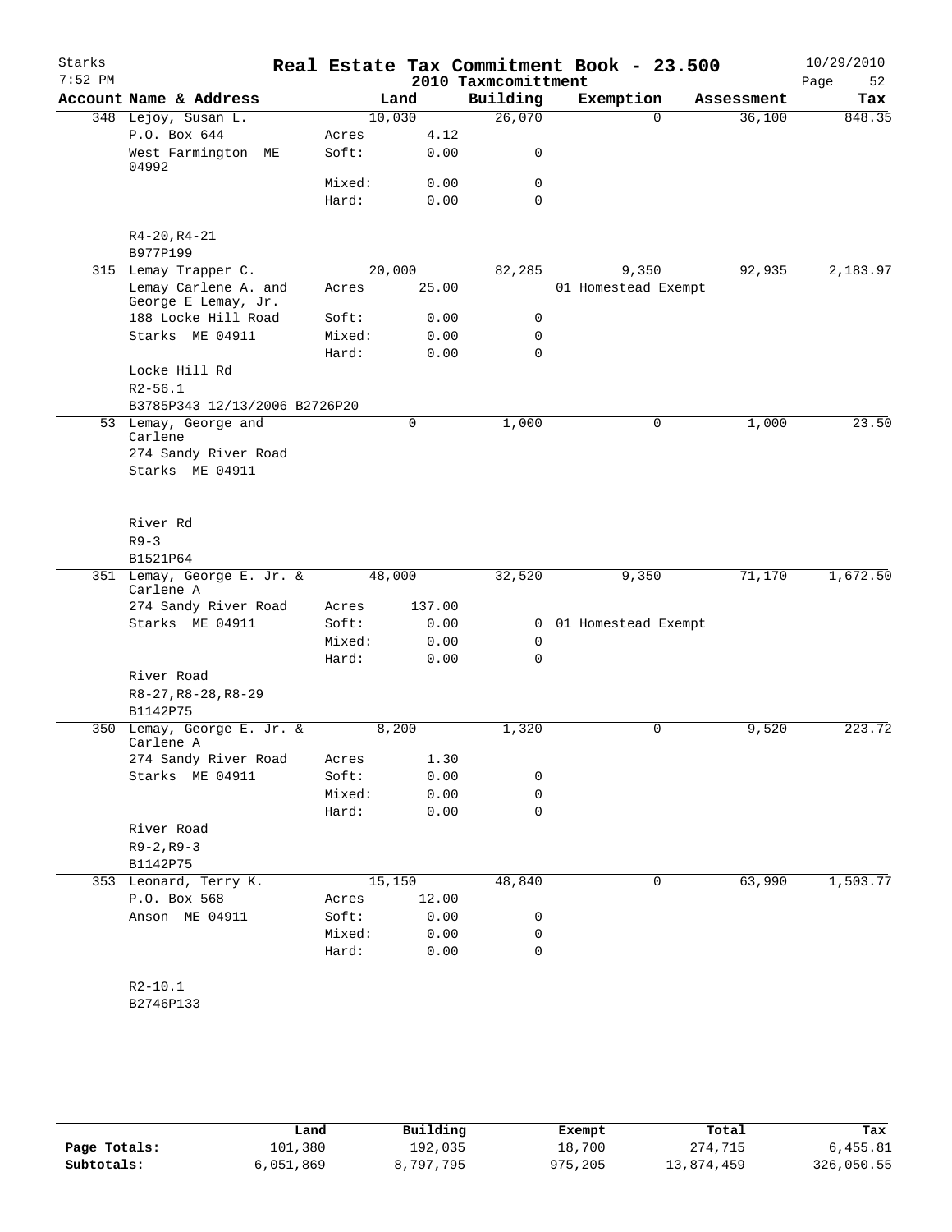# Real Estate Tax Commitment Book - 23.500

Starks
7:52 PM

2010 Taxmcomittment

10/29/2010

| Account Name & Address | Land | | Building | Exemption | Assessment | Tax |
|---|---|---|---|---|---|---|
| 348 Lejoy, Susan L. | 10,030 | | 26,070 | 0 | 36,100 | 848.35 |
| P.O. Box 644 | Acres | 4.12 | | | | |
| West Farmington ME 04992 | Soft: | 0.00 | 0 | | | |
| | Mixed: | 0.00 | 0 | | | |
| | Hard: | 0.00 | 0 | | | |
| R4-20,R4-21 | | | | | | |
| B977P199 | | | | | | |
| 315 Lemay Trapper C. | 20,000 | | 82,285 | 9,350 | 92,935 | 2,183.97 |
| Lemay Carlene A. and George E Lemay, Jr. | Acres | 25.00 | | 01 Homestead Exempt | | |
| 188 Locke Hill Road | Soft: | 0.00 | 0 | | | |
| Starks ME 04911 | Mixed: | 0.00 | 0 | | | |
| | Hard: | 0.00 | 0 | | | |
| Locke Hill Rd | | | | | | |
| R2-56.1 | | | | | | |
| B3785P343 12/13/2006 B2726P20 | | | | | | |
| 53 Lemay, George and Carlene | 0 | | 1,000 | 0 | 1,000 | 23.50 |
| 274 Sandy River Road | | | | | | |
| Starks ME 04911 | | | | | | |
| River Rd | | | | | | |
| R9-3 | | | | | | |
| B1521P64 | | | | | | |
| 351 Lemay, George E. Jr. & Carlene A | 48,000 | | 32,520 | 9,350 | 71,170 | 1,672.50 |
| 274 Sandy River Road | Acres | 137.00 | | | | |
| Starks ME 04911 | Soft: | 0.00 | 0 | 01 Homestead Exempt | | |
| | Mixed: | 0.00 | 0 | | | |
| | Hard: | 0.00 | 0 | | | |
| River Road | | | | | | |
| R8-27,R8-28,R8-29 | | | | | | |
| B1142P75 | | | | | | |
| 350 Lemay, George E. Jr. & Carlene A | 8,200 | | 1,320 | 0 | 9,520 | 223.72 |
| 274 Sandy River Road | Acres | 1.30 | | | | |
| Starks ME 04911 | Soft: | 0.00 | 0 | | | |
| | Mixed: | 0.00 | 0 | | | |
| | Hard: | 0.00 | 0 | | | |
| River Road | | | | | | |
| R9-2,R9-3 | | | | | | |
| B1142P75 | | | | | | |
| 353 Leonard, Terry K. | 15,150 | | 48,840 | 0 | 63,990 | 1,503.77 |
| P.O. Box 568 | Acres | 12.00 | | | | |
| Anson ME 04911 | Soft: | 0.00 | 0 | | | |
| | Mixed: | 0.00 | 0 | | | |
| | Hard: | 0.00 | 0 | | | |
| R2-10.1 | | | | | | |
| B2746P133 | | | | | | |

| | Land | Building | Exempt | Total | Tax |
|---|---|---|---|---|---|
| Page Totals: | 101,380 | 192,035 | 18,700 | 274,715 | 6,455.81 |
| Subtotals: | 6,051,869 | 8,797,795 | 975,205 | 13,874,459 | 326,050.55 |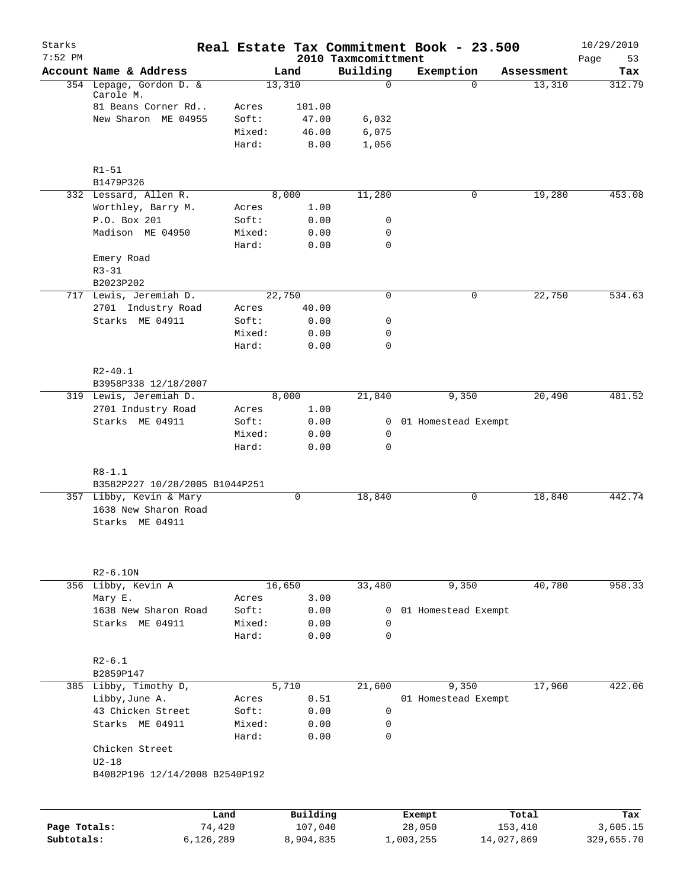Starks
7:52 PM

# Real Estate Tax Commitment Book - 23.500
## 2010 Taxmcomittment

10/29/2010

| Account Name & Address | | Land | Building | Exemption | Assessment | Tax |
|---|---|---|---|---|---|---|
| 354 Lepage, Gordon D. & Carole M. | | 13,310 | 0 | 0 | 13,310 | 312.79 |
| 81 Beans Corner Rd.. | Acres | 101.00 | | | | |
| New Sharon ME 04955 | Soft: | 47.00 | 6,032 | | | |
| | Mixed: | 46.00 | 6,075 | | | |
| | Hard: | 8.00 | 1,056 | | | |
| R1-51 | | | | | | |
| B1479P326 | | | | | | |
| 332 Lessard, Allen R. | | 8,000 | 11,280 | 0 | 19,280 | 453.08 |
| Worthley, Barry M. | Acres | 1.00 | | | | |
| P.O. Box 201 | Soft: | 0.00 | 0 | | | |
| Madison ME 04950 | Mixed: | 0.00 | 0 | | | |
| | Hard: | 0.00 | 0 | | | |
| Emery Road | | | | | | |
| R3-31 | | | | | | |
| B2023P202 | | | | | | |
| 717 Lewis, Jeremiah D. | | 22,750 | 0 | 0 | 22,750 | 534.63 |
| 2701 Industry Road | Acres | 40.00 | | | | |
| Starks ME 04911 | Soft: | 0.00 | 0 | | | |
| | Mixed: | 0.00 | 0 | | | |
| | Hard: | 0.00 | 0 | | | |
| R2-40.1 | | | | | | |
| B3958P338 12/18/2007 | | | | | | |
| 319 Lewis, Jeremiah D. | | 8,000 | 21,840 | 9,350 | 20,490 | 481.52 |
| 2701 Industry Road | Acres | 1.00 | | | | |
| Starks ME 04911 | Soft: | 0.00 | 0 | 01 Homestead Exempt | | |
| | Mixed: | 0.00 | 0 | | | |
| | Hard: | 0.00 | 0 | | | |
| R8-1.1 | | | | | | |
| B3582P227 10/28/2005 B1044P251 | | | | | | |
| 357 Libby, Kevin & Mary | | 0 | 18,840 | 0 | 18,840 | 442.74 |
| 1638 New Sharon Road | | | | | | |
| Starks ME 04911 | | | | | | |
| R2-6.1ON | | | | | | |
| 356 Libby, Kevin A | | 16,650 | 33,480 | 9,350 | 40,780 | 958.33 |
| Mary E. | Acres | 3.00 | | | | |
| 1638 New Sharon Road | Soft: | 0.00 | 0 | 01 Homestead Exempt | | |
| Starks ME 04911 | Mixed: | 0.00 | 0 | | | |
| | Hard: | 0.00 | 0 | | | |
| R2-6.1 | | | | | | |
| B2859P147 | | | | | | |
| 385 Libby, Timothy D, | | 5,710 | 21,600 | 9,350 | 17,960 | 422.06 |
| Libby,June A. | Acres | 0.51 | | 01 Homestead Exempt | | |
| 43 Chicken Street | Soft: | 0.00 | 0 | | | |
| Starks ME 04911 | Mixed: | 0.00 | 0 | | | |
| | Hard: | 0.00 | 0 | | | |
| Chicken Street | | | | | | |
| U2-18 | | | | | | |
| B4082P196 12/14/2008 B2540P192 | | | | | | |

| | Land | Building | Exempt | Total | Tax |
|---|---|---|---|---|---|
| Page Totals: | 74,420 | 107,040 | 28,050 | 153,410 | 3,605.15 |
| Subtotals: | 6,126,289 | 8,904,835 | 1,003,255 | 14,027,869 | 329,655.70 |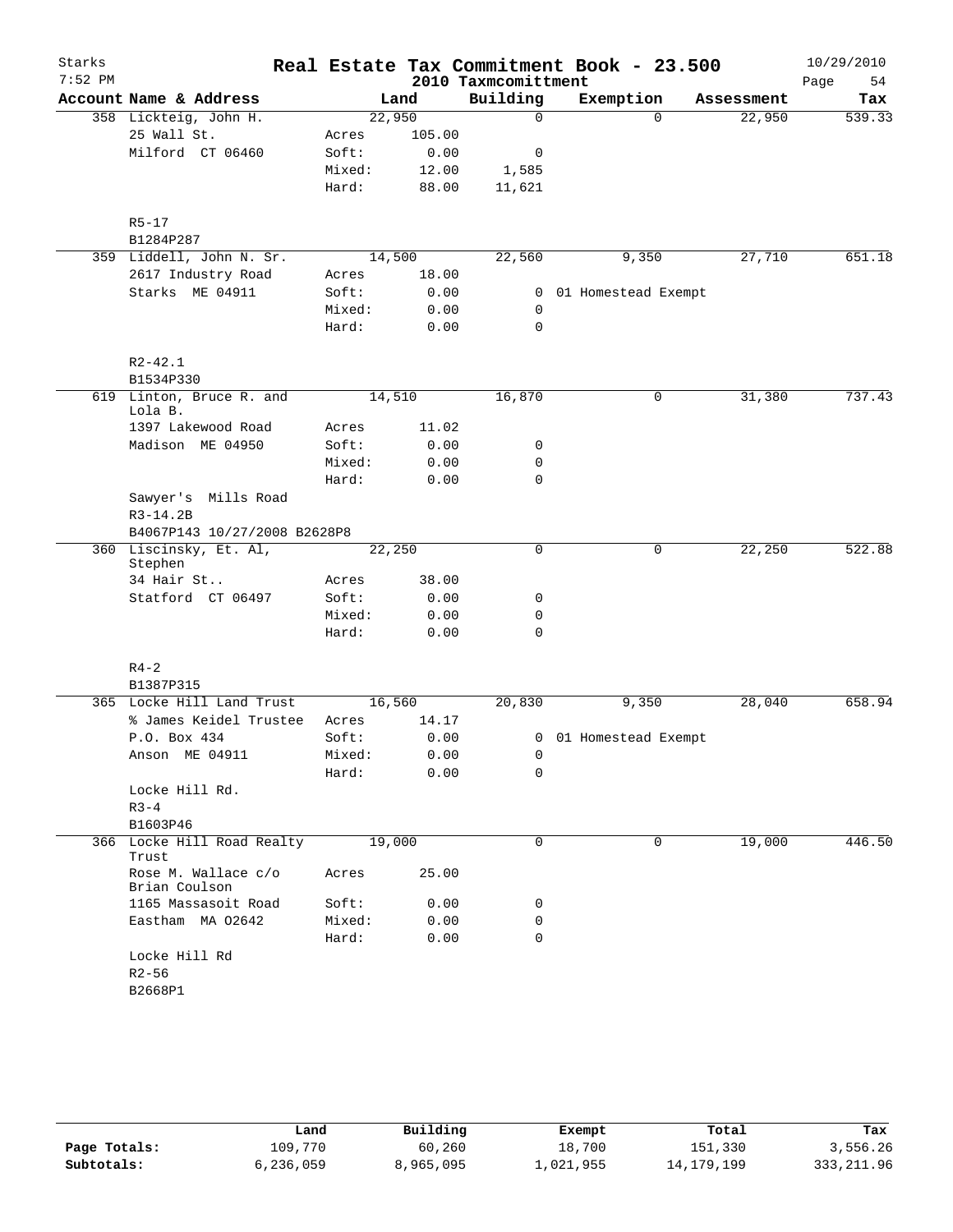# Real Estate Tax Commitment Book - 23.500

Starks
7:52 PM

2010 Taxmcomittment

10/29/2010

| Account Name & Address | Land | | Building | Exemption | Assessment | Tax |
|---|---|---|---|---|---|---|
| 358 Lickteig, John H. | 22,950 | | 0 | 0 | 22,950 | 539.33 |
| 25 Wall St. | Acres | 105.00 | | | | |
| Milford CT 06460 | Soft: | 0.00 | 0 | | | |
| | Mixed: | 12.00 | 1,585 | | | |
| | Hard: | 88.00 | 11,621 | | | |
| R5-17 | | | | | | |
| B1284P287 | | | | | | |
| 359 Liddell, John N. Sr. | 14,500 | | 22,560 | 9,350 | 27,710 | 651.18 |
| 2617 Industry Road | Acres | 18.00 | | | | |
| Starks ME 04911 | Soft: | 0.00 | 0 | 01 Homestead Exempt | | |
| | Mixed: | 0.00 | 0 | | | |
| | Hard: | 0.00 | 0 | | | |
| R2-42.1 | | | | | | |
| B1534P330 | | | | | | |
| 619 Linton, Bruce R. and Lola B. | 14,510 | | 16,870 | 0 | 31,380 | 737.43 |
| 1397 Lakewood Road | Acres | 11.02 | | | | |
| Madison ME 04950 | Soft: | 0.00 | 0 | | | |
| | Mixed: | 0.00 | 0 | | | |
| | Hard: | 0.00 | 0 | | | |
| Sawyer's Mills Road | | | | | | |
| R3-14.2B | | | | | | |
| B4067P143 10/27/2008 B2628P8 | | | | | | |
| 360 Liscinsky, Et. Al, Stephen | 22,250 | | 0 | 0 | 22,250 | 522.88 |
| 34 Hair St.. | Acres | 38.00 | | | | |
| Statford CT 06497 | Soft: | 0.00 | 0 | | | |
| | Mixed: | 0.00 | 0 | | | |
| | Hard: | 0.00 | 0 | | | |
| R4-2 | | | | | | |
| B1387P315 | | | | | | |
| 365 Locke Hill Land Trust | 16,560 | | 20,830 | 9,350 | 28,040 | 658.94 |
| % James Keidel Trustee | Acres | 14.17 | | | | |
| P.O. Box 434 | Soft: | 0.00 | 0 | 01 Homestead Exempt | | |
| Anson ME 04911 | Mixed: | 0.00 | 0 | | | |
| | Hard: | 0.00 | 0 | | | |
| Locke Hill Rd. | | | | | | |
| R3-4 | | | | | | |
| B1603P46 | | | | | | |
| 366 Locke Hill Road Realty Trust | 19,000 | | 0 | 0 | 19,000 | 446.50 |
| Rose M. Wallace c/o Brian Coulson | Acres | 25.00 | | | | |
| 1165 Massasoit Road | Soft: | 0.00 | 0 | | | |
| Eastham MA 02642 | Mixed: | 0.00 | 0 | | | |
| | Hard: | 0.00 | 0 | | | |
| Locke Hill Rd | | | | | | |
| R2-56 | | | | | | |
| B2668P1 | | | | | | |

| | Land | Building | Exempt | Total | Tax |
|---|---|---|---|---|---|
| Page Totals: | 109,770 | 60,260 | 18,700 | 151,330 | 3,556.26 |
| Subtotals: | 6,236,059 | 8,965,095 | 1,021,955 | 14,179,199 | 333,211.96 |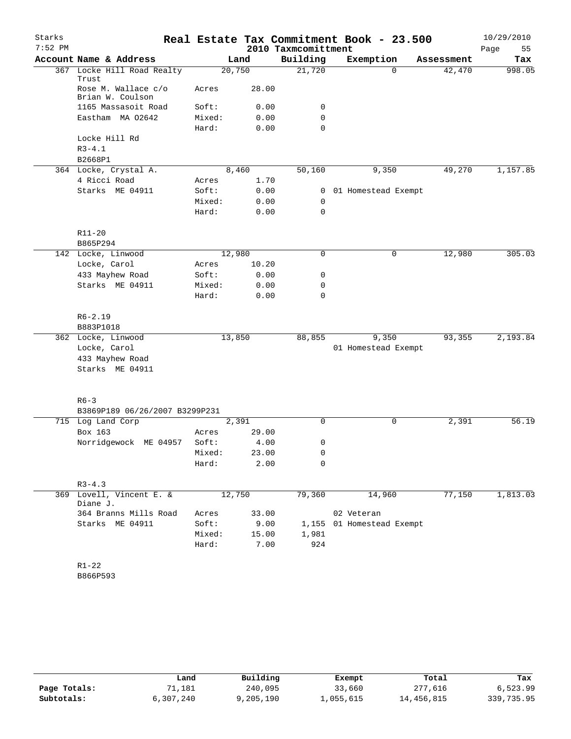# Real Estate Tax Commitment Book - 23.500

Starks 7:52 PM — 2010 Taxmcomittment — 10/29/2010

| Account Name & Address | | Land | Building | Exemption | Assessment | Tax |
|---|---|---|---|---|---|---|
| 367 Locke Hill Road Realty Trust | | 20,750 | 21,720 | 0 | 42,470 | 998.05 |
| Rose M. Wallace c/o Brian W. Coulson | Acres | 28.00 | | | | |
| 1165 Massasoit Road | Soft: | 0.00 | 0 | | | |
| Eastham MA 02642 | Mixed: | 0.00 | 0 | | | |
| | Hard: | 0.00 | 0 | | | |
| Locke Hill Rd | | | | | | |
| R3-4.1 | | | | | | |
| B2668P1 | | | | | | |
| 364 Locke, Crystal A. | | 8,460 | 50,160 | 9,350 | 49,270 | 1,157.85 |
| 4 Ricci Road | Acres | 1.70 | | | | |
| Starks ME 04911 | Soft: | 0.00 | 0 | 01 Homestead Exempt | | |
| | Mixed: | 0.00 | 0 | | | |
| | Hard: | 0.00 | 0 | | | |
| R11-20 | | | | | | |
| B865P294 | | | | | | |
| 142 Locke, Linwood | | 12,980 | 0 | 0 | 12,980 | 305.03 |
| Locke, Carol | Acres | 10.20 | | | | |
| 433 Mayhew Road | Soft: | 0.00 | 0 | | | |
| Starks ME 04911 | Mixed: | 0.00 | 0 | | | |
| | Hard: | 0.00 | 0 | | | |
| R6-2.19 | | | | | | |
| B883P1018 | | | | | | |
| 362 Locke, Linwood | | 13,850 | 88,855 | 9,350 | 93,355 | 2,193.84 |
| Locke, Carol | | | | 01 Homestead Exempt | | |
| 433 Mayhew Road | | | | | | |
| Starks ME 04911 | | | | | | |
| R6-3 | | | | | | |
| B3869P189 06/26/2007 B3299P231 | | | | | | |
| 715 Log Land Corp | | 2,391 | 0 | 0 | 2,391 | 56.19 |
| Box 163 | Acres | 29.00 | | | | |
| Norridgewock ME 04957 | Soft: | 4.00 | 0 | | | |
| | Mixed: | 23.00 | 0 | | | |
| | Hard: | 2.00 | 0 | | | |
| R3-4.3 | | | | | | |
| 369 Lovell, Vincent E. & Diane J. | | 12,750 | 79,360 | 14,960 | 77,150 | 1,813.03 |
| 364 Branns Mills Road | Acres | 33.00 | | 02 Veteran | | |
| Starks ME 04911 | Soft: | 9.00 | 1,155 | 01 Homestead Exempt | | |
| | Mixed: | 15.00 | 1,981 | | | |
| | Hard: | 7.00 | 924 | | | |
| R1-22 | | | | | | |
| B866P593 | | | | | | |

| | Land | Building | Exempt | Total | Tax |
|---|---|---|---|---|---|
| Page Totals: | 71,181 | 240,095 | 33,660 | 277,616 | 6,523.99 |
| Subtotals: | 6,307,240 | 9,205,190 | 1,055,615 | 14,456,815 | 339,735.95 |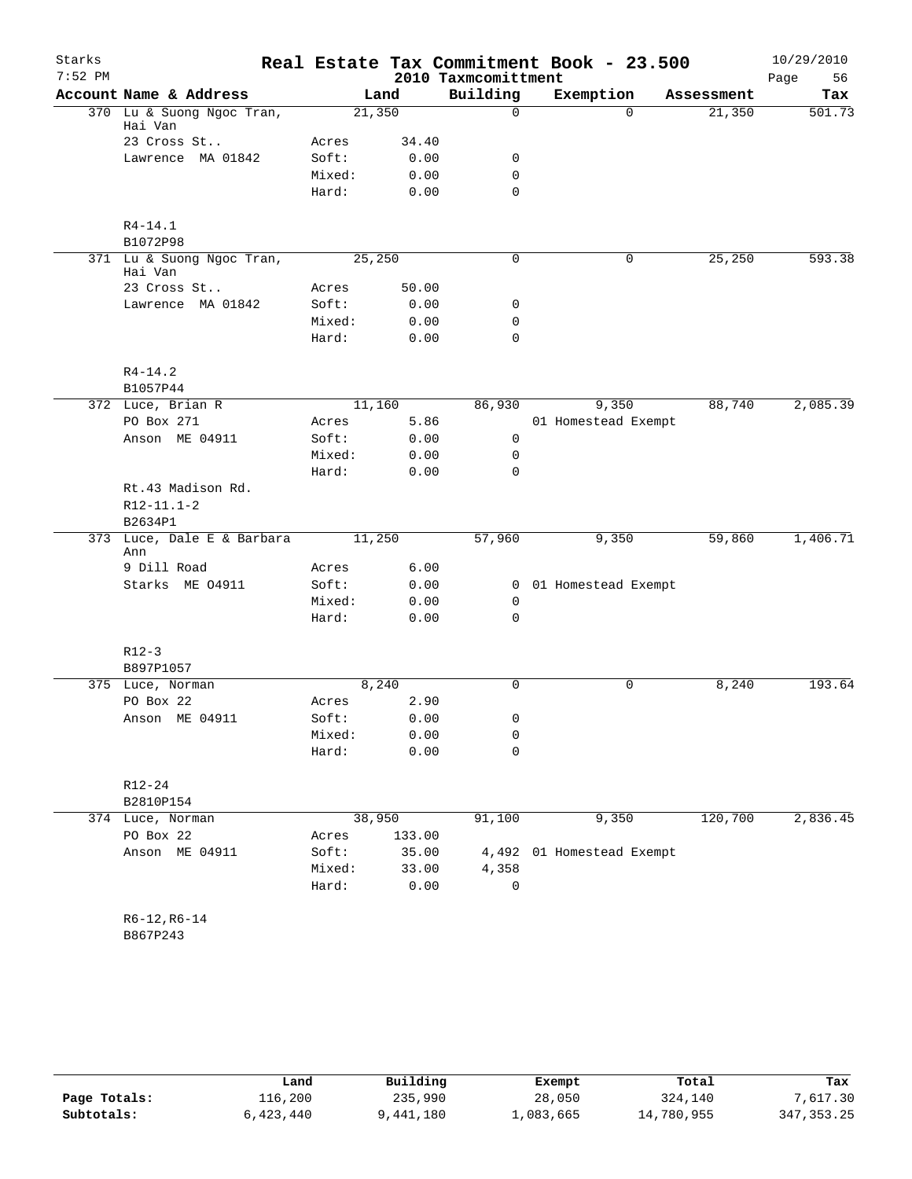# Starks — Real Estate Tax Commitment Book - 23.500

2010 Taxmcomittment — 10/29/2010 7:52 PM — Page 56

| Account | Name & Address | | Land | Building | Exemption | Assessment | Tax |
|---|---|---|---|---|---|---|---|
| 370 | Lu & Suong Ngoc Tran, Hai Van | | 21,350 | 0 | 0 | 21,350 | 501.73 |
| | 23 Cross St.. | Acres | 34.40 | | | | |
| | Lawrence MA 01842 | Soft: | 0.00 | 0 | | | |
| | | Mixed: | 0.00 | 0 | | | |
| | | Hard: | 0.00 | 0 | | | |
| | R4-14.1 | | | | | | |
| | B1072P98 | | | | | | |
| 371 | Lu & Suong Ngoc Tran, Hai Van | | 25,250 | 0 | 0 | 25,250 | 593.38 |
| | 23 Cross St.. | Acres | 50.00 | | | | |
| | Lawrence MA 01842 | Soft: | 0.00 | 0 | | | |
| | | Mixed: | 0.00 | 0 | | | |
| | | Hard: | 0.00 | 0 | | | |
| | R4-14.2 | | | | | | |
| | B1057P44 | | | | | | |
| 372 | Luce, Brian R | | 11,160 | 86,930 | 9,350 | 88,740 | 2,085.39 |
| | PO Box 271 | Acres | 5.86 | | 01 Homestead Exempt | | |
| | Anson ME 04911 | Soft: | 0.00 | 0 | | | |
| | | Mixed: | 0.00 | 0 | | | |
| | | Hard: | 0.00 | 0 | | | |
| | Rt.43 Madison Rd. | | | | | | |
| | R12-11.1-2 | | | | | | |
| | B2634P1 | | | | | | |
| 373 | Luce, Dale E & Barbara Ann | | 11,250 | 57,960 | 9,350 | 59,860 | 1,406.71 |
| | 9 Dill Road | Acres | 6.00 | | | | |
| | Starks ME 04911 | Soft: | 0.00 | 0 | 01 Homestead Exempt | | |
| | | Mixed: | 0.00 | 0 | | | |
| | | Hard: | 0.00 | 0 | | | |
| | R12-3 | | | | | | |
| | B897P1057 | | | | | | |
| 375 | Luce, Norman | | 8,240 | 0 | 0 | 8,240 | 193.64 |
| | PO Box 22 | Acres | 2.90 | | | | |
| | Anson ME 04911 | Soft: | 0.00 | 0 | | | |
| | | Mixed: | 0.00 | 0 | | | |
| | | Hard: | 0.00 | 0 | | | |
| | R12-24 | | | | | | |
| | B2810P154 | | | | | | |
| 374 | Luce, Norman | | 38,950 | 91,100 | 9,350 | 120,700 | 2,836.45 |
| | PO Box 22 | Acres | 133.00 | | | | |
| | Anson ME 04911 | Soft: | 35.00 | 4,492 | 01 Homestead Exempt | | |
| | | Mixed: | 33.00 | 4,358 | | | |
| | | Hard: | 0.00 | 0 | | | |
| | R6-12,R6-14 | | | | | | |
| | B867P243 | | | | | | |

| | Land | Building | Exempt | Total | Tax |
|---|---|---|---|---|---|
| Page Totals: | 116,200 | 235,990 | 28,050 | 324,140 | 7,617.30 |
| Subtotals: | 6,423,440 | 9,441,180 | 1,083,665 | 14,780,955 | 347,353.25 |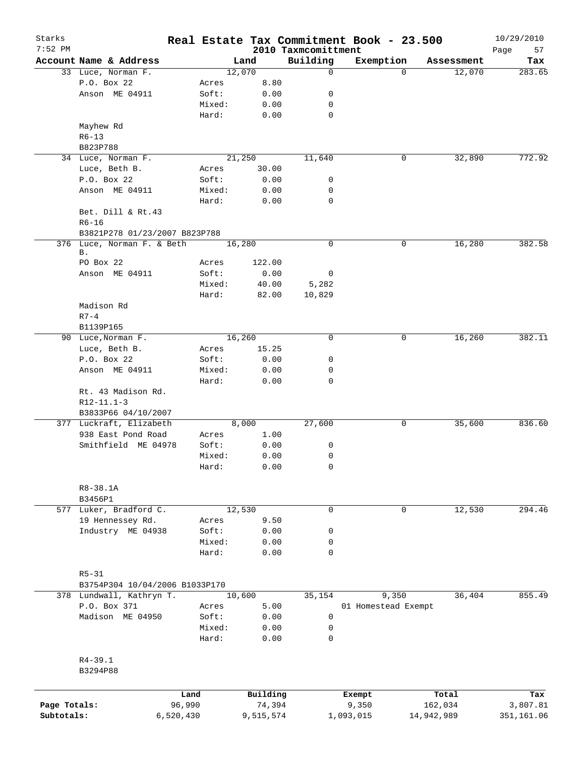# Real Estate Tax Commitment Book - 23.500

Starks
7:52 PM

2010 Taxmcomittment

10/29/2010

| Account Name & Address | Land | | Building | Exemption | Assessment | Tax |
|---|---|---|---|---|---|---|
| 33 Luce, Norman F. | 12,070 | | 0 | 0 | 12,070 | 283.65 |
| P.O. Box 22 | Acres | 8.80 | | | | |
| Anson ME 04911 | Soft: | 0.00 | 0 | | | |
| | Mixed: | 0.00 | 0 | | | |
| | Hard: | 0.00 | 0 | | | |
| Mayhew Rd | | | | | | |
| R6-13 | | | | | | |
| B823P788 | | | | | | |
| 34 Luce, Norman F. | 21,250 | | 11,640 | 0 | 32,890 | 772.92 |
| Luce, Beth B. | Acres | 30.00 | | | | |
| P.O. Box 22 | Soft: | 0.00 | 0 | | | |
| Anson ME 04911 | Mixed: | 0.00 | 0 | | | |
| | Hard: | 0.00 | 0 | | | |
| Bet. Dill & Rt.43 | | | | | | |
| R6-16 | | | | | | |
| B3821P278 01/23/2007 B823P788 | | | | | | |
| 376 Luce, Norman F. & Beth B. | 16,280 | | 0 | 0 | 16,280 | 382.58 |
| PO Box 22 | Acres | 122.00 | | | | |
| Anson ME 04911 | Soft: | 0.00 | 0 | | | |
| | Mixed: | 40.00 | 5,282 | | | |
| | Hard: | 82.00 | 10,829 | | | |
| Madison Rd | | | | | | |
| R7-4 | | | | | | |
| B1139P165 | | | | | | |
| 90 Luce,Norman F. | 16,260 | | 0 | 0 | 16,260 | 382.11 |
| Luce, Beth B. | Acres | 15.25 | | | | |
| P.O. Box 22 | Soft: | 0.00 | 0 | | | |
| Anson ME 04911 | Mixed: | 0.00 | 0 | | | |
| | Hard: | 0.00 | 0 | | | |
| Rt. 43 Madison Rd. | | | | | | |
| R12-11.1-3 | | | | | | |
| B3833P66 04/10/2007 | | | | | | |
| 377 Luckraft, Elizabeth | 8,000 | | 27,600 | 0 | 35,600 | 836.60 |
| 938 East Pond Road | Acres | 1.00 | | | | |
| Smithfield ME 04978 | Soft: | 0.00 | 0 | | | |
| | Mixed: | 0.00 | 0 | | | |
| | Hard: | 0.00 | 0 | | | |
| R8-38.1A | | | | | | |
| B3456P1 | | | | | | |
| 577 Luker, Bradford C. | 12,530 | | 0 | 0 | 12,530 | 294.46 |
| 19 Hennessey Rd. | Acres | 9.50 | | | | |
| Industry ME 04938 | Soft: | 0.00 | 0 | | | |
| | Mixed: | 0.00 | 0 | | | |
| | Hard: | 0.00 | 0 | | | |
| R5-31 | | | | | | |
| B3754P304 10/04/2006 B1033P170 | | | | | | |
| 378 Lundwall, Kathryn T. | 10,600 | | 35,154 | 9,350 | 36,404 | 855.49 |
| P.O. Box 371 | Acres | 5.00 | | 01 Homestead Exempt | | |
| Madison ME 04950 | Soft: | 0.00 | 0 | | | |
| | Mixed: | 0.00 | 0 | | | |
| | Hard: | 0.00 | 0 | | | |
| R4-39.1 | | | | | | |
| B3294P88 | | | | | | |

| | Land | Building | Exempt | Total | Tax |
|---|---|---|---|---|---|
| Page Totals: | 96,990 | 74,394 | 9,350 | 162,034 | 3,807.81 |
| Subtotals: | 6,520,430 | 9,515,574 | 1,093,015 | 14,942,989 | 351,161.06 |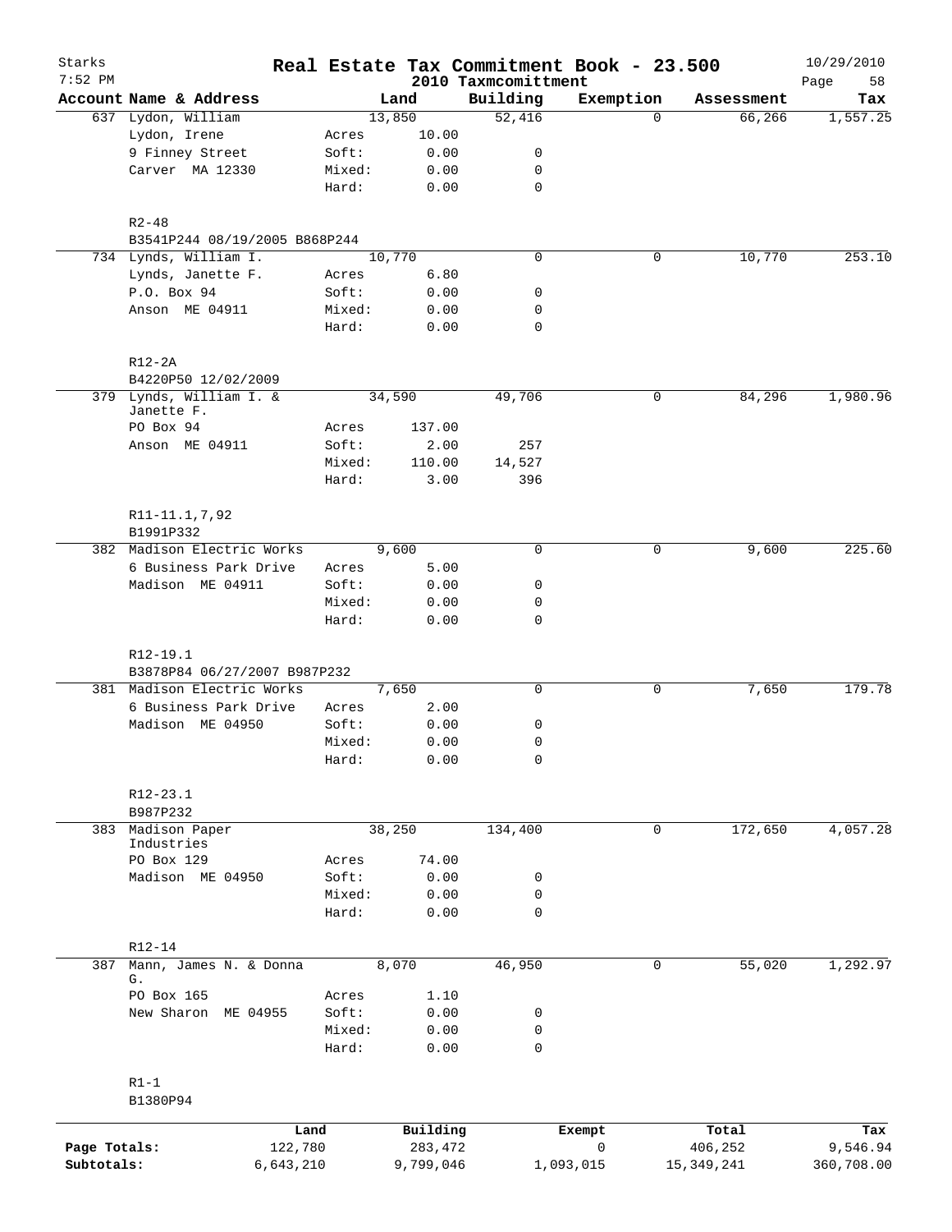Starks
7:52 PM

# Real Estate Tax Commitment Book - 23.500

2010 Taxmcomittment

10/29/2010

| Account Name & Address | | Land | Building | Exemption | Assessment | Tax |
|---|---|---|---|---|---|---|
| 637 Lydon, William | | 13,850 | 52,416 | 0 | 66,266 | 1,557.25 |
| Lydon, Irene | Acres | 10.00 | | | | |
| 9 Finney Street | Soft: | 0.00 | 0 | | | |
| Carver MA 12330 | Mixed: | 0.00 | 0 | | | |
| | Hard: | 0.00 | 0 | | | |
| R2-48 | | | | | | |
| B3541P244 08/19/2005 B868P244 | | | | | | |
| 734 Lynds, William I. | | 10,770 | 0 | 0 | 10,770 | 253.10 |
| Lynds, Janette F. | Acres | 6.80 | | | | |
| P.O. Box 94 | Soft: | 0.00 | 0 | | | |
| Anson ME 04911 | Mixed: | 0.00 | 0 | | | |
| | Hard: | 0.00 | 0 | | | |
| R12-2A | | | | | | |
| B4220P50 12/02/2009 | | | | | | |
| 379 Lynds, William I. & Janette F. | | 34,590 | 49,706 | 0 | 84,296 | 1,980.96 |
| PO Box 94 | Acres | 137.00 | | | | |
| Anson ME 04911 | Soft: | 2.00 | 257 | | | |
| | Mixed: | 110.00 | 14,527 | | | |
| | Hard: | 3.00 | 396 | | | |
| R11-11.1,7,92 | | | | | | |
| B1991P332 | | | | | | |
| 382 Madison Electric Works | | 9,600 | 0 | 0 | 9,600 | 225.60 |
| 6 Business Park Drive | Acres | 5.00 | | | | |
| Madison ME 04911 | Soft: | 0.00 | 0 | | | |
| | Mixed: | 0.00 | 0 | | | |
| | Hard: | 0.00 | 0 | | | |
| R12-19.1 | | | | | | |
| B3878P84 06/27/2007 B987P232 | | | | | | |
| 381 Madison Electric Works | | 7,650 | 0 | 0 | 7,650 | 179.78 |
| 6 Business Park Drive | Acres | 2.00 | | | | |
| Madison ME 04950 | Soft: | 0.00 | 0 | | | |
| | Mixed: | 0.00 | 0 | | | |
| | Hard: | 0.00 | 0 | | | |
| R12-23.1 | | | | | | |
| B987P232 | | | | | | |
| 383 Madison Paper Industries | | 38,250 | 134,400 | 0 | 172,650 | 4,057.28 |
| PO Box 129 | Acres | 74.00 | | | | |
| Madison ME 04950 | Soft: | 0.00 | 0 | | | |
| | Mixed: | 0.00 | 0 | | | |
| | Hard: | 0.00 | 0 | | | |
| R12-14 | | | | | | |
| 387 Mann, James N. & Donna G. | | 8,070 | 46,950 | 0 | 55,020 | 1,292.97 |
| PO Box 165 | Acres | 1.10 | | | | |
| New Sharon ME 04955 | Soft: | 0.00 | 0 | | | |
| | Mixed: | 0.00 | 0 | | | |
| | Hard: | 0.00 | 0 | | | |
| R1-1 | | | | | | |
| B1380P94 | | | | | | |

| | Land | Building | Exempt | Total | Tax |
|---|---|---|---|---|---|
| Page Totals: | 122,780 | 283,472 | 0 | 406,252 | 9,546.94 |
| Subtotals: | 6,643,210 | 9,799,046 | 1,093,015 | 15,349,241 | 360,708.00 |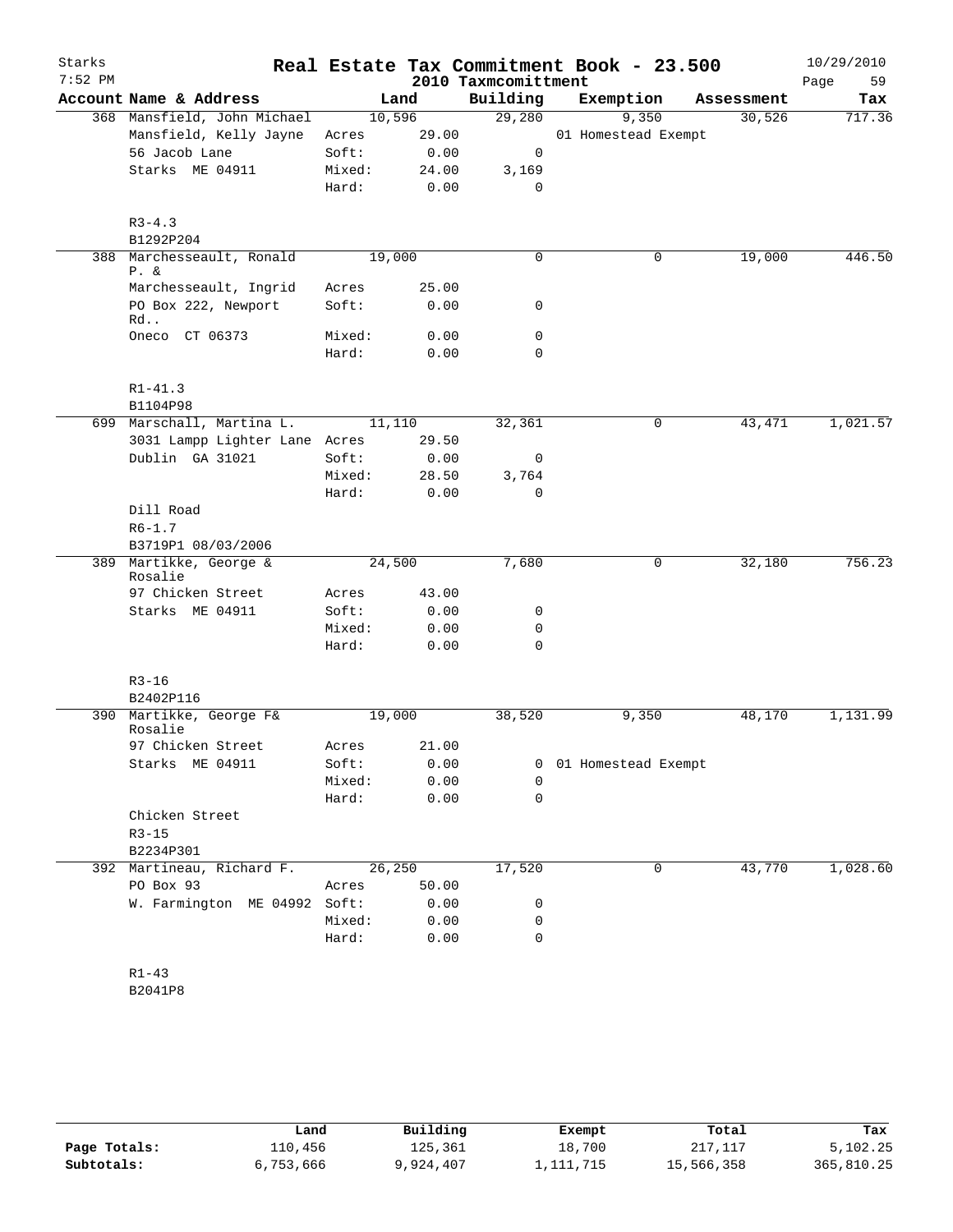# Real Estate Tax Commitment Book - 23.500

Starks 7:52 PM — 2010 Taxmcomittment — 10/29/2010

| Account Name & Address | Land | | Building | Exemption | Assessment | Tax |
|---|---|---|---|---|---|---|
| 368 Mansfield, John Michael | 10,596 | | 29,280 | 9,350 | 30,526 | 717.36 |
| Mansfield, Kelly Jayne | Acres | 29.00 | | 01 Homestead Exempt | | |
| 56 Jacob Lane | Soft: | 0.00 | 0 | | | |
| Starks ME 04911 | Mixed: | 24.00 | 3,169 | | | |
| | Hard: | 0.00 | 0 | | | |
| R3-4.3 | | | | | | |
| B1292P204 | | | | | | |
| 388 Marchesseault, Ronald P. & | 19,000 | | 0 | 0 | 19,000 | 446.50 |
| Marchesseault, Ingrid | Acres | 25.00 | | | | |
| PO Box 222, Newport Rd.. | Soft: | 0.00 | 0 | | | |
| Oneco CT 06373 | Mixed: | 0.00 | 0 | | | |
| | Hard: | 0.00 | 0 | | | |
| R1-41.3 | | | | | | |
| B1104P98 | | | | | | |
| 699 Marschall, Martina L. | 11,110 | | 32,361 | 0 | 43,471 | 1,021.57 |
| 3031 Lampp Lighter Lane | Acres | 29.50 | | | | |
| Dublin GA 31021 | Soft: | 0.00 | 0 | | | |
| | Mixed: | 28.50 | 3,764 | | | |
| | Hard: | 0.00 | 0 | | | |
| Dill Road | | | | | | |
| R6-1.7 | | | | | | |
| B3719P1 08/03/2006 | | | | | | |
| 389 Martikke, George & Rosalie | 24,500 | | 7,680 | 0 | 32,180 | 756.23 |
| 97 Chicken Street | Acres | 43.00 | | | | |
| Starks ME 04911 | Soft: | 0.00 | 0 | | | |
| | Mixed: | 0.00 | 0 | | | |
| | Hard: | 0.00 | 0 | | | |
| R3-16 | | | | | | |
| B2402P116 | | | | | | |
| 390 Martikke, George F& Rosalie | 19,000 | | 38,520 | 9,350 | 48,170 | 1,131.99 |
| 97 Chicken Street | Acres | 21.00 | | | | |
| Starks ME 04911 | Soft: | 0.00 | 0 | 01 Homestead Exempt | | |
| | Mixed: | 0.00 | 0 | | | |
| | Hard: | 0.00 | 0 | | | |
| Chicken Street | | | | | | |
| R3-15 | | | | | | |
| B2234P301 | | | | | | |
| 392 Martineau, Richard F. | 26,250 | | 17,520 | 0 | 43,770 | 1,028.60 |
| PO Box 93 | Acres | 50.00 | | | | |
| W. Farmington ME 04992 | Soft: | 0.00 | 0 | | | |
| | Mixed: | 0.00 | 0 | | | |
| | Hard: | 0.00 | 0 | | | |
| R1-43 | | | | | | |
| B2041P8 | | | | | | |

| | Land | Building | Exempt | Total | Tax |
|---|---|---|---|---|---|
| Page Totals: | 110,456 | 125,361 | 18,700 | 217,117 | 5,102.25 |
| Subtotals: | 6,753,666 | 9,924,407 | 1,111,715 | 15,566,358 | 365,810.25 |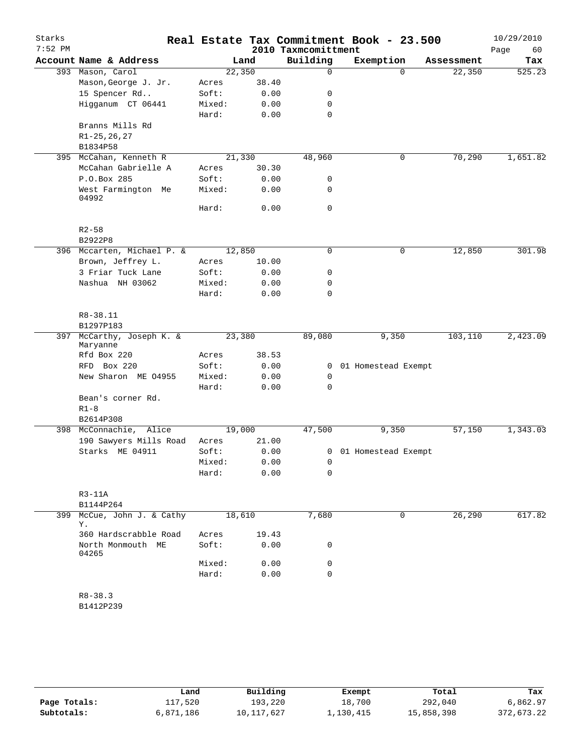# Real Estate Tax Commitment Book - 23.500

Starks
7:52 PM

2010 Taxmcomittment

10/29/2010

| Account | Name & Address | | Land | Building | Exemption | Assessment | Tax |
|---|---|---|---|---|---|---|---|
| 393 | Mason, Carol | | 22,350 | 0 | 0 | 22,350 | 525.23 |
| | Mason,George J. Jr. | Acres | 38.40 | | | | |
| | 15 Spencer Rd.. | Soft: | 0.00 | 0 | | | |
| | Higganum CT 06441 | Mixed: | 0.00 | 0 | | | |
| | | Hard: | 0.00 | 0 | | | |
| | Branns Mills Rd | | | | | | |
| | R1-25,26,27 | | | | | | |
| | B1834P58 | | | | | | |
| 395 | McCahan, Kenneth R | | 21,330 | 48,960 | 0 | 70,290 | 1,651.82 |
| | McCahan Gabrielle A | Acres | 30.30 | | | | |
| | P.O.Box 285 | Soft: | 0.00 | 0 | | | |
| | West Farmington Me 04992 | Mixed: | 0.00 | 0 | | | |
| | | Hard: | 0.00 | 0 | | | |
| | R2-58 | | | | | | |
| | B2922P8 | | | | | | |
| 396 | Mccarten, Michael P. & | | 12,850 | 0 | 0 | 12,850 | 301.98 |
| | Brown, Jeffrey L. | Acres | 10.00 | | | | |
| | 3 Friar Tuck Lane | Soft: | 0.00 | 0 | | | |
| | Nashua NH 03062 | Mixed: | 0.00 | 0 | | | |
| | | Hard: | 0.00 | 0 | | | |
| | R8-38.11 | | | | | | |
| | B1297P183 | | | | | | |
| 397 | McCarthy, Joseph K. & Maryanne | | 23,380 | 89,080 | 9,350 | 103,110 | 2,423.09 |
| | Rfd Box 220 | Acres | 38.53 | | | | |
| | RFD Box 220 | Soft: | 0.00 | 0 | 01 Homestead Exempt | | |
| | New Sharon ME 04955 | Mixed: | 0.00 | 0 | | | |
| | | Hard: | 0.00 | 0 | | | |
| | Bean's corner Rd. | | | | | | |
| | R1-8 | | | | | | |
| | B2614P308 | | | | | | |
| 398 | McConnachie, Alice | | 19,000 | 47,500 | 9,350 | 57,150 | 1,343.03 |
| | 190 Sawyers Mills Road | Acres | 21.00 | | | | |
| | Starks ME 04911 | Soft: | 0.00 | 0 | 01 Homestead Exempt | | |
| | | Mixed: | 0.00 | 0 | | | |
| | | Hard: | 0.00 | 0 | | | |
| | R3-11A | | | | | | |
| | B1144P264 | | | | | | |
| 399 | McCue, John J. & Cathy Y. | | 18,610 | 7,680 | 0 | 26,290 | 617.82 |
| | 360 Hardscrabble Road | Acres | 19.43 | | | | |
| | North Monmouth ME 04265 | Soft: | 0.00 | 0 | | | |
| | | Mixed: | 0.00 | 0 | | | |
| | | Hard: | 0.00 | 0 | | | |
| | R8-38.3 | | | | | | |
| | B1412P239 | | | | | | |

| | Land | Building | Exempt | Total | Tax |
|---|---|---|---|---|---|
| Page Totals: | 117,520 | 193,220 | 18,700 | 292,040 | 6,862.97 |
| Subtotals: | 6,871,186 | 10,117,627 | 1,130,415 | 15,858,398 | 372,673.22 |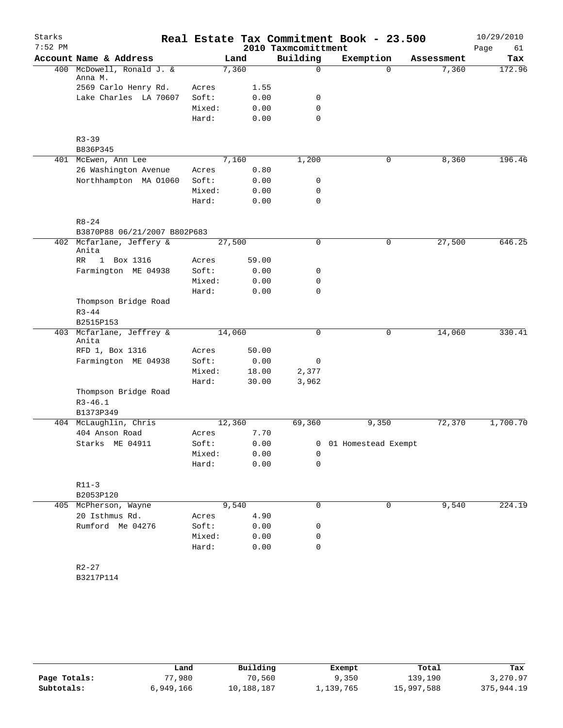# Real Estate Tax Commitment Book - 23.500

Starks
7:52 PM

2010 Taxmcomittment

10/29/2010

| Account Name & Address | | Land | Building | Exemption | Assessment | Tax |
|---|---|---|---|---|---|---|
| 400 McDowell, Ronald J. & Anna M. | | 7,360 | 0 | 0 | 7,360 | 172.96 |
| 2569 Carlo Henry Rd. | Acres | 1.55 | | | | |
| Lake Charles LA 70607 | Soft: | 0.00 | 0 | | | |
| | Mixed: | 0.00 | 0 | | | |
| | Hard: | 0.00 | 0 | | | |
| R3-39 | | | | | | |
| B836P345 | | | | | | |
| 401 McEwen, Ann Lee | | 7,160 | 1,200 | 0 | 8,360 | 196.46 |
| 26 Washington Avenue | Acres | 0.80 | | | | |
| Northhampton MA 01060 | Soft: | 0.00 | 0 | | | |
| | Mixed: | 0.00 | 0 | | | |
| | Hard: | 0.00 | 0 | | | |
| R8-24 | | | | | | |
| B3870P88 06/21/2007 B802P683 | | | | | | |
| 402 Mcfarlane, Jeffery & Anita | | 27,500 | 0 | 0 | 27,500 | 646.25 |
| RR 1 Box 1316 | Acres | 59.00 | | | | |
| Farmington ME 04938 | Soft: | 0.00 | 0 | | | |
| | Mixed: | 0.00 | 0 | | | |
| | Hard: | 0.00 | 0 | | | |
| Thompson Bridge Road | | | | | | |
| R3-44 | | | | | | |
| B2515P153 | | | | | | |
| 403 Mcfarlane, Jeffrey & Anita | | 14,060 | 0 | 0 | 14,060 | 330.41 |
| RFD 1, Box 1316 | Acres | 50.00 | | | | |
| Farmington ME 04938 | Soft: | 0.00 | 0 | | | |
| | Mixed: | 18.00 | 2,377 | | | |
| | Hard: | 30.00 | 3,962 | | | |
| Thompson Bridge Road | | | | | | |
| R3-46.1 | | | | | | |
| B1373P349 | | | | | | |
| 404 McLaughlin, Chris | | 12,360 | 69,360 | 9,350 | 72,370 | 1,700.70 |
| 404 Anson Road | Acres | 7.70 | | | | |
| Starks ME 04911 | Soft: | 0.00 | 0 | 01 Homestead Exempt | | |
| | Mixed: | 0.00 | 0 | | | |
| | Hard: | 0.00 | 0 | | | |
| R11-3 | | | | | | |
| B2053P120 | | | | | | |
| 405 McPherson, Wayne | | 9,540 | 0 | 0 | 9,540 | 224.19 |
| 20 Isthmus Rd. | Acres | 4.90 | | | | |
| Rumford Me 04276 | Soft: | 0.00 | 0 | | | |
| | Mixed: | 0.00 | 0 | | | |
| | Hard: | 0.00 | 0 | | | |
| R2-27 | | | | | | |
| B3217P114 | | | | | | |

| | Land | Building | Exempt | Total | Tax |
|---|---|---|---|---|---|
| Page Totals: | 77,980 | 70,560 | 9,350 | 139,190 | 3,270.97 |
| Subtotals: | 6,949,166 | 10,188,187 | 1,139,765 | 15,997,588 | 375,944.19 |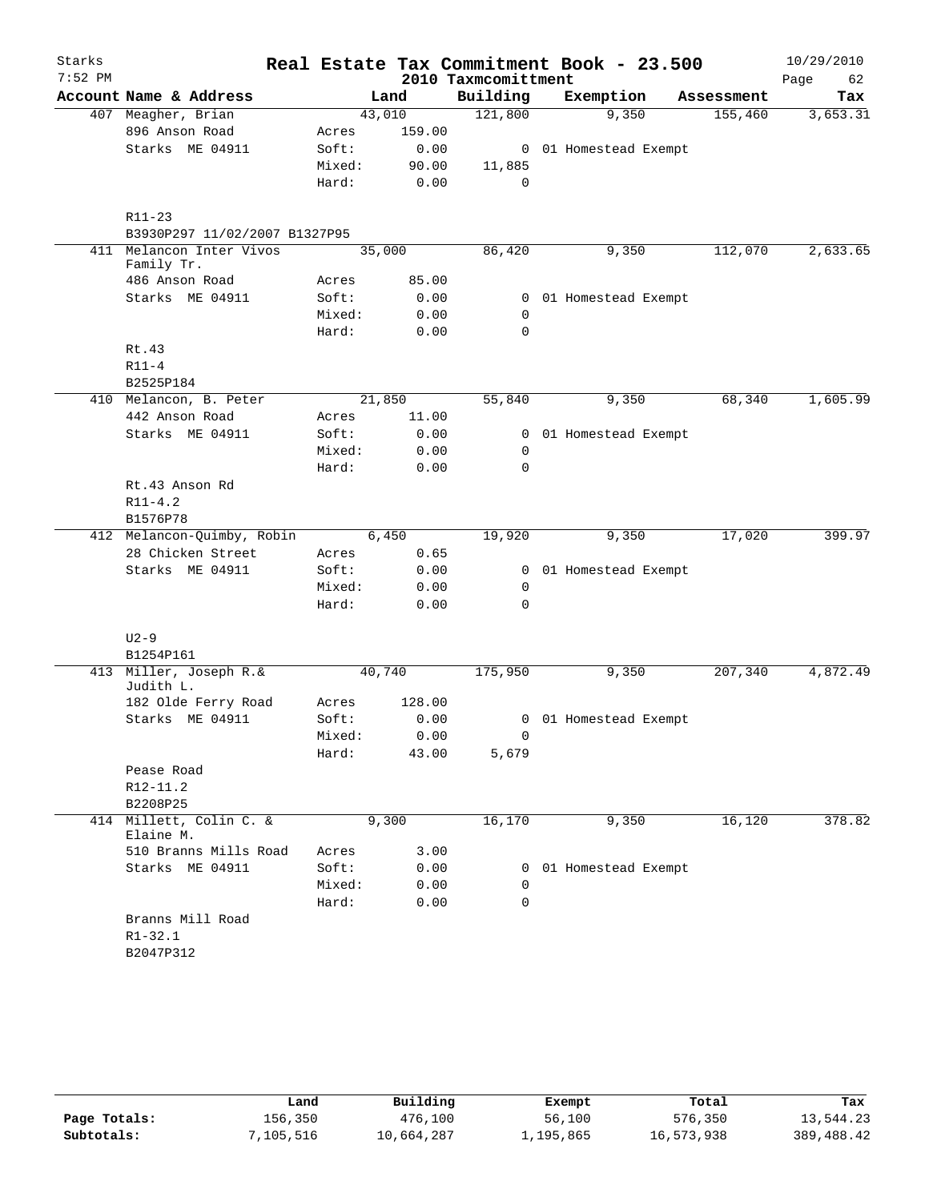# Real Estate Tax Commitment Book - 23.500

Starks
7:52 PM

2010 Taxmcomittment

10/29/2010

| Account Name & Address | | Land | Building | Exemption | Assessment | Tax |
|---|---|---|---|---|---|---|
| 407 Meagher, Brian | | 43,010 | 121,800 | 9,350 | 155,460 | 3,653.31 |
| 896 Anson Road | Acres | 159.00 | | | | |
| Starks ME 04911 | Soft: | 0.00 | 0 | 01 Homestead Exempt | | |
| | Mixed: | 90.00 | 11,885 | | | |
| | Hard: | 0.00 | 0 | | | |
| R11-23 | | | | | | |
| B3930P297 11/02/2007 B1327P95 | | | | | | |
| 411 Melancon Inter Vivos Family Tr. | | 35,000 | 86,420 | 9,350 | 112,070 | 2,633.65 |
| 486 Anson Road | Acres | 85.00 | | | | |
| Starks ME 04911 | Soft: | 0.00 | 0 | 01 Homestead Exempt | | |
| | Mixed: | 0.00 | 0 | | | |
| | Hard: | 0.00 | 0 | | | |
| Rt.43 | | | | | | |
| R11-4 | | | | | | |
| B2525P184 | | | | | | |
| 410 Melancon, B. Peter | | 21,850 | 55,840 | 9,350 | 68,340 | 1,605.99 |
| 442 Anson Road | Acres | 11.00 | | | | |
| Starks ME 04911 | Soft: | 0.00 | 0 | 01 Homestead Exempt | | |
| | Mixed: | 0.00 | 0 | | | |
| | Hard: | 0.00 | 0 | | | |
| Rt.43 Anson Rd | | | | | | |
| R11-4.2 | | | | | | |
| B1576P78 | | | | | | |
| 412 Melancon-Quimby, Robin | | 6,450 | 19,920 | 9,350 | 17,020 | 399.97 |
| 28 Chicken Street | Acres | 0.65 | | | | |
| Starks ME 04911 | Soft: | 0.00 | 0 | 01 Homestead Exempt | | |
| | Mixed: | 0.00 | 0 | | | |
| | Hard: | 0.00 | 0 | | | |
| U2-9 | | | | | | |
| B1254P161 | | | | | | |
| 413 Miller, Joseph R.& Judith L. | | 40,740 | 175,950 | 9,350 | 207,340 | 4,872.49 |
| 182 Olde Ferry Road | Acres | 128.00 | | | | |
| Starks ME 04911 | Soft: | 0.00 | 0 | 01 Homestead Exempt | | |
| | Mixed: | 0.00 | 0 | | | |
| | Hard: | 43.00 | 5,679 | | | |
| Pease Road | | | | | | |
| R12-11.2 | | | | | | |
| B2208P25 | | | | | | |
| 414 Millett, Colin C. & Elaine M. | | 9,300 | 16,170 | 9,350 | 16,120 | 378.82 |
| 510 Branns Mills Road | Acres | 3.00 | | | | |
| Starks ME 04911 | Soft: | 0.00 | 0 | 01 Homestead Exempt | | |
| | Mixed: | 0.00 | 0 | | | |
| | Hard: | 0.00 | 0 | | | |
| Branns Mill Road | | | | | | |
| R1-32.1 | | | | | | |
| B2047P312 | | | | | | |

| | Land | Building | Exempt | Total | Tax |
|---|---|---|---|---|---|
| Page Totals: | 156,350 | 476,100 | 56,100 | 576,350 | 13,544.23 |
| Subtotals: | 7,105,516 | 10,664,287 | 1,195,865 | 16,573,938 | 389,488.42 |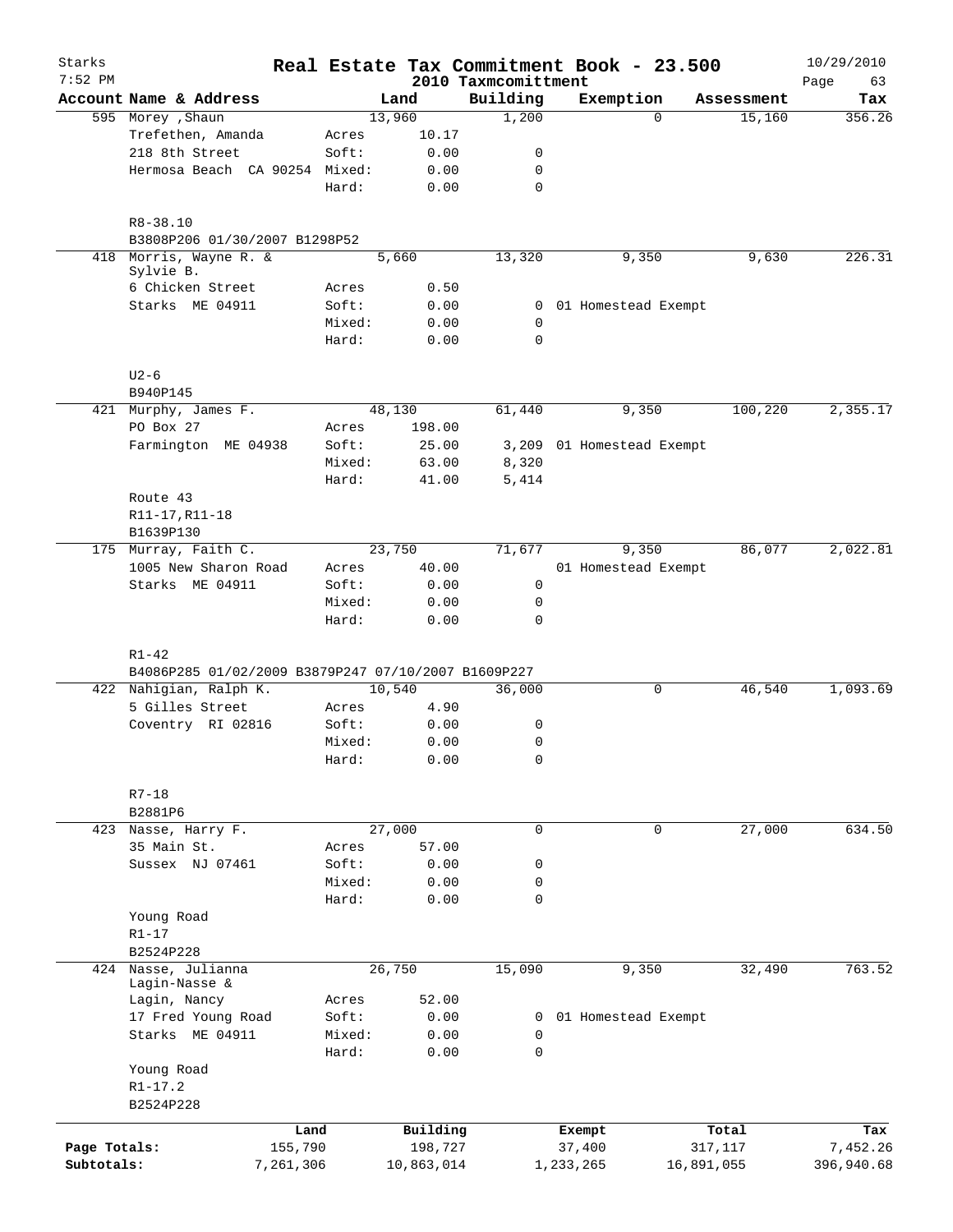# Starks Real Estate Tax Commitment Book - 23.500

2010 Taxmcomittment

7:52 PM — 10/29/2010

| Account Name & Address | | Land | Building | Exemption | Assessment | Tax |
|---|---|---|---|---|---|---|
| 595 Morey ,Shaun | | 13,960 | 1,200 | 0 | 15,160 | 356.26 |
| Trefethen, Amanda | Acres | 10.17 | | | | |
| 218 8th Street | Soft: | 0.00 | 0 | | | |
| Hermosa Beach CA 90254 | Mixed: | 0.00 | 0 | | | |
| | Hard: | 0.00 | 0 | | | |
| R8-38.10 | | | | | | |
| B3808P206 01/30/2007 B1298P52 | | | | | | |
| 418 Morris, Wayne R. & Sylvie B. | | 5,660 | 13,320 | 9,350 | 9,630 | 226.31 |
| 6 Chicken Street | Acres | 0.50 | | | | |
| Starks ME 04911 | Soft: | 0.00 | 0 | 01 Homestead Exempt | | |
| | Mixed: | 0.00 | 0 | | | |
| | Hard: | 0.00 | 0 | | | |
| U2-6 | | | | | | |
| B940P145 | | | | | | |
| 421 Murphy, James F. | | 48,130 | 61,440 | 9,350 | 100,220 | 2,355.17 |
| PO Box 27 | Acres | 198.00 | | | | |
| Farmington ME 04938 | Soft: | 25.00 | 3,209 | 01 Homestead Exempt | | |
| | Mixed: | 63.00 | 8,320 | | | |
| | Hard: | 41.00 | 5,414 | | | |
| Route 43 | | | | | | |
| R11-17,R11-18 | | | | | | |
| B1639P130 | | | | | | |
| 175 Murray, Faith C. | | 23,750 | 71,677 | 9,350 | 86,077 | 2,022.81 |
| 1005 New Sharon Road | Acres | 40.00 | | 01 Homestead Exempt | | |
| Starks ME 04911 | Soft: | 0.00 | 0 | | | |
| | Mixed: | 0.00 | 0 | | | |
| | Hard: | 0.00 | 0 | | | |
| R1-42 | | | | | | |
| B4086P285 01/02/2009 B3879P247 07/10/2007 B1609P227 | | | | | | |
| 422 Nahigian, Ralph K. | | 10,540 | 36,000 | 0 | 46,540 | 1,093.69 |
| 5 Gilles Street | Acres | 4.90 | | | | |
| Coventry RI 02816 | Soft: | 0.00 | 0 | | | |
| | Mixed: | 0.00 | 0 | | | |
| | Hard: | 0.00 | 0 | | | |
| R7-18 | | | | | | |
| B2881P6 | | | | | | |
| 423 Nasse, Harry F. | | 27,000 | 0 | 0 | 27,000 | 634.50 |
| 35 Main St. | Acres | 57.00 | | | | |
| Sussex NJ 07461 | Soft: | 0.00 | 0 | | | |
| | Mixed: | 0.00 | 0 | | | |
| | Hard: | 0.00 | 0 | | | |
| Young Road | | | | | | |
| R1-17 | | | | | | |
| B2524P228 | | | | | | |
| 424 Nasse, Julianna Lagin-Nasse & | | 26,750 | 15,090 | 9,350 | 32,490 | 763.52 |
| Lagin, Nancy | Acres | 52.00 | | | | |
| 17 Fred Young Road | Soft: | 0.00 | 0 | 01 Homestead Exempt | | |
| Starks ME 04911 | Mixed: | 0.00 | 0 | | | |
| | Hard: | 0.00 | 0 | | | |
| Young Road | | | | | | |
| R1-17.2 | | | | | | |
| B2524P228 | | | | | | |

| | Land | Building | Exempt | Total | Tax |
|---|---|---|---|---|---|
| Page Totals: | 155,790 | 198,727 | 37,400 | 317,117 | 7,452.26 |
| Subtotals: | 7,261,306 | 10,863,014 | 1,233,265 | 16,891,055 | 396,940.68 |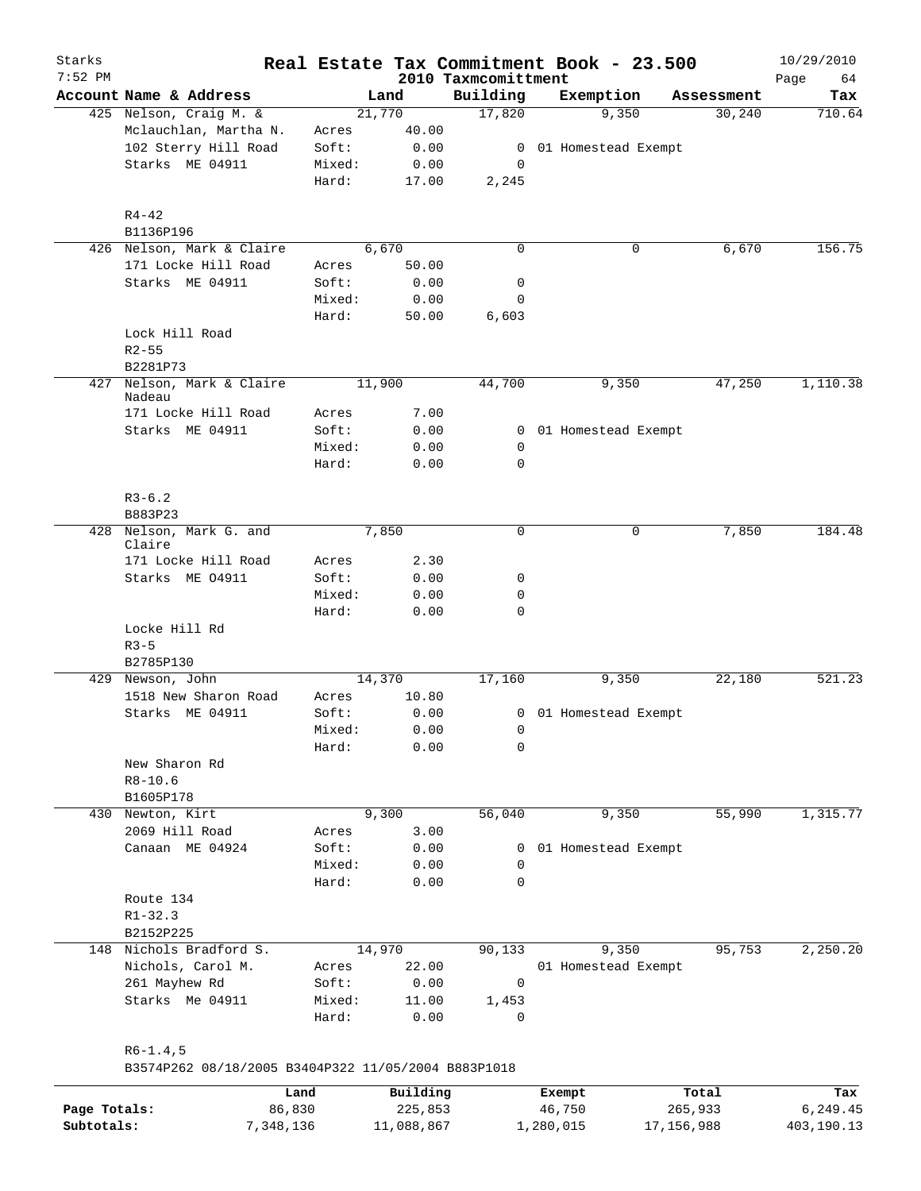# Real Estate Tax Commitment Book - 23.500

Starks 7:52 PM — 2010 Taxmcomittment — 10/29/2010

| Account Name & Address | Land | | Building | Exemption | Assessment | Tax |
|---|---|---|---|---|---|---|
| 425 Nelson, Craig M. & | 21,770 | | 17,820 | 9,350 | 30,240 | 710.64 |
| Mclauchlan, Martha N. | Acres | 40.00 | | | | |
| 102 Sterry Hill Road | Soft: | 0.00 | 0 | 01 Homestead Exempt | | |
| Starks ME 04911 | Mixed: | 0.00 | 0 | | | |
| | Hard: | 17.00 | 2,245 | | | |
| R4-42 | | | | | | |
| B1136P196 | | | | | | |
| 426 Nelson, Mark & Claire | 6,670 | | 0 | 0 | 6,670 | 156.75 |
| 171 Locke Hill Road | Acres | 50.00 | | | | |
| Starks ME 04911 | Soft: | 0.00 | 0 | | | |
| | Mixed: | 0.00 | 0 | | | |
| | Hard: | 50.00 | 6,603 | | | |
| Lock Hill Road | | | | | | |
| R2-55 | | | | | | |
| B2281P73 | | | | | | |
| 427 Nelson, Mark & Claire Nadeau | 11,900 | | 44,700 | 9,350 | 47,250 | 1,110.38 |
| 171 Locke Hill Road | Acres | 7.00 | | | | |
| Starks ME 04911 | Soft: | 0.00 | 0 | 01 Homestead Exempt | | |
| | Mixed: | 0.00 | 0 | | | |
| | Hard: | 0.00 | 0 | | | |
| R3-6.2 | | | | | | |
| B883P23 | | | | | | |
| 428 Nelson, Mark G. and Claire | 7,850 | | 0 | 0 | 7,850 | 184.48 |
| 171 Locke Hill Road | Acres | 2.30 | | | | |
| Starks ME O4911 | Soft: | 0.00 | 0 | | | |
| | Mixed: | 0.00 | 0 | | | |
| | Hard: | 0.00 | 0 | | | |
| Locke Hill Rd | | | | | | |
| R3-5 | | | | | | |
| B2785P130 | | | | | | |
| 429 Newson, John | 14,370 | | 17,160 | 9,350 | 22,180 | 521.23 |
| 1518 New Sharon Road | Acres | 10.80 | | | | |
| Starks ME 04911 | Soft: | 0.00 | 0 | 01 Homestead Exempt | | |
| | Mixed: | 0.00 | 0 | | | |
| | Hard: | 0.00 | 0 | | | |
| New Sharon Rd | | | | | | |
| R8-10.6 | | | | | | |
| B1605P178 | | | | | | |
| 430 Newton, Kirt | 9,300 | | 56,040 | 9,350 | 55,990 | 1,315.77 |
| 2069 Hill Road | Acres | 3.00 | | | | |
| Canaan ME 04924 | Soft: | 0.00 | 0 | 01 Homestead Exempt | | |
| | Mixed: | 0.00 | 0 | | | |
| | Hard: | 0.00 | 0 | | | |
| Route 134 | | | | | | |
| R1-32.3 | | | | | | |
| B2152P225 | | | | | | |
| 148 Nichols Bradford S. | 14,970 | | 90,133 | 9,350 | 95,753 | 2,250.20 |
| Nichols, Carol M. | Acres | 22.00 | | 01 Homestead Exempt | | |
| 261 Mayhew Rd | Soft: | 0.00 | 0 | | | |
| Starks Me 04911 | Mixed: | 11.00 | 1,453 | | | |
| | Hard: | 0.00 | 0 | | | |
| R6-1.4,5 | | | | | | |
| B3574P262 08/18/2005 B3404P322 11/05/2004 B883P1018 | | | | | | |

| | Land | Building | Exempt | Total | Tax |
|---|---|---|---|---|---|
| Page Totals: | 86,830 | 225,853 | 46,750 | 265,933 | 6,249.45 |
| Subtotals: | 7,348,136 | 11,088,867 | 1,280,015 | 17,156,988 | 403,190.13 |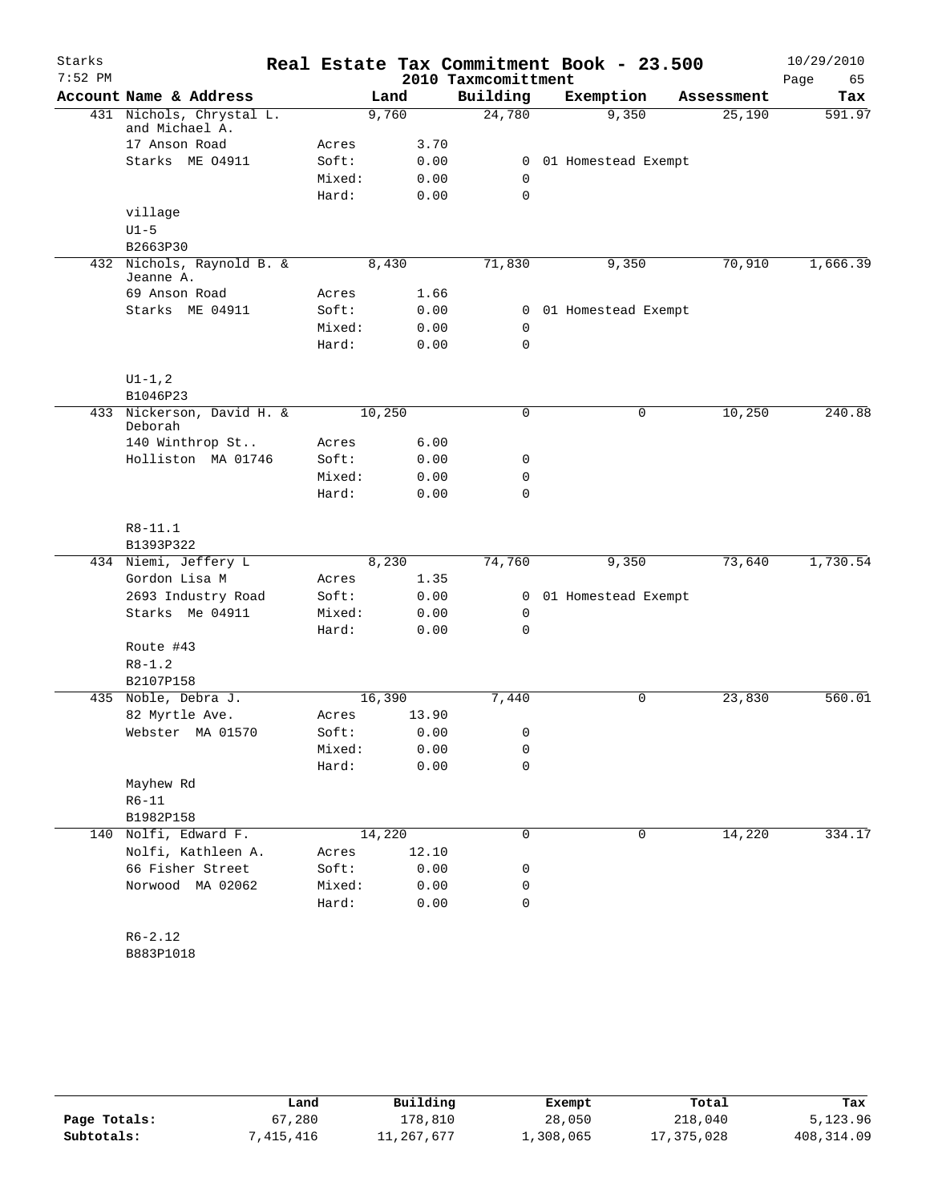# Real Estate Tax Commitment Book - 23.500

Starks 7:52 PM — 2010 Taxmcomittment — 10/29/2010

| Account Name & Address | | Land | Building | Exemption | Assessment | Tax |
|---|---|---|---|---|---|---|
| 431 Nichols, Chrystal L. and Michael A. | | 9,760 | 24,780 | 9,350 | 25,190 | 591.97 |
| 17 Anson Road | Acres | 3.70 | | | | |
| Starks ME 04911 | Soft: | 0.00 | 0 | 01 Homestead Exempt | | |
| | Mixed: | 0.00 | 0 | | | |
| | Hard: | 0.00 | 0 | | | |
| village | | | | | | |
| U1-5 | | | | | | |
| B2663P30 | | | | | | |
| 432 Nichols, Raynold B. & Jeanne A. | | 8,430 | 71,830 | 9,350 | 70,910 | 1,666.39 |
| 69 Anson Road | Acres | 1.66 | | | | |
| Starks ME 04911 | Soft: | 0.00 | 0 | 01 Homestead Exempt | | |
| | Mixed: | 0.00 | 0 | | | |
| | Hard: | 0.00 | 0 | | | |
| U1-1,2 | | | | | | |
| B1046P23 | | | | | | |
| 433 Nickerson, David H. & Deborah | | 10,250 | 0 | 0 | 10,250 | 240.88 |
| 140 Winthrop St.. | Acres | 6.00 | | | | |
| Holliston MA 01746 | Soft: | 0.00 | 0 | | | |
| | Mixed: | 0.00 | 0 | | | |
| | Hard: | 0.00 | 0 | | | |
| R8-11.1 | | | | | | |
| B1393P322 | | | | | | |
| 434 Niemi, Jeffery L | | 8,230 | 74,760 | 9,350 | 73,640 | 1,730.54 |
| Gordon Lisa M | Acres | 1.35 | | | | |
| 2693 Industry Road | Soft: | 0.00 | 0 | 01 Homestead Exempt | | |
| Starks Me 04911 | Mixed: | 0.00 | 0 | | | |
| | Hard: | 0.00 | 0 | | | |
| Route #43 | | | | | | |
| R8-1.2 | | | | | | |
| B2107P158 | | | | | | |
| 435 Noble, Debra J. | | 16,390 | 7,440 | 0 | 23,830 | 560.01 |
| 82 Myrtle Ave. | Acres | 13.90 | | | | |
| Webster MA 01570 | Soft: | 0.00 | 0 | | | |
| | Mixed: | 0.00 | 0 | | | |
| | Hard: | 0.00 | 0 | | | |
| Mayhew Rd | | | | | | |
| R6-11 | | | | | | |
| B1982P158 | | | | | | |
| 140 Nolfi, Edward F. | | 14,220 | 0 | 0 | 14,220 | 334.17 |
| Nolfi, Kathleen A. | Acres | 12.10 | | | | |
| 66 Fisher Street | Soft: | 0.00 | 0 | | | |
| Norwood MA 02062 | Mixed: | 0.00 | 0 | | | |
| | Hard: | 0.00 | 0 | | | |
| R6-2.12 | | | | | | |
| B883P1018 | | | | | | |

| | Land | Building | Exempt | Total | Tax |
|---|---|---|---|---|---|
| Page Totals: | 67,280 | 178,810 | 28,050 | 218,040 | 5,123.96 |
| Subtotals: | 7,415,416 | 11,267,677 | 1,308,065 | 17,375,028 | 408,314.09 |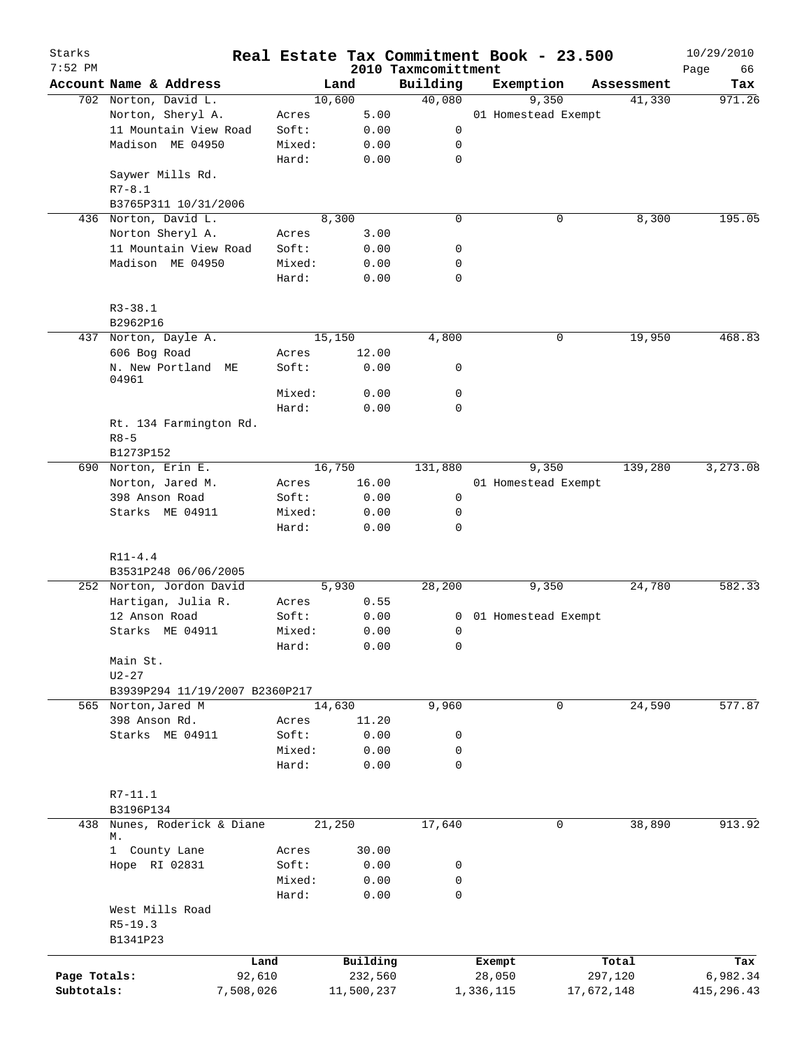# Real Estate Tax Commitment Book - 23.500

Starks 7:52 PM — 2010 Taxmcomittment — 10/29/2010

| Account Name & Address | | Land | Building | Exemption | Assessment | Tax |
|---|---|---|---|---|---|---|
| 702 Norton, David L. | | 10,600 | 40,080 | 9,350 | 41,330 | 971.26 |
| Norton, Sheryl A. | Acres | 5.00 | | 01 Homestead Exempt | | |
| 11 Mountain View Road | Soft: | 0.00 | 0 | | | |
| Madison ME 04950 | Mixed: | 0.00 | 0 | | | |
| | Hard: | 0.00 | 0 | | | |
| Saywer Mills Rd. | | | | | | |
| R7-8.1 | | | | | | |
| B3765P311 10/31/2006 | | | | | | |
| 436 Norton, David L. | | 8,300 | 0 | 0 | 8,300 | 195.05 |
| Norton Sheryl A. | Acres | 3.00 | | | | |
| 11 Mountain View Road | Soft: | 0.00 | 0 | | | |
| Madison ME 04950 | Mixed: | 0.00 | 0 | | | |
| | Hard: | 0.00 | 0 | | | |
| R3-38.1 | | | | | | |
| B2962P16 | | | | | | |
| 437 Norton, Dayle A. | | 15,150 | 4,800 | 0 | 19,950 | 468.83 |
| 606 Bog Road | Acres | 12.00 | | | | |
| N. New Portland ME 04961 | Soft: | 0.00 | 0 | | | |
| | Mixed: | 0.00 | 0 | | | |
| | Hard: | 0.00 | 0 | | | |
| Rt. 134 Farmington Rd. | | | | | | |
| R8-5 | | | | | | |
| B1273P152 | | | | | | |
| 690 Norton, Erin E. | | 16,750 | 131,880 | 9,350 | 139,280 | 3,273.08 |
| Norton, Jared M. | Acres | 16.00 | | 01 Homestead Exempt | | |
| 398 Anson Road | Soft: | 0.00 | 0 | | | |
| Starks ME 04911 | Mixed: | 0.00 | 0 | | | |
| | Hard: | 0.00 | 0 | | | |
| R11-4.4 | | | | | | |
| B3531P248 06/06/2005 | | | | | | |
| 252 Norton, Jordon David | | 5,930 | 28,200 | 9,350 | 24,780 | 582.33 |
| Hartigan, Julia R. | Acres | 0.55 | | | | |
| 12 Anson Road | Soft: | 0.00 | 0 | 01 Homestead Exempt | | |
| Starks ME 04911 | Mixed: | 0.00 | 0 | | | |
| | Hard: | 0.00 | 0 | | | |
| Main St. | | | | | | |
| U2-27 | | | | | | |
| B3939P294 11/19/2007 B2360P217 | | | | | | |
| 565 Norton, Jared M | | 14,630 | 9,960 | 0 | 24,590 | 577.87 |
| 398 Anson Rd. | Acres | 11.20 | | | | |
| Starks ME 04911 | Soft: | 0.00 | 0 | | | |
| | Mixed: | 0.00 | 0 | | | |
| | Hard: | 0.00 | 0 | | | |
| R7-11.1 | | | | | | |
| B3196P134 | | | | | | |
| 438 Nunes, Roderick & Diane M. | | 21,250 | 17,640 | 0 | 38,890 | 913.92 |
| 1 County Lane | Acres | 30.00 | | | | |
| Hope RI 02831 | Soft: | 0.00 | 0 | | | |
| | Mixed: | 0.00 | 0 | | | |
| | Hard: | 0.00 | 0 | | | |
| West Mills Road | | | | | | |
| R5-19.3 | | | | | | |
| B1341P23 | | | | | | |

| | Land | Building | Exempt | Total | Tax |
|---|---|---|---|---|---|
| Page Totals: | 92,610 | 232,560 | 28,050 | 297,120 | 6,982.34 |
| Subtotals: | 7,508,026 | 11,500,237 | 1,336,115 | 17,672,148 | 415,296.43 |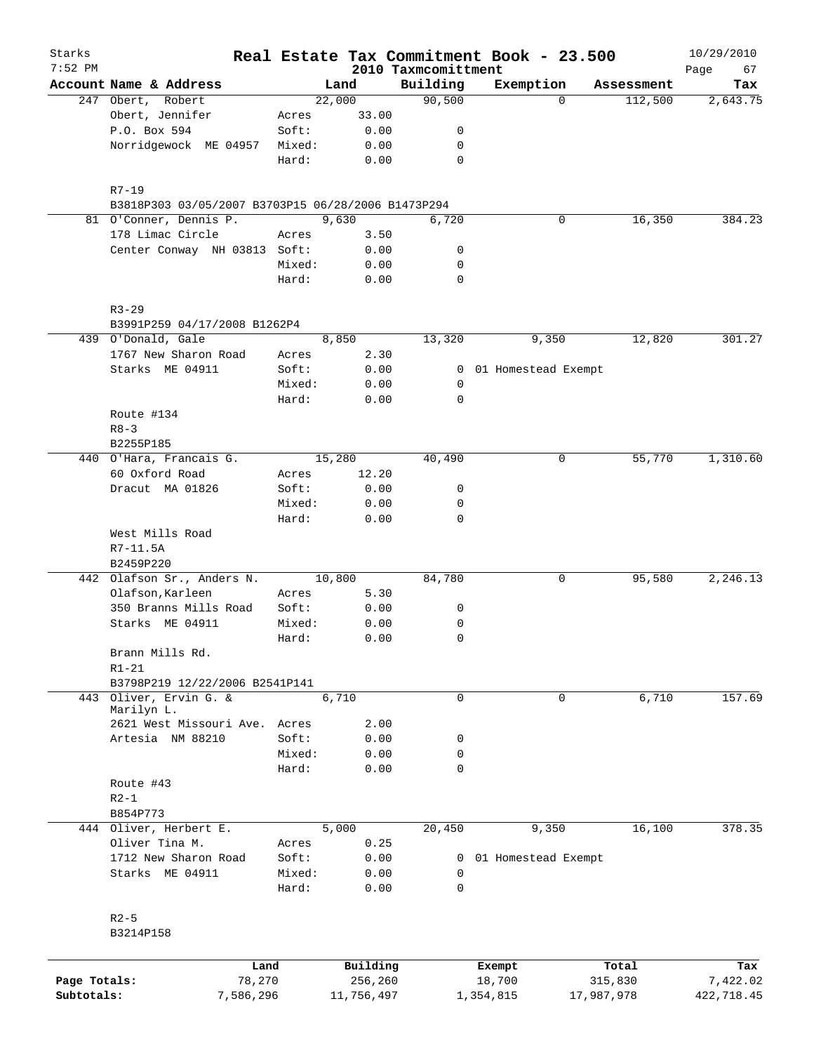# Starks — Real Estate Tax Commitment Book - 23.500

7:52 PM — 2010 Taxmcomittment — 10/29/2010

| Account Name & Address | | Land | Building | Exemption | Assessment | Tax |
|---|---|---|---|---|---|---|
| 247 Obert, Robert | | 22,000 | 90,500 | 0 | 112,500 | 2,643.75 |
| Obert, Jennifer | Acres | 33.00 | | | | |
| P.O. Box 594 | Soft: | 0.00 | 0 | | | |
| Norridgewock ME 04957 | Mixed: | 0.00 | 0 | | | |
| | Hard: | 0.00 | 0 | | | |
| R7-19 | | | | | | |
| B3818P303 03/05/2007 B3703P15 06/28/2006 B1473P294 | | | | | | |
| 81 O'Conner, Dennis P. | | 9,630 | 6,720 | 0 | 16,350 | 384.23 |
| 178 Limac Circle | Acres | 3.50 | | | | |
| Center Conway NH 03813 | Soft: | 0.00 | 0 | | | |
| | Mixed: | 0.00 | 0 | | | |
| | Hard: | 0.00 | 0 | | | |
| R3-29 | | | | | | |
| B3991P259 04/17/2008 B1262P4 | | | | | | |
| 439 O'Donald, Gale | | 8,850 | 13,320 | 9,350 | 12,820 | 301.27 |
| 1767 New Sharon Road | Acres | 2.30 | | | | |
| Starks ME 04911 | Soft: | 0.00 | 0 | 01 Homestead Exempt | | |
| | Mixed: | 0.00 | 0 | | | |
| | Hard: | 0.00 | 0 | | | |
| Route #134 | | | | | | |
| R8-3 | | | | | | |
| B2255P185 | | | | | | |
| 440 O'Hara, Francais G. | | 15,280 | 40,490 | 0 | 55,770 | 1,310.60 |
| 60 Oxford Road | Acres | 12.20 | | | | |
| Dracut MA 01826 | Soft: | 0.00 | 0 | | | |
| | Mixed: | 0.00 | 0 | | | |
| | Hard: | 0.00 | 0 | | | |
| West Mills Road | | | | | | |
| R7-11.5A | | | | | | |
| B2459P220 | | | | | | |
| 442 Olafson Sr., Anders N. | | 10,800 | 84,780 | 0 | 95,580 | 2,246.13 |
| Olafson,Karleen | Acres | 5.30 | | | | |
| 350 Branns Mills Road | Soft: | 0.00 | 0 | | | |
| Starks ME 04911 | Mixed: | 0.00 | 0 | | | |
| | Hard: | 0.00 | 0 | | | |
| Brann Mills Rd. | | | | | | |
| R1-21 | | | | | | |
| B3798P219 12/22/2006 B2541P141 | | | | | | |
| 443 Oliver, Ervin G. & Marilyn L. | | 6,710 | 0 | 0 | 6,710 | 157.69 |
| 2621 West Missouri Ave. | Acres | 2.00 | | | | |
| Artesia NM 88210 | Soft: | 0.00 | 0 | | | |
| | Mixed: | 0.00 | 0 | | | |
| | Hard: | 0.00 | 0 | | | |
| Route #43 | | | | | | |
| R2-1 | | | | | | |
| B854P773 | | | | | | |
| 444 Oliver, Herbert E. | | 5,000 | 20,450 | 9,350 | 16,100 | 378.35 |
| Oliver Tina M. | Acres | 0.25 | | | | |
| 1712 New Sharon Road | Soft: | 0.00 | 0 | 01 Homestead Exempt | | |
| Starks ME 04911 | Mixed: | 0.00 | 0 | | | |
| | Hard: | 0.00 | 0 | | | |
| R2-5 | | | | | | |
| B3214P158 | | | | | | |

| | Land | Building | Exempt | Total | Tax |
|---|---|---|---|---|---|
| Page Totals: | 78,270 | 256,260 | 18,700 | 315,830 | 7,422.02 |
| Subtotals: | 7,586,296 | 11,756,497 | 1,354,815 | 17,987,978 | 422,718.45 |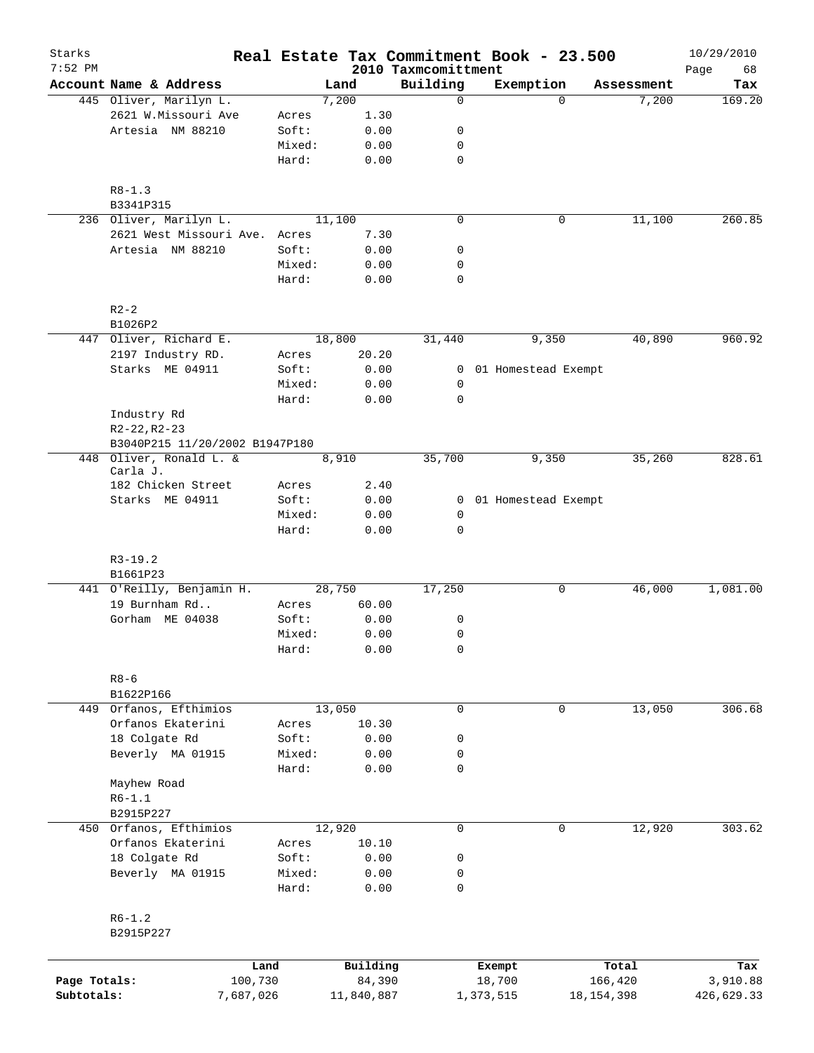Starks 7:52 PM

# Real Estate Tax Commitment Book - 23.500

2010 Taxmcomittment

10/29/2010 Page 68

| Account Name & Address | | Land | Building | Exemption | Assessment | Tax |
|---|---|---|---|---|---|---|
| 445 Oliver, Marilyn L. | | 7,200 | 0 | 0 | 7,200 | 169.20 |
| 2621 W.Missouri Ave | Acres | 1.30 | | | | |
| Artesia NM 88210 | Soft: | 0.00 | 0 | | | |
| | Mixed: | 0.00 | 0 | | | |
| | Hard: | 0.00 | 0 | | | |
| R8-1.3 | | | | | | |
| B3341P315 | | | | | | |
| 236 Oliver, Marilyn L. | | 11,100 | 0 | 0 | 11,100 | 260.85 |
| 2621 West Missouri Ave. | Acres | 7.30 | | | | |
| Artesia NM 88210 | Soft: | 0.00 | 0 | | | |
| | Mixed: | 0.00 | 0 | | | |
| | Hard: | 0.00 | 0 | | | |
| R2-2 | | | | | | |
| B1026P2 | | | | | | |
| 447 Oliver, Richard E. | | 18,800 | 31,440 | 9,350 | 40,890 | 960.92 |
| 2197 Industry RD. | Acres | 20.20 | | | | |
| Starks ME 04911 | Soft: | 0.00 | 0 | 01 Homestead Exempt | | |
| | Mixed: | 0.00 | 0 | | | |
| | Hard: | 0.00 | 0 | | | |
| Industry Rd | | | | | | |
| R2-22,R2-23 | | | | | | |
| B3040P215 11/20/2002 B1947P180 | | | | | | |
| 448 Oliver, Ronald L. & Carla J. | | 8,910 | 35,700 | 9,350 | 35,260 | 828.61 |
| 182 Chicken Street | Acres | 2.40 | | | | |
| Starks ME 04911 | Soft: | 0.00 | 0 | 01 Homestead Exempt | | |
| | Mixed: | 0.00 | 0 | | | |
| | Hard: | 0.00 | 0 | | | |
| R3-19.2 | | | | | | |
| B1661P23 | | | | | | |
| 441 O'Reilly, Benjamin H. | | 28,750 | 17,250 | 0 | 46,000 | 1,081.00 |
| 19 Burnham Rd.. | Acres | 60.00 | | | | |
| Gorham ME 04038 | Soft: | 0.00 | 0 | | | |
| | Mixed: | 0.00 | 0 | | | |
| | Hard: | 0.00 | 0 | | | |
| R8-6 | | | | | | |
| B1622P166 | | | | | | |
| 449 Orfanos, Efthimios | | 13,050 | 0 | 0 | 13,050 | 306.68 |
| Orfanos Ekaterini | Acres | 10.30 | | | | |
| 18 Colgate Rd | Soft: | 0.00 | 0 | | | |
| Beverly MA 01915 | Mixed: | 0.00 | 0 | | | |
| | Hard: | 0.00 | 0 | | | |
| Mayhew Road | | | | | | |
| R6-1.1 | | | | | | |
| B2915P227 | | | | | | |
| 450 Orfanos, Efthimios | | 12,920 | 0 | 0 | 12,920 | 303.62 |
| Orfanos Ekaterini | Acres | 10.10 | | | | |
| 18 Colgate Rd | Soft: | 0.00 | 0 | | | |
| Beverly MA 01915 | Mixed: | 0.00 | 0 | | | |
| | Hard: | 0.00 | 0 | | | |
| R6-1.2 | | | | | | |
| B2915P227 | | | | | | |

| | Land | Building | Exempt | Total | Tax |
|---|---|---|---|---|---|
| Page Totals: | 100,730 | 84,390 | 18,700 | 166,420 | 3,910.88 |
| Subtotals: | 7,687,026 | 11,840,887 | 1,373,515 | 18,154,398 | 426,629.33 |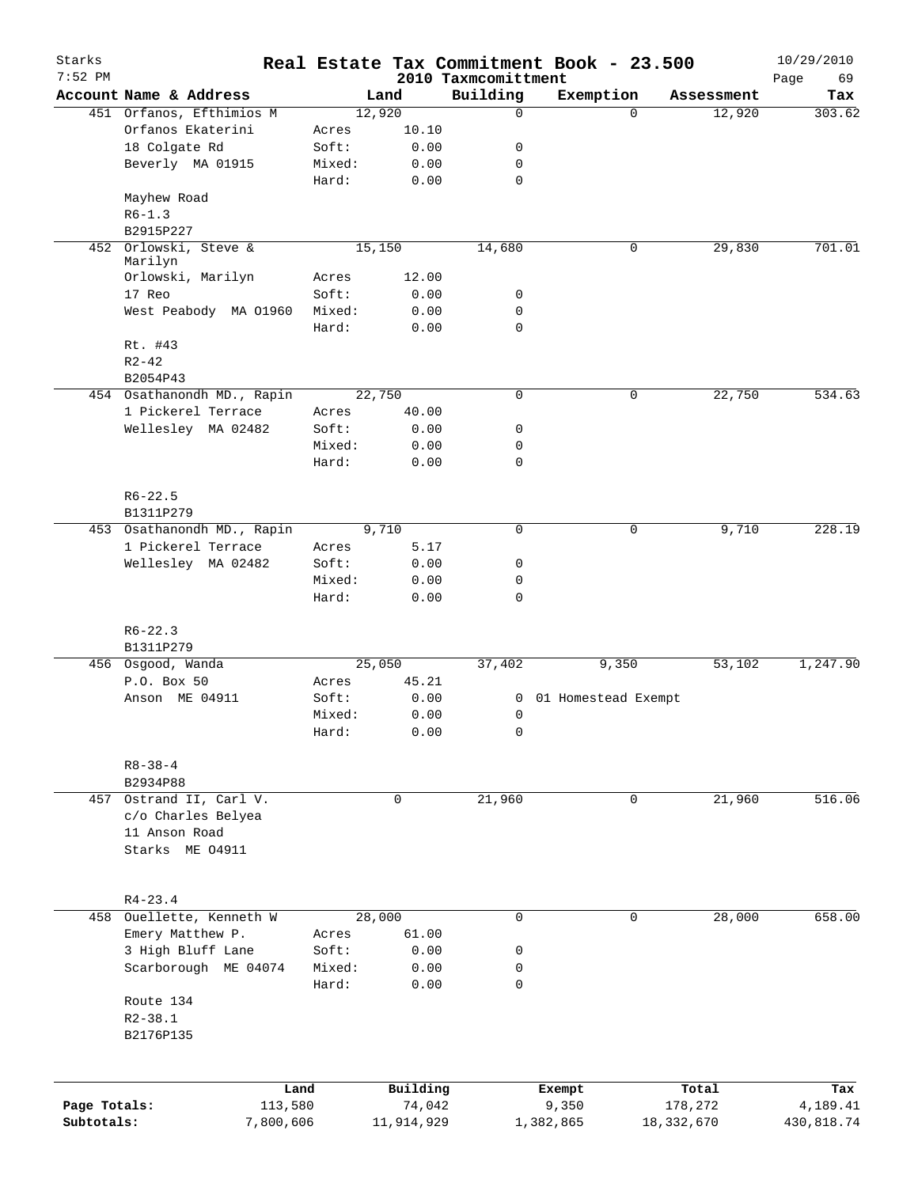# Real Estate Tax Commitment Book - 23.500

Starks
7:52 PM

2010 Taxmcomittment

10/29/2010

| Account Name & Address | Land | | Building | Exemption | Assessment | Tax |
|---|---|---|---|---|---|---|
| 451 Orfanos, Efthimios M | 12,920 | | 0 | 0 | 12,920 | 303.62 |
| Orfanos Ekaterini | Acres | 10.10 | | | | |
| 18 Colgate Rd | Soft: | 0.00 | 0 | | | |
| Beverly MA 01915 | Mixed: | 0.00 | 0 | | | |
| | Hard: | 0.00 | 0 | | | |
| Mayhew Road | | | | | | |
| R6-1.3 | | | | | | |
| B2915P227 | | | | | | |
| 452 Orlowski, Steve & Marilyn | 15,150 | | 14,680 | 0 | 29,830 | 701.01 |
| Orlowski, Marilyn | Acres | 12.00 | | | | |
| 17 Reo | Soft: | 0.00 | 0 | | | |
| West Peabody MA 01960 | Mixed: | 0.00 | 0 | | | |
| | Hard: | 0.00 | 0 | | | |
| Rt. #43 | | | | | | |
| R2-42 | | | | | | |
| B2054P43 | | | | | | |
| 454 Osathanondh MD., Rapin | 22,750 | | 0 | 0 | 22,750 | 534.63 |
| 1 Pickerel Terrace | Acres | 40.00 | | | | |
| Wellesley MA 02482 | Soft: | 0.00 | 0 | | | |
| | Mixed: | 0.00 | 0 | | | |
| | Hard: | 0.00 | 0 | | | |
| R6-22.5 | | | | | | |
| B1311P279 | | | | | | |
| 453 Osathanondh MD., Rapin | 9,710 | | 0 | 0 | 9,710 | 228.19 |
| 1 Pickerel Terrace | Acres | 5.17 | | | | |
| Wellesley MA 02482 | Soft: | 0.00 | 0 | | | |
| | Mixed: | 0.00 | 0 | | | |
| | Hard: | 0.00 | 0 | | | |
| R6-22.3 | | | | | | |
| B1311P279 | | | | | | |
| 456 Osgood, Wanda | 25,050 | | 37,402 | 9,350 | 53,102 | 1,247.90 |
| P.O. Box 50 | Acres | 45.21 | | | | |
| Anson ME 04911 | Soft: | 0.00 | 0 | 01 Homestead Exempt | | |
| | Mixed: | 0.00 | 0 | | | |
| | Hard: | 0.00 | 0 | | | |
| R8-38-4 | | | | | | |
| B2934P88 | | | | | | |
| 457 Ostrand II, Carl V. | 0 | | 21,960 | 0 | 21,960 | 516.06 |
| c/o Charles Belyea | | | | | | |
| 11 Anson Road | | | | | | |
| Starks ME 04911 | | | | | | |
| R4-23.4 | | | | | | |
| 458 Ouellette, Kenneth W | 28,000 | | 0 | 0 | 28,000 | 658.00 |
| Emery Matthew P. | Acres | 61.00 | | | | |
| 3 High Bluff Lane | Soft: | 0.00 | 0 | | | |
| Scarborough ME 04074 | Mixed: | 0.00 | 0 | | | |
| | Hard: | 0.00 | 0 | | | |
| Route 134 | | | | | | |
| R2-38.1 | | | | | | |
| B2176P135 | | | | | | |

| | Land | Building | Exempt | Total | Tax |
|---|---|---|---|---|---|
| Page Totals: | 113,580 | 74,042 | 9,350 | 178,272 | 4,189.41 |
| Subtotals: | 7,800,606 | 11,914,929 | 1,382,865 | 18,332,670 | 430,818.74 |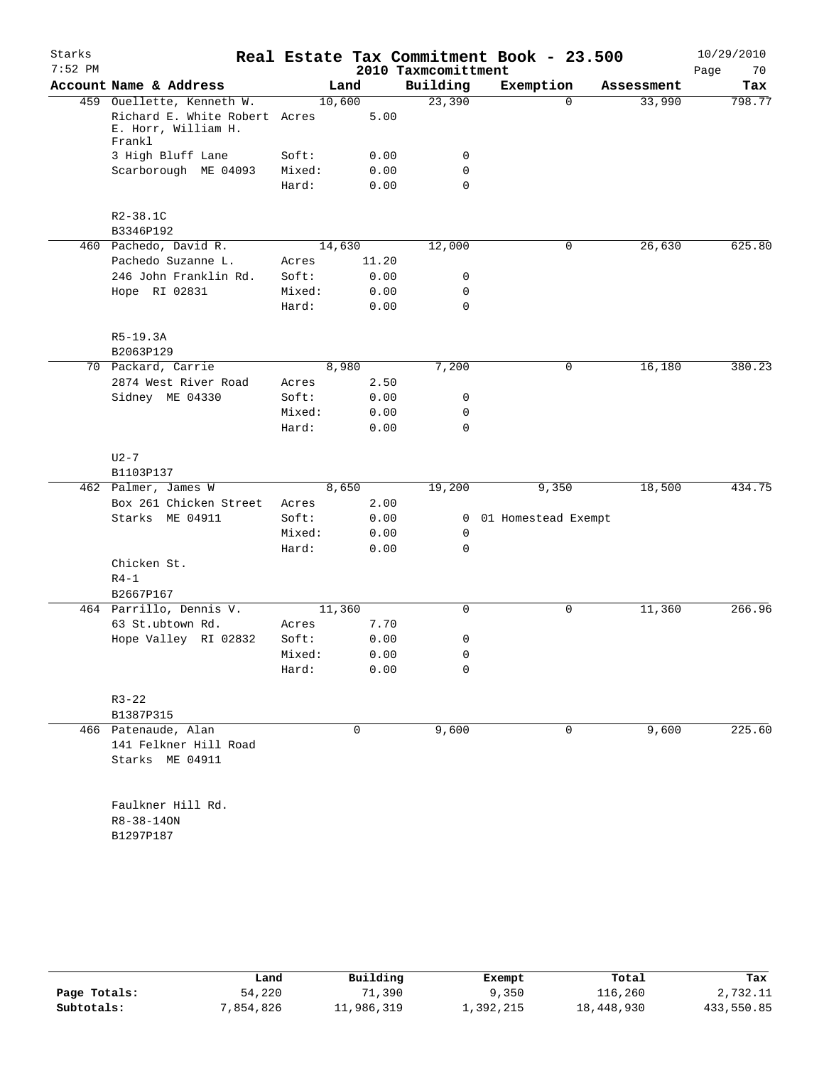# Real Estate Tax Commitment Book - 23.500

Starks
7:52 PM

2010 Taxmcomittment

10/29/2010

| Account Name & Address | Land | | Building | Exemption | Assessment | Tax |
|---|---|---|---|---|---|---|
| 459 Ouellette, Kenneth W. | 10,600 | | 23,390 | 0 | 33,990 | 798.77 |
| Richard E. White Robert E. Horr, William H. Frankl | Acres | 5.00 | | | | |
| 3 High Bluff Lane | Soft: | 0.00 | 0 | | | |
| Scarborough ME 04093 | Mixed: | 0.00 | 0 | | | |
| | Hard: | 0.00 | 0 | | | |
| R2-38.1C | | | | | | |
| B3346P192 | | | | | | |
| 460 Pachedo, David R. | 14,630 | | 12,000 | 0 | 26,630 | 625.80 |
| Pachedo Suzanne L. | Acres | 11.20 | | | | |
| 246 John Franklin Rd. | Soft: | 0.00 | 0 | | | |
| Hope RI 02831 | Mixed: | 0.00 | 0 | | | |
| | Hard: | 0.00 | 0 | | | |
| R5-19.3A | | | | | | |
| B2063P129 | | | | | | |
| 70 Packard, Carrie | 8,980 | | 7,200 | 0 | 16,180 | 380.23 |
| 2874 West River Road | Acres | 2.50 | | | | |
| Sidney ME 04330 | Soft: | 0.00 | 0 | | | |
| | Mixed: | 0.00 | 0 | | | |
| | Hard: | 0.00 | 0 | | | |
| U2-7 | | | | | | |
| B1103P137 | | | | | | |
| 462 Palmer, James W | 8,650 | | 19,200 | 9,350 | 18,500 | 434.75 |
| Box 261 Chicken Street | Acres | 2.00 | | | | |
| Starks ME 04911 | Soft: | 0.00 | 0 | 01 Homestead Exempt | | |
| | Mixed: | 0.00 | 0 | | | |
| | Hard: | 0.00 | 0 | | | |
| Chicken St. | | | | | | |
| R4-1 | | | | | | |
| B2667P167 | | | | | | |
| 464 Parrillo, Dennis V. | 11,360 | | 0 | 0 | 11,360 | 266.96 |
| 63 St.ubtown Rd. | Acres | 7.70 | | | | |
| Hope Valley RI 02832 | Soft: | 0.00 | 0 | | | |
| | Mixed: | 0.00 | 0 | | | |
| | Hard: | 0.00 | 0 | | | |
| R3-22 | | | | | | |
| B1387P315 | | | | | | |
| 466 Patenaude, Alan | 0 | | 9,600 | 0 | 9,600 | 225.60 |
| 141 Felkner Hill Road | | | | | | |
| Starks ME 04911 | | | | | | |
| Faulkner Hill Rd. | | | | | | |
| R8-38-14ON | | | | | | |
| B1297P187 | | | | | | |

| | Land | Building | Exempt | Total | Tax |
|---|---|---|---|---|---|
| Page Totals: | 54,220 | 71,390 | 9,350 | 116,260 | 2,732.11 |
| Subtotals: | 7,854,826 | 11,986,319 | 1,392,215 | 18,448,930 | 433,550.85 |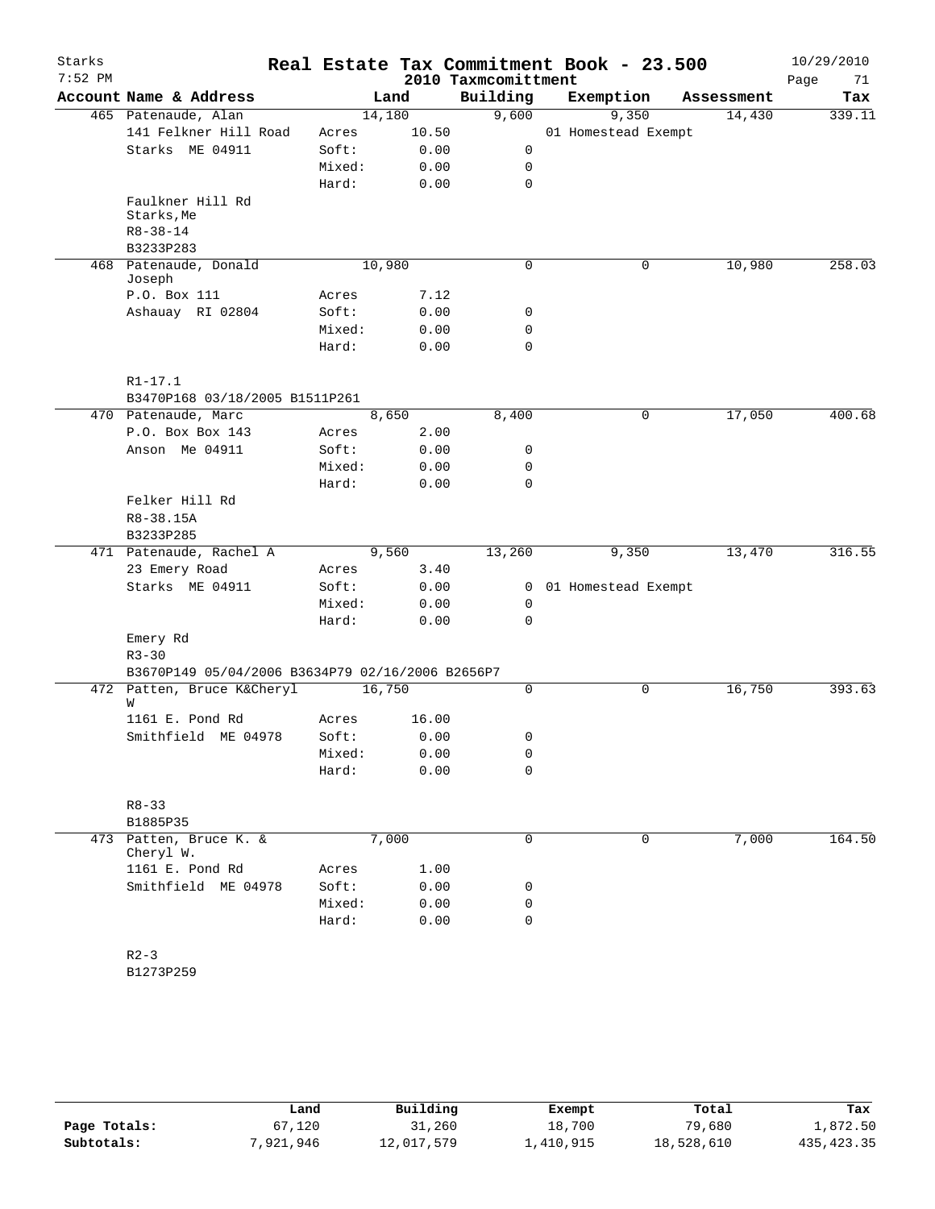# Real Estate Tax Commitment Book - 23.500

Starks
7:52 PM

2010 Taxmcomittment

10/29/2010

| Account Name & Address | | Land | Building | Exemption | Assessment | Tax |
|---|---|---|---|---|---|---|
| 465 Patenaude, Alan | | 14,180 | 9,600 | 9,350 | 14,430 | 339.11 |
| 141 Felkner Hill Road | Acres | 10.50 | | 01 Homestead Exempt | | |
| Starks ME 04911 | Soft: | 0.00 | 0 | | | |
| | Mixed: | 0.00 | 0 | | | |
| | Hard: | 0.00 | 0 | | | |
| Faulkner Hill Rd Starks, Me | | | | | | |
| R8-38-14 | | | | | | |
| B3233P283 | | | | | | |
| 468 Patenaude, Donald Joseph | | 10,980 | 0 | 0 | 10,980 | 258.03 |
| P.O. Box 111 | Acres | 7.12 | | | | |
| Ashauay RI 02804 | Soft: | 0.00 | 0 | | | |
| | Mixed: | 0.00 | 0 | | | |
| | Hard: | 0.00 | 0 | | | |
| R1-17.1 | | | | | | |
| B3470P168 03/18/2005 B1511P261 | | | | | | |
| 470 Patenaude, Marc | | 8,650 | 8,400 | 0 | 17,050 | 400.68 |
| P.O. Box Box 143 | Acres | 2.00 | | | | |
| Anson Me 04911 | Soft: | 0.00 | 0 | | | |
| | Mixed: | 0.00 | 0 | | | |
| | Hard: | 0.00 | 0 | | | |
| Felker Hill Rd | | | | | | |
| R8-38.15A | | | | | | |
| B3233P285 | | | | | | |
| 471 Patenaude, Rachel A | | 9,560 | 13,260 | 9,350 | 13,470 | 316.55 |
| 23 Emery Road | Acres | 3.40 | | | | |
| Starks ME 04911 | Soft: | 0.00 | 0 | 01 Homestead Exempt | | |
| | Mixed: | 0.00 | 0 | | | |
| | Hard: | 0.00 | 0 | | | |
| Emery Rd | | | | | | |
| R3-30 | | | | | | |
| B3670P149 05/04/2006 B3634P79 02/16/2006 B2656P7 | | | | | | |
| 472 Patten, Bruce K&Cheryl W | | 16,750 | 0 | 0 | 16,750 | 393.63 |
| 1161 E. Pond Rd | Acres | 16.00 | | | | |
| Smithfield ME 04978 | Soft: | 0.00 | 0 | | | |
| | Mixed: | 0.00 | 0 | | | |
| | Hard: | 0.00 | 0 | | | |
| R8-33 | | | | | | |
| B1885P35 | | | | | | |
| 473 Patten, Bruce K. & Cheryl W. | | 7,000 | 0 | 0 | 7,000 | 164.50 |
| 1161 E. Pond Rd | Acres | 1.00 | | | | |
| Smithfield ME 04978 | Soft: | 0.00 | 0 | | | |
| | Mixed: | 0.00 | 0 | | | |
| | Hard: | 0.00 | 0 | | | |
| R2-3 | | | | | | |
| B1273P259 | | | | | | |

| | Land | Building | Exempt | Total | Tax |
|---|---|---|---|---|---|
| Page Totals: | 67,120 | 31,260 | 18,700 | 79,680 | 1,872.50 |
| Subtotals: | 7,921,946 | 12,017,579 | 1,410,915 | 18,528,610 | 435,423.35 |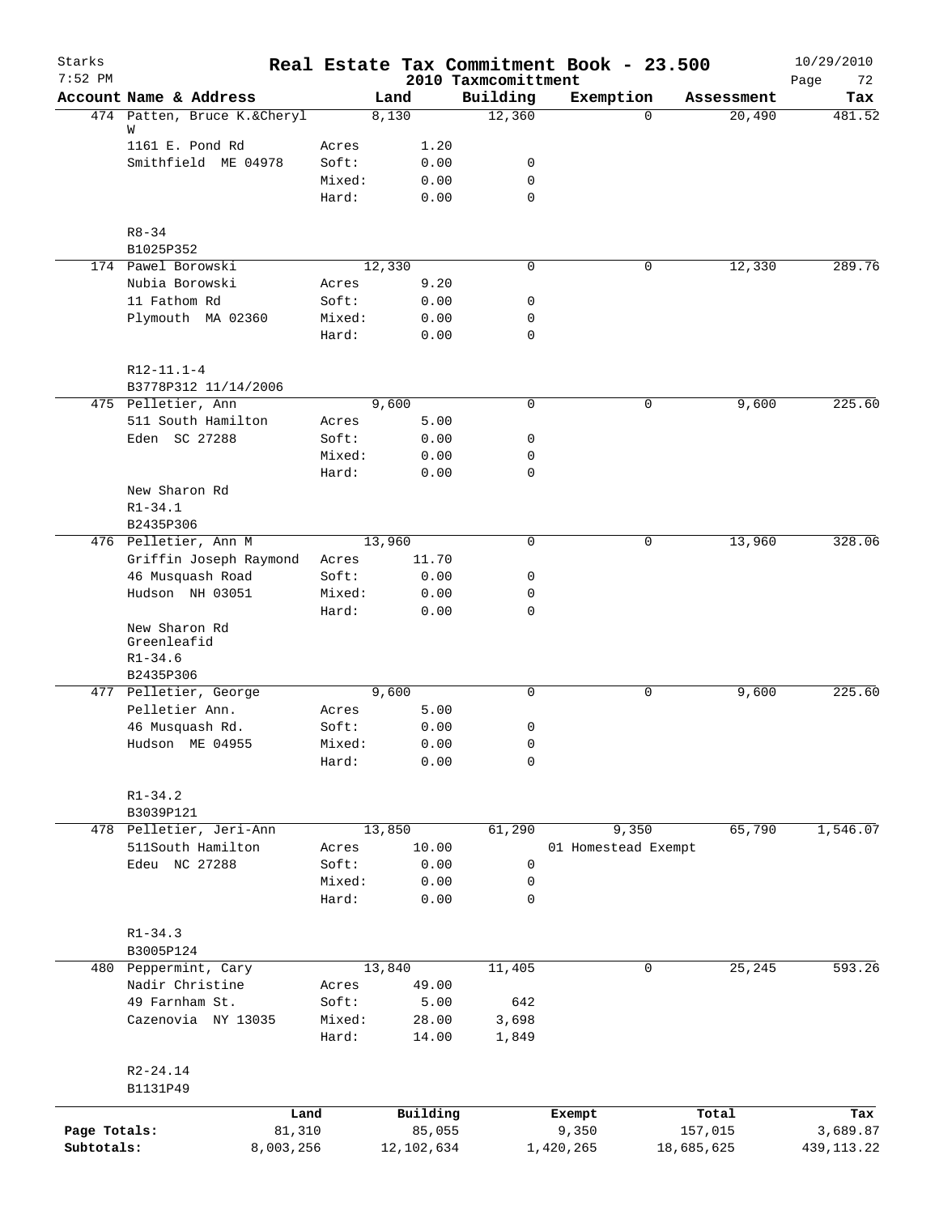Starks 7:52 PM

# Real Estate Tax Commitment Book - 23.500

2010 Taxmcomittment

10/29/2010

| Account | Name & Address | | Land | Building | Exemption | Assessment | Tax |
|---|---|---|---|---|---|---|---|
| 474 | Patten, Bruce K.&Cheryl W | | 8,130 | 12,360 | 0 | 20,490 | 481.52 |
| | 1161 E. Pond Rd | Acres | 1.20 | | | | |
| | Smithfield ME 04978 | Soft: | 0.00 | 0 | | | |
| | | Mixed: | 0.00 | 0 | | | |
| | | Hard: | 0.00 | 0 | | | |
| | R8-34 | | | | | | |
| | B1025P352 | | | | | | |
| 174 | Pawel Borowski | | 12,330 | 0 | 0 | 12,330 | 289.76 |
| | Nubia Borowski | Acres | 9.20 | | | | |
| | 11 Fathom Rd | Soft: | 0.00 | 0 | | | |
| | Plymouth MA 02360 | Mixed: | 0.00 | 0 | | | |
| | | Hard: | 0.00 | 0 | | | |
| | R12-11.1-4 | | | | | | |
| | B3778P312 11/14/2006 | | | | | | |
| 475 | Pelletier, Ann | | 9,600 | 0 | 0 | 9,600 | 225.60 |
| | 511 South Hamilton | Acres | 5.00 | | | | |
| | Eden SC 27288 | Soft: | 0.00 | 0 | | | |
| | | Mixed: | 0.00 | 0 | | | |
| | | Hard: | 0.00 | 0 | | | |
| | New Sharon Rd | | | | | | |
| | R1-34.1 | | | | | | |
| | B2435P306 | | | | | | |
| 476 | Pelletier, Ann M | | 13,960 | 0 | 0 | 13,960 | 328.06 |
| | Griffin Joseph Raymond | Acres | 11.70 | | | | |
| | 46 Musquash Road | Soft: | 0.00 | 0 | | | |
| | Hudson NH 03051 | Mixed: | 0.00 | 0 | | | |
| | | Hard: | 0.00 | 0 | | | |
| | New Sharon Rd Greenleafid | | | | | | |
| | R1-34.6 | | | | | | |
| | B2435P306 | | | | | | |
| 477 | Pelletier, George | | 9,600 | 0 | 0 | 9,600 | 225.60 |
| | Pelletier Ann. | Acres | 5.00 | | | | |
| | 46 Musquash Rd. | Soft: | 0.00 | 0 | | | |
| | Hudson ME 04955 | Mixed: | 0.00 | 0 | | | |
| | | Hard: | 0.00 | 0 | | | |
| | R1-34.2 | | | | | | |
| | B3039P121 | | | | | | |
| 478 | Pelletier, Jeri-Ann | | 13,850 | 61,290 | 9,350 | 65,790 | 1,546.07 |
| | 511South Hamilton | Acres | 10.00 | | 01 Homestead Exempt | | |
| | Edeu NC 27288 | Soft: | 0.00 | 0 | | | |
| | | Mixed: | 0.00 | 0 | | | |
| | | Hard: | 0.00 | 0 | | | |
| | R1-34.3 | | | | | | |
| | B3005P124 | | | | | | |
| 480 | Peppermint, Cary | | 13,840 | 11,405 | 0 | 25,245 | 593.26 |
| | Nadir Christine | Acres | 49.00 | | | | |
| | 49 Farnham St. | Soft: | 5.00 | 642 | | | |
| | Cazenovia NY 13035 | Mixed: | 28.00 | 3,698 | | | |
| | | Hard: | 14.00 | 1,849 | | | |
| | R2-24.14 | | | | | | |
| | B1131P49 | | | | | | |

| | Land | Building | Exempt | Total | Tax |
|---|---|---|---|---|---|
| Page Totals: | 81,310 | 85,055 | 9,350 | 157,015 | 3,689.87 |
| Subtotals: | 8,003,256 | 12,102,634 | 1,420,265 | 18,685,625 | 439,113.22 |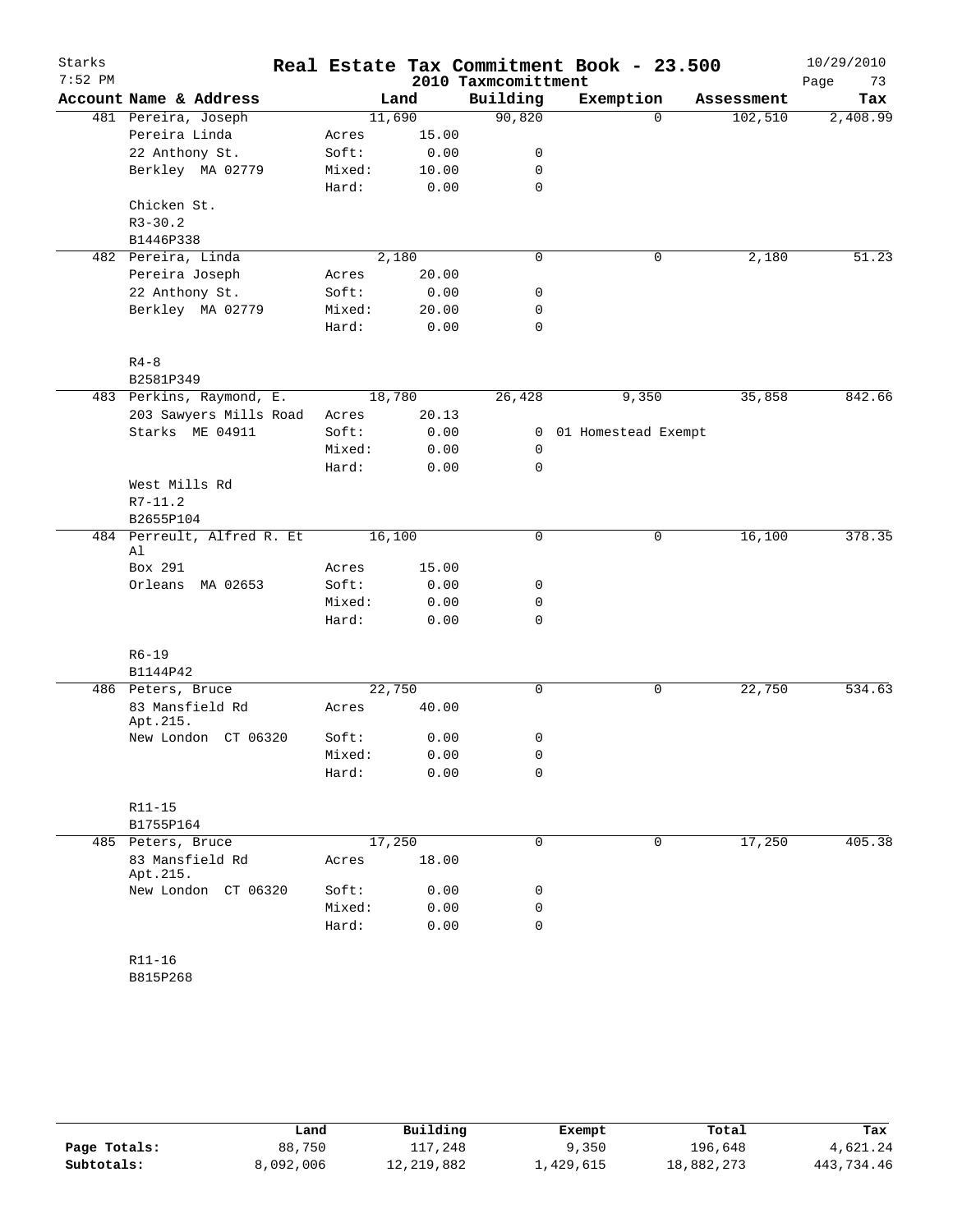Starks 7:52 PM

# Real Estate Tax Commitment Book - 23.500

2010 Taxmcomittment

10/29/2010 Page 73

| Account Name & Address | | Land | Building | Exemption | Assessment | Tax |
|---|---|---|---|---|---|---|
| 481 Pereira, Joseph | | 11,690 | 90,820 | 0 | 102,510 | 2,408.99 |
| Pereira Linda | Acres | 15.00 | | | | |
| 22 Anthony St. | Soft: | 0.00 | 0 | | | |
| Berkley MA 02779 | Mixed: | 10.00 | 0 | | | |
| | Hard: | 0.00 | 0 | | | |
| Chicken St. | | | | | | |
| R3-30.2 | | | | | | |
| B1446P338 | | | | | | |
| 482 Pereira, Linda | | 2,180 | 0 | 0 | 2,180 | 51.23 |
| Pereira Joseph | Acres | 20.00 | | | | |
| 22 Anthony St. | Soft: | 0.00 | 0 | | | |
| Berkley MA 02779 | Mixed: | 20.00 | 0 | | | |
| | Hard: | 0.00 | 0 | | | |
| R4-8 | | | | | | |
| B2581P349 | | | | | | |
| 483 Perkins, Raymond, E. | | 18,780 | 26,428 | 9,350 | 35,858 | 842.66 |
| 203 Sawyers Mills Road | Acres | 20.13 | | | | |
| Starks ME 04911 | Soft: | 0.00 | 0 | 01 Homestead Exempt | | |
| | Mixed: | 0.00 | 0 | | | |
| | Hard: | 0.00 | 0 | | | |
| West Mills Rd | | | | | | |
| R7-11.2 | | | | | | |
| B2655P104 | | | | | | |
| 484 Perreult, Alfred R. Et Al | | 16,100 | 0 | 0 | 16,100 | 378.35 |
| Box 291 | Acres | 15.00 | | | | |
| Orleans MA 02653 | Soft: | 0.00 | 0 | | | |
| | Mixed: | 0.00 | 0 | | | |
| | Hard: | 0.00 | 0 | | | |
| R6-19 | | | | | | |
| B1144P42 | | | | | | |
| 486 Peters, Bruce | | 22,750 | 0 | 0 | 22,750 | 534.63 |
| 83 Mansfield Rd Apt.215. | Acres | 40.00 | | | | |
| New London CT 06320 | Soft: | 0.00 | 0 | | | |
| | Mixed: | 0.00 | 0 | | | |
| | Hard: | 0.00 | 0 | | | |
| R11-15 | | | | | | |
| B1755P164 | | | | | | |
| 485 Peters, Bruce | | 17,250 | 0 | 0 | 17,250 | 405.38 |
| 83 Mansfield Rd Apt.215. | Acres | 18.00 | | | | |
| New London CT 06320 | Soft: | 0.00 | 0 | | | |
| | Mixed: | 0.00 | 0 | | | |
| | Hard: | 0.00 | 0 | | | |
| R11-16 | | | | | | |
| B815P268 | | | | | | |

| | Land | Building | Exempt | Total | Tax |
|---|---|---|---|---|---|
| Page Totals: | 88,750 | 117,248 | 9,350 | 196,648 | 4,621.24 |
| Subtotals: | 8,092,006 | 12,219,882 | 1,429,615 | 18,882,273 | 443,734.46 |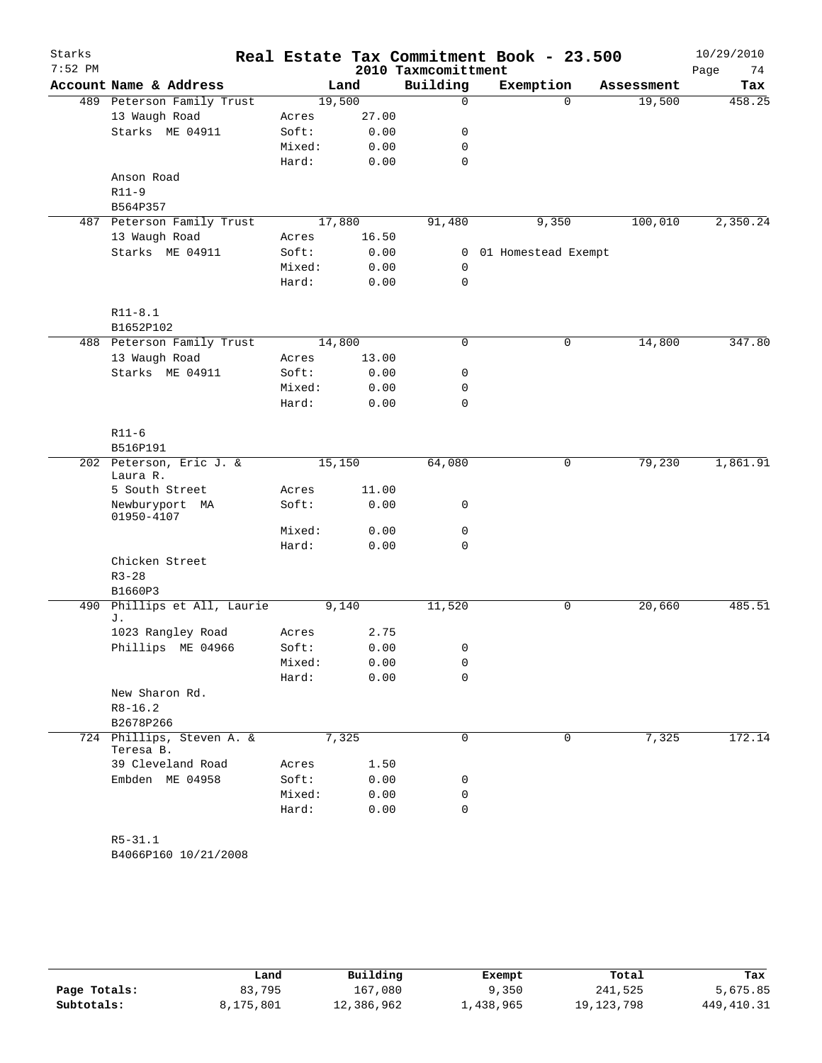Starks 7:52 PM

# Real Estate Tax Commitment Book - 23.500

2010 Taxmcomittment

10/29/2010

| Account Name & Address | | Land | Building | Exemption | Assessment | Tax |
|---|---|---|---|---|---|---|
| 489 Peterson Family Trust | | 19,500 | 0 | 0 | 19,500 | 458.25 |
| 13 Waugh Road | Acres | 27.00 | | | | |
| Starks ME 04911 | Soft: | 0.00 | 0 | | | |
| | Mixed: | 0.00 | 0 | | | |
| | Hard: | 0.00 | 0 | | | |
| Anson Road | | | | | | |
| R11-9 | | | | | | |
| B564P357 | | | | | | |
| 487 Peterson Family Trust | | 17,880 | 91,480 | 9,350 | 100,010 | 2,350.24 |
| 13 Waugh Road | Acres | 16.50 | | | | |
| Starks ME 04911 | Soft: | 0.00 | 0 | 01 Homestead Exempt | | |
| | Mixed: | 0.00 | 0 | | | |
| | Hard: | 0.00 | 0 | | | |
| R11-8.1 | | | | | | |
| B1652P102 | | | | | | |
| 488 Peterson Family Trust | | 14,800 | 0 | 0 | 14,800 | 347.80 |
| 13 Waugh Road | Acres | 13.00 | | | | |
| Starks ME 04911 | Soft: | 0.00 | 0 | | | |
| | Mixed: | 0.00 | 0 | | | |
| | Hard: | 0.00 | 0 | | | |
| R11-6 | | | | | | |
| B516P191 | | | | | | |
| 202 Peterson, Eric J. & Laura R. | | 15,150 | 64,080 | 0 | 79,230 | 1,861.91 |
| 5 South Street | Acres | 11.00 | | | | |
| Newburyport MA 01950-4107 | Soft: | 0.00 | 0 | | | |
| | Mixed: | 0.00 | 0 | | | |
| | Hard: | 0.00 | 0 | | | |
| Chicken Street | | | | | | |
| R3-28 | | | | | | |
| B1660P3 | | | | | | |
| 490 Phillips et All, Laurie J. | | 9,140 | 11,520 | 0 | 20,660 | 485.51 |
| 1023 Rangley Road | Acres | 2.75 | | | | |
| Phillips ME 04966 | Soft: | 0.00 | 0 | | | |
| | Mixed: | 0.00 | 0 | | | |
| | Hard: | 0.00 | 0 | | | |
| New Sharon Rd. | | | | | | |
| R8-16.2 | | | | | | |
| B2678P266 | | | | | | |
| 724 Phillips, Steven A. & Teresa B. | | 7,325 | 0 | 0 | 7,325 | 172.14 |
| 39 Cleveland Road | Acres | 1.50 | | | | |
| Embden ME 04958 | Soft: | 0.00 | 0 | | | |
| | Mixed: | 0.00 | 0 | | | |
| | Hard: | 0.00 | 0 | | | |
| R5-31.1 | | | | | | |
| B4066P160 10/21/2008 | | | | | | |

| | Land | Building | Exempt | Total | Tax |
|---|---|---|---|---|---|
| Page Totals: | 83,795 | 167,080 | 9,350 | 241,525 | 5,675.85 |
| Subtotals: | 8,175,801 | 12,386,962 | 1,438,965 | 19,123,798 | 449,410.31 |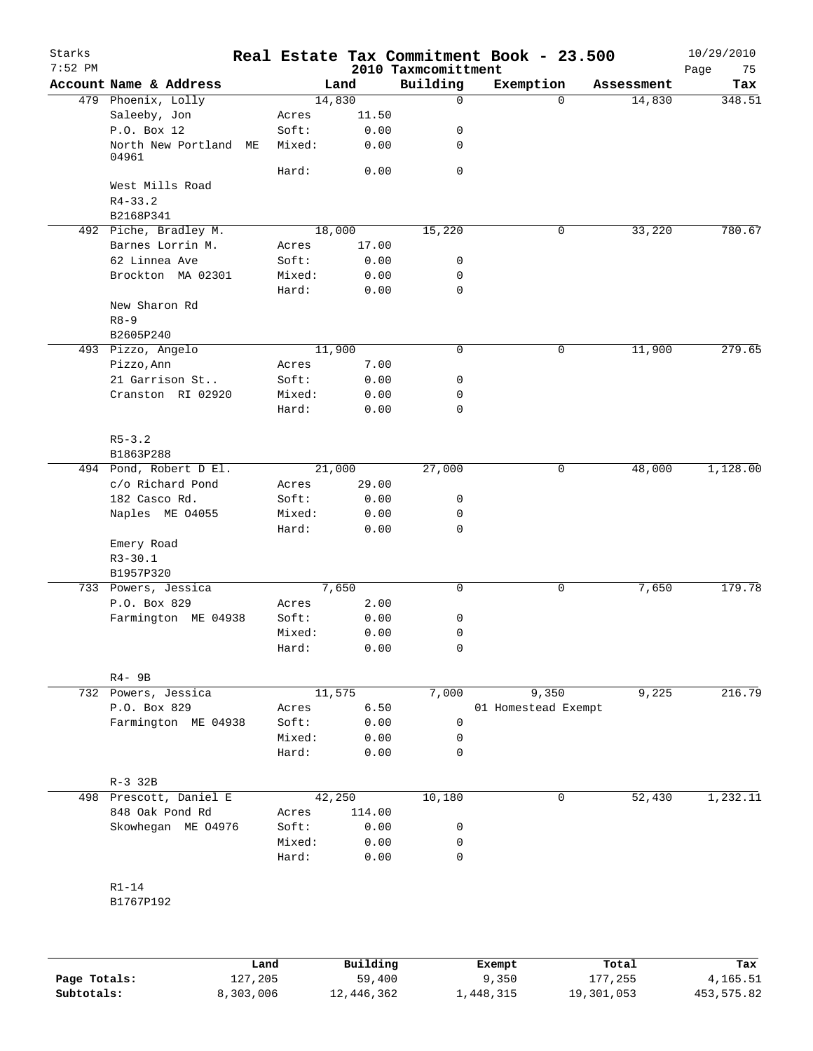Starks
7:52 PM

# Real Estate Tax Commitment Book - 23.500

## 2010 Taxmcomittment

10/29/2010

| Account Name & Address | | Land | Building | Exemption | Assessment | Tax |
|---|---|---|---|---|---|---|
| 479 Phoenix, Lolly | | 14,830 | 0 | 0 | 14,830 | 348.51 |
| Saleeby, Jon | Acres | 11.50 | | | | |
| P.O. Box 12 | Soft: | 0.00 | 0 | | | |
| North New Portland ME 04961 | Mixed: | 0.00 | 0 | | | |
| | Hard: | 0.00 | 0 | | | |
| West Mills Road | | | | | | |
| R4-33.2 | | | | | | |
| B2168P341 | | | | | | |
| 492 Piche, Bradley M. | | 18,000 | 15,220 | 0 | 33,220 | 780.67 |
| Barnes Lorrin M. | Acres | 17.00 | | | | |
| 62 Linnea Ave | Soft: | 0.00 | 0 | | | |
| Brockton MA 02301 | Mixed: | 0.00 | 0 | | | |
| | Hard: | 0.00 | 0 | | | |
| New Sharon Rd | | | | | | |
| R8-9 | | | | | | |
| B2605P240 | | | | | | |
| 493 Pizzo, Angelo | | 11,900 | 0 | 0 | 11,900 | 279.65 |
| Pizzo,Ann | Acres | 7.00 | | | | |
| 21 Garrison St.. | Soft: | 0.00 | 0 | | | |
| Cranston RI 02920 | Mixed: | 0.00 | 0 | | | |
| | Hard: | 0.00 | 0 | | | |
| R5-3.2 | | | | | | |
| B1863P288 | | | | | | |
| 494 Pond, Robert D El. | | 21,000 | 27,000 | 0 | 48,000 | 1,128.00 |
| c/o Richard Pond | Acres | 29.00 | | | | |
| 182 Casco Rd. | Soft: | 0.00 | 0 | | | |
| Naples ME 04055 | Mixed: | 0.00 | 0 | | | |
| | Hard: | 0.00 | 0 | | | |
| Emery Road | | | | | | |
| R3-30.1 | | | | | | |
| B1957P320 | | | | | | |
| 733 Powers, Jessica | | 7,650 | 0 | 0 | 7,650 | 179.78 |
| P.O. Box 829 | Acres | 2.00 | | | | |
| Farmington ME 04938 | Soft: | 0.00 | 0 | | | |
| | Mixed: | 0.00 | 0 | | | |
| | Hard: | 0.00 | 0 | | | |
| R4- 9B | | | | | | |
| 732 Powers, Jessica | | 11,575 | 7,000 | 9,350 | 9,225 | 216.79 |
| P.O. Box 829 | Acres | 6.50 | | 01 Homestead Exempt | | |
| Farmington ME 04938 | Soft: | 0.00 | 0 | | | |
| | Mixed: | 0.00 | 0 | | | |
| | Hard: | 0.00 | 0 | | | |
| R-3 32B | | | | | | |
| 498 Prescott, Daniel E | | 42,250 | 10,180 | 0 | 52,430 | 1,232.11 |
| 848 Oak Pond Rd | Acres | 114.00 | | | | |
| Skowhegan ME 04976 | Soft: | 0.00 | 0 | | | |
| | Mixed: | 0.00 | 0 | | | |
| | Hard: | 0.00 | 0 | | | |
| R1-14 | | | | | | |
| B1767P192 | | | | | | |

| | Land | Building | Exempt | Total | Tax |
|---|---|---|---|---|---|
| Page Totals: | 127,205 | 59,400 | 9,350 | 177,255 | 4,165.51 |
| Subtotals: | 8,303,006 | 12,446,362 | 1,448,315 | 19,301,053 | 453,575.82 |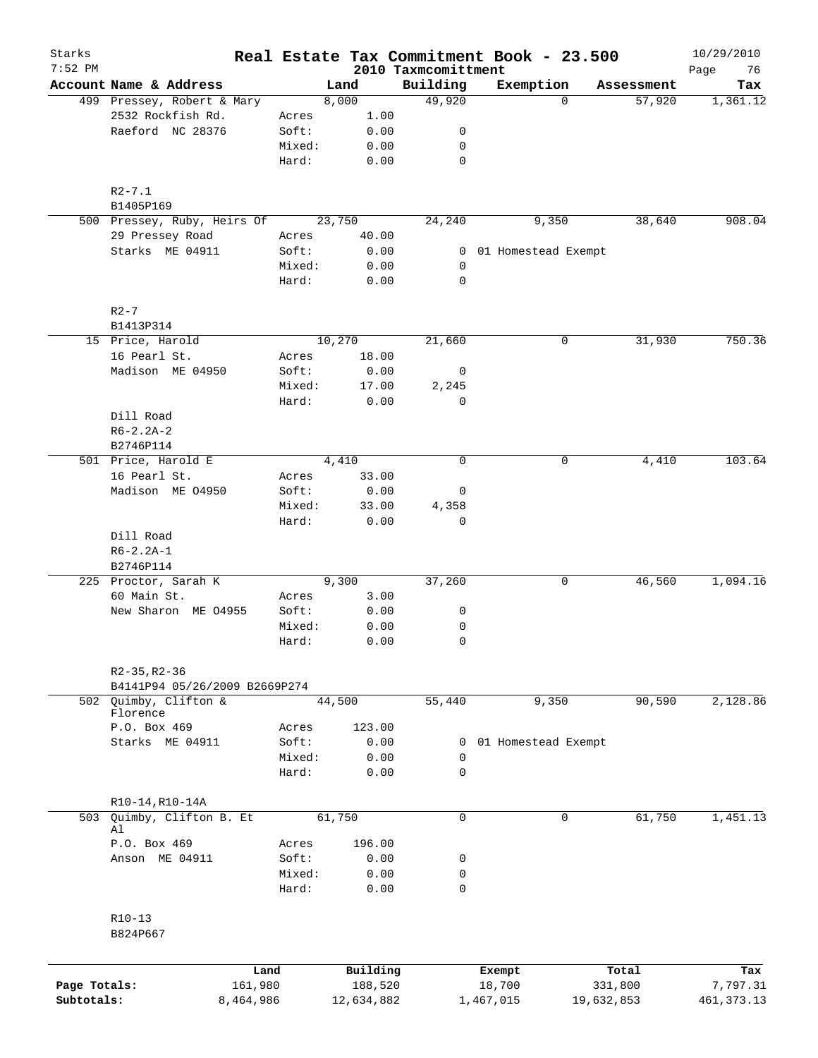Starks 7:52 PM

# Real Estate Tax Commitment Book - 23.500

2010 Taxmcomittment

10/29/2010

| Account Name & Address | | Land | Building | Exemption | Assessment | Tax |
|---|---|---|---|---|---|---|
| 499 Pressey, Robert & Mary | | 8,000 | 49,920 | 0 | 57,920 | 1,361.12 |
| 2532 Rockfish Rd. | Acres | 1.00 | | | | |
| Raeford NC 28376 | Soft: | 0.00 | 0 | | | |
| | Mixed: | 0.00 | 0 | | | |
| | Hard: | 0.00 | 0 | | | |
| R2-7.1 | | | | | | |
| B1405P169 | | | | | | |
| 500 Pressey, Ruby, Heirs Of | | 23,750 | 24,240 | 9,350 | 38,640 | 908.04 |
| 29 Pressey Road | Acres | 40.00 | | | | |
| Starks ME 04911 | Soft: | 0.00 | 0 | 01 Homestead Exempt | | |
| | Mixed: | 0.00 | 0 | | | |
| | Hard: | 0.00 | 0 | | | |
| R2-7 | | | | | | |
| B1413P314 | | | | | | |
| 15 Price, Harold | | 10,270 | 21,660 | 0 | 31,930 | 750.36 |
| 16 Pearl St. | Acres | 18.00 | | | | |
| Madison ME 04950 | Soft: | 0.00 | 0 | | | |
| | Mixed: | 17.00 | 2,245 | | | |
| | Hard: | 0.00 | 0 | | | |
| Dill Road | | | | | | |
| R6-2.2A-2 | | | | | | |
| B2746P114 | | | | | | |
| 501 Price, Harold E | | 4,410 | 0 | 0 | 4,410 | 103.64 |
| 16 Pearl St. | Acres | 33.00 | | | | |
| Madison ME O4950 | Soft: | 0.00 | 0 | | | |
| | Mixed: | 33.00 | 4,358 | | | |
| | Hard: | 0.00 | 0 | | | |
| Dill Road | | | | | | |
| R6-2.2A-1 | | | | | | |
| B2746P114 | | | | | | |
| 225 Proctor, Sarah K | | 9,300 | 37,260 | 0 | 46,560 | 1,094.16 |
| 60 Main St. | Acres | 3.00 | | | | |
| New Sharon ME O4955 | Soft: | 0.00 | 0 | | | |
| | Mixed: | 0.00 | 0 | | | |
| | Hard: | 0.00 | 0 | | | |
| R2-35,R2-36 | | | | | | |
| B4141P94 05/26/2009 B2669P274 | | | | | | |
| 502 Quimby, Clifton & Florence | | 44,500 | 55,440 | 9,350 | 90,590 | 2,128.86 |
| P.O. Box 469 | Acres | 123.00 | | | | |
| Starks ME 04911 | Soft: | 0.00 | 0 | 01 Homestead Exempt | | |
| | Mixed: | 0.00 | 0 | | | |
| | Hard: | 0.00 | 0 | | | |
| R10-14,R10-14A | | | | | | |
| 503 Quimby, Clifton B. Et Al | | 61,750 | 0 | 0 | 61,750 | 1,451.13 |
| P.O. Box 469 | Acres | 196.00 | | | | |
| Anson ME 04911 | Soft: | 0.00 | 0 | | | |
| | Mixed: | 0.00 | 0 | | | |
| | Hard: | 0.00 | 0 | | | |
| R10-13 | | | | | | |
| B824P667 | | | | | | |

| | Land | Building | Exempt | Total | Tax |
|---|---|---|---|---|---|
| Page Totals: | 161,980 | 188,520 | 18,700 | 331,800 | 7,797.31 |
| Subtotals: | 8,464,986 | 12,634,882 | 1,467,015 | 19,632,853 | 461,373.13 |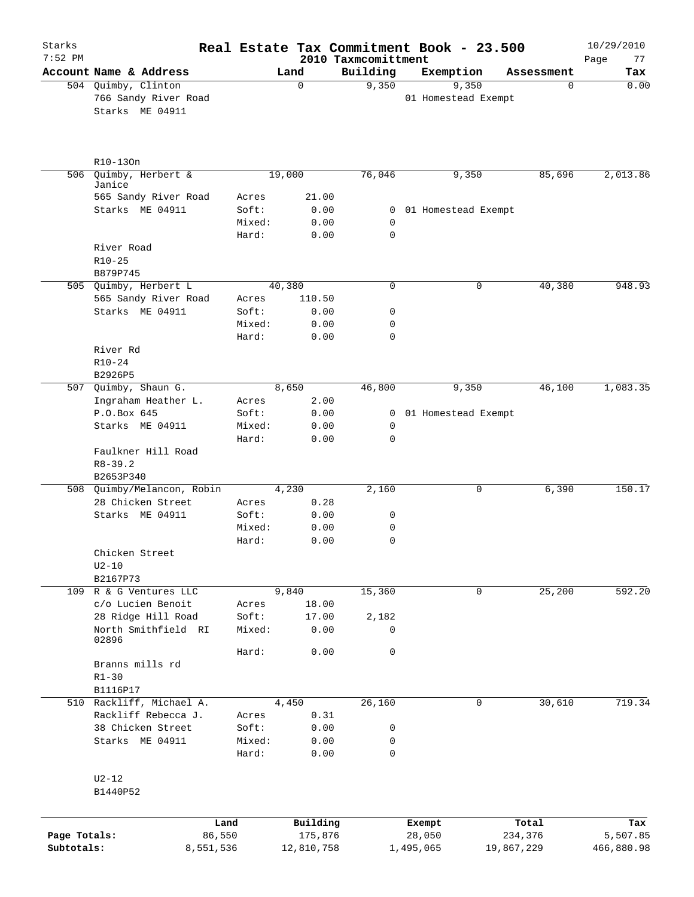# Real Estate Tax Commitment Book - 23.500

Starks
7:52 PM

2010 Taxmcomittment

10/29/2010

| Account | Name & Address | | Land | Building | Exemption | Assessment | Tax |
|---|---|---|---|---|---|---|---|
| 504 | Quimby, Clinton | | 0 | 9,350 | 9,350 | 0 | 0.00 |
| | 766 Sandy River Road | | | | 01 Homestead Exempt | | |
| | Starks ME 04911 | | | | | | |
| | R10-13On | | | | | | |
| 506 | Quimby, Herbert & Janice | | 19,000 | 76,046 | 9,350 | 85,696 | 2,013.86 |
| | 565 Sandy River Road | Acres | 21.00 | | | | |
| | Starks ME 04911 | Soft: | 0.00 | 0 | 01 Homestead Exempt | | |
| | | Mixed: | 0.00 | 0 | | | |
| | | Hard: | 0.00 | 0 | | | |
| | River Road | | | | | | |
| | R10-25 | | | | | | |
| | B879P745 | | | | | | |
| 505 | Quimby, Herbert L | | 40,380 | 0 | 0 | 40,380 | 948.93 |
| | 565 Sandy River Road | Acres | 110.50 | | | | |
| | Starks ME 04911 | Soft: | 0.00 | 0 | | | |
| | | Mixed: | 0.00 | 0 | | | |
| | | Hard: | 0.00 | 0 | | | |
| | River Rd | | | | | | |
| | R10-24 | | | | | | |
| | B2926P5 | | | | | | |
| 507 | Quimby, Shaun G. | | 8,650 | 46,800 | 9,350 | 46,100 | 1,083.35 |
| | Ingraham Heather L. | Acres | 2.00 | | | | |
| | P.O.Box 645 | Soft: | 0.00 | 0 | 01 Homestead Exempt | | |
| | Starks ME 04911 | Mixed: | 0.00 | 0 | | | |
| | | Hard: | 0.00 | 0 | | | |
| | Faulkner Hill Road | | | | | | |
| | R8-39.2 | | | | | | |
| | B2653P340 | | | | | | |
| 508 | Quimby/Melancon, Robin | | 4,230 | 2,160 | 0 | 6,390 | 150.17 |
| | 28 Chicken Street | Acres | 0.28 | | | | |
| | Starks ME 04911 | Soft: | 0.00 | 0 | | | |
| | | Mixed: | 0.00 | 0 | | | |
| | | Hard: | 0.00 | 0 | | | |
| | Chicken Street | | | | | | |
| | U2-10 | | | | | | |
| | B2167P73 | | | | | | |
| 109 | R & G Ventures LLC | | 9,840 | 15,360 | 0 | 25,200 | 592.20 |
| | c/o Lucien Benoit | Acres | 18.00 | | | | |
| | 28 Ridge Hill Road | Soft: | 17.00 | 2,182 | | | |
| | North Smithfield RI 02896 | Mixed: | 0.00 | 0 | | | |
| | | Hard: | 0.00 | 0 | | | |
| | Branns mills rd | | | | | | |
| | R1-30 | | | | | | |
| | B1116P17 | | | | | | |
| 510 | Rackliff, Michael A. | | 4,450 | 26,160 | 0 | 30,610 | 719.34 |
| | Rackliff Rebecca J. | Acres | 0.31 | | | | |
| | 38 Chicken Street | Soft: | 0.00 | 0 | | | |
| | Starks ME 04911 | Mixed: | 0.00 | 0 | | | |
| | | Hard: | 0.00 | 0 | | | |
| | U2-12 | | | | | | |
| | B1440P52 | | | | | | |

| | Land | Building | Exempt | Total | Tax |
|---|---|---|---|---|---|
| Page Totals: | 86,550 | 175,876 | 28,050 | 234,376 | 5,507.85 |
| Subtotals: | 8,551,536 | 12,810,758 | 1,495,065 | 19,867,229 | 466,880.98 |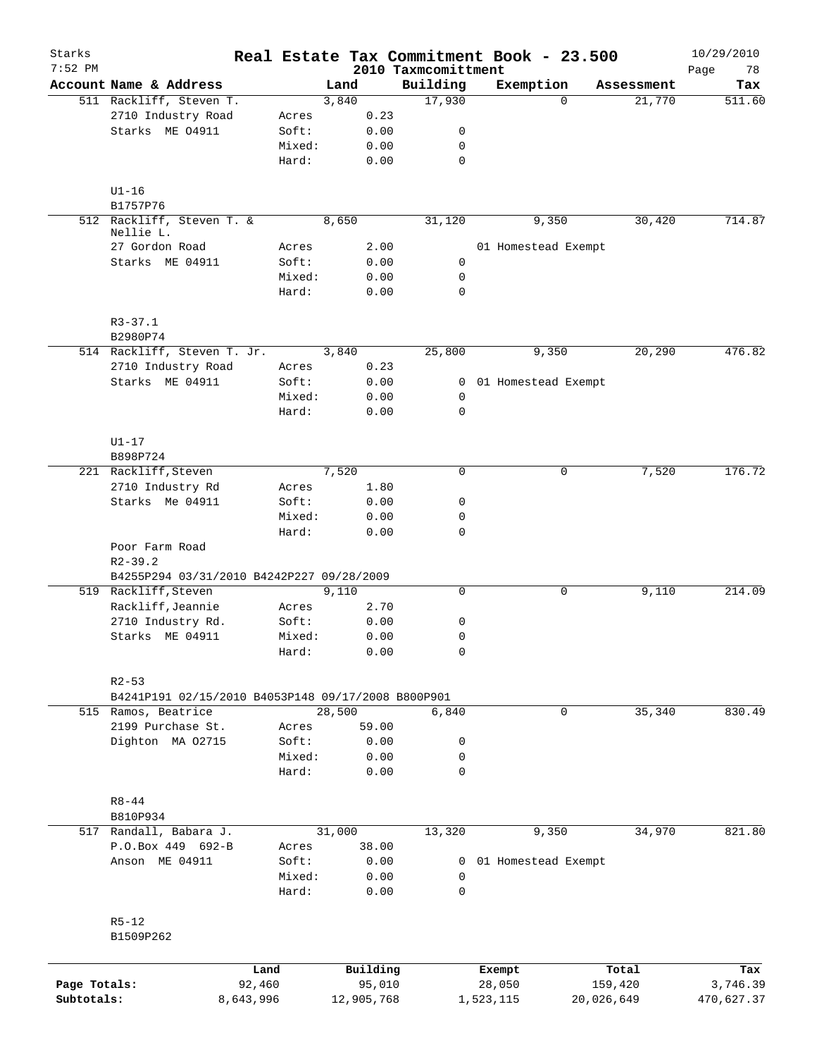# Starks — Real Estate Tax Commitment Book - 23.500

7:52 PM — 2010 Taxmcomittment — 10/29/2010

| Account Name & Address | | Land | Building | Exemption | Assessment | Tax |
|---|---|---|---|---|---|---|
| 511 Rackliff, Steven T. | | 3,840 | 17,930 | 0 | 21,770 | 511.60 |
| 2710 Industry Road | Acres | 0.23 | | | | |
| Starks ME 04911 | Soft: | 0.00 | 0 | | | |
| | Mixed: | 0.00 | 0 | | | |
| | Hard: | 0.00 | 0 | | | |
| U1-16 | | | | | | |
| B1757P76 | | | | | | |
| 512 Rackliff, Steven T. & Nellie L. | | 8,650 | 31,120 | 9,350 | 30,420 | 714.87 |
| 27 Gordon Road | Acres | 2.00 | | 01 Homestead Exempt | | |
| Starks ME 04911 | Soft: | 0.00 | 0 | | | |
| | Mixed: | 0.00 | 0 | | | |
| | Hard: | 0.00 | 0 | | | |
| R3-37.1 | | | | | | |
| B2980P74 | | | | | | |
| 514 Rackliff, Steven T. Jr. | | 3,840 | 25,800 | 9,350 | 20,290 | 476.82 |
| 2710 Industry Road | Acres | 0.23 | | | | |
| Starks ME 04911 | Soft: | 0.00 | 0 | 01 Homestead Exempt | | |
| | Mixed: | 0.00 | 0 | | | |
| | Hard: | 0.00 | 0 | | | |
| U1-17 | | | | | | |
| B898P724 | | | | | | |
| 221 Rackliff,Steven | | 7,520 | 0 | 0 | 7,520 | 176.72 |
| 2710 Industry Rd | Acres | 1.80 | | | | |
| Starks Me 04911 | Soft: | 0.00 | 0 | | | |
| | Mixed: | 0.00 | 0 | | | |
| | Hard: | 0.00 | 0 | | | |
| Poor Farm Road | | | | | | |
| R2-39.2 | | | | | | |
| B4255P294 03/31/2010 B4242P227 09/28/2009 | | | | | | |
| 519 Rackliff,Steven | | 9,110 | 0 | 0 | 9,110 | 214.09 |
| Rackliff,Jeannie | Acres | 2.70 | | | | |
| 2710 Industry Rd. | Soft: | 0.00 | 0 | | | |
| Starks ME 04911 | Mixed: | 0.00 | 0 | | | |
| | Hard: | 0.00 | 0 | | | |
| R2-53 | | | | | | |
| B4241P191 02/15/2010 B4053P148 09/17/2008 B800P901 | | | | | | |
| 515 Ramos, Beatrice | | 28,500 | 6,840 | 0 | 35,340 | 830.49 |
| 2199 Purchase St. | Acres | 59.00 | | | | |
| Dighton MA 02715 | Soft: | 0.00 | 0 | | | |
| | Mixed: | 0.00 | 0 | | | |
| | Hard: | 0.00 | 0 | | | |
| R8-44 | | | | | | |
| B810P934 | | | | | | |
| 517 Randall, Babara J. | | 31,000 | 13,320 | 9,350 | 34,970 | 821.80 |
| P.O.Box 449 692-B | Acres | 38.00 | | | | |
| Anson ME 04911 | Soft: | 0.00 | 0 | 01 Homestead Exempt | | |
| | Mixed: | 0.00 | 0 | | | |
| | Hard: | 0.00 | 0 | | | |
| R5-12 | | | | | | |
| B1509P262 | | | | | | |

| | Land | Building | Exempt | Total | Tax |
|---|---|---|---|---|---|
| Page Totals: | 92,460 | 95,010 | 28,050 | 159,420 | 3,746.39 |
| Subtotals: | 8,643,996 | 12,905,768 | 1,523,115 | 20,026,649 | 470,627.37 |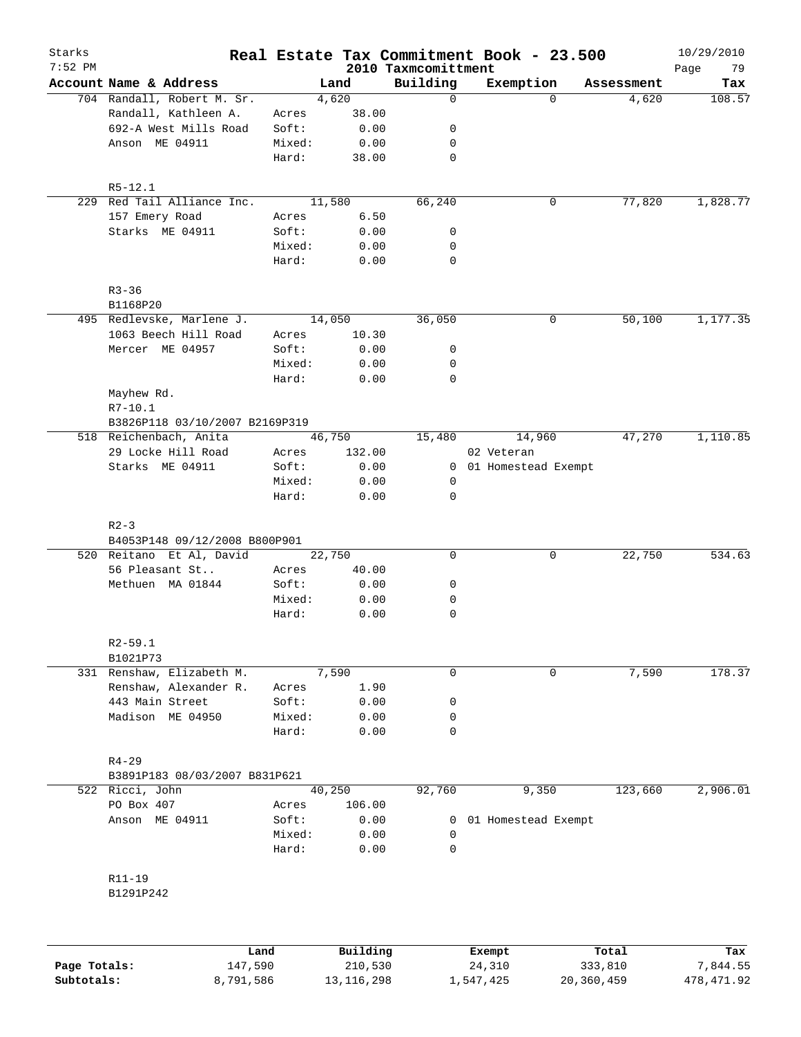# Real Estate Tax Commitment Book - 23.500

Starks 7:52 PM — 2010 Taxmcomittment — 10/29/2010

| Account | Name & Address | | Land | Building | Exemption | Assessment | Tax |
|---|---|---|---|---|---|---|---|
| 704 | Randall, Robert M. Sr. | | 4,620 | 0 | 0 | 4,620 | 108.57 |
| | Randall, Kathleen A. | Acres | 38.00 | | | | |
| | 692-A West Mills Road | Soft: | 0.00 | 0 | | | |
| | Anson ME 04911 | Mixed: | 0.00 | 0 | | | |
| | | Hard: | 38.00 | 0 | | | |
| | R5-12.1 | | | | | | |
| 229 | Red Tail Alliance Inc. | | 11,580 | 66,240 | 0 | 77,820 | 1,828.77 |
| | 157 Emery Road | Acres | 6.50 | | | | |
| | Starks ME 04911 | Soft: | 0.00 | 0 | | | |
| | | Mixed: | 0.00 | 0 | | | |
| | | Hard: | 0.00 | 0 | | | |
| | R3-36 | | | | | | |
| | B1168P20 | | | | | | |
| 495 | Redlevske, Marlene J. | | 14,050 | 36,050 | 0 | 50,100 | 1,177.35 |
| | 1063 Beech Hill Road | Acres | 10.30 | | | | |
| | Mercer ME 04957 | Soft: | 0.00 | 0 | | | |
| | | Mixed: | 0.00 | 0 | | | |
| | | Hard: | 0.00 | 0 | | | |
| | Mayhew Rd. | | | | | | |
| | R7-10.1 | | | | | | |
| | B3826P118 03/10/2007 B2169P319 | | | | | | |
| 518 | Reichenbach, Anita | | 46,750 | 15,480 | 14,960 | 47,270 | 1,110.85 |
| | 29 Locke Hill Road | Acres | 132.00 | | 02 Veteran | | |
| | Starks ME 04911 | Soft: | 0.00 | 0 | 01 Homestead Exempt | | |
| | | Mixed: | 0.00 | 0 | | | |
| | | Hard: | 0.00 | 0 | | | |
| | R2-3 | | | | | | |
| | B4053P148 09/12/2008 B800P901 | | | | | | |
| 520 | Reitano Et Al, David | | 22,750 | 0 | 0 | 22,750 | 534.63 |
| | 56 Pleasant St.. | Acres | 40.00 | | | | |
| | Methuen MA 01844 | Soft: | 0.00 | 0 | | | |
| | | Mixed: | 0.00 | 0 | | | |
| | | Hard: | 0.00 | 0 | | | |
| | R2-59.1 | | | | | | |
| | B1021P73 | | | | | | |
| 331 | Renshaw, Elizabeth M. | | 7,590 | 0 | 0 | 7,590 | 178.37 |
| | Renshaw, Alexander R. | Acres | 1.90 | | | | |
| | 443 Main Street | Soft: | 0.00 | 0 | | | |
| | Madison ME 04950 | Mixed: | 0.00 | 0 | | | |
| | | Hard: | 0.00 | 0 | | | |
| | R4-29 | | | | | | |
| | B3891P183 08/03/2007 B831P621 | | | | | | |
| 522 | Ricci, John | | 40,250 | 92,760 | 9,350 | 123,660 | 2,906.01 |
| | PO Box 407 | Acres | 106.00 | | | | |
| | Anson ME 04911 | Soft: | 0.00 | 0 | 01 Homestead Exempt | | |
| | | Mixed: | 0.00 | 0 | | | |
| | | Hard: | 0.00 | 0 | | | |
| | R11-19 | | | | | | |
| | B1291P242 | | | | | | |

| | Land | Building | Exempt | Total | Tax |
|---|---|---|---|---|---|
| Page Totals: | 147,590 | 210,530 | 24,310 | 333,810 | 7,844.55 |
| Subtotals: | 8,791,586 | 13,116,298 | 1,547,425 | 20,360,459 | 478,471.92 |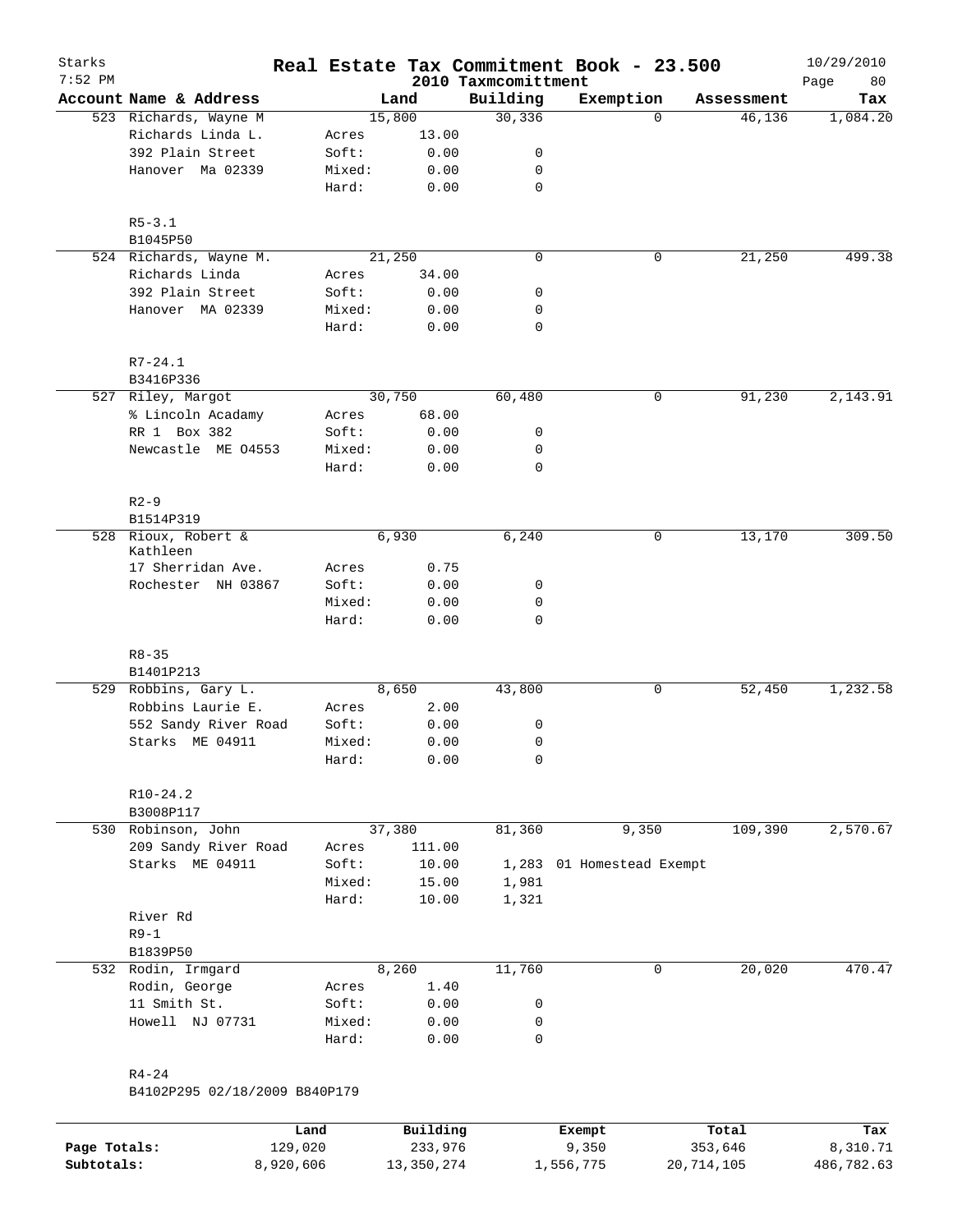Starks 7:52 PM

# Real Estate Tax Commitment Book - 23.500

## 2010 Taxmcomittment

10/29/2010 Page 80

| Account Name & Address | | Land | Building | Exemption | Assessment | Tax |
|---|---|---|---|---|---|---|
| 523 Richards, Wayne M | | 15,800 | 30,336 | 0 | 46,136 | 1,084.20 |
| Richards Linda L. | Acres | 13.00 | | | | |
| 392 Plain Street | Soft: | 0.00 | 0 | | | |
| Hanover Ma 02339 | Mixed: | 0.00 | 0 | | | |
| | Hard: | 0.00 | 0 | | | |
| R5-3.1 | | | | | | |
| B1045P50 | | | | | | |
| 524 Richards, Wayne M. | | 21,250 | 0 | 0 | 21,250 | 499.38 |
| Richards Linda | Acres | 34.00 | | | | |
| 392 Plain Street | Soft: | 0.00 | 0 | | | |
| Hanover MA 02339 | Mixed: | 0.00 | 0 | | | |
| | Hard: | 0.00 | 0 | | | |
| R7-24.1 | | | | | | |
| B3416P336 | | | | | | |
| 527 Riley, Margot | | 30,750 | 60,480 | 0 | 91,230 | 2,143.91 |
| % Lincoln Acadamy | Acres | 68.00 | | | | |
| RR 1 Box 382 | Soft: | 0.00 | 0 | | | |
| Newcastle ME 04553 | Mixed: | 0.00 | 0 | | | |
| | Hard: | 0.00 | 0 | | | |
| R2-9 | | | | | | |
| B1514P319 | | | | | | |
| 528 Rioux, Robert & Kathleen | | 6,930 | 6,240 | 0 | 13,170 | 309.50 |
| 17 Sherridan Ave. | Acres | 0.75 | | | | |
| Rochester NH 03867 | Soft: | 0.00 | 0 | | | |
| | Mixed: | 0.00 | 0 | | | |
| | Hard: | 0.00 | 0 | | | |
| R8-35 | | | | | | |
| B1401P213 | | | | | | |
| 529 Robbins, Gary L. | | 8,650 | 43,800 | 0 | 52,450 | 1,232.58 |
| Robbins Laurie E. | Acres | 2.00 | | | | |
| 552 Sandy River Road | Soft: | 0.00 | 0 | | | |
| Starks ME 04911 | Mixed: | 0.00 | 0 | | | |
| | Hard: | 0.00 | 0 | | | |
| R10-24.2 | | | | | | |
| B3008P117 | | | | | | |
| 530 Robinson, John | | 37,380 | 81,360 | 9,350 | 109,390 | 2,570.67 |
| 209 Sandy River Road | Acres | 111.00 | | | | |
| Starks ME 04911 | Soft: | 10.00 | 1,283 | 01 Homestead Exempt | | |
| | Mixed: | 15.00 | 1,981 | | | |
| | Hard: | 10.00 | 1,321 | | | |
| River Rd | | | | | | |
| R9-1 | | | | | | |
| B1839P50 | | | | | | |
| 532 Rodin, Irmgard | | 8,260 | 11,760 | 0 | 20,020 | 470.47 |
| Rodin, George | Acres | 1.40 | | | | |
| 11 Smith St. | Soft: | 0.00 | 0 | | | |
| Howell NJ 07731 | Mixed: | 0.00 | 0 | | | |
| | Hard: | 0.00 | 0 | | | |
| R4-24 | | | | | | |
| B4102P295 02/18/2009 B840P179 | | | | | | |

| | Land | Building | Exempt | Total | Tax |
|---|---|---|---|---|---|
| Page Totals: | 129,020 | 233,976 | 9,350 | 353,646 | 8,310.71 |
| Subtotals: | 8,920,606 | 13,350,274 | 1,556,775 | 20,714,105 | 486,782.63 |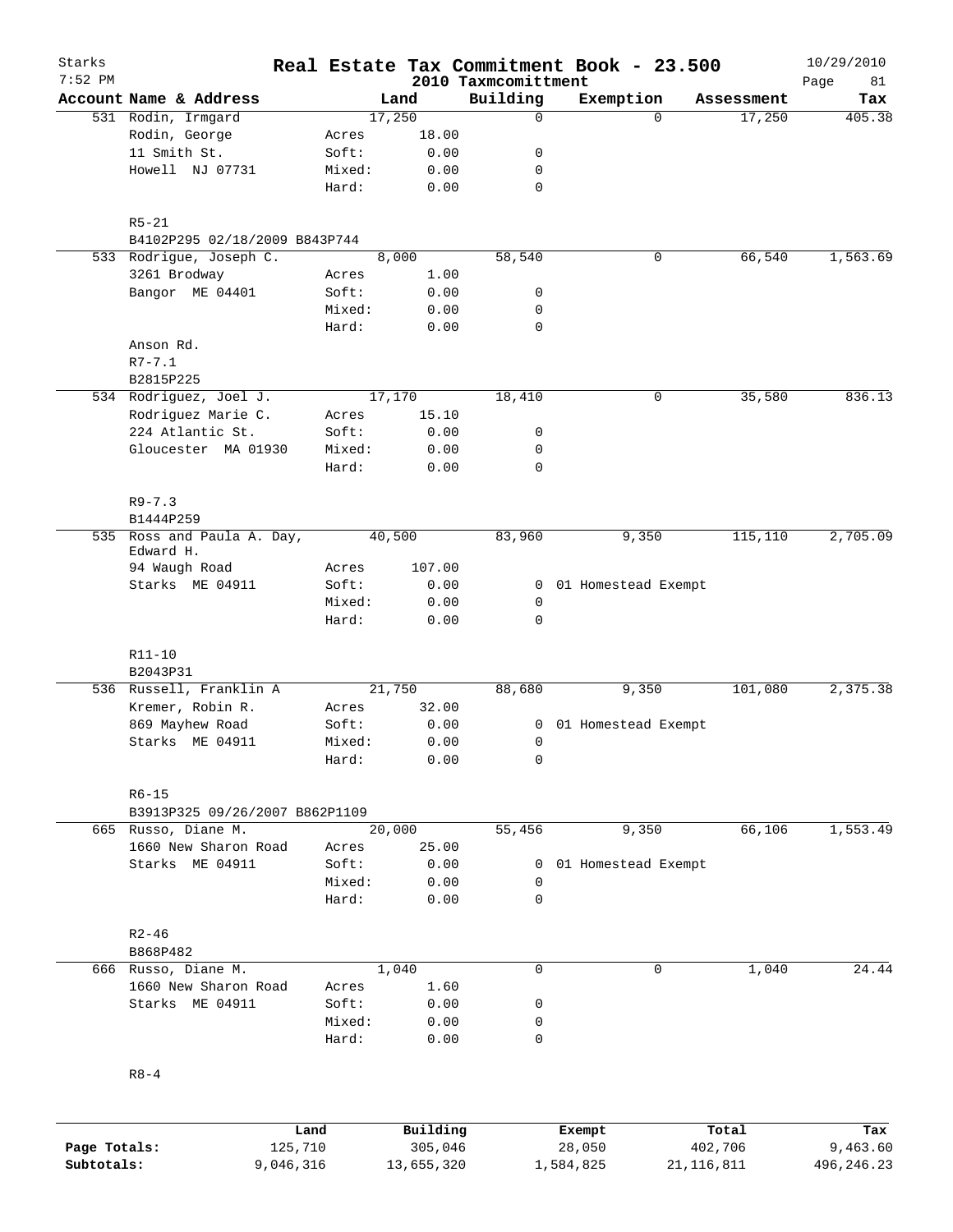# Real Estate Tax Commitment Book - 23.500

Starks
7:52 PM

2010 Taxmcomittment

10/29/2010

| Account | Name & Address | | Land | Building | Exemption | Assessment | Tax |
|---|---|---|---|---|---|---|---|
| 531 | Rodin, Irmgard | | 17,250 | 0 | 0 | 17,250 | 405.38 |
| | Rodin, George | Acres | 18.00 | | | | |
| | 11 Smith St. | Soft: | 0.00 | 0 | | | |
| | Howell NJ 07731 | Mixed: | 0.00 | 0 | | | |
| | | Hard: | 0.00 | 0 | | | |
| | R5-21 | | | | | | |
| | B4102P295 02/18/2009 B843P744 | | | | | | |
| 533 | Rodrigue, Joseph C. | | 8,000 | 58,540 | 0 | 66,540 | 1,563.69 |
| | 3261 Brodway | Acres | 1.00 | | | | |
| | Bangor ME 04401 | Soft: | 0.00 | 0 | | | |
| | | Mixed: | 0.00 | 0 | | | |
| | | Hard: | 0.00 | 0 | | | |
| | Anson Rd. | | | | | | |
| | R7-7.1 | | | | | | |
| | B2815P225 | | | | | | |
| 534 | Rodriguez, Joel J. | | 17,170 | 18,410 | 0 | 35,580 | 836.13 |
| | Rodriguez Marie C. | Acres | 15.10 | | | | |
| | 224 Atlantic St. | Soft: | 0.00 | 0 | | | |
| | Gloucester MA 01930 | Mixed: | 0.00 | 0 | | | |
| | | Hard: | 0.00 | 0 | | | |
| | R9-7.3 | | | | | | |
| | B1444P259 | | | | | | |
| 535 | Ross and Paula A. Day, Edward H. | | 40,500 | 83,960 | 9,350 | 115,110 | 2,705.09 |
| | 94 Waugh Road | Acres | 107.00 | | | | |
| | Starks ME 04911 | Soft: | 0.00 | 0 | 01 Homestead Exempt | | |
| | | Mixed: | 0.00 | 0 | | | |
| | | Hard: | 0.00 | 0 | | | |
| | R11-10 | | | | | | |
| | B2043P31 | | | | | | |
| 536 | Russell, Franklin A | | 21,750 | 88,680 | 9,350 | 101,080 | 2,375.38 |
| | Kremer, Robin R. | Acres | 32.00 | | | | |
| | 869 Mayhew Road | Soft: | 0.00 | 0 | 01 Homestead Exempt | | |
| | Starks ME 04911 | Mixed: | 0.00 | 0 | | | |
| | | Hard: | 0.00 | 0 | | | |
| | R6-15 | | | | | | |
| | B3913P325 09/26/2007 B862P1109 | | | | | | |
| 665 | Russo, Diane M. | | 20,000 | 55,456 | 9,350 | 66,106 | 1,553.49 |
| | 1660 New Sharon Road | Acres | 25.00 | | | | |
| | Starks ME 04911 | Soft: | 0.00 | 0 | 01 Homestead Exempt | | |
| | | Mixed: | 0.00 | 0 | | | |
| | | Hard: | 0.00 | 0 | | | |
| | R2-46 | | | | | | |
| | B868P482 | | | | | | |
| 666 | Russo, Diane M. | | 1,040 | 0 | 0 | 1,040 | 24.44 |
| | 1660 New Sharon Road | Acres | 1.60 | | | | |
| | Starks ME 04911 | Soft: | 0.00 | 0 | | | |
| | | Mixed: | 0.00 | 0 | | | |
| | | Hard: | 0.00 | 0 | | | |
| | R8-4 | | | | | | |

| | Land | Building | Exempt | Total | Tax |
|---|---|---|---|---|---|
| Page Totals: | 125,710 | 305,046 | 28,050 | 402,706 | 9,463.60 |
| Subtotals: | 9,046,316 | 13,655,320 | 1,584,825 | 21,116,811 | 496,246.23 |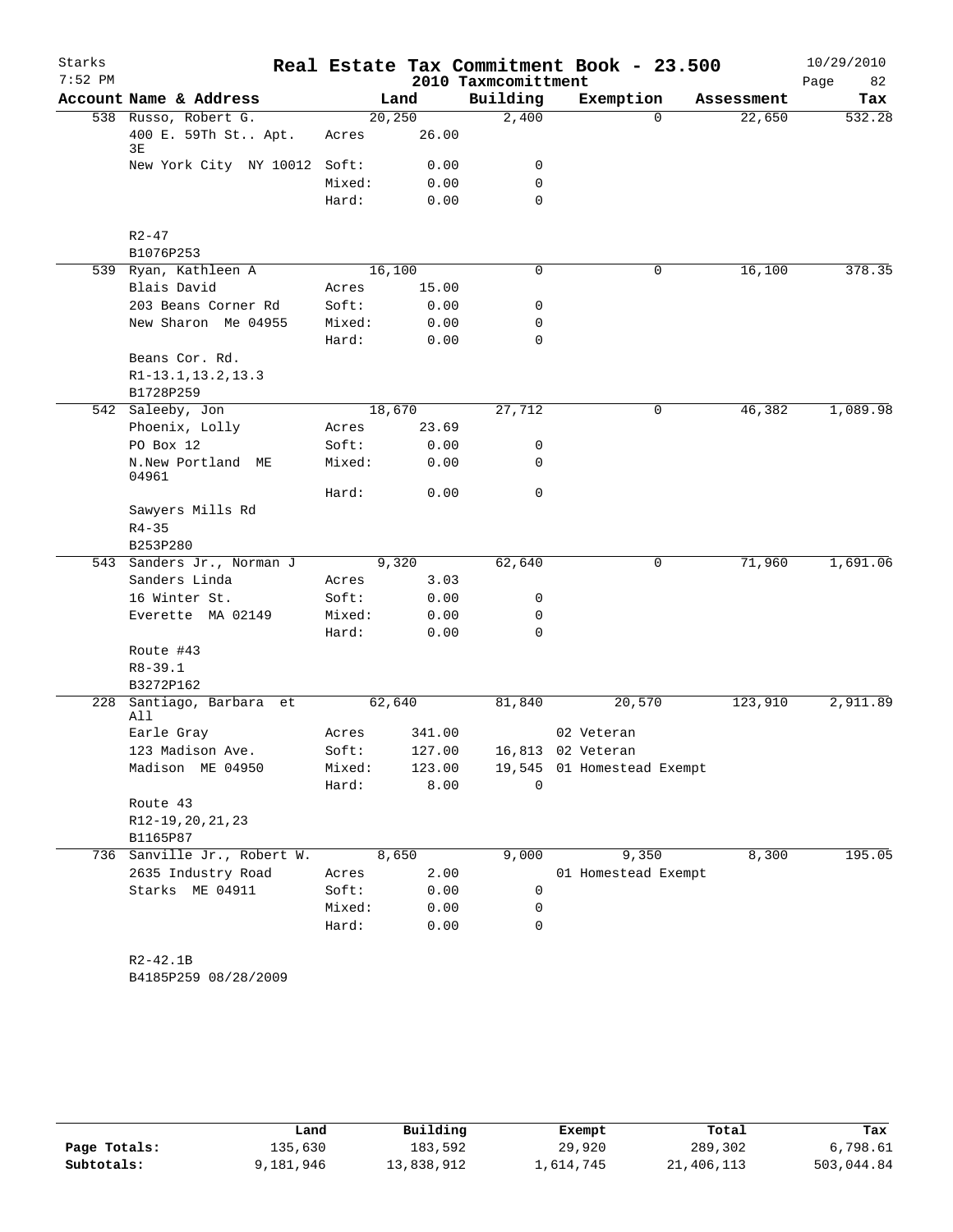# Real Estate Tax Commitment Book - 23.500

Starks 7:52 PM — 2010 Taxmcomittment — 10/29/2010

| Account Name & Address | | Land | Building | Exemption | Assessment | Tax |
|---|---|---|---|---|---|---|
| 538 Russo, Robert G. | | 20,250 | 2,400 | 0 | 22,650 | 532.28 |
| 400 E. 59Th St.. Apt. 3E | Acres | 26.00 | | | | |
| New York City NY 10012 | Soft: | 0.00 | 0 | | | |
| | Mixed: | 0.00 | 0 | | | |
| | Hard: | 0.00 | 0 | | | |
| R2-47 | | | | | | |
| B1076P253 | | | | | | |
| 539 Ryan, Kathleen A | | 16,100 | 0 | 0 | 16,100 | 378.35 |
| Blais David | Acres | 15.00 | | | | |
| 203 Beans Corner Rd | Soft: | 0.00 | 0 | | | |
| New Sharon Me 04955 | Mixed: | 0.00 | 0 | | | |
| | Hard: | 0.00 | 0 | | | |
| Beans Cor. Rd. | | | | | | |
| R1-13.1,13.2,13.3 | | | | | | |
| B1728P259 | | | | | | |
| 542 Saleeby, Jon | | 18,670 | 27,712 | 0 | 46,382 | 1,089.98 |
| Phoenix, Lolly | Acres | 23.69 | | | | |
| PO Box 12 | Soft: | 0.00 | 0 | | | |
| N.New Portland ME 04961 | Mixed: | 0.00 | 0 | | | |
| | Hard: | 0.00 | 0 | | | |
| Sawyers Mills Rd | | | | | | |
| R4-35 | | | | | | |
| B253P280 | | | | | | |
| 543 Sanders Jr., Norman J | | 9,320 | 62,640 | 0 | 71,960 | 1,691.06 |
| Sanders Linda | Acres | 3.03 | | | | |
| 16 Winter St. | Soft: | 0.00 | 0 | | | |
| Everette MA 02149 | Mixed: | 0.00 | 0 | | | |
| | Hard: | 0.00 | 0 | | | |
| Route #43 | | | | | | |
| R8-39.1 | | | | | | |
| B3272P162 | | | | | | |
| 228 Santiago, Barbara et All | | 62,640 | 81,840 | 20,570 | 123,910 | 2,911.89 |
| Earle Gray | Acres | 341.00 | | 02 Veteran | | |
| 123 Madison Ave. | Soft: | 127.00 | 16,813 | 02 Veteran | | |
| Madison ME 04950 | Mixed: | 123.00 | 19,545 | 01 Homestead Exempt | | |
| | Hard: | 8.00 | 0 | | | |
| Route 43 | | | | | | |
| R12-19,20,21,23 | | | | | | |
| B1165P87 | | | | | | |
| 736 Sanville Jr., Robert W. | | 8,650 | 9,000 | 9,350 | 8,300 | 195.05 |
| 2635 Industry Road | Acres | 2.00 | | 01 Homestead Exempt | | |
| Starks ME 04911 | Soft: | 0.00 | 0 | | | |
| | Mixed: | 0.00 | 0 | | | |
| | Hard: | 0.00 | 0 | | | |
| R2-42.1B | | | | | | |
| B4185P259 08/28/2009 | | | | | | |

| | Land | Building | Exempt | Total | Tax |
|---|---|---|---|---|---|
| Page Totals: | 135,630 | 183,592 | 29,920 | 289,302 | 6,798.61 |
| Subtotals: | 9,181,946 | 13,838,912 | 1,614,745 | 21,406,113 | 503,044.84 |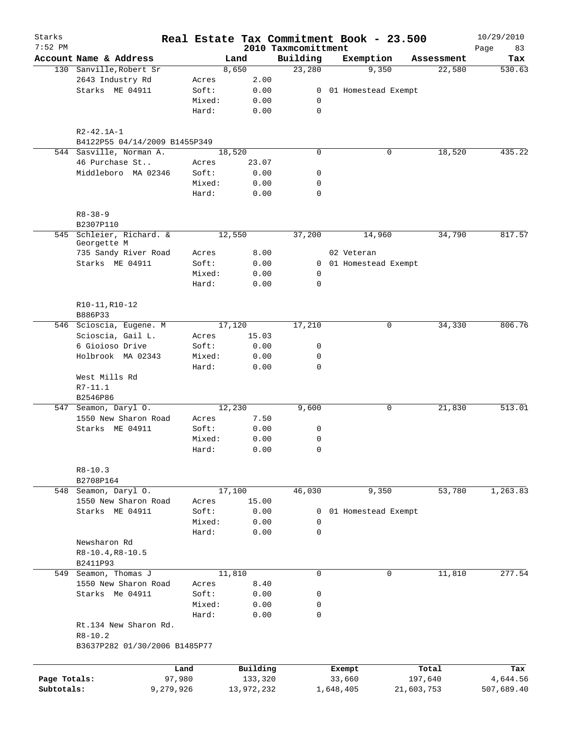Starks 7:52 PM

# Real Estate Tax Commitment Book - 23.500

2010 Taxmcomittment

10/29/2010

| Account Name & Address | | Land | Building | Exemption | Assessment | Tax |
|---|---|---|---|---|---|---|
| 130 Sanville,Robert Sr | | 8,650 | 23,280 | 9,350 | 22,580 | 530.63 |
| 2643 Industry Rd | Acres | 2.00 | | | | |
| Starks ME 04911 | Soft: | 0.00 | 0 | 01 Homestead Exempt | | |
| | Mixed: | 0.00 | 0 | | | |
| | Hard: | 0.00 | 0 | | | |
| R2-42.1A-1 | | | | | | |
| B4122P55 04/14/2009 B1455P349 | | | | | | |
| 544 Sasville, Norman A. | | 18,520 | 0 | 0 | 18,520 | 435.22 |
| 46 Purchase St.. | Acres | 23.07 | | | | |
| Middleboro MA 02346 | Soft: | 0.00 | 0 | | | |
| | Mixed: | 0.00 | 0 | | | |
| | Hard: | 0.00 | 0 | | | |
| R8-38-9 | | | | | | |
| B2307P110 | | | | | | |
| 545 Schleier, Richard. & Georgette M | | 12,550 | 37,200 | 14,960 | 34,790 | 817.57 |
| 735 Sandy River Road | Acres | 8.00 | | 02 Veteran | | |
| Starks ME 04911 | Soft: | 0.00 | 0 | 01 Homestead Exempt | | |
| | Mixed: | 0.00 | 0 | | | |
| | Hard: | 0.00 | 0 | | | |
| R10-11,R10-12 | | | | | | |
| B886P33 | | | | | | |
| 546 Scioscia, Eugene. M | | 17,120 | 17,210 | 0 | 34,330 | 806.76 |
| Scioscia, Gail L. | Acres | 15.03 | | | | |
| 6 Gioioso Drive | Soft: | 0.00 | 0 | | | |
| Holbrook MA 02343 | Mixed: | 0.00 | 0 | | | |
| | Hard: | 0.00 | 0 | | | |
| West Mills Rd | | | | | | |
| R7-11.1 | | | | | | |
| B2546P86 | | | | | | |
| 547 Seamon, Daryl O. | | 12,230 | 9,600 | 0 | 21,830 | 513.01 |
| 1550 New Sharon Road | Acres | 7.50 | | | | |
| Starks ME 04911 | Soft: | 0.00 | 0 | | | |
| | Mixed: | 0.00 | 0 | | | |
| | Hard: | 0.00 | 0 | | | |
| R8-10.3 | | | | | | |
| B2708P164 | | | | | | |
| 548 Seamon, Daryl O. | | 17,100 | 46,030 | 9,350 | 53,780 | 1,263.83 |
| 1550 New Sharon Road | Acres | 15.00 | | | | |
| Starks ME 04911 | Soft: | 0.00 | 0 | 01 Homestead Exempt | | |
| | Mixed: | 0.00 | 0 | | | |
| | Hard: | 0.00 | 0 | | | |
| Newsharon Rd | | | | | | |
| R8-10.4,R8-10.5 | | | | | | |
| B2411P93 | | | | | | |
| 549 Seamon, Thomas J | | 11,810 | 0 | 0 | 11,810 | 277.54 |
| 1550 New Sharon Road | Acres | 8.40 | | | | |
| Starks Me 04911 | Soft: | 0.00 | 0 | | | |
| | Mixed: | 0.00 | 0 | | | |
| | Hard: | 0.00 | 0 | | | |
| Rt.134 New Sharon Rd. | | | | | | |
| R8-10.2 | | | | | | |
| B3637P282 01/30/2006 B1485P77 | | | | | | |

| | Land | Building | Exempt | Total | Tax |
|---|---|---|---|---|---|
| Page Totals: | 97,980 | 133,320 | 33,660 | 197,640 | 4,644.56 |
| Subtotals: | 9,279,926 | 13,972,232 | 1,648,405 | 21,603,753 | 507,689.40 |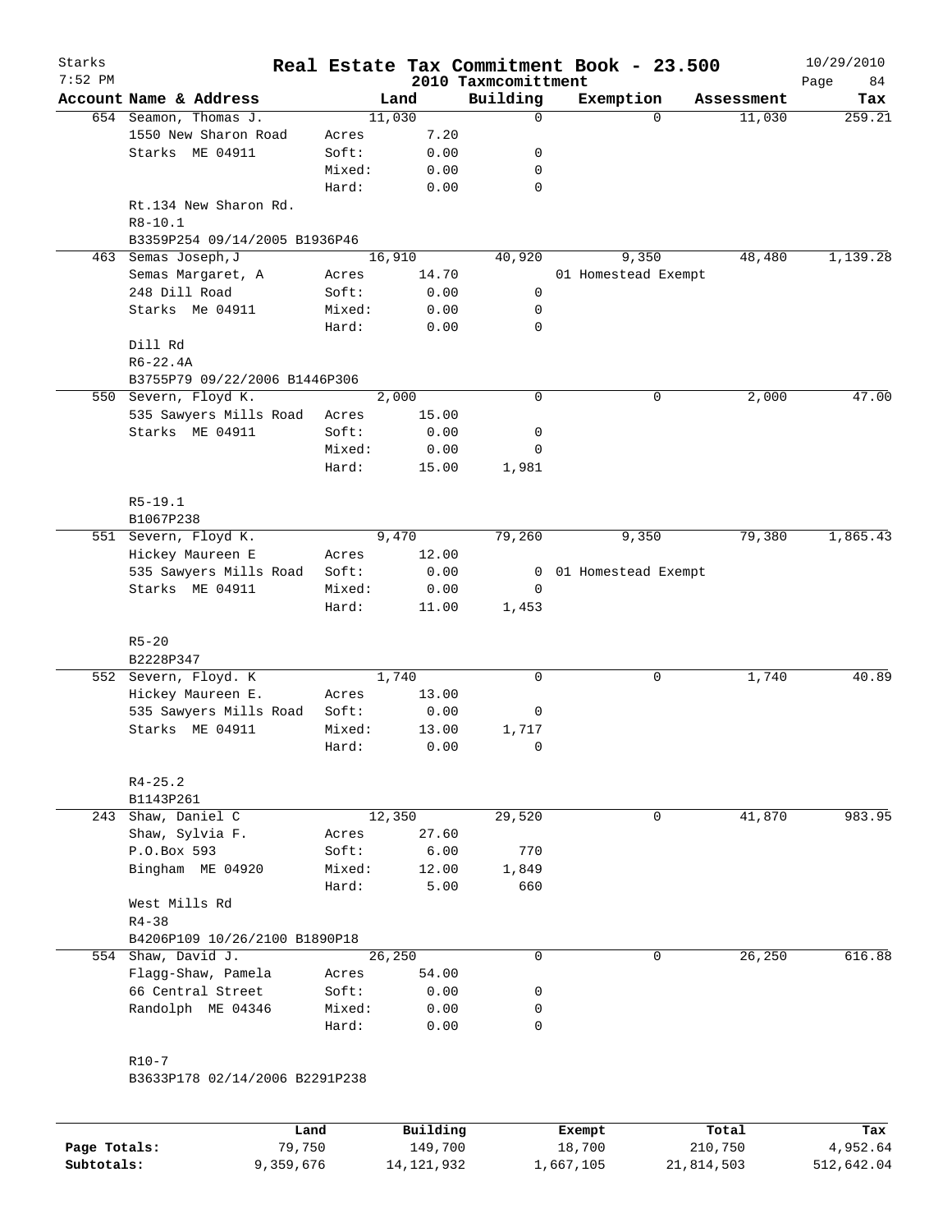Starks 7:52 PM

# Real Estate Tax Commitment Book - 23.500

2010 Taxmcomittment

10/29/2010 Page 84

| Account Name & Address | | Land | Building | Exemption | Assessment | Tax |
|---|---|---|---|---|---|---|
| 654 Seamon, Thomas J. | | 11,030 | 0 | 0 | 11,030 | 259.21 |
| 1550 New Sharon Road | Acres | 7.20 | | | | |
| Starks ME 04911 | Soft: | 0.00 | 0 | | | |
| | Mixed: | 0.00 | 0 | | | |
| | Hard: | 0.00 | 0 | | | |
| Rt.134 New Sharon Rd. | | | | | | |
| R8-10.1 | | | | | | |
| B3359P254 09/14/2005 B1936P46 | | | | | | |
| 463 Semas Joseph,J | | 16,910 | 40,920 | 9,350 | 48,480 | 1,139.28 |
| Semas Margaret, A | Acres | 14.70 | | 01 Homestead Exempt | | |
| 248 Dill Road | Soft: | 0.00 | 0 | | | |
| Starks Me 04911 | Mixed: | 0.00 | 0 | | | |
| | Hard: | 0.00 | 0 | | | |
| Dill Rd | | | | | | |
| R6-22.4A | | | | | | |
| B3755P79 09/22/2006 B1446P306 | | | | | | |
| 550 Severn, Floyd K. | | 2,000 | 0 | 0 | 2,000 | 47.00 |
| 535 Sawyers Mills Road | Acres | 15.00 | | | | |
| Starks ME 04911 | Soft: | 0.00 | 0 | | | |
| | Mixed: | 0.00 | 0 | | | |
| | Hard: | 15.00 | 1,981 | | | |
| R5-19.1 | | | | | | |
| B1067P238 | | | | | | |
| 551 Severn, Floyd K. | | 9,470 | 79,260 | 9,350 | 79,380 | 1,865.43 |
| Hickey Maureen E | Acres | 12.00 | | | | |
| 535 Sawyers Mills Road | Soft: | 0.00 | 0 | 01 Homestead Exempt | | |
| Starks ME 04911 | Mixed: | 0.00 | 0 | | | |
| | Hard: | 11.00 | 1,453 | | | |
| R5-20 | | | | | | |
| B2228P347 | | | | | | |
| 552 Severn, Floyd. K | | 1,740 | 0 | 0 | 1,740 | 40.89 |
| Hickey Maureen E. | Acres | 13.00 | | | | |
| 535 Sawyers Mills Road | Soft: | 0.00 | 0 | | | |
| Starks ME 04911 | Mixed: | 13.00 | 1,717 | | | |
| | Hard: | 0.00 | 0 | | | |
| R4-25.2 | | | | | | |
| B1143P261 | | | | | | |
| 243 Shaw, Daniel C | | 12,350 | 29,520 | 0 | 41,870 | 983.95 |
| Shaw, Sylvia F. | Acres | 27.60 | | | | |
| P.O.Box 593 | Soft: | 6.00 | 770 | | | |
| Bingham ME 04920 | Mixed: | 12.00 | 1,849 | | | |
| | Hard: | 5.00 | 660 | | | |
| West Mills Rd | | | | | | |
| R4-38 | | | | | | |
| B4206P109 10/26/2100 B1890P18 | | | | | | |
| 554 Shaw, David J. | | 26,250 | 0 | 0 | 26,250 | 616.88 |
| Flagg-Shaw, Pamela | Acres | 54.00 | | | | |
| 66 Central Street | Soft: | 0.00 | 0 | | | |
| Randolph ME 04346 | Mixed: | 0.00 | 0 | | | |
| | Hard: | 0.00 | 0 | | | |
| R10-7 | | | | | | |
| B3633P178 02/14/2006 B2291P238 | | | | | | |

| | Land | Building | Exempt | Total | Tax |
|---|---|---|---|---|---|
| Page Totals: | 79,750 | 149,700 | 18,700 | 210,750 | 4,952.64 |
| Subtotals: | 9,359,676 | 14,121,932 | 1,667,105 | 21,814,503 | 512,642.04 |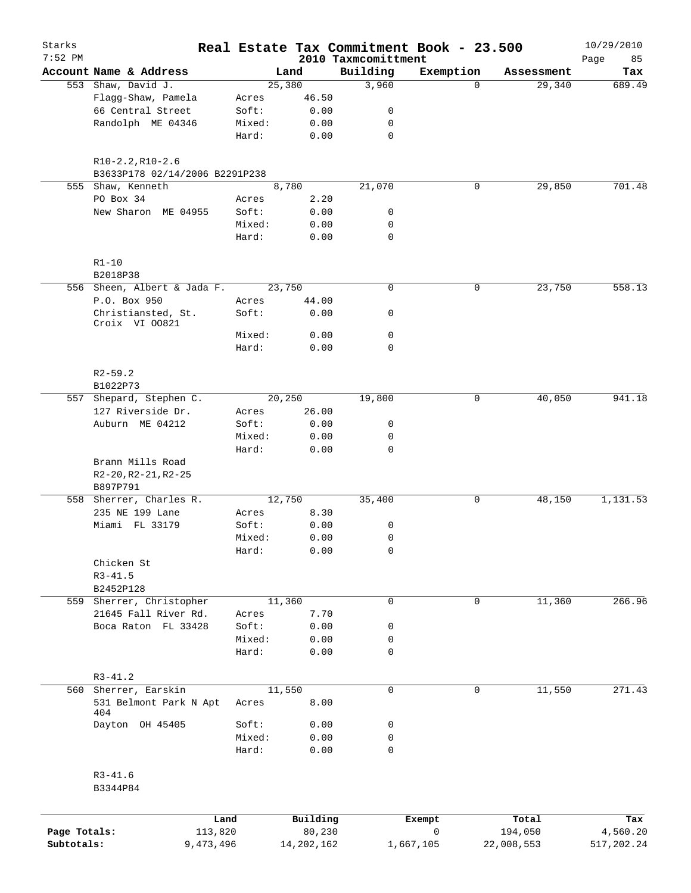Starks 7:52 PM

# Real Estate Tax Commitment Book - 23.500

## 2010 Taxmcomittment

10/29/2010

| Account Name & Address | | Land | Building | Exemption | Assessment | Tax |
|---|---|---|---|---|---|---|
| 553 Shaw, David J. | | 25,380 | 3,960 | 0 | 29,340 | 689.49 |
| Flagg-Shaw, Pamela | Acres | 46.50 | | | | |
| 66 Central Street | Soft: | 0.00 | 0 | | | |
| Randolph ME 04346 | Mixed: | 0.00 | 0 | | | |
| | Hard: | 0.00 | 0 | | | |
| R10-2.2,R10-2.6 | | | | | | |
| B3633P178 02/14/2006 B2291P238 | | | | | | |
| 555 Shaw, Kenneth | | 8,780 | 21,070 | 0 | 29,850 | 701.48 |
| PO Box 34 | Acres | 2.20 | | | | |
| New Sharon ME 04955 | Soft: | 0.00 | 0 | | | |
| | Mixed: | 0.00 | 0 | | | |
| | Hard: | 0.00 | 0 | | | |
| R1-10 | | | | | | |
| B2018P38 | | | | | | |
| 556 Sheen, Albert & Jada F. | | 23,750 | 0 | 0 | 23,750 | 558.13 |
| P.O. Box 950 | Acres | 44.00 | | | | |
| Christiansted, St. Croix VI 00821 | Soft: | 0.00 | 0 | | | |
| | Mixed: | 0.00 | 0 | | | |
| | Hard: | 0.00 | 0 | | | |
| R2-59.2 | | | | | | |
| B1022P73 | | | | | | |
| 557 Shepard, Stephen C. | | 20,250 | 19,800 | 0 | 40,050 | 941.18 |
| 127 Riverside Dr. | Acres | 26.00 | | | | |
| Auburn ME 04212 | Soft: | 0.00 | 0 | | | |
| | Mixed: | 0.00 | 0 | | | |
| | Hard: | 0.00 | 0 | | | |
| Brann Mills Road | | | | | | |
| R2-20,R2-21,R2-25 | | | | | | |
| B897P791 | | | | | | |
| 558 Sherrer, Charles R. | | 12,750 | 35,400 | 0 | 48,150 | 1,131.53 |
| 235 NE 199 Lane | Acres | 8.30 | | | | |
| Miami FL 33179 | Soft: | 0.00 | 0 | | | |
| | Mixed: | 0.00 | 0 | | | |
| | Hard: | 0.00 | 0 | | | |
| Chicken St | | | | | | |
| R3-41.5 | | | | | | |
| B2452P128 | | | | | | |
| 559 Sherrer, Christopher | | 11,360 | 0 | 0 | 11,360 | 266.96 |
| 21645 Fall River Rd. | Acres | 7.70 | | | | |
| Boca Raton FL 33428 | Soft: | 0.00 | 0 | | | |
| | Mixed: | 0.00 | 0 | | | |
| | Hard: | 0.00 | 0 | | | |
| R3-41.2 | | | | | | |
| 560 Sherrer, Earskin | | 11,550 | 0 | 0 | 11,550 | 271.43 |
| 531 Belmont Park N Apt 404 | Acres | 8.00 | | | | |
| Dayton OH 45405 | Soft: | 0.00 | 0 | | | |
| | Mixed: | 0.00 | 0 | | | |
| | Hard: | 0.00 | 0 | | | |
| R3-41.6 | | | | | | |
| B3344P84 | | | | | | |

| | Land | Building | Exempt | Total | Tax |
|---|---|---|---|---|---|
| Page Totals: | 113,820 | 80,230 | 0 | 194,050 | 4,560.20 |
| Subtotals: | 9,473,496 | 14,202,162 | 1,667,105 | 22,008,553 | 517,202.24 |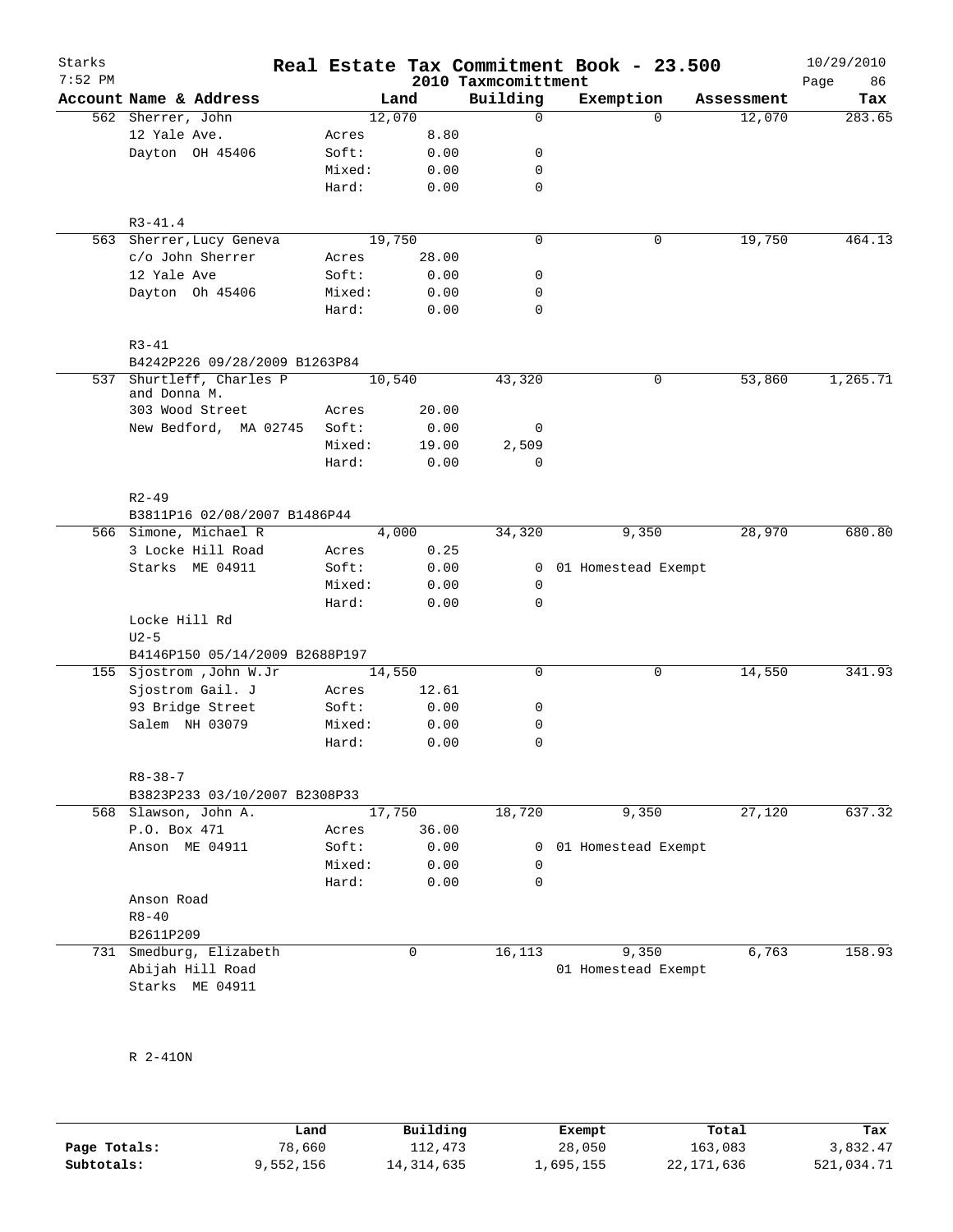Starks 7:52 PM

# Real Estate Tax Commitment Book - 23.500

2010 Taxmcomittment

10/29/2010 Page 86

| Account Name & Address | | Land | Building | Exemption | Assessment | Tax |
|---|---|---|---|---|---|---|
| 562 Sherrer, John | | 12,070 | 0 | 0 | 12,070 | 283.65 |
| 12 Yale Ave. | Acres | 8.80 | | | | |
| Dayton OH 45406 | Soft: | 0.00 | 0 | | | |
| | Mixed: | 0.00 | 0 | | | |
| | Hard: | 0.00 | 0 | | | |
| R3-41.4 | | | | | | |
| 563 Sherrer,Lucy Geneva | | 19,750 | 0 | 0 | 19,750 | 464.13 |
| c/o John Sherrer | Acres | 28.00 | | | | |
| 12 Yale Ave | Soft: | 0.00 | 0 | | | |
| Dayton Oh 45406 | Mixed: | 0.00 | 0 | | | |
| | Hard: | 0.00 | 0 | | | |
| R3-41 | | | | | | |
| B4242P226 09/28/2009 B1263P84 | | | | | | |
| 537 Shurtleff, Charles P and Donna M. | | 10,540 | 43,320 | 0 | 53,860 | 1,265.71 |
| 303 Wood Street | Acres | 20.00 | | | | |
| New Bedford, MA 02745 | Soft: | 0.00 | 0 | | | |
| | Mixed: | 19.00 | 2,509 | | | |
| | Hard: | 0.00 | 0 | | | |
| R2-49 | | | | | | |
| B3811P16 02/08/2007 B1486P44 | | | | | | |
| 566 Simone, Michael R | | 4,000 | 34,320 | 9,350 | 28,970 | 680.80 |
| 3 Locke Hill Road | Acres | 0.25 | | | | |
| Starks ME 04911 | Soft: | 0.00 | 0 | 01 Homestead Exempt | | |
| | Mixed: | 0.00 | 0 | | | |
| | Hard: | 0.00 | 0 | | | |
| Locke Hill Rd | | | | | | |
| U2-5 | | | | | | |
| B4146P150 05/14/2009 B2688P197 | | | | | | |
| 155 Sjostrom ,John W.Jr | | 14,550 | 0 | 0 | 14,550 | 341.93 |
| Sjostrom Gail. J | Acres | 12.61 | | | | |
| 93 Bridge Street | Soft: | 0.00 | 0 | | | |
| Salem NH 03079 | Mixed: | 0.00 | 0 | | | |
| | Hard: | 0.00 | 0 | | | |
| R8-38-7 | | | | | | |
| B3823P233 03/10/2007 B2308P33 | | | | | | |
| 568 Slawson, John A. | | 17,750 | 18,720 | 9,350 | 27,120 | 637.32 |
| P.O. Box 471 | Acres | 36.00 | | | | |
| Anson ME 04911 | Soft: | 0.00 | 0 | 01 Homestead Exempt | | |
| | Mixed: | 0.00 | 0 | | | |
| | Hard: | 0.00 | 0 | | | |
| Anson Road | | | | | | |
| R8-40 | | | | | | |
| B2611P209 | | | | | | |
| 731 Smedburg, Elizabeth | | 0 | 16,113 | 9,350 | 6,763 | 158.93 |
| Abijah Hill Road | | | | 01 Homestead Exempt | | |
| Starks ME 04911 | | | | | | |
| R 2-41ON | | | | | | |

| | Land | Building | Exempt | Total | Tax |
|---|---|---|---|---|---|
| Page Totals: | 78,660 | 112,473 | 28,050 | 163,083 | 3,832.47 |
| Subtotals: | 9,552,156 | 14,314,635 | 1,695,155 | 22,171,636 | 521,034.71 |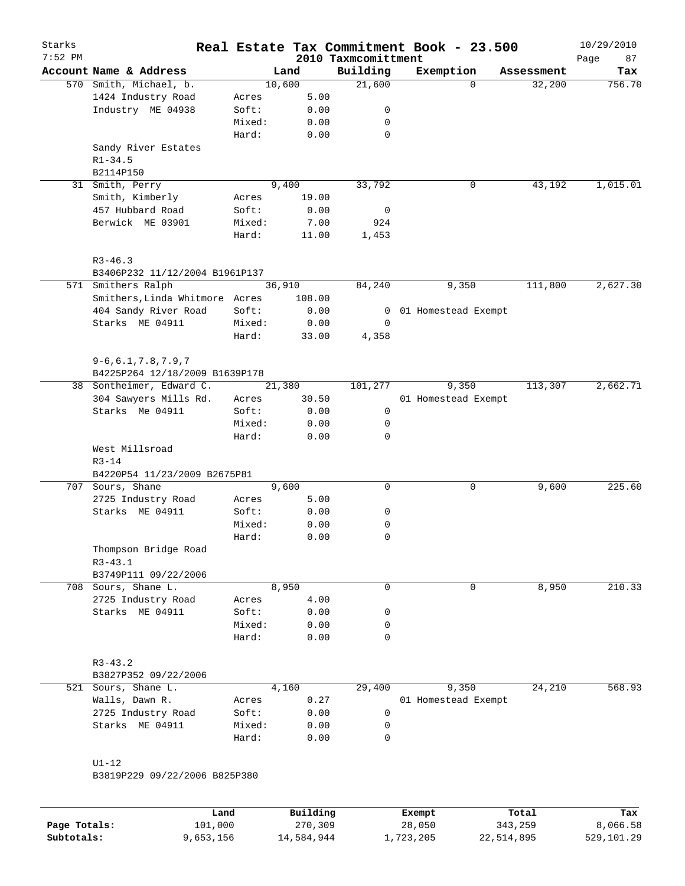Starks
7:52 PM

# Real Estate Tax Commitment Book - 23.500

2010 Taxmcomittment

10/29/2010

| Account Name & Address | | Land | Building | Exemption | Assessment | Tax |
|---|---|---|---|---|---|---|
| 570 Smith, Michael, b. | | 10,600 | 21,600 | 0 | 32,200 | 756.70 |
| 1424 Industry Road | Acres | 5.00 | | | | |
| Industry ME 04938 | Soft: | 0.00 | 0 | | | |
| | Mixed: | 0.00 | 0 | | | |
| | Hard: | 0.00 | 0 | | | |
| Sandy River Estates | | | | | | |
| R1-34.5 | | | | | | |
| B2114P150 | | | | | | |
| 31 Smith, Perry | | 9,400 | 33,792 | 0 | 43,192 | 1,015.01 |
| Smith, Kimberly | Acres | 19.00 | | | | |
| 457 Hubbard Road | Soft: | 0.00 | 0 | | | |
| Berwick ME 03901 | Mixed: | 7.00 | 924 | | | |
| | Hard: | 11.00 | 1,453 | | | |
| R3-46.3 | | | | | | |
| B3406P232 11/12/2004 B1961P137 | | | | | | |
| 571 Smithers Ralph | | 36,910 | 84,240 | 9,350 | 111,800 | 2,627.30 |
| Smithers,Linda Whitmore | Acres | 108.00 | | | | |
| 404 Sandy River Road | Soft: | 0.00 | 0 | 01 Homestead Exempt | | |
| Starks ME 04911 | Mixed: | 0.00 | 0 | | | |
| | Hard: | 33.00 | 4,358 | | | |
| 9-6,6.1,7.8,7.9,7 | | | | | | |
| B4225P264 12/18/2009 B1639P178 | | | | | | |
| 38 Sontheimer, Edward C. | | 21,380 | 101,277 | 9,350 | 113,307 | 2,662.71 |
| 304 Sawyers Mills Rd. | Acres | 30.50 | | 01 Homestead Exempt | | |
| Starks Me 04911 | Soft: | 0.00 | 0 | | | |
| | Mixed: | 0.00 | 0 | | | |
| | Hard: | 0.00 | 0 | | | |
| West Millsroad | | | | | | |
| R3-14 | | | | | | |
| B4220P54 11/23/2009 B2675P81 | | | | | | |
| 707 Sours, Shane | | 9,600 | 0 | 0 | 9,600 | 225.60 |
| 2725 Industry Road | Acres | 5.00 | | | | |
| Starks ME 04911 | Soft: | 0.00 | 0 | | | |
| | Mixed: | 0.00 | 0 | | | |
| | Hard: | 0.00 | 0 | | | |
| Thompson Bridge Road | | | | | | |
| R3-43.1 | | | | | | |
| B3749P111 09/22/2006 | | | | | | |
| 708 Sours, Shane L. | | 8,950 | 0 | 0 | 8,950 | 210.33 |
| 2725 Industry Road | Acres | 4.00 | | | | |
| Starks ME 04911 | Soft: | 0.00 | 0 | | | |
| | Mixed: | 0.00 | 0 | | | |
| | Hard: | 0.00 | 0 | | | |
| R3-43.2 | | | | | | |
| B3827P352 09/22/2006 | | | | | | |
| 521 Sours, Shane L. | | 4,160 | 29,400 | 9,350 | 24,210 | 568.93 |
| Walls, Dawn R. | Acres | 0.27 | | 01 Homestead Exempt | | |
| 2725 Industry Road | Soft: | 0.00 | 0 | | | |
| Starks ME 04911 | Mixed: | 0.00 | 0 | | | |
| | Hard: | 0.00 | 0 | | | |
| U1-12 | | | | | | |
| B3819P229 09/22/2006 B825P380 | | | | | | |

| | Land | Building | Exempt | Total | Tax |
|---|---|---|---|---|---|
| Page Totals: | 101,000 | 270,309 | 28,050 | 343,259 | 8,066.58 |
| Subtotals: | 9,653,156 | 14,584,944 | 1,723,205 | 22,514,895 | 529,101.29 |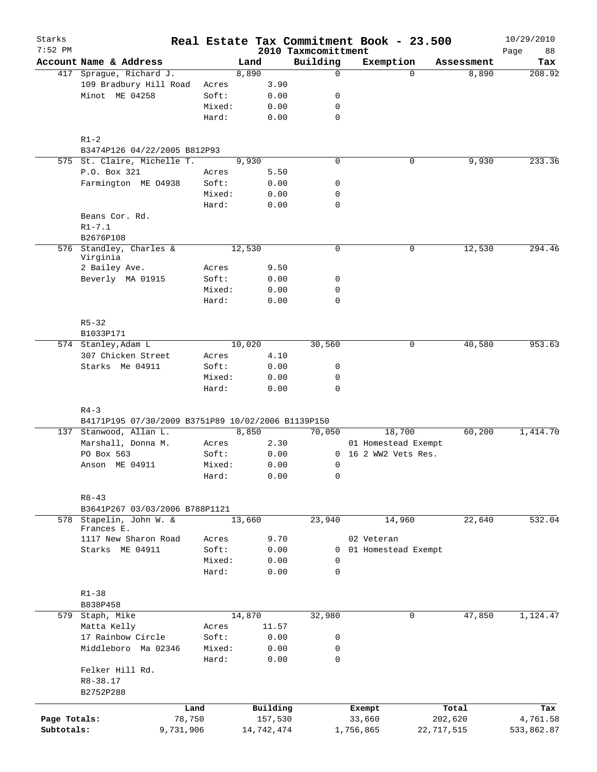# Real Estate Tax Commitment Book - 23.500

## 2010 Taxmcomittment

Starks
7:52 PM

| Account Name & Address | | Land | Building | Exemption | Assessment | Tax |
|---|---|---|---|---|---|---|
| 417 Sprague, Richard J. | | 8,890 | 0 | 0 | 8,890 | 208.92 |
| 109 Bradbury Hill Road | Acres | 3.90 | | | | |
| Minot ME 04258 | Soft: | 0.00 | 0 | | | |
| | Mixed: | 0.00 | 0 | | | |
| | Hard: | 0.00 | 0 | | | |
| R1-2 | | | | | | |
| B3474P126 04/22/2005 B812P93 | | | | | | |
| 575 St. Claire, Michelle T. | | 9,930 | 0 | 0 | 9,930 | 233.36 |
| P.O. Box 321 | Acres | 5.50 | | | | |
| Farmington ME O4938 | Soft: | 0.00 | 0 | | | |
| | Mixed: | 0.00 | 0 | | | |
| | Hard: | 0.00 | 0 | | | |
| Beans Cor. Rd. | | | | | | |
| R1-7.1 | | | | | | |
| B2676P108 | | | | | | |
| 576 Standley, Charles & Virginia | | 12,530 | 0 | 0 | 12,530 | 294.46 |
| 2 Bailey Ave. | Acres | 9.50 | | | | |
| Beverly MA 01915 | Soft: | 0.00 | 0 | | | |
| | Mixed: | 0.00 | 0 | | | |
| | Hard: | 0.00 | 0 | | | |
| R5-32 | | | | | | |
| B1033P171 | | | | | | |
| 574 Stanley,Adam L | | 10,020 | 30,560 | 0 | 40,580 | 953.63 |
| 307 Chicken Street | Acres | 4.10 | | | | |
| Starks Me 04911 | Soft: | 0.00 | 0 | | | |
| | Mixed: | 0.00 | 0 | | | |
| | Hard: | 0.00 | 0 | | | |
| R4-3 | | | | | | |
| B4171P195 07/30/2009 B3751P89 10/02/2006 B1139P150 | | | | | | |
| 137 Stanwood, Allan L. | | 8,850 | 70,050 | 18,700 | 60,200 | 1,414.70 |
| Marshall, Donna M. | Acres | 2.30 | | 01 Homestead Exempt | | |
| PO Box 563 | Soft: | 0.00 | 0 | 16 2 WW2 Vets Res. | | |
| Anson ME 04911 | Mixed: | 0.00 | 0 | | | |
| | Hard: | 0.00 | 0 | | | |
| R8-43 | | | | | | |
| B3641P267 03/03/2006 B788P1121 | | | | | | |
| 578 Stapelin, John W. & Frances E. | | 13,660 | 23,940 | 14,960 | 22,640 | 532.04 |
| 1117 New Sharon Road | Acres | 9.70 | | 02 Veteran | | |
| Starks ME 04911 | Soft: | 0.00 | 0 | 01 Homestead Exempt | | |
| | Mixed: | 0.00 | 0 | | | |
| | Hard: | 0.00 | 0 | | | |
| R1-38 | | | | | | |
| B838P458 | | | | | | |
| 579 Staph, Mike | | 14,870 | 32,980 | 0 | 47,850 | 1,124.47 |
| Matta Kelly | Acres | 11.57 | | | | |
| 17 Rainbow Circle | Soft: | 0.00 | 0 | | | |
| Middleboro Ma 02346 | Mixed: | 0.00 | 0 | | | |
| | Hard: | 0.00 | 0 | | | |
| Felker Hill Rd. | | | | | | |
| R8-38.17 | | | | | | |
| B2752P288 | | | | | | |

| | Land | Building | Exempt | Total | Tax |
|---|---|---|---|---|---|
| Page Totals: | 78,750 | 157,530 | 33,660 | 202,620 | 4,761.58 |
| Subtotals: | 9,731,906 | 14,742,474 | 1,756,865 | 22,717,515 | 533,862.87 |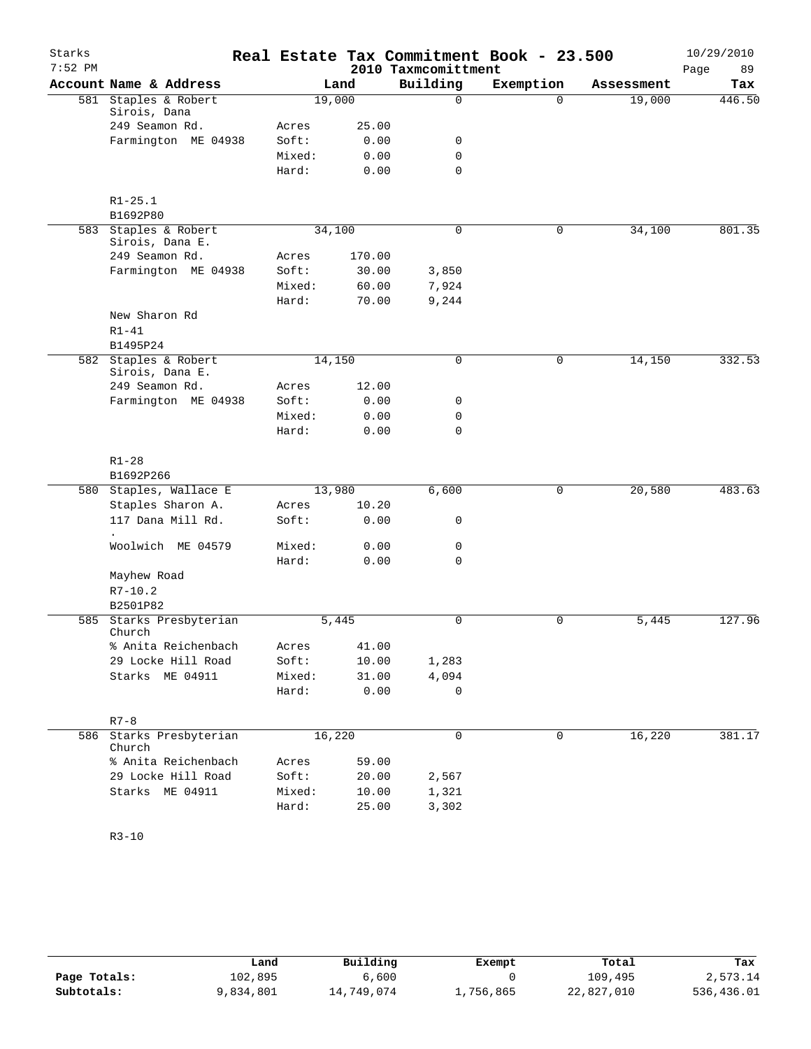# Real Estate Tax Commitment Book - 23.500

Starks
7:52 PM

2010 Taxmcomittment

10/29/2010

| Account Name & Address | Land | | Building | Exemption | Assessment | Tax |
|---|---|---|---|---|---|---|
| 581 Staples & Robert Sirois, Dana | 19,000 | | 0 | 0 | 19,000 | 446.50 |
| 249 Seamon Rd. | Acres | 25.00 | | | | |
| Farmington ME 04938 | Soft: | 0.00 | 0 | | | |
| | Mixed: | 0.00 | 0 | | | |
| | Hard: | 0.00 | 0 | | | |
| R1-25.1 | | | | | | |
| B1692P80 | | | | | | |
| 583 Staples & Robert Sirois, Dana E. | 34,100 | | 0 | 0 | 34,100 | 801.35 |
| 249 Seamon Rd. | Acres | 170.00 | | | | |
| Farmington ME 04938 | Soft: | 30.00 | 3,850 | | | |
| | Mixed: | 60.00 | 7,924 | | | |
| | Hard: | 70.00 | 9,244 | | | |
| New Sharon Rd | | | | | | |
| R1-41 | | | | | | |
| B1495P24 | | | | | | |
| 582 Staples & Robert Sirois, Dana E. | 14,150 | | 0 | 0 | 14,150 | 332.53 |
| 249 Seamon Rd. | Acres | 12.00 | | | | |
| Farmington ME 04938 | Soft: | 0.00 | 0 | | | |
| | Mixed: | 0.00 | 0 | | | |
| | Hard: | 0.00 | 0 | | | |
| R1-28 | | | | | | |
| B1692P266 | | | | | | |
| 580 Staples, Wallace E | 13,980 | | 6,600 | 0 | 20,580 | 483.63 |
| Staples Sharon A. | Acres | 10.20 | | | | |
| 117 Dana Mill Rd. . | Soft: | 0.00 | 0 | | | |
| Woolwich ME 04579 | Mixed: | 0.00 | 0 | | | |
| | Hard: | 0.00 | 0 | | | |
| Mayhew Road | | | | | | |
| R7-10.2 | | | | | | |
| B2501P82 | | | | | | |
| 585 Starks Presbyterian Church | 5,445 | | 0 | 0 | 5,445 | 127.96 |
| % Anita Reichenbach | Acres | 41.00 | | | | |
| 29 Locke Hill Road | Soft: | 10.00 | 1,283 | | | |
| Starks ME 04911 | Mixed: | 31.00 | 4,094 | | | |
| | Hard: | 0.00 | 0 | | | |
| R7-8 | | | | | | |
| 586 Starks Presbyterian Church | 16,220 | | 0 | 0 | 16,220 | 381.17 |
| % Anita Reichenbach | Acres | 59.00 | | | | |
| 29 Locke Hill Road | Soft: | 20.00 | 2,567 | | | |
| Starks ME 04911 | Mixed: | 10.00 | 1,321 | | | |
| | Hard: | 25.00 | 3,302 | | | |
| R3-10 | | | | | | |

| | Land | Building | Exempt | Total | Tax |
|---|---|---|---|---|---|
| Page Totals: | 102,895 | 6,600 | 0 | 109,495 | 2,573.14 |
| Subtotals: | 9,834,801 | 14,749,074 | 1,756,865 | 22,827,010 | 536,436.01 |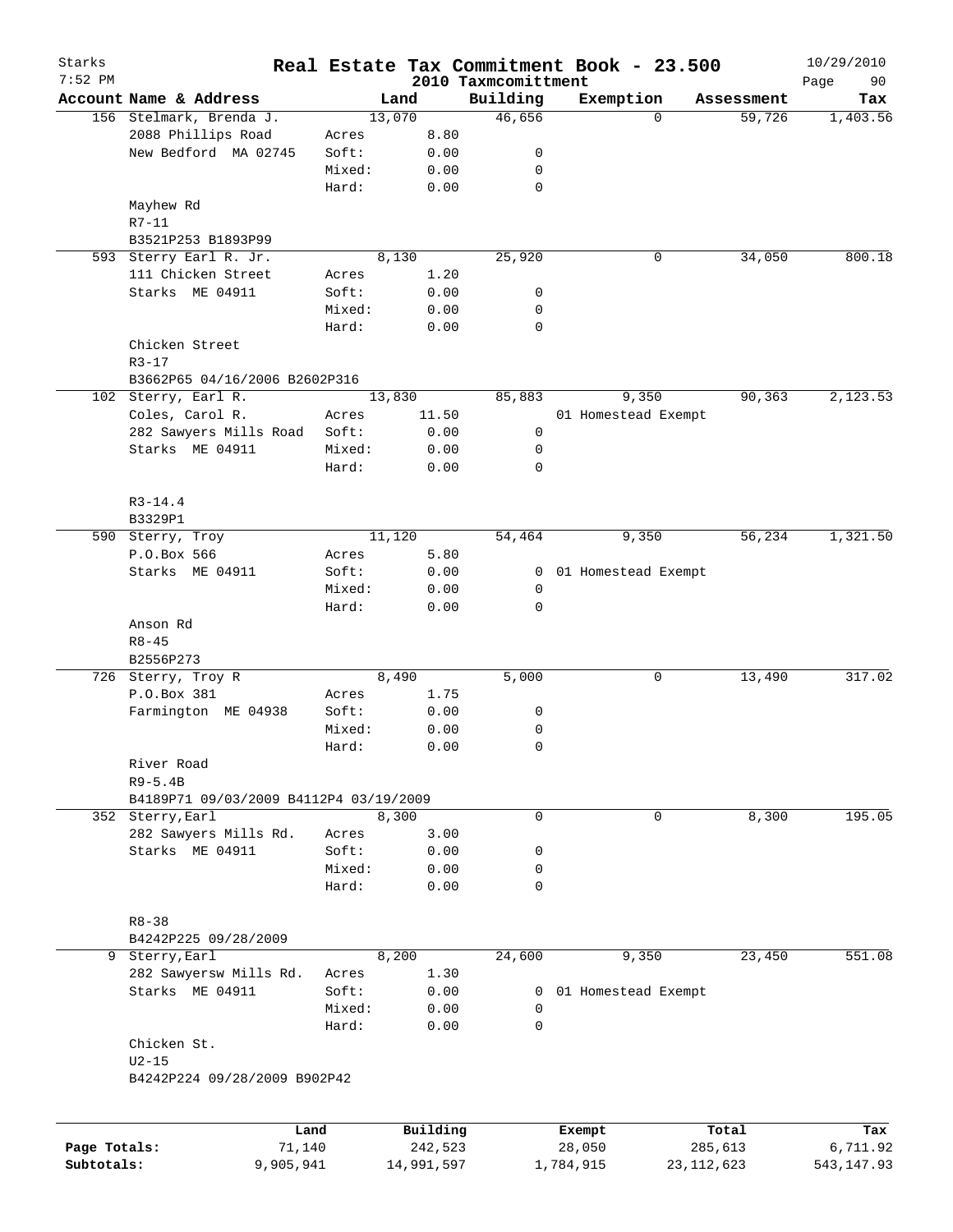# Real Estate Tax Commitment Book - 23.500

Starks
7:52 PM

2010 Taxmcomittment

10/29/2010

| Account Name & Address | | Land | Building | Exemption | Assessment | Tax |
|---|---|---|---|---|---|---|
| 156 Stelmark, Brenda J. | | 13,070 | 46,656 | 0 | 59,726 | 1,403.56 |
| 2088 Phillips Road | Acres | 8.80 | | | | |
| New Bedford MA 02745 | Soft: | 0.00 | 0 | | | |
| | Mixed: | 0.00 | 0 | | | |
| | Hard: | 0.00 | 0 | | | |
| Mayhew Rd | | | | | | |
| R7-11 | | | | | | |
| B3521P253 B1893P99 | | | | | | |
| 593 Sterry Earl R. Jr. | | 8,130 | 25,920 | 0 | 34,050 | 800.18 |
| 111 Chicken Street | Acres | 1.20 | | | | |
| Starks ME 04911 | Soft: | 0.00 | 0 | | | |
| | Mixed: | 0.00 | 0 | | | |
| | Hard: | 0.00 | 0 | | | |
| Chicken Street | | | | | | |
| R3-17 | | | | | | |
| B3662P65 04/16/2006 B2602P316 | | | | | | |
| 102 Sterry, Earl R. | | 13,830 | 85,883 | 9,350 | 90,363 | 2,123.53 |
| Coles, Carol R. | Acres | 11.50 | | 01 Homestead Exempt | | |
| 282 Sawyers Mills Road | Soft: | 0.00 | 0 | | | |
| Starks ME 04911 | Mixed: | 0.00 | 0 | | | |
| | Hard: | 0.00 | 0 | | | |
| R3-14.4 | | | | | | |
| B3329P1 | | | | | | |
| 590 Sterry, Troy | | 11,120 | 54,464 | 9,350 | 56,234 | 1,321.50 |
| P.O.Box 566 | Acres | 5.80 | | | | |
| Starks ME 04911 | Soft: | 0.00 | 0 | 01 Homestead Exempt | | |
| | Mixed: | 0.00 | 0 | | | |
| | Hard: | 0.00 | 0 | | | |
| Anson Rd | | | | | | |
| R8-45 | | | | | | |
| B2556P273 | | | | | | |
| 726 Sterry, Troy R | | 8,490 | 5,000 | 0 | 13,490 | 317.02 |
| P.O.Box 381 | Acres | 1.75 | | | | |
| Farmington ME 04938 | Soft: | 0.00 | 0 | | | |
| | Mixed: | 0.00 | 0 | | | |
| | Hard: | 0.00 | 0 | | | |
| River Road | | | | | | |
| R9-5.4B | | | | | | |
| B4189P71 09/03/2009 B4112P4 03/19/2009 | | | | | | |
| 352 Sterry,Earl | | 8,300 | 0 | 0 | 8,300 | 195.05 |
| 282 Sawyers Mills Rd. | Acres | 3.00 | | | | |
| Starks ME 04911 | Soft: | 0.00 | 0 | | | |
| | Mixed: | 0.00 | 0 | | | |
| | Hard: | 0.00 | 0 | | | |
| R8-38 | | | | | | |
| B4242P225 09/28/2009 | | | | | | |
| 9 Sterry,Earl | | 8,200 | 24,600 | 9,350 | 23,450 | 551.08 |
| 282 Sawyersw Mills Rd. | Acres | 1.30 | | | | |
| Starks ME 04911 | Soft: | 0.00 | 0 | 01 Homestead Exempt | | |
| | Mixed: | 0.00 | 0 | | | |
| | Hard: | 0.00 | 0 | | | |
| Chicken St. | | | | | | |
| U2-15 | | | | | | |
| B4242P224 09/28/2009 B902P42 | | | | | | |

| | Land | Building | Exempt | Total | Tax |
|---|---|---|---|---|---|
| Page Totals: | 71,140 | 242,523 | 28,050 | 285,613 | 6,711.92 |
| Subtotals: | 9,905,941 | 14,991,597 | 1,784,915 | 23,112,623 | 543,147.93 |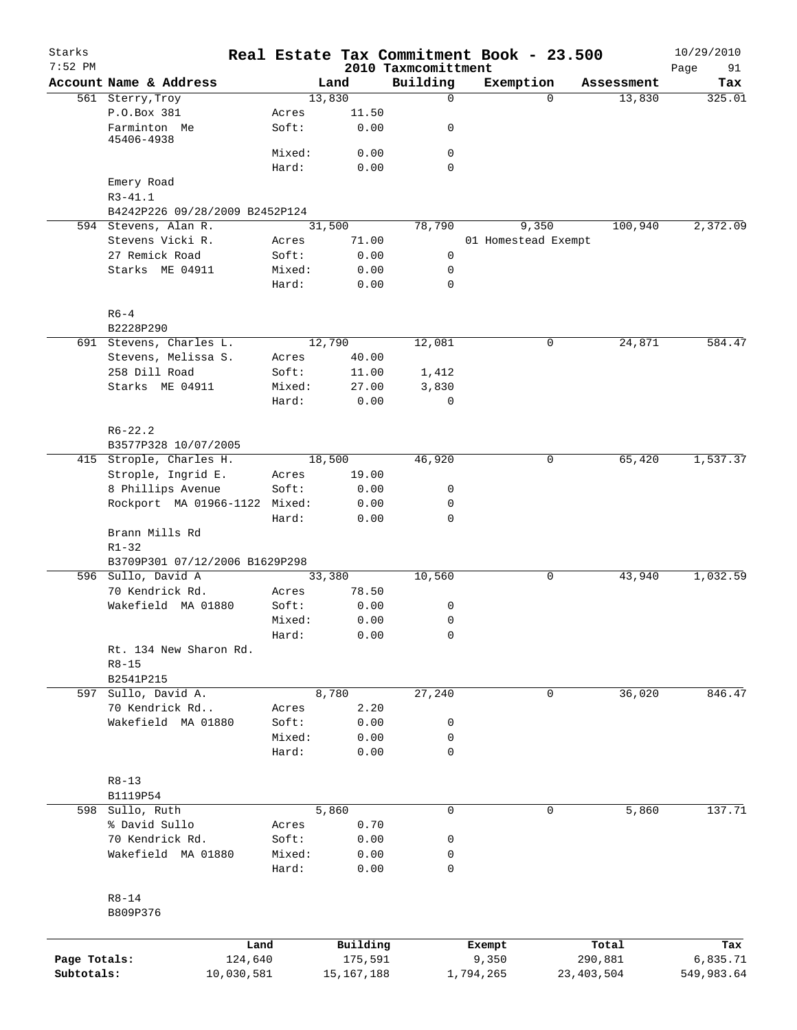Starks 7:52 PM

# Real Estate Tax Commitment Book - 23.500

## 2010 Taxmcomittment

10/29/2010

| Account Name & Address | | Land | Building | Exemption | Assessment | Tax |
|---|---|---|---|---|---|---|
| 561 Sterry,Troy | | 13,830 | 0 | 0 | 13,830 | 325.01 |
| P.O.Box 381 | Acres | 11.50 | | | | |
| Farminton Me 45406-4938 | Soft: | 0.00 | 0 | | | |
| | Mixed: | 0.00 | 0 | | | |
| | Hard: | 0.00 | 0 | | | |
| Emery Road | | | | | | |
| R3-41.1 | | | | | | |
| B4242P226 09/28/2009 B2452P124 | | | | | | |
| 594 Stevens, Alan R. | | 31,500 | 78,790 | 9,350 | 100,940 | 2,372.09 |
| Stevens Vicki R. | Acres | 71.00 | | 01 Homestead Exempt | | |
| 27 Remick Road | Soft: | 0.00 | 0 | | | |
| Starks ME 04911 | Mixed: | 0.00 | 0 | | | |
| | Hard: | 0.00 | 0 | | | |
| R6-4 | | | | | | |
| B2228P290 | | | | | | |
| 691 Stevens, Charles L. | | 12,790 | 12,081 | 0 | 24,871 | 584.47 |
| Stevens, Melissa S. | Acres | 40.00 | | | | |
| 258 Dill Road | Soft: | 11.00 | 1,412 | | | |
| Starks ME 04911 | Mixed: | 27.00 | 3,830 | | | |
| | Hard: | 0.00 | 0 | | | |
| R6-22.2 | | | | | | |
| B3577P328 10/07/2005 | | | | | | |
| 415 Strople, Charles H. | | 18,500 | 46,920 | 0 | 65,420 | 1,537.37 |
| Strople, Ingrid E. | Acres | 19.00 | | | | |
| 8 Phillips Avenue | Soft: | 0.00 | 0 | | | |
| Rockport MA 01966-1122 | Mixed: | 0.00 | 0 | | | |
| | Hard: | 0.00 | 0 | | | |
| Brann Mills Rd | | | | | | |
| R1-32 | | | | | | |
| B3709P301 07/12/2006 B1629P298 | | | | | | |
| 596 Sullo, David A | | 33,380 | 10,560 | 0 | 43,940 | 1,032.59 |
| 70 Kendrick Rd. | Acres | 78.50 | | | | |
| Wakefield MA 01880 | Soft: | 0.00 | 0 | | | |
| | Mixed: | 0.00 | 0 | | | |
| | Hard: | 0.00 | 0 | | | |
| Rt. 134 New Sharon Rd. | | | | | | |
| R8-15 | | | | | | |
| B2541P215 | | | | | | |
| 597 Sullo, David A. | | 8,780 | 27,240 | 0 | 36,020 | 846.47 |
| 70 Kendrick Rd.. | Acres | 2.20 | | | | |
| Wakefield MA 01880 | Soft: | 0.00 | 0 | | | |
| | Mixed: | 0.00 | 0 | | | |
| | Hard: | 0.00 | 0 | | | |
| R8-13 | | | | | | |
| B1119P54 | | | | | | |
| 598 Sullo, Ruth | | 5,860 | 0 | 0 | 5,860 | 137.71 |
| % David Sullo | Acres | 0.70 | | | | |
| 70 Kendrick Rd. | Soft: | 0.00 | 0 | | | |
| Wakefield MA 01880 | Mixed: | 0.00 | 0 | | | |
| | Hard: | 0.00 | 0 | | | |
| R8-14 | | | | | | |
| B809P376 | | | | | | |

| | Land | Building | Exempt | Total | Tax |
|---|---|---|---|---|---|
| Page Totals: | 124,640 | 175,591 | 9,350 | 290,881 | 6,835.71 |
| Subtotals: | 10,030,581 | 15,167,188 | 1,794,265 | 23,403,504 | 549,983.64 |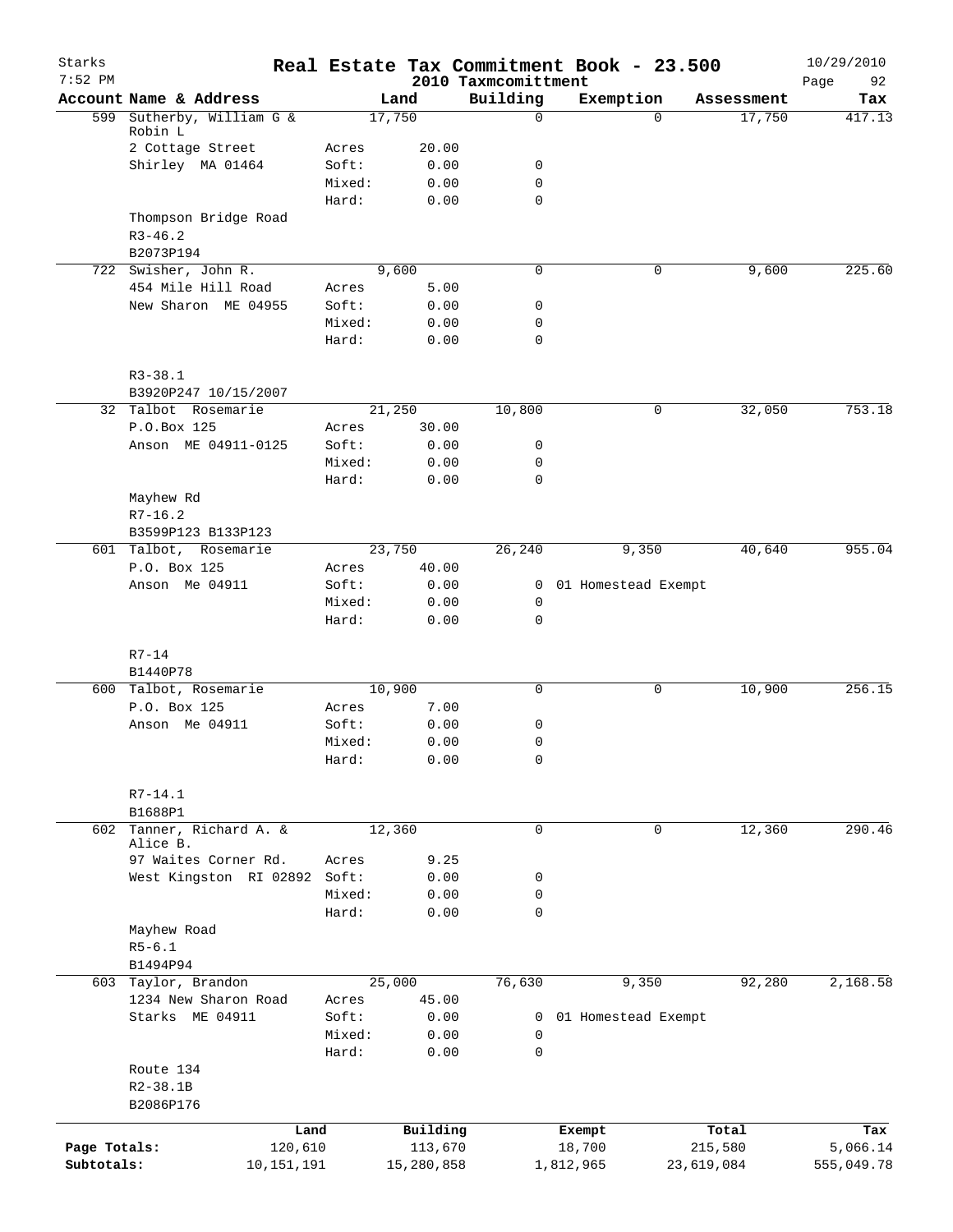# Real Estate Tax Commitment Book - 23.500

Starks 7:52 PM — 2010 Taxmcomittment — 10/29/2010

| Account Name & Address | | Land | Building | Exemption | Assessment | Tax |
|---|---|---|---|---|---|---|
| 599 Sutherby, William G & Robin L | | 17,750 | 0 | 0 | 17,750 | 417.13 |
| 2 Cottage Street | Acres | 20.00 | | | | |
| Shirley MA 01464 | Soft: | 0.00 | 0 | | | |
| | Mixed: | 0.00 | 0 | | | |
| | Hard: | 0.00 | 0 | | | |
| Thompson Bridge Road | | | | | | |
| R3-46.2 | | | | | | |
| B2073P194 | | | | | | |
| 722 Swisher, John R. | | 9,600 | 0 | 0 | 9,600 | 225.60 |
| 454 Mile Hill Road | Acres | 5.00 | | | | |
| New Sharon ME 04955 | Soft: | 0.00 | 0 | | | |
| | Mixed: | 0.00 | 0 | | | |
| | Hard: | 0.00 | 0 | | | |
| R3-38.1 | | | | | | |
| B3920P247 10/15/2007 | | | | | | |
| 32 Talbot Rosemarie | | 21,250 | 10,800 | 0 | 32,050 | 753.18 |
| P.O.Box 125 | Acres | 30.00 | | | | |
| Anson ME 04911-0125 | Soft: | 0.00 | 0 | | | |
| | Mixed: | 0.00 | 0 | | | |
| | Hard: | 0.00 | 0 | | | |
| Mayhew Rd | | | | | | |
| R7-16.2 | | | | | | |
| B3599P123 B133P123 | | | | | | |
| 601 Talbot, Rosemarie | | 23,750 | 26,240 | 9,350 | 40,640 | 955.04 |
| P.O. Box 125 | Acres | 40.00 | | | | |
| Anson Me 04911 | Soft: | 0.00 | 0 | 01 Homestead Exempt | | |
| | Mixed: | 0.00 | 0 | | | |
| | Hard: | 0.00 | 0 | | | |
| R7-14 | | | | | | |
| B1440P78 | | | | | | |
| 600 Talbot, Rosemarie | | 10,900 | 0 | 0 | 10,900 | 256.15 |
| P.O. Box 125 | Acres | 7.00 | | | | |
| Anson Me 04911 | Soft: | 0.00 | 0 | | | |
| | Mixed: | 0.00 | 0 | | | |
| | Hard: | 0.00 | 0 | | | |
| R7-14.1 | | | | | | |
| B1688P1 | | | | | | |
| 602 Tanner, Richard A. & Alice B. | | 12,360 | 0 | 0 | 12,360 | 290.46 |
| 97 Waites Corner Rd. | Acres | 9.25 | | | | |
| West Kingston RI 02892 | Soft: | 0.00 | 0 | | | |
| | Mixed: | 0.00 | 0 | | | |
| | Hard: | 0.00 | 0 | | | |
| Mayhew Road | | | | | | |
| R5-6.1 | | | | | | |
| B1494P94 | | | | | | |
| 603 Taylor, Brandon | | 25,000 | 76,630 | 9,350 | 92,280 | 2,168.58 |
| 1234 New Sharon Road | Acres | 45.00 | | | | |
| Starks ME 04911 | Soft: | 0.00 | 0 | 01 Homestead Exempt | | |
| | Mixed: | 0.00 | 0 | | | |
| | Hard: | 0.00 | 0 | | | |
| Route 134 | | | | | | |
| R2-38.1B | | | | | | |
| B2086P176 | | | | | | |

| | Land | Building | Exempt | Total | Tax |
|---|---|---|---|---|---|
| Page Totals: | 120,610 | 113,670 | 18,700 | 215,580 | 5,066.14 |
| Subtotals: | 10,151,191 | 15,280,858 | 1,812,965 | 23,619,084 | 555,049.78 |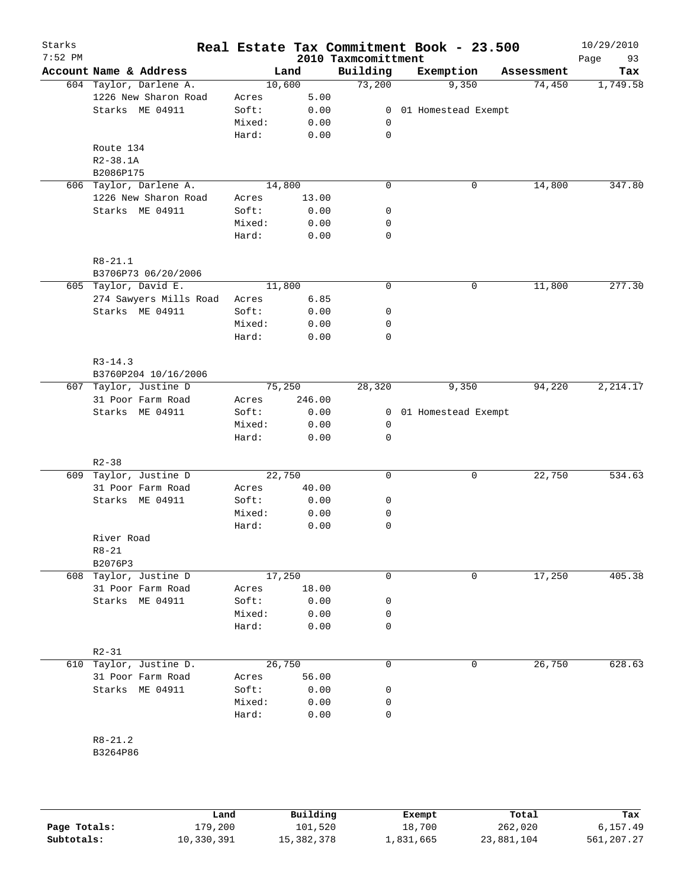# Real Estate Tax Commitment Book - 23.500

Starks
7:52 PM

2010 Taxmcomittment

10/29/2010
Page 93

| Account Name & Address | | Land | Building | Exemption | Assessment | Tax |
|---|---|---|---|---|---|---|
| 604 Taylor, Darlene A. | | 10,600 | 73,200 | 9,350 | 74,450 | 1,749.58 |
| 1226 New Sharon Road | Acres | 5.00 | | | | |
| Starks ME 04911 | Soft: | 0.00 | 0 | 01 Homestead Exempt | | |
| | Mixed: | 0.00 | 0 | | | |
| | Hard: | 0.00 | 0 | | | |
| Route 134 | | | | | | |
| R2-38.1A | | | | | | |
| B2086P175 | | | | | | |
| 606 Taylor, Darlene A. | | 14,800 | 0 | 0 | 14,800 | 347.80 |
| 1226 New Sharon Road | Acres | 13.00 | | | | |
| Starks ME 04911 | Soft: | 0.00 | 0 | | | |
| | Mixed: | 0.00 | 0 | | | |
| | Hard: | 0.00 | 0 | | | |
| R8-21.1 | | | | | | |
| B3706P73 06/20/2006 | | | | | | |
| 605 Taylor, David E. | | 11,800 | 0 | 0 | 11,800 | 277.30 |
| 274 Sawyers Mills Road | Acres | 6.85 | | | | |
| Starks ME 04911 | Soft: | 0.00 | 0 | | | |
| | Mixed: | 0.00 | 0 | | | |
| | Hard: | 0.00 | 0 | | | |
| R3-14.3 | | | | | | |
| B3760P204 10/16/2006 | | | | | | |
| 607 Taylor, Justine D | | 75,250 | 28,320 | 9,350 | 94,220 | 2,214.17 |
| 31 Poor Farm Road | Acres | 246.00 | | | | |
| Starks ME 04911 | Soft: | 0.00 | 0 | 01 Homestead Exempt | | |
| | Mixed: | 0.00 | 0 | | | |
| | Hard: | 0.00 | 0 | | | |
| R2-38 | | | | | | |
| 609 Taylor, Justine D | | 22,750 | 0 | 0 | 22,750 | 534.63 |
| 31 Poor Farm Road | Acres | 40.00 | | | | |
| Starks ME 04911 | Soft: | 0.00 | 0 | | | |
| | Mixed: | 0.00 | 0 | | | |
| | Hard: | 0.00 | 0 | | | |
| River Road | | | | | | |
| R8-21 | | | | | | |
| B2076P3 | | | | | | |
| 608 Taylor, Justine D | | 17,250 | 0 | 0 | 17,250 | 405.38 |
| 31 Poor Farm Road | Acres | 18.00 | | | | |
| Starks ME 04911 | Soft: | 0.00 | 0 | | | |
| | Mixed: | 0.00 | 0 | | | |
| | Hard: | 0.00 | 0 | | | |
| R2-31 | | | | | | |
| 610 Taylor, Justine D. | | 26,750 | 0 | 0 | 26,750 | 628.63 |
| 31 Poor Farm Road | Acres | 56.00 | | | | |
| Starks ME 04911 | Soft: | 0.00 | 0 | | | |
| | Mixed: | 0.00 | 0 | | | |
| | Hard: | 0.00 | 0 | | | |
| R8-21.2 | | | | | | |
| B3264P86 | | | | | | |

| | Land | Building | Exempt | Total | Tax |
|---|---|---|---|---|---|
| Page Totals: | 179,200 | 101,520 | 18,700 | 262,020 | 6,157.49 |
| Subtotals: | 10,330,391 | 15,382,378 | 1,831,665 | 23,881,104 | 561,207.27 |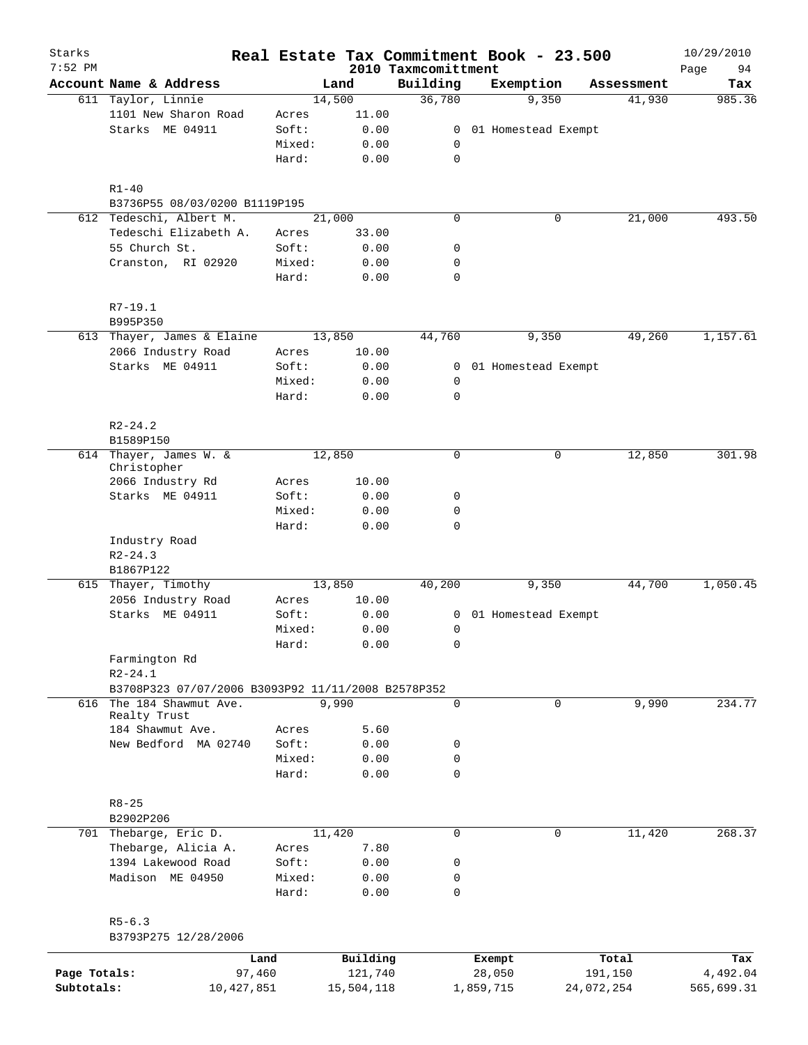# Starks — Real Estate Tax Commitment Book - 23.500

7:52 PM — 2010 Taxcommittment — 10/29/2010

| Account Name & Address | Land | | Building | Exemption | Assessment | Tax |
|---|---|---|---|---|---|---|
| 611 Taylor, Linnie | 14,500 | | 36,780 | 9,350 | 41,930 | 985.36 |
| 1101 New Sharon Road | Acres | 11.00 | | | | |
| Starks ME 04911 | Soft: | 0.00 | 0 | 01 Homestead Exempt | | |
| | Mixed: | 0.00 | 0 | | | |
| | Hard: | 0.00 | 0 | | | |
| R1-40 | | | | | | |
| B3736P55 08/03/0200 B1119P195 | | | | | | |
| 612 Tedeschi, Albert M. | 21,000 | | 0 | 0 | 21,000 | 493.50 |
| Tedeschi Elizabeth A. | Acres | 33.00 | | | | |
| 55 Church St. | Soft: | 0.00 | 0 | | | |
| Cranston, RI 02920 | Mixed: | 0.00 | 0 | | | |
| | Hard: | 0.00 | 0 | | | |
| R7-19.1 | | | | | | |
| B995P350 | | | | | | |
| 613 Thayer, James & Elaine | 13,850 | | 44,760 | 9,350 | 49,260 | 1,157.61 |
| 2066 Industry Road | Acres | 10.00 | | | | |
| Starks ME 04911 | Soft: | 0.00 | 0 | 01 Homestead Exempt | | |
| | Mixed: | 0.00 | 0 | | | |
| | Hard: | 0.00 | 0 | | | |
| R2-24.2 | | | | | | |
| B1589P150 | | | | | | |
| 614 Thayer, James W. & Christopher | 12,850 | | 0 | 0 | 12,850 | 301.98 |
| 2066 Industry Rd | Acres | 10.00 | | | | |
| Starks ME 04911 | Soft: | 0.00 | 0 | | | |
| | Mixed: | 0.00 | 0 | | | |
| | Hard: | 0.00 | 0 | | | |
| Industry Road | | | | | | |
| R2-24.3 | | | | | | |
| B1867P122 | | | | | | |
| 615 Thayer, Timothy | 13,850 | | 40,200 | 9,350 | 44,700 | 1,050.45 |
| 2056 Industry Road | Acres | 10.00 | | | | |
| Starks ME 04911 | Soft: | 0.00 | 0 | 01 Homestead Exempt | | |
| | Mixed: | 0.00 | 0 | | | |
| | Hard: | 0.00 | 0 | | | |
| Farmington Rd | | | | | | |
| R2-24.1 | | | | | | |
| B3708P323 07/07/2006 B3093P92 11/11/2008 B2578P352 | | | | | | |
| 616 The 184 Shawmut Ave. Realty Trust | 9,990 | | 0 | 0 | 9,990 | 234.77 |
| 184 Shawmut Ave. | Acres | 5.60 | | | | |
| New Bedford MA 02740 | Soft: | 0.00 | 0 | | | |
| | Mixed: | 0.00 | 0 | | | |
| | Hard: | 0.00 | 0 | | | |
| R8-25 | | | | | | |
| B2902P206 | | | | | | |
| 701 Thebarge, Eric D. | 11,420 | | 0 | 0 | 11,420 | 268.37 |
| Thebarge, Alicia A. | Acres | 7.80 | | | | |
| 1394 Lakewood Road | Soft: | 0.00 | 0 | | | |
| Madison ME 04950 | Mixed: | 0.00 | 0 | | | |
| | Hard: | 0.00 | 0 | | | |
| R5-6.3 | | | | | | |
| B3793P275 12/28/2006 | | | | | | |

| | Land | Building | Exempt | Total | Tax |
|---|---|---|---|---|---|
| Page Totals: | 97,460 | 121,740 | 28,050 | 191,150 | 4,492.04 |
| Subtotals: | 10,427,851 | 15,504,118 | 1,859,715 | 24,072,254 | 565,699.31 |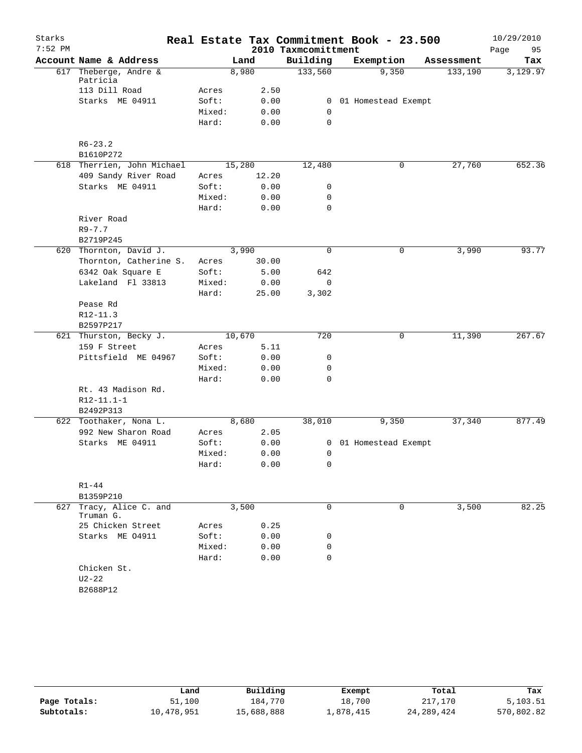# Real Estate Tax Commitment Book - 23.500

Starks
7:52 PM

2010 Taxmcomittment

10/29/2010

| Account | Name & Address | | Land | Building | Exemption | Assessment | Tax |
|---|---|---|---|---|---|---|---|
| 617 | Theberge, Andre & Patricia | | 8,980 | 133,560 | 9,350 | 133,190 | 3,129.97 |
| | 113 Dill Road | Acres | 2.50 | | | | |
| | Starks ME 04911 | Soft: | 0.00 | 0 | 01 Homestead Exempt | | |
| | | Mixed: | 0.00 | 0 | | | |
| | | Hard: | 0.00 | 0 | | | |
| | R6-23.2 | | | | | | |
| | B1610P272 | | | | | | |
| 618 | Therrien, John Michael | | 15,280 | 12,480 | 0 | 27,760 | 652.36 |
| | 409 Sandy River Road | Acres | 12.20 | | | | |
| | Starks ME 04911 | Soft: | 0.00 | 0 | | | |
| | | Mixed: | 0.00 | 0 | | | |
| | | Hard: | 0.00 | 0 | | | |
| | River Road | | | | | | |
| | R9-7.7 | | | | | | |
| | B2719P245 | | | | | | |
| 620 | Thornton, David J. | | 3,990 | 0 | 0 | 3,990 | 93.77 |
| | Thornton, Catherine S. | Acres | 30.00 | | | | |
| | 6342 Oak Square E | Soft: | 5.00 | 642 | | | |
| | Lakeland Fl 33813 | Mixed: | 0.00 | 0 | | | |
| | | Hard: | 25.00 | 3,302 | | | |
| | Pease Rd | | | | | | |
| | R12-11.3 | | | | | | |
| | B2597P217 | | | | | | |
| 621 | Thurston, Becky J. | | 10,670 | 720 | 0 | 11,390 | 267.67 |
| | 159 F Street | Acres | 5.11 | | | | |
| | Pittsfield ME 04967 | Soft: | 0.00 | 0 | | | |
| | | Mixed: | 0.00 | 0 | | | |
| | | Hard: | 0.00 | 0 | | | |
| | Rt. 43 Madison Rd. | | | | | | |
| | R12-11.1-1 | | | | | | |
| | B2492P313 | | | | | | |
| 622 | Toothaker, Nona L. | | 8,680 | 38,010 | 9,350 | 37,340 | 877.49 |
| | 992 New Sharon Road | Acres | 2.05 | | | | |
| | Starks ME 04911 | Soft: | 0.00 | 0 | 01 Homestead Exempt | | |
| | | Mixed: | 0.00 | 0 | | | |
| | | Hard: | 0.00 | 0 | | | |
| | R1-44 | | | | | | |
| | B1359P210 | | | | | | |
| 627 | Tracy, Alice C. and Truman G. | | 3,500 | 0 | 0 | 3,500 | 82.25 |
| | 25 Chicken Street | Acres | 0.25 | | | | |
| | Starks ME 04911 | Soft: | 0.00 | 0 | | | |
| | | Mixed: | 0.00 | 0 | | | |
| | | Hard: | 0.00 | 0 | | | |
| | Chicken St. | | | | | | |
| | U2-22 | | | | | | |
| | B2688P12 | | | | | | |

| | Land | Building | Exempt | Total | Tax |
|---|---|---|---|---|---|
| Page Totals: | 51,100 | 184,770 | 18,700 | 217,170 | 5,103.51 |
| Subtotals: | 10,478,951 | 15,688,888 | 1,878,415 | 24,289,424 | 570,802.82 |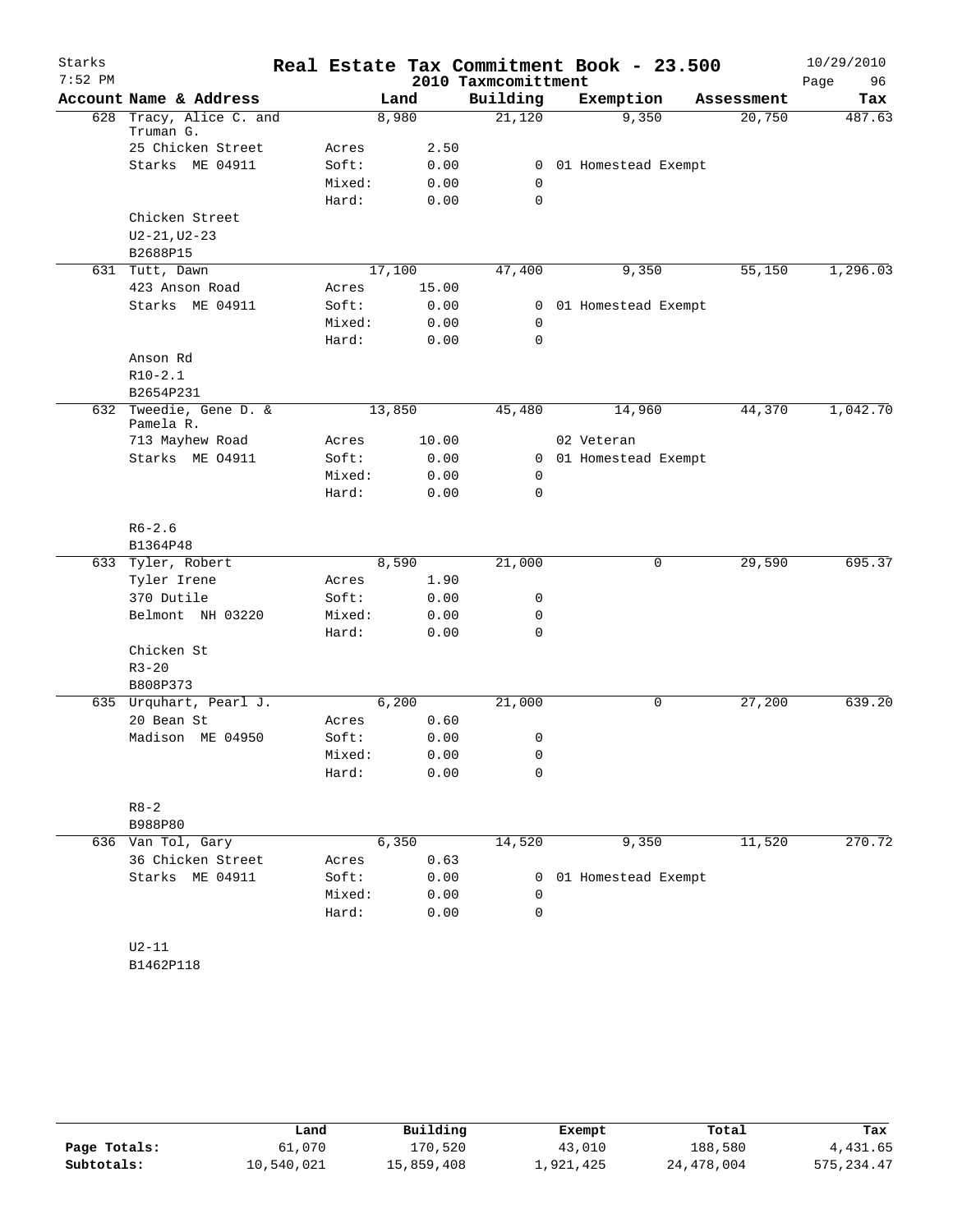# Real Estate Tax Commitment Book - 23.500

Starks 7:52 PM — 2010 Taxmcomittment — 10/29/2010

| Account Name & Address | Land | | Building | Exemption | Assessment | Tax |
|---|---|---|---|---|---|---|
| 628 Tracy, Alice C. and Truman G. | 8,980 | | 21,120 | 9,350 | 20,750 | 487.63 |
| 25 Chicken Street | Acres | 2.50 | | | | |
| Starks ME 04911 | Soft: | 0.00 | 0 | 01 Homestead Exempt | | |
| | Mixed: | 0.00 | 0 | | | |
| | Hard: | 0.00 | 0 | | | |
| Chicken Street | | | | | | |
| U2-21,U2-23 | | | | | | |
| B2688P15 | | | | | | |
| 631 Tutt, Dawn | 17,100 | | 47,400 | 9,350 | 55,150 | 1,296.03 |
| 423 Anson Road | Acres | 15.00 | | | | |
| Starks ME 04911 | Soft: | 0.00 | 0 | 01 Homestead Exempt | | |
| | Mixed: | 0.00 | 0 | | | |
| | Hard: | 0.00 | 0 | | | |
| Anson Rd | | | | | | |
| R10-2.1 | | | | | | |
| B2654P231 | | | | | | |
| 632 Tweedie, Gene D. & Pamela R. | 13,850 | | 45,480 | 14,960 | 44,370 | 1,042.70 |
| 713 Mayhew Road | Acres | 10.00 | | 02 Veteran | | |
| Starks ME O4911 | Soft: | 0.00 | 0 | 01 Homestead Exempt | | |
| | Mixed: | 0.00 | 0 | | | |
| | Hard: | 0.00 | 0 | | | |
| R6-2.6 | | | | | | |
| B1364P48 | | | | | | |
| 633 Tyler, Robert | 8,590 | | 21,000 | 0 | 29,590 | 695.37 |
| Tyler Irene | Acres | 1.90 | | | | |
| 370 Dutile | Soft: | 0.00 | 0 | | | |
| Belmont NH 03220 | Mixed: | 0.00 | 0 | | | |
| | Hard: | 0.00 | 0 | | | |
| Chicken St | | | | | | |
| R3-20 | | | | | | |
| B808P373 | | | | | | |
| 635 Urquhart, Pearl J. | 6,200 | | 21,000 | 0 | 27,200 | 639.20 |
| 20 Bean St | Acres | 0.60 | | | | |
| Madison ME 04950 | Soft: | 0.00 | 0 | | | |
| | Mixed: | 0.00 | 0 | | | |
| | Hard: | 0.00 | 0 | | | |
| R8-2 | | | | | | |
| B988P80 | | | | | | |
| 636 Van Tol, Gary | 6,350 | | 14,520 | 9,350 | 11,520 | 270.72 |
| 36 Chicken Street | Acres | 0.63 | | | | |
| Starks ME 04911 | Soft: | 0.00 | 0 | 01 Homestead Exempt | | |
| | Mixed: | 0.00 | 0 | | | |
| | Hard: | 0.00 | 0 | | | |
| U2-11 | | | | | | |
| B1462P118 | | | | | | |

| | Land | Building | Exempt | Total | Tax |
|---|---|---|---|---|---|
| Page Totals: | 61,070 | 170,520 | 43,010 | 188,580 | 4,431.65 |
| Subtotals: | 10,540,021 | 15,859,408 | 1,921,425 | 24,478,004 | 575,234.47 |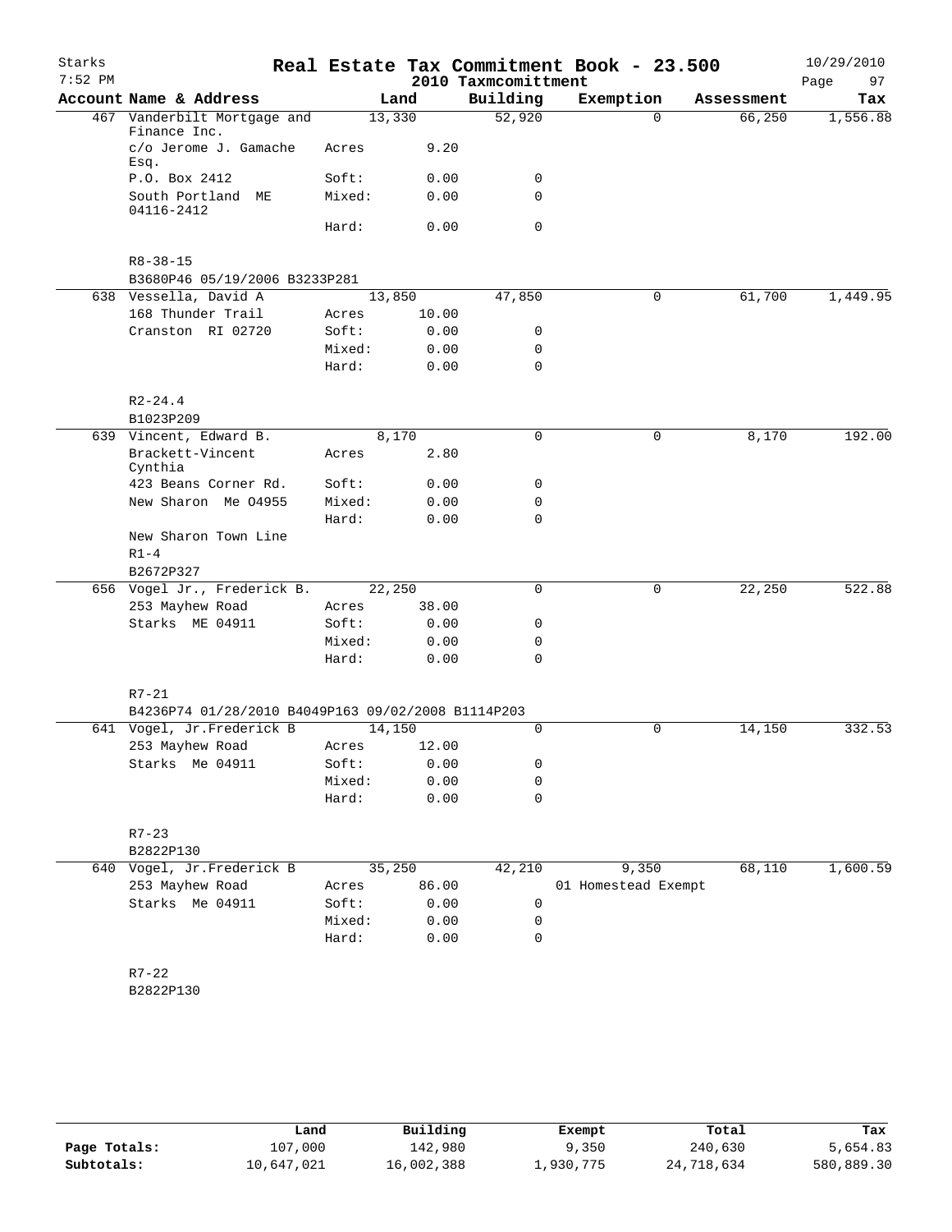# Starks — Real Estate Tax Commitment Book - 23.500

2010 Taxmcomittment

10/29/2010 7:52 PM

| Account Name & Address | Land | | Building | Exemption | Assessment | Tax |
|---|---|---|---|---|---|---|
| 467 Vanderbilt Mortgage and Finance Inc. | 13,330 | | 52,920 | 0 | 66,250 | 1,556.88 |
| c/o Jerome J. Gamache Esq. | Acres | 9.20 | | | | |
| P.O. Box 2412 | Soft: | 0.00 | 0 | | | |
| South Portland ME 04116-2412 | Mixed: | 0.00 | 0 | | | |
| | Hard: | 0.00 | 0 | | | |
| R8-38-15 | | | | | | |
| B3680P46 05/19/2006 B3233P281 | | | | | | |
| 638 Vessella, David A | 13,850 | | 47,850 | 0 | 61,700 | 1,449.95 |
| 168 Thunder Trail | Acres | 10.00 | | | | |
| Cranston RI 02720 | Soft: | 0.00 | 0 | | | |
| | Mixed: | 0.00 | 0 | | | |
| | Hard: | 0.00 | 0 | | | |
| R2-24.4 | | | | | | |
| B1023P209 | | | | | | |
| 639 Vincent, Edward B. | 8,170 | | 0 | 0 | 8,170 | 192.00 |
| Brackett-Vincent Cynthia | Acres | 2.80 | | | | |
| 423 Beans Corner Rd. | Soft: | 0.00 | 0 | | | |
| New Sharon Me O4955 | Mixed: | 0.00 | 0 | | | |
| | Hard: | 0.00 | 0 | | | |
| New Sharon Town Line | | | | | | |
| R1-4 | | | | | | |
| B2672P327 | | | | | | |
| 656 Vogel Jr., Frederick B. | 22,250 | | 0 | 0 | 22,250 | 522.88 |
| 253 Mayhew Road | Acres | 38.00 | | | | |
| Starks ME 04911 | Soft: | 0.00 | 0 | | | |
| | Mixed: | 0.00 | 0 | | | |
| | Hard: | 0.00 | 0 | | | |
| R7-21 | | | | | | |
| B4236P74 01/28/2010 B4049P163 09/02/2008 B1114P203 | | | | | | |
| 641 Vogel, Jr.Frederick B | 14,150 | | 0 | 0 | 14,150 | 332.53 |
| 253 Mayhew Road | Acres | 12.00 | | | | |
| Starks Me 04911 | Soft: | 0.00 | 0 | | | |
| | Mixed: | 0.00 | 0 | | | |
| | Hard: | 0.00 | 0 | | | |
| R7-23 | | | | | | |
| B2822P130 | | | | | | |
| 640 Vogel, Jr.Frederick B | 35,250 | | 42,210 | 9,350 | 68,110 | 1,600.59 |
| 253 Mayhew Road | Acres | 86.00 | | 01 Homestead Exempt | | |
| Starks Me 04911 | Soft: | 0.00 | 0 | | | |
| | Mixed: | 0.00 | 0 | | | |
| | Hard: | 0.00 | 0 | | | |
| R7-22 | | | | | | |
| B2822P130 | | | | | | |

| | Land | Building | Exempt | Total | Tax |
|---|---|---|---|---|---|
| Page Totals: | 107,000 | 142,980 | 9,350 | 240,630 | 5,654.83 |
| Subtotals: | 10,647,021 | 16,002,388 | 1,930,775 | 24,718,634 | 580,889.30 |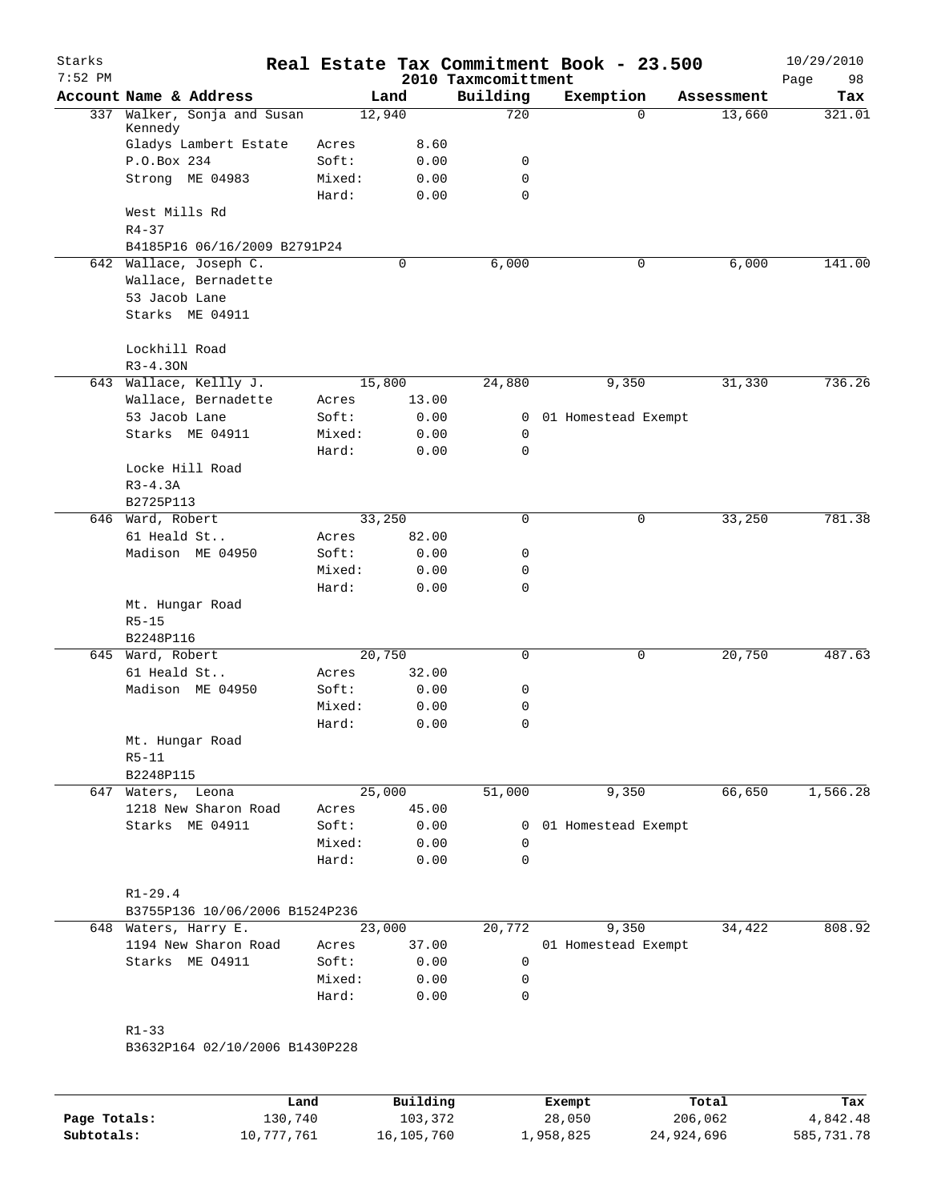# Real Estate Tax Commitment Book - 23.500

Starks
7:52 PM

2010 Taxmcomittment

10/29/2010

| Account Name & Address | Land | | Building | Exemption | Assessment | Tax |
|---|---|---|---|---|---|---|
| 337 Walker, Sonja and Susan Kennedy | 12,940 | | 720 | 0 | 13,660 | 321.01 |
| Gladys Lambert Estate | Acres | 8.60 | | | | |
| P.O.Box 234 | Soft: | 0.00 | 0 | | | |
| Strong ME 04983 | Mixed: | 0.00 | 0 | | | |
| | Hard: | 0.00 | 0 | | | |
| West Mills Rd | | | | | | |
| R4-37 | | | | | | |
| B4185P16 06/16/2009 B2791P24 | | | | | | |
| 642 Wallace, Joseph C. | 0 | | 6,000 | 0 | 6,000 | 141.00 |
| Wallace, Bernadette | | | | | | |
| 53 Jacob Lane | | | | | | |
| Starks ME 04911 | | | | | | |
| Lockhill Road | | | | | | |
| R3-4.3ON | | | | | | |
| 643 Wallace, Kellly J. | 15,800 | | 24,880 | 9,350 | 31,330 | 736.26 |
| Wallace, Bernadette | Acres | 13.00 | | | | |
| 53 Jacob Lane | Soft: | 0.00 | 0 | 01 Homestead Exempt | | |
| Starks ME 04911 | Mixed: | 0.00 | 0 | | | |
| | Hard: | 0.00 | 0 | | | |
| Locke Hill Road | | | | | | |
| R3-4.3A | | | | | | |
| B2725P113 | | | | | | |
| 646 Ward, Robert | 33,250 | | 0 | 0 | 33,250 | 781.38 |
| 61 Heald St.. | Acres | 82.00 | | | | |
| Madison ME 04950 | Soft: | 0.00 | 0 | | | |
| | Mixed: | 0.00 | 0 | | | |
| | Hard: | 0.00 | 0 | | | |
| Mt. Hungar Road | | | | | | |
| R5-15 | | | | | | |
| B2248P116 | | | | | | |
| 645 Ward, Robert | 20,750 | | 0 | 0 | 20,750 | 487.63 |
| 61 Heald St.. | Acres | 32.00 | | | | |
| Madison ME 04950 | Soft: | 0.00 | 0 | | | |
| | Mixed: | 0.00 | 0 | | | |
| | Hard: | 0.00 | 0 | | | |
| Mt. Hungar Road | | | | | | |
| R5-11 | | | | | | |
| B2248P115 | | | | | | |
| 647 Waters, Leona | 25,000 | | 51,000 | 9,350 | 66,650 | 1,566.28 |
| 1218 New Sharon Road | Acres | 45.00 | | | | |
| Starks ME 04911 | Soft: | 0.00 | 0 | 01 Homestead Exempt | | |
| | Mixed: | 0.00 | 0 | | | |
| | Hard: | 0.00 | 0 | | | |
| R1-29.4 | | | | | | |
| B3755P136 10/06/2006 B1524P236 | | | | | | |
| 648 Waters, Harry E. | 23,000 | | 20,772 | 9,350 | 34,422 | 808.92 |
| 1194 New Sharon Road | Acres | 37.00 | | 01 Homestead Exempt | | |
| Starks ME O4911 | Soft: | 0.00 | 0 | | | |
| | Mixed: | 0.00 | 0 | | | |
| | Hard: | 0.00 | 0 | | | |
| R1-33 | | | | | | |
| B3632P164 02/10/2006 B1430P228 | | | | | | |

| | Land | Building | Exempt | Total | Tax |
|---|---|---|---|---|---|
| Page Totals: | 130,740 | 103,372 | 28,050 | 206,062 | 4,842.48 |
| Subtotals: | 10,777,761 | 16,105,760 | 1,958,825 | 24,924,696 | 585,731.78 |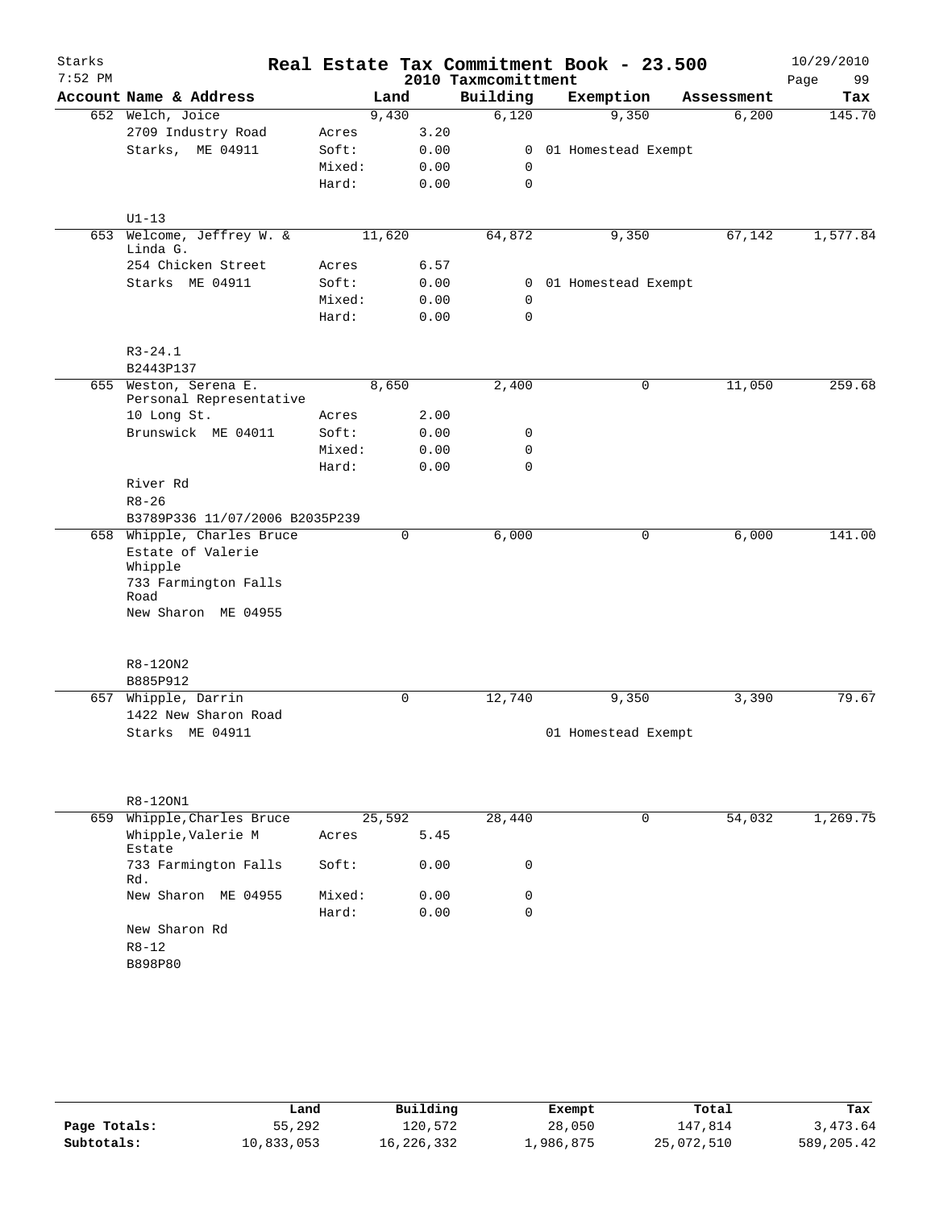# Real Estate Tax Commitment Book - 23.500

Starks
7:52 PM

2010 Taxmcomittment

10/29/2010

| Account Name & Address | | Land | Building | Exemption | Assessment | Tax |
|---|---|---|---|---|---|---|
| 652 Welch, Joice | | 9,430 | 6,120 | 9,350 | 6,200 | 145.70 |
| 2709 Industry Road | Acres | 3.20 | | | | |
| Starks, ME 04911 | Soft: | 0.00 | 0 | 01 Homestead Exempt | | |
| | Mixed: | 0.00 | 0 | | | |
| | Hard: | 0.00 | 0 | | | |
| U1-13 | | | | | | |
| 653 Welcome, Jeffrey W. & Linda G. | | 11,620 | 64,872 | 9,350 | 67,142 | 1,577.84 |
| 254 Chicken Street | Acres | 6.57 | | | | |
| Starks ME 04911 | Soft: | 0.00 | 0 | 01 Homestead Exempt | | |
| | Mixed: | 0.00 | 0 | | | |
| | Hard: | 0.00 | 0 | | | |
| R3-24.1 | | | | | | |
| B2443P137 | | | | | | |
| 655 Weston, Serena E. Personal Representative | | 8,650 | 2,400 | 0 | 11,050 | 259.68 |
| 10 Long St. | Acres | 2.00 | | | | |
| Brunswick ME 04011 | Soft: | 0.00 | 0 | | | |
| | Mixed: | 0.00 | 0 | | | |
| | Hard: | 0.00 | 0 | | | |
| River Rd | | | | | | |
| R8-26 | | | | | | |
| B3789P336 11/07/2006 B2035P239 | | | | | | |
| 658 Whipple, Charles Bruce Estate of Valerie Whipple | | 0 | 6,000 | 0 | 6,000 | 141.00 |
| 733 Farmington Falls Road | | | | | | |
| New Sharon ME 04955 | | | | | | |
| R8-12ON2 | | | | | | |
| B885P912 | | | | | | |
| 657 Whipple, Darrin | | 0 | 12,740 | 9,350 | 3,390 | 79.67 |
| 1422 New Sharon Road | | | | | | |
| Starks ME 04911 | | | | 01 Homestead Exempt | | |
| R8-12ON1 | | | | | | |
| 659 Whipple,Charles Bruce | | 25,592 | 28,440 | 0 | 54,032 | 1,269.75 |
| Whipple,Valerie M Estate | Acres | 5.45 | | | | |
| 733 Farmington Falls Rd. | Soft: | 0.00 | 0 | | | |
| New Sharon ME 04955 | Mixed: | 0.00 | 0 | | | |
| | Hard: | 0.00 | 0 | | | |
| New Sharon Rd | | | | | | |
| R8-12 | | | | | | |
| B898P80 | | | | | | |

| | Land | Building | Exempt | Total | Tax |
|---|---|---|---|---|---|
| Page Totals: | 55,292 | 120,572 | 28,050 | 147,814 | 3,473.64 |
| Subtotals: | 10,833,053 | 16,226,332 | 1,986,875 | 25,072,510 | 589,205.42 |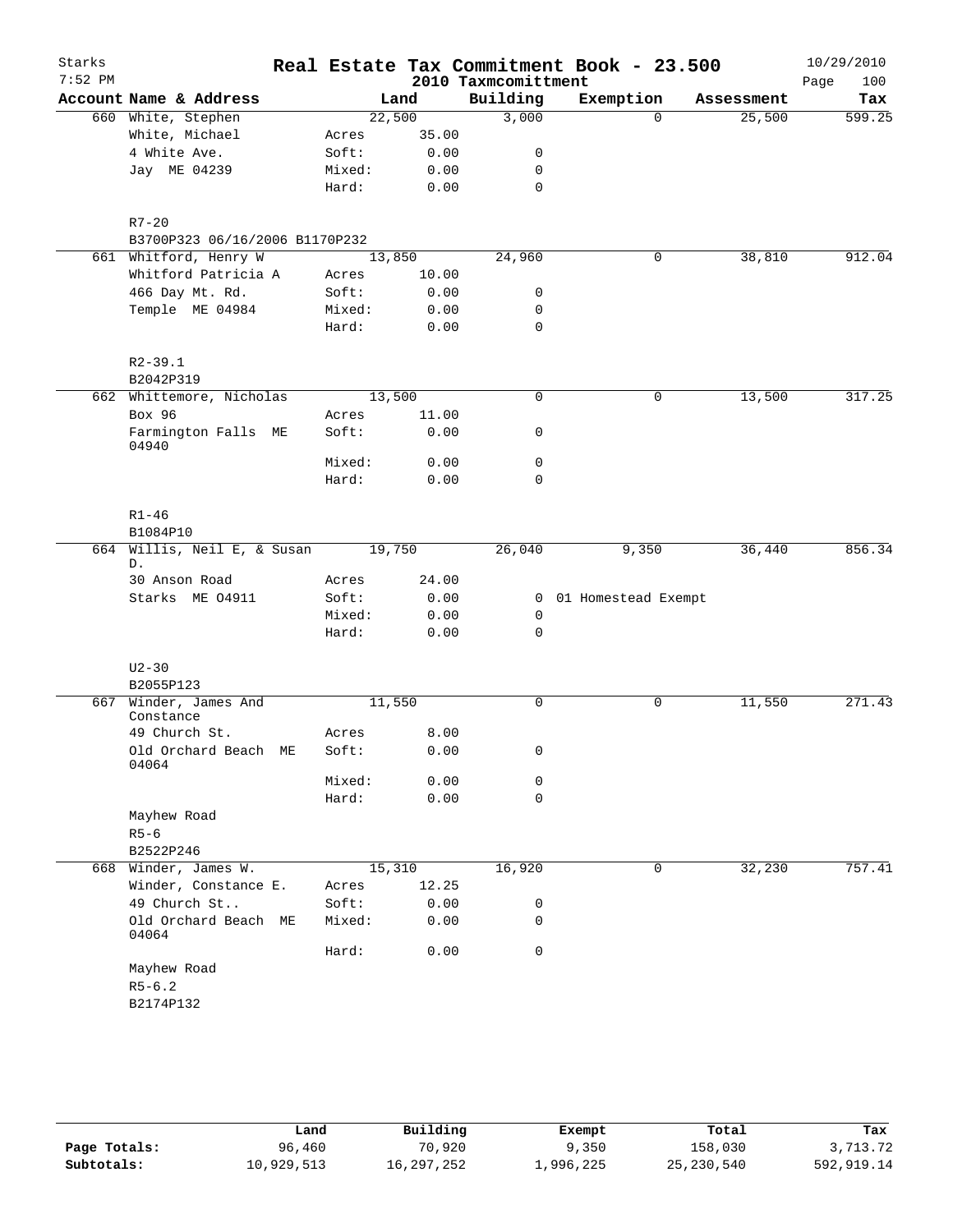# Real Estate Tax Commitment Book - 23.500

Starks 7:52 PM — 2010 Taxcommittment — 10/29/2010

| Account Name & Address | | Land | Building | Exemption | Assessment | Tax |
|---|---|---|---|---|---|---|
| 660 White, Stephen | | 22,500 | 3,000 | 0 | 25,500 | 599.25 |
| White, Michael | Acres | 35.00 | | | | |
| 4 White Ave. | Soft: | 0.00 | 0 | | | |
| Jay ME 04239 | Mixed: | 0.00 | 0 | | | |
| | Hard: | 0.00 | 0 | | | |
| R7-20 | | | | | | |
| B3700P323 06/16/2006 B1170P232 | | | | | | |
| 661 Whitford, Henry W | | 13,850 | 24,960 | 0 | 38,810 | 912.04 |
| Whitford Patricia A | Acres | 10.00 | | | | |
| 466 Day Mt. Rd. | Soft: | 0.00 | 0 | | | |
| Temple ME 04984 | Mixed: | 0.00 | 0 | | | |
| | Hard: | 0.00 | 0 | | | |
| R2-39.1 | | | | | | |
| B2042P319 | | | | | | |
| 662 Whittemore, Nicholas | | 13,500 | 0 | 0 | 13,500 | 317.25 |
| Box 96 | Acres | 11.00 | | | | |
| Farmington Falls ME 04940 | Soft: | 0.00 | 0 | | | |
| | Mixed: | 0.00 | 0 | | | |
| | Hard: | 0.00 | 0 | | | |
| R1-46 | | | | | | |
| B1084P10 | | | | | | |
| 664 Willis, Neil E, & Susan D. | | 19,750 | 26,040 | 9,350 | 36,440 | 856.34 |
| 30 Anson Road | Acres | 24.00 | | | | |
| Starks ME 04911 | Soft: | 0.00 | 0 | 01 Homestead Exempt | | |
| | Mixed: | 0.00 | 0 | | | |
| | Hard: | 0.00 | 0 | | | |
| U2-30 | | | | | | |
| B2055P123 | | | | | | |
| 667 Winder, James And Constance | | 11,550 | 0 | 0 | 11,550 | 271.43 |
| 49 Church St. | Acres | 8.00 | | | | |
| Old Orchard Beach ME 04064 | Soft: | 0.00 | 0 | | | |
| | Mixed: | 0.00 | 0 | | | |
| | Hard: | 0.00 | 0 | | | |
| Mayhew Road | | | | | | |
| R5-6 | | | | | | |
| B2522P246 | | | | | | |
| 668 Winder, James W. | | 15,310 | 16,920 | 0 | 32,230 | 757.41 |
| Winder, Constance E. | Acres | 12.25 | | | | |
| 49 Church St.. | Soft: | 0.00 | 0 | | | |
| Old Orchard Beach ME 04064 | Mixed: | 0.00 | 0 | | | |
| | Hard: | 0.00 | 0 | | | |
| Mayhew Road | | | | | | |
| R5-6.2 | | | | | | |
| B2174P132 | | | | | | |

| | Land | Building | Exempt | Total | Tax |
|---|---|---|---|---|---|
| Page Totals: | 96,460 | 70,920 | 9,350 | 158,030 | 3,713.72 |
| Subtotals: | 10,929,513 | 16,297,252 | 1,996,225 | 25,230,540 | 592,919.14 |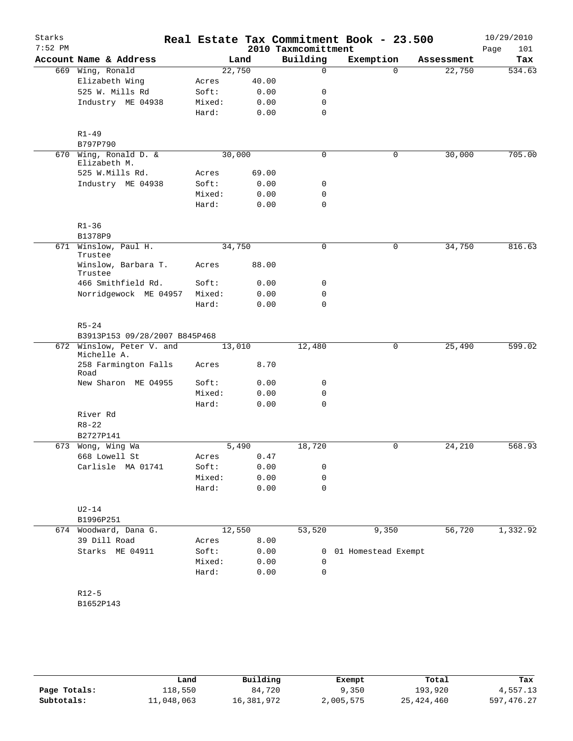# Real Estate Tax Commitment Book - 23.500

Starks
7:52 PM

2010 Taxmcomittment

10/29/2010
Page 101

| Account Name & Address | | Land | Building | Exemption | Assessment | Tax |
|---|---|---|---|---|---|---|
| 669 Wing, Ronald | | 22,750 | 0 | 0 | 22,750 | 534.63 |
| Elizabeth Wing | Acres | 40.00 | | | | |
| 525 W. Mills Rd | Soft: | 0.00 | 0 | | | |
| Industry ME 04938 | Mixed: | 0.00 | 0 | | | |
| | Hard: | 0.00 | 0 | | | |
| R1-49 | | | | | | |
| B797P790 | | | | | | |
| 670 Wing, Ronald D. & Elizabeth M. | | 30,000 | 0 | 0 | 30,000 | 705.00 |
| 525 W.Mills Rd. | Acres | 69.00 | | | | |
| Industry ME 04938 | Soft: | 0.00 | 0 | | | |
| | Mixed: | 0.00 | 0 | | | |
| | Hard: | 0.00 | 0 | | | |
| R1-36 | | | | | | |
| B1378P9 | | | | | | |
| 671 Winslow, Paul H. Trustee | | 34,750 | 0 | 0 | 34,750 | 816.63 |
| Winslow, Barbara T. Trustee | Acres | 88.00 | | | | |
| 466 Smithfield Rd. | Soft: | 0.00 | 0 | | | |
| Norridgewock ME 04957 | Mixed: | 0.00 | 0 | | | |
| | Hard: | 0.00 | 0 | | | |
| R5-24 | | | | | | |
| B3913P153 09/28/2007 B845P468 | | | | | | |
| 672 Winslow, Peter V. and Michelle A. | | 13,010 | 12,480 | 0 | 25,490 | 599.02 |
| 258 Farmington Falls Road | Acres | 8.70 | | | | |
| New Sharon ME O4955 | Soft: | 0.00 | 0 | | | |
| | Mixed: | 0.00 | 0 | | | |
| | Hard: | 0.00 | 0 | | | |
| River Rd | | | | | | |
| R8-22 | | | | | | |
| B2727P141 | | | | | | |
| 673 Wong, Wing Wa | | 5,490 | 18,720 | 0 | 24,210 | 568.93 |
| 668 Lowell St | Acres | 0.47 | | | | |
| Carlisle MA 01741 | Soft: | 0.00 | 0 | | | |
| | Mixed: | 0.00 | 0 | | | |
| | Hard: | 0.00 | 0 | | | |
| U2-14 | | | | | | |
| B1996P251 | | | | | | |
| 674 Woodward, Dana G. | | 12,550 | 53,520 | 9,350 | 56,720 | 1,332.92 |
| 39 Dill Road | Acres | 8.00 | | | | |
| Starks ME 04911 | Soft: | 0.00 | 0 | 01 Homestead Exempt | | |
| | Mixed: | 0.00 | 0 | | | |
| | Hard: | 0.00 | 0 | | | |
| R12-5 | | | | | | |
| B1652P143 | | | | | | |

| | Land | Building | Exempt | Total | Tax |
|---|---|---|---|---|---|
| Page Totals: | 118,550 | 84,720 | 9,350 | 193,920 | 4,557.13 |
| Subtotals: | 11,048,063 | 16,381,972 | 2,005,575 | 25,424,460 | 597,476.27 |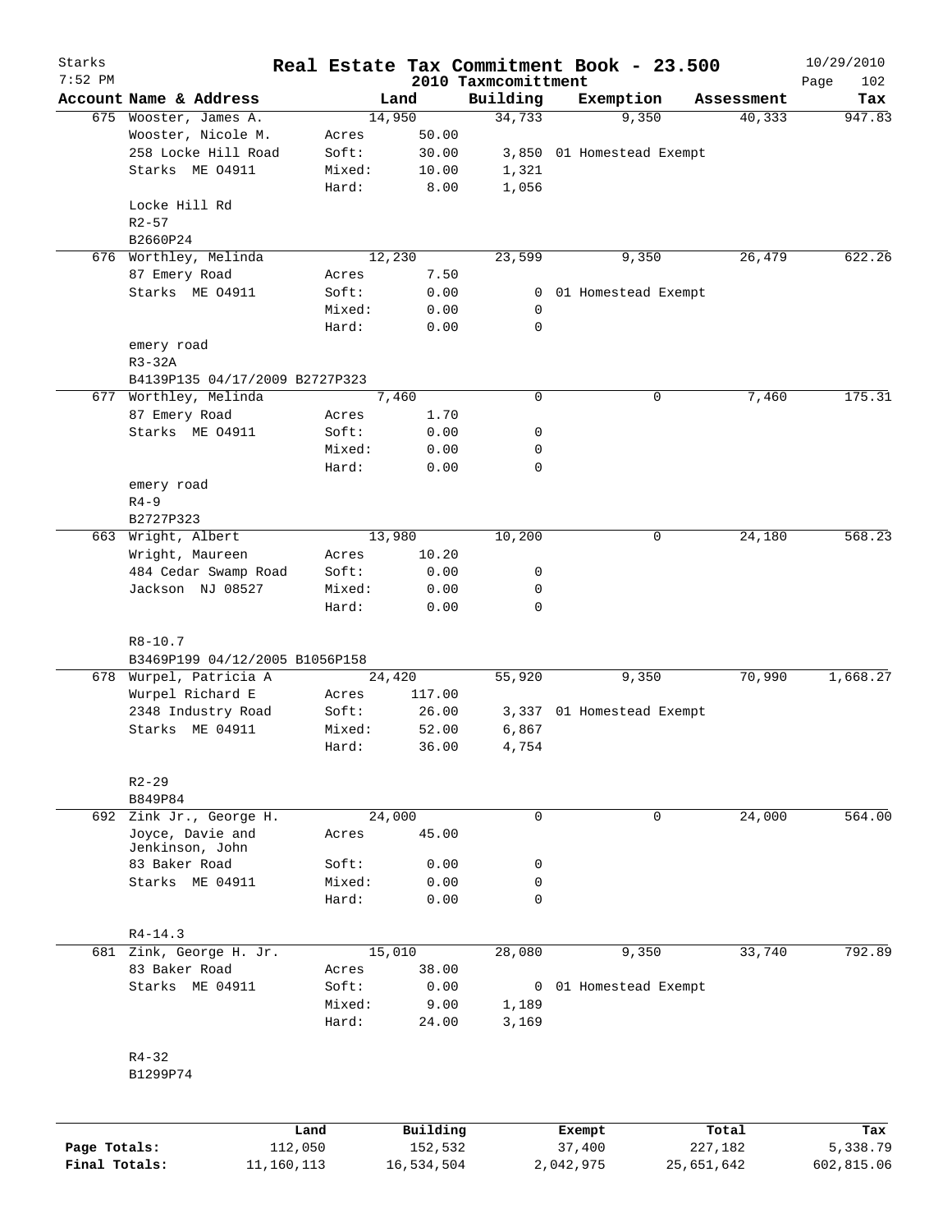Starks
7:52 PM

# Real Estate Tax Commitment Book - 23.500

2010 Taxmcomittment

10/29/2010

| Account | Name & Address | | Land | Building | Exemption | Assessment | Tax |
|---|---|---|---|---|---|---|---|
| 675 | Wooster, James A. | | 14,950 | 34,733 | 9,350 | 40,333 | 947.83 |
| | Wooster, Nicole M. | Acres | 50.00 | | | | |
| | 258 Locke Hill Road | Soft: | 30.00 | 3,850 | 01 Homestead Exempt | | |
| | Starks ME 04911 | Mixed: | 10.00 | 1,321 | | | |
| | | Hard: | 8.00 | 1,056 | | | |
| | Locke Hill Rd | | | | | | |
| | R2-57 | | | | | | |
| | B2660P24 | | | | | | |
| 676 | Worthley, Melinda | | 12,230 | 23,599 | 9,350 | 26,479 | 622.26 |
| | 87 Emery Road | Acres | 7.50 | | | | |
| | Starks ME 04911 | Soft: | 0.00 | 0 | 01 Homestead Exempt | | |
| | | Mixed: | 0.00 | 0 | | | |
| | | Hard: | 0.00 | 0 | | | |
| | emery road | | | | | | |
| | R3-32A | | | | | | |
| | B4139P135 04/17/2009 B2727P323 | | | | | | |
| 677 | Worthley, Melinda | | 7,460 | 0 | 0 | 7,460 | 175.31 |
| | 87 Emery Road | Acres | 1.70 | | | | |
| | Starks ME 04911 | Soft: | 0.00 | 0 | | | |
| | | Mixed: | 0.00 | 0 | | | |
| | | Hard: | 0.00 | 0 | | | |
| | emery road | | | | | | |
| | R4-9 | | | | | | |
| | B2727P323 | | | | | | |
| 663 | Wright, Albert | | 13,980 | 10,200 | 0 | 24,180 | 568.23 |
| | Wright, Maureen | Acres | 10.20 | | | | |
| | 484 Cedar Swamp Road | Soft: | 0.00 | 0 | | | |
| | Jackson NJ 08527 | Mixed: | 0.00 | 0 | | | |
| | | Hard: | 0.00 | 0 | | | |
| | R8-10.7 | | | | | | |
| | B3469P199 04/12/2005 B1056P158 | | | | | | |
| 678 | Wurpel, Patricia A | | 24,420 | 55,920 | 9,350 | 70,990 | 1,668.27 |
| | Wurpel Richard E | Acres | 117.00 | | | | |
| | 2348 Industry Road | Soft: | 26.00 | 3,337 | 01 Homestead Exempt | | |
| | Starks ME 04911 | Mixed: | 52.00 | 6,867 | | | |
| | | Hard: | 36.00 | 4,754 | | | |
| | R2-29 | | | | | | |
| | B849P84 | | | | | | |
| 692 | Zink Jr., George H. | | 24,000 | 0 | 0 | 24,000 | 564.00 |
| | Joyce, Davie and Jenkinson, John | Acres | 45.00 | | | | |
| | 83 Baker Road | Soft: | 0.00 | 0 | | | |
| | Starks ME 04911 | Mixed: | 0.00 | 0 | | | |
| | | Hard: | 0.00 | 0 | | | |
| | R4-14.3 | | | | | | |
| 681 | Zink, George H. Jr. | | 15,010 | 28,080 | 9,350 | 33,740 | 792.89 |
| | 83 Baker Road | Acres | 38.00 | | | | |
| | Starks ME 04911 | Soft: | 0.00 | 0 | 01 Homestead Exempt | | |
| | | Mixed: | 9.00 | 1,189 | | | |
| | | Hard: | 24.00 | 3,169 | | | |
| | R4-32 | | | | | | |
| | B1299P74 | | | | | | |

| | Land | Building | Exempt | Total | Tax |
|---|---|---|---|---|---|
| Page Totals: | 112,050 | 152,532 | 37,400 | 227,182 | 5,338.79 |
| Final Totals: | 11,160,113 | 16,534,504 | 2,042,975 | 25,651,642 | 602,815.06 |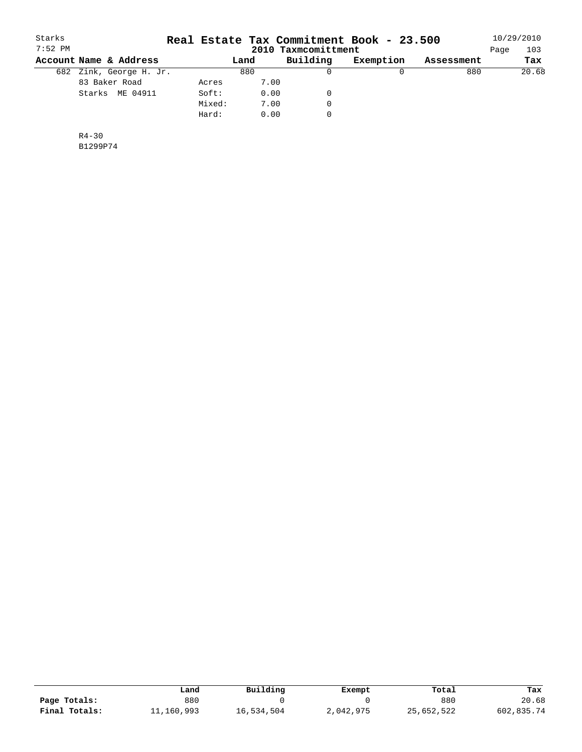# Real Estate Tax Commitment Book - 23.500

Starks
7:52 PM

2010 Taxmcomittment

10/29/2010

| Account Name & Address | | Land | Building | Exemption | Assessment | Tax |
|---|---|---|---|---|---|---|
| 682 Zink, George H. Jr. | | 880 | 0 | 0 | 880 | 20.68 |
| 83 Baker Road | Acres | 7.00 | | | | |
| Starks ME 04911 | Soft: | 0.00 | 0 | | | |
| | Mixed: | 7.00 | 0 | | | |
| | Hard: | 0.00 | 0 | | | |

R4-30
B1299P74

| | Land | Building | Exempt | Total | Tax |
|---|---|---|---|---|---|
| **Page Totals:** | 880 | 0 | 0 | 880 | 20.68 |
| **Final Totals:** | 11,160,993 | 16,534,504 | 2,042,975 | 25,652,522 | 602,835.74 |